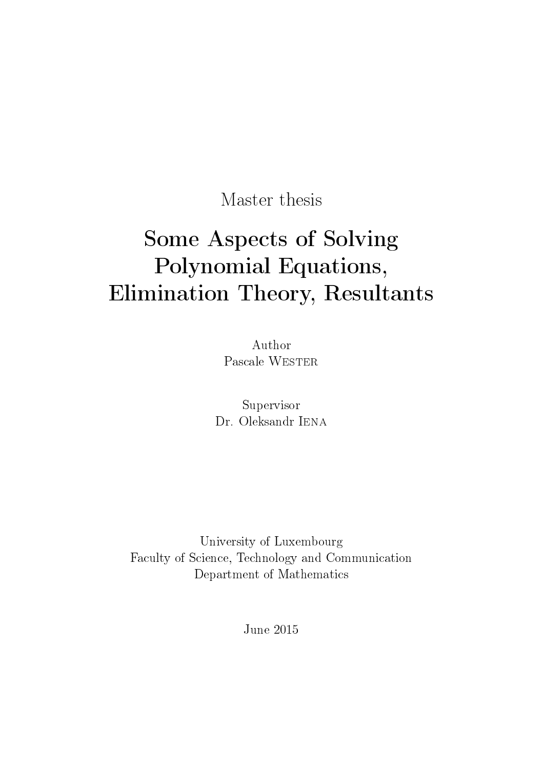Master thesis

# Some Aspects of Solving Polynomial Equations, Elimination Theory, Resultants

Author
Pascale Wester

Supervisor
Dr. Oleksandr Iena

University of Luxembourg
Faculty of Science, Technology and Communication
Department of Mathematics

June 2015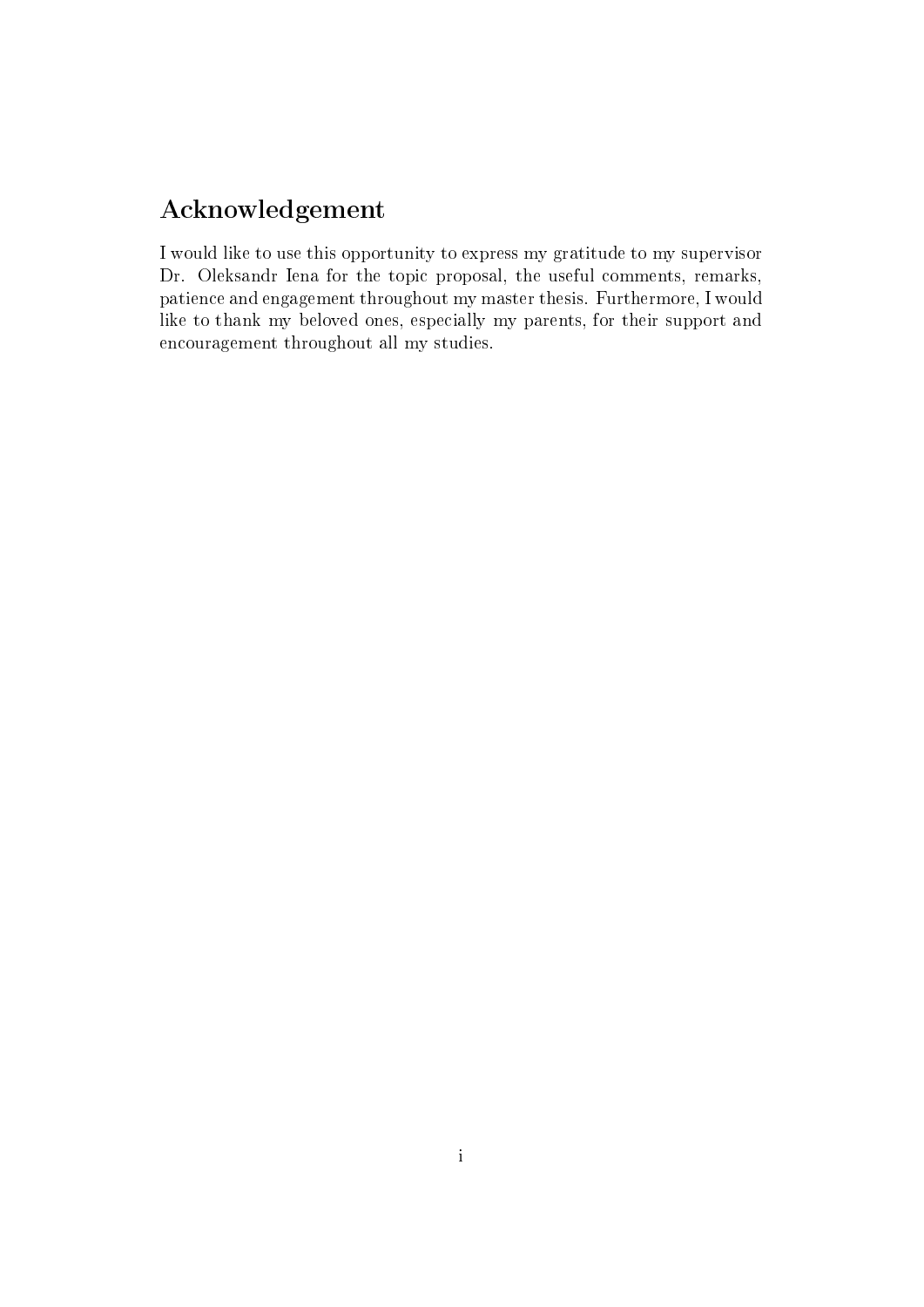## Acknowledgement

I would like to use this opportunity to express my gratitude to my supervisor Dr. Oleksandr Iena for the topic proposal, the useful comments, remarks, patience and engagement throughout my master thesis. Furthermore, I would like to thank my beloved ones, especially my parents, for their support and encouragement throughout all my studies.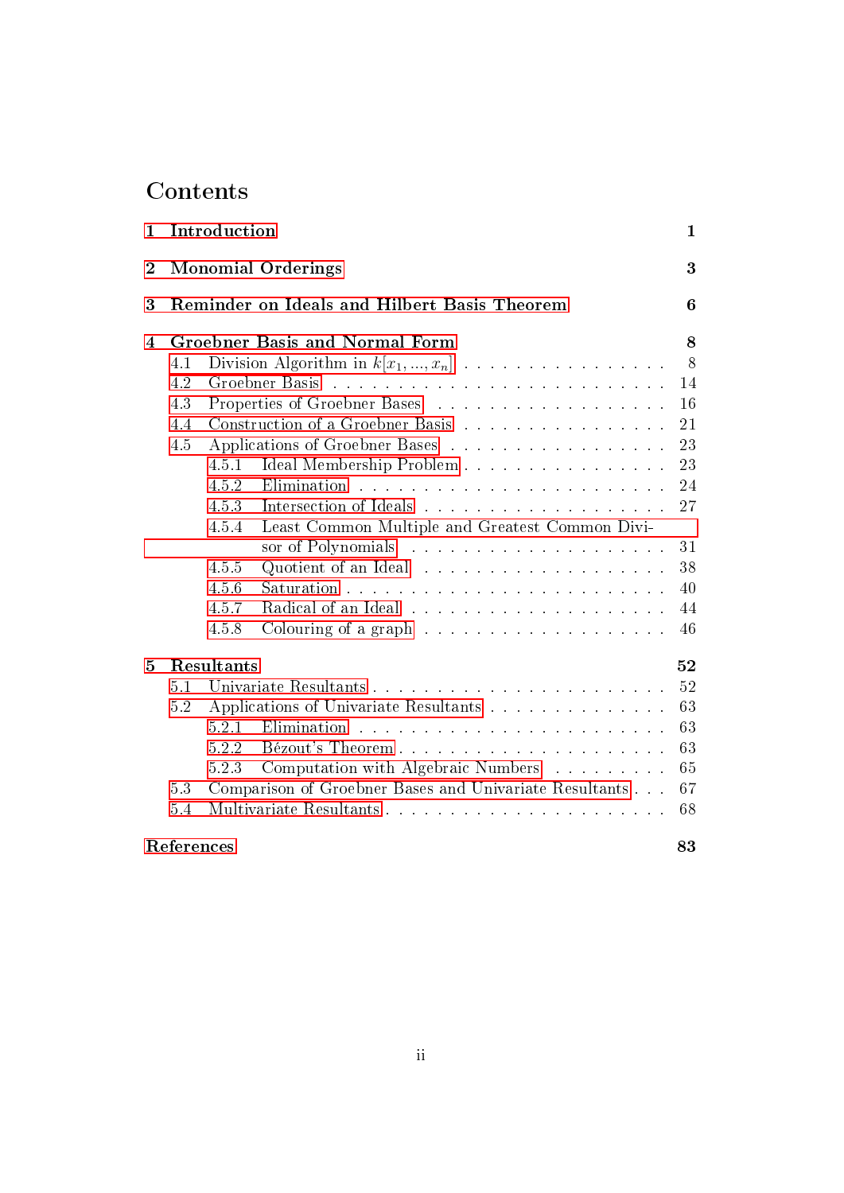# Contents

**1 Introduction** **1**

**2 Monomial Orderings** **3**

**3 Reminder on Ideals and Hilbert Basis Theorem** **6**

**4 Groebner Basis and Normal Form** **8**

- 4.1 Division Algorithm in $k[x_1, ..., x_n]$ . . . 8
- 4.2 Groebner Basis . . . 14
- 4.3 Properties of Groebner Bases . . . 16
- 4.4 Construction of a Groebner Basis . . . 21
- 4.5 Applications of Groebner Bases . . . 23
  - 4.5.1 Ideal Membership Problem . . . 23
  - 4.5.2 Elimination . . . 24
  - 4.5.3 Intersection of Ideals . . . 27
  - 4.5.4 Least Common Multiple and Greatest Common Divisor of Polynomials . . . 31
  - 4.5.5 Quotient of an Ideal . . . 38
  - 4.5.6 Saturation . . . 40
  - 4.5.7 Radical of an Ideal . . . 44
  - 4.5.8 Colouring of a graph . . . 46

**5 Resultants** **52**

- 5.1 Univariate Resultants . . . 52
- 5.2 Applications of Univariate Resultants . . . 63
  - 5.2.1 Elimination . . . 63
  - 5.2.2 Bézout's Theorem . . . 63
  - 5.2.3 Computation with Algebraic Numbers . . . 65
- 5.3 Comparison of Groebner Bases and Univariate Resultants . . . 67
- 5.4 Multivariate Resultants . . . 68

**References** **83**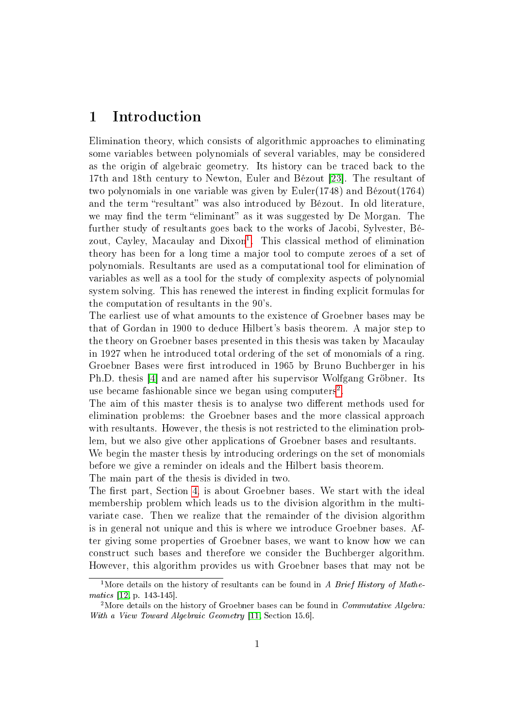# 1 Introduction

Elimination theory, which consists of algorithmic approaches to eliminating some variables between polynomials of several variables, may be considered as the origin of algebraic geometry. Its history can be traced back to the 17th and 18th century to Newton, Euler and Bézout [23]. The resultant of two polynomials in one variable was given by Euler(1748) and Bézout(1764) and the term "resultant" was also introduced by Bézout. In old literature, we may find the term "eliminant" as it was suggested by De Morgan. The further study of resultants goes back to the works of Jacobi, Sylvester, Bézout, Cayley, Macaulay and Dixon[1]. This classical method of elimination theory has been for a long time a major tool to compute zeroes of a set of polynomials. Resultants are used as a computational tool for elimination of variables as well as a tool for the study of complexity aspects of polynomial system solving. This has renewed the interest in finding explicit formulas for the computation of resultants in the 90's.

The earliest use of what amounts to the existence of Groebner bases may be that of Gordan in 1900 to deduce Hilbert's basis theorem. A major step to the theory on Groebner bases presented in this thesis was taken by Macaulay in 1927 when he introduced total ordering of the set of monomials of a ring. Groebner Bases were first introduced in 1965 by Bruno Buchberger in his Ph.D. thesis [4] and are named after his supervisor Wolfgang Gröbner. Its use became fashionable since we began using computers[2].

The aim of this master thesis is to analyse two different methods used for elimination problems: the Groebner bases and the more classical approach with resultants. However, the thesis is not restricted to the elimination problem, but we also give other applications of Groebner bases and resultants.

We begin the master thesis by introducing orderings on the set of monomials before we give a reminder on ideals and the Hilbert basis theorem.

The main part of the thesis is divided in two.

The first part, Section 4, is about Groebner bases. We start with the ideal membership problem which leads us to the division algorithm in the multivariate case. Then we realize that the remainder of the division algorithm is in general not unique and this is where we introduce Groebner bases. After giving some properties of Groebner bases, we want to know how we can construct such bases and therefore we consider the Buchberger algorithm. However, this algorithm provides us with Groebner bases that may not be

---

[1] More details on the history of resultants can be found in *A Brief History of Mathematics* [12, p. 143-145].

[2] More details on the history of Groebner bases can be found in *Commutative Algebra: With a View Toward Algebraic Geometry* [11, Section 15.6].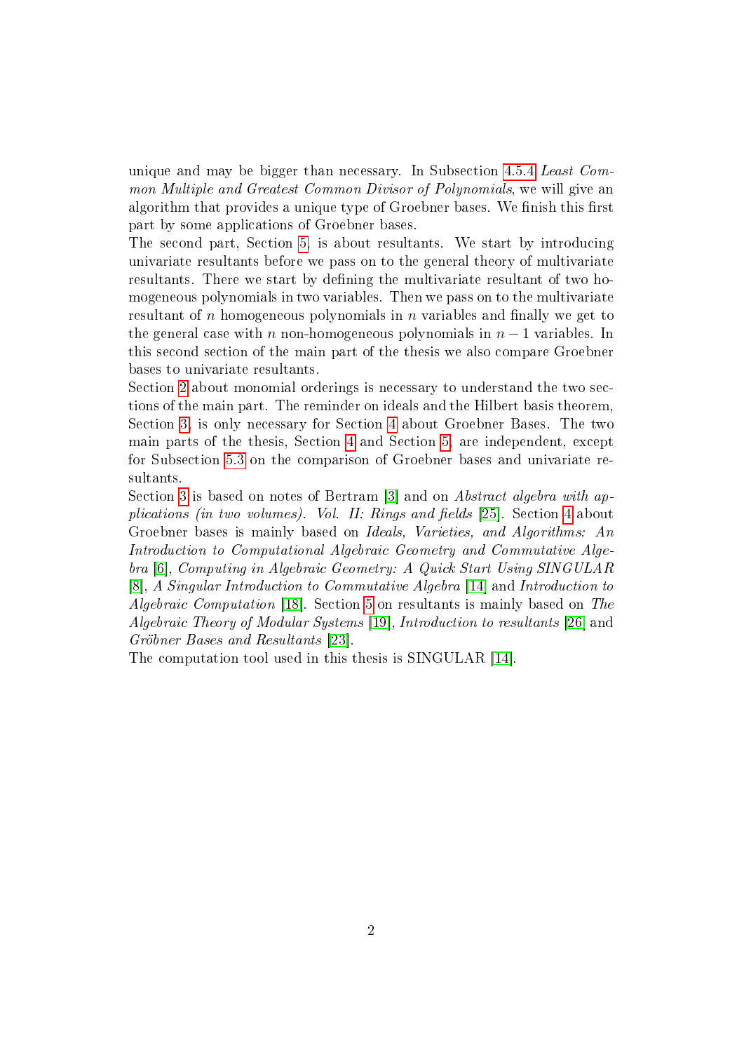unique and may be bigger than necessary. In Subsection 4.5.4 *Least Common Multiple and Greatest Common Divisor of Polynomials*, we will give an algorithm that provides a unique type of Groebner bases. We finish this first part by some applications of Groebner bases.

The second part, Section 5, is about resultants. We start by introducing univariate resultants before we pass on to the general theory of multivariate resultants. There we start by defining the multivariate resultant of two homogeneous polynomials in two variables. Then we pass on to the multivariate resultant of $n$ homogeneous polynomials in $n$ variables and finally we get to the general case with $n$ non-homogeneous polynomials in $n-1$ variables. In this second section of the main part of the thesis we also compare Groebner bases to univariate resultants.

Section 2 about monomial orderings is necessary to understand the two sections of the main part. The reminder on ideals and the Hilbert basis theorem, Section 3, is only necessary for Section 4 about Groebner Bases. The two main parts of the thesis, Section 4 and Section 5, are independent, except for Subsection 5.3 on the comparison of Groebner bases and univariate resultants.

Section 3 is based on notes of Bertram [3] and on *Abstract algebra with applications (in two volumes). Vol. II: Rings and fields* [25]. Section 4 about Groebner bases is mainly based on *Ideals, Varieties, and Algorithms: An Introduction to Computational Algebraic Geometry and Commutative Algebra* [6], *Computing in Algebraic Geometry: A Quick Start Using SINGULAR* [8], *A Singular Introduction to Commutative Algebra* [14] and *Introduction to Algebraic Computation* [18]. Section 5 on resultants is mainly based on *The Algebraic Theory of Modular Systems* [19], *Introduction to resultants* [26] and *Gröbner Bases and Resultants* [23].

The computation tool used in this thesis is SINGULAR [14].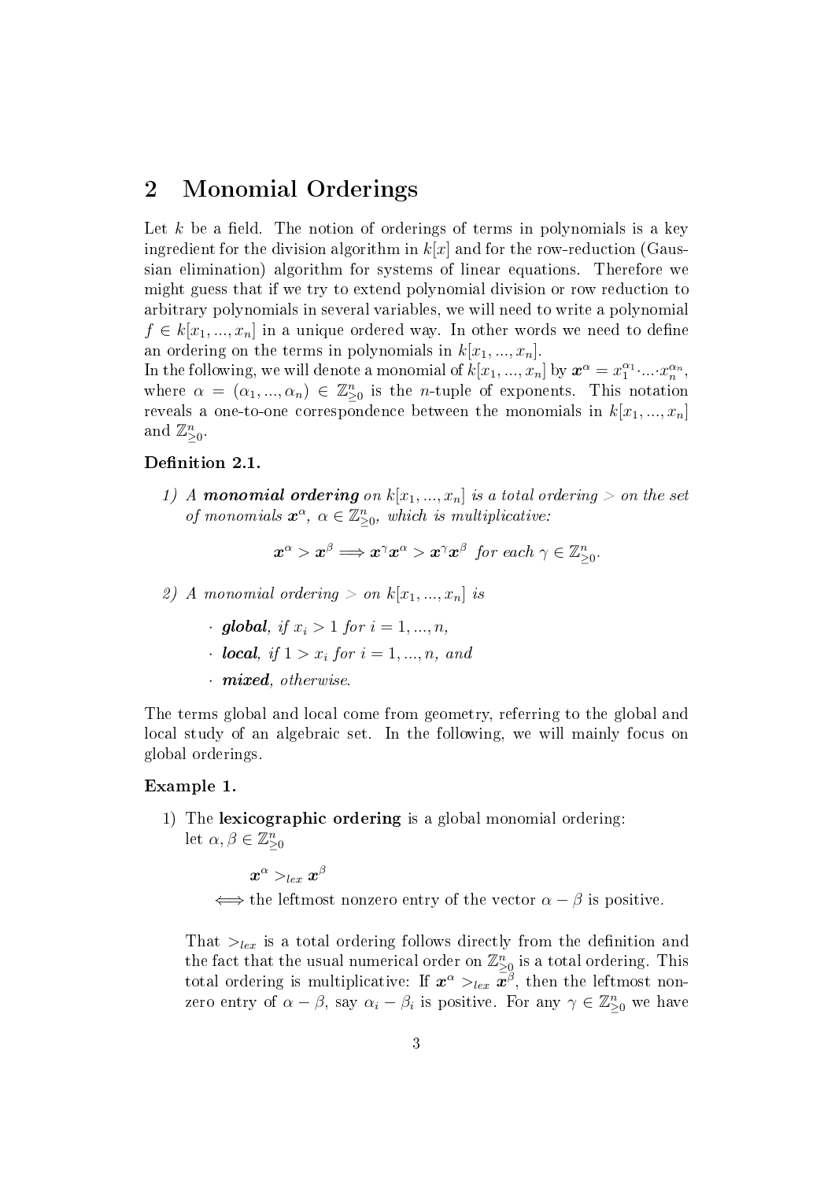## 2 Monomial Orderings

Let $k$ be a field. The notion of orderings of terms in polynomials is a key ingredient for the division algorithm in $k[x]$ and for the row-reduction (Gaussian elimination) algorithm for systems of linear equations. Therefore we might guess that if we try to extend polynomial division or row reduction to arbitrary polynomials in several variables, we will need to write a polynomial $f \in k[x_1, ..., x_n]$ in a unique ordered way. In other words we need to define an ordering on the terms in polynomials in $k[x_1, ..., x_n]$.
In the following, we will denote a monomial of $k[x_1, ..., x_n]$ by $\boldsymbol{x}^\alpha = x_1^{\alpha_1} \cdot ... \cdot x_n^{\alpha_n}$, where $\alpha = (\alpha_1, ..., \alpha_n) \in \mathbb{Z}^n_{\geq 0}$ is the $n$-tuple of exponents. This notation reveals a one-to-one correspondence between the monomials in $k[x_1, ..., x_n]$ and $\mathbb{Z}^n_{\geq 0}$.

**Definition 2.1.**

1) *A* ***monomial ordering*** *on $k[x_1, ..., x_n]$ is a total ordering $>$ on the set of monomials $\boldsymbol{x}^\alpha$, $\alpha \in \mathbb{Z}^n_{\geq 0}$, which is multiplicative:*

$$\boldsymbol{x}^\alpha > \boldsymbol{x}^\beta \Longrightarrow \boldsymbol{x}^\gamma \boldsymbol{x}^\alpha > \boldsymbol{x}^\gamma \boldsymbol{x}^\beta \text{ for each } \gamma \in \mathbb{Z}^n_{\geq 0}.$$

2) *A monomial ordering $>$ on $k[x_1, ..., x_n]$ is*

   - ***global****, if $x_i > 1$ for $i = 1, ..., n$,*
   - ***local****, if $1 > x_i$ for $i = 1, ..., n$, and*
   - ***mixed****, otherwise.*

The terms global and local come from geometry, referring to the global and local study of an algebraic set. In the following, we will mainly focus on global orderings.

**Example 1.**

1) The **lexicographic ordering** is a global monomial ordering: let $\alpha, \beta \in \mathbb{Z}^n_{\geq 0}$

$$\boldsymbol{x}^\alpha >_{lex} \boldsymbol{x}^\beta$$
$$\Longleftrightarrow \text{the leftmost nonzero entry of the vector } \alpha - \beta \text{ is positive.}$$

That $>_{lex}$ is a total ordering follows directly from the definition and the fact that the usual numerical order on $\mathbb{Z}^n_{\geq 0}$ is a total ordering. This total ordering is multiplicative: If $\boldsymbol{x}^\alpha >_{lex} \boldsymbol{x}^\beta$, then the leftmost nonzero entry of $\alpha - \beta$, say $\alpha_i - \beta_i$ is positive. For any $\gamma \in \mathbb{Z}^n_{\geq 0}$ we have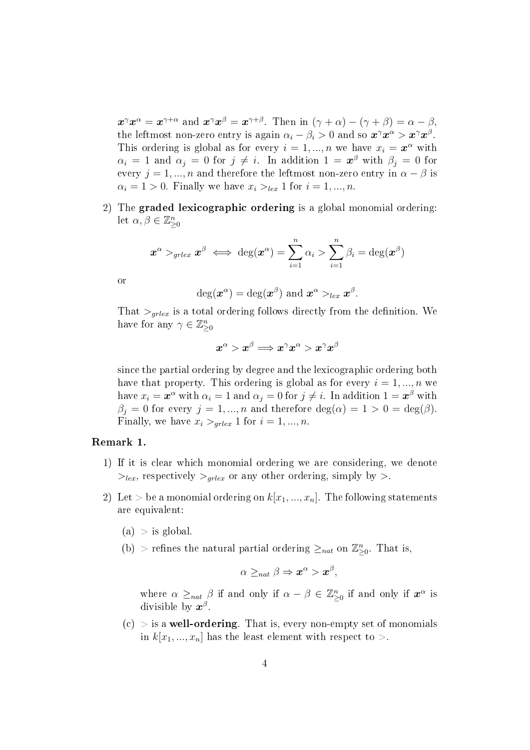$\boldsymbol{x}^\gamma \boldsymbol{x}^\alpha = \boldsymbol{x}^{\gamma+\alpha}$ and $\boldsymbol{x}^\gamma \boldsymbol{x}^\beta = \boldsymbol{x}^{\gamma+\beta}$. Then in $(\gamma+\alpha)-(\gamma+\beta) = \alpha-\beta$, the leftmost non-zero entry is again $\alpha_i - \beta_i > 0$ and so $\boldsymbol{x}^\gamma \boldsymbol{x}^\alpha > \boldsymbol{x}^\gamma \boldsymbol{x}^\beta$. This ordering is global as for every $i = 1, ..., n$ we have $x_i = \boldsymbol{x}^\alpha$ with $\alpha_i = 1$ and $\alpha_j = 0$ for $j \neq i$. In addition $1 = \boldsymbol{x}^\beta$ with $\beta_j = 0$ for every $j = 1, ..., n$ and therefore the leftmost non-zero entry in $\alpha - \beta$ is $\alpha_i = 1 > 0$. Finally we have $x_i >_{lex} 1$ for $i = 1, ..., n$.

2) The **graded lexicographic ordering** is a global monomial ordering: let $\alpha, \beta \in \mathbb{Z}^n_{\geq 0}$

$$\boldsymbol{x}^\alpha >_{grlex} \boldsymbol{x}^\beta \iff \deg(\boldsymbol{x}^\alpha) = \sum_{i=1}^n \alpha_i > \sum_{i=1}^n \beta_i = \deg(\boldsymbol{x}^\beta)$$

or

$$\deg(\boldsymbol{x}^\alpha) = \deg(\boldsymbol{x}^\beta) \text{ and } \boldsymbol{x}^\alpha >_{lex} \boldsymbol{x}^\beta.$$

That $>_{grlex}$ is a total ordering follows directly from the definition. We have for any $\gamma \in \mathbb{Z}^n_{\geq 0}$

$$\boldsymbol{x}^\alpha > \boldsymbol{x}^\beta \Longrightarrow \boldsymbol{x}^\gamma \boldsymbol{x}^\alpha > \boldsymbol{x}^\gamma \boldsymbol{x}^\beta$$

since the partial ordering by degree and the lexicographic ordering both have that property. This ordering is global as for every $i = 1, ..., n$ we have $x_i = \boldsymbol{x}^\alpha$ with $\alpha_i = 1$ and $\alpha_j = 0$ for $j \neq i$. In addition $1 = \boldsymbol{x}^\beta$ with $\beta_j = 0$ for every $j = 1, ..., n$ and therefore $\deg(\alpha) = 1 > 0 = \deg(\beta)$. Finally, we have $x_i >_{grlex} 1$ for $i = 1, ..., n$.

**Remark 1.**

1) If it is clear which monomial ordering we are considering, we denote $>_{lex}$, respectively $>_{grlex}$ or any other ordering, simply by $>$.

2) Let $>$ be a monomial ordering on $k[x_1, ..., x_n]$. The following statements are equivalent:

   (a) $>$ is global.

   (b) $>$ refines the natural partial ordering $\geq_{nat}$ on $\mathbb{Z}^n_{\geq 0}$. That is,

   $$\alpha \geq_{nat} \beta \Rightarrow \boldsymbol{x}^\alpha > \boldsymbol{x}^\beta,$$

   where $\alpha \geq_{nat} \beta$ if and only if $\alpha - \beta \in \mathbb{Z}^n_{\geq 0}$ if and only if $\boldsymbol{x}^\alpha$ is divisible by $\boldsymbol{x}^\beta$.

   (c) $>$ is a **well-ordering**. That is, every non-empty set of monomials in $k[x_1, ..., x_n]$ has the least element with respect to $>$.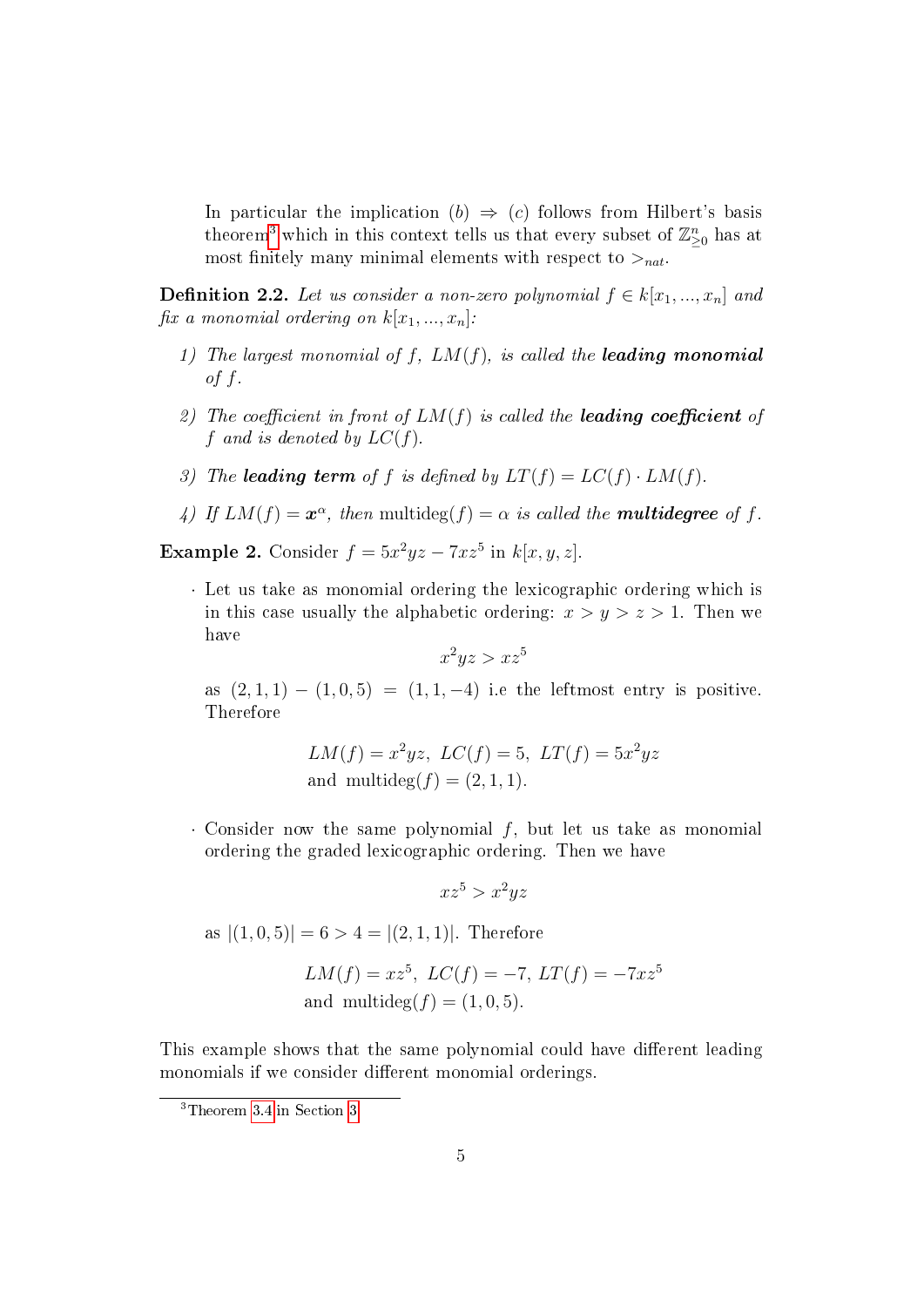In particular the implication $(b) \Rightarrow (c)$ follows from Hilbert's basis theorem[3] which in this context tells us that every subset of $\mathbb{Z}^n_{\geq 0}$ has at most finitely many minimal elements with respect to $>_{nat}$.

**Definition 2.2.** *Let us consider a non-zero polynomial $f \in k[x_1, ..., x_n]$ and fix a monomial ordering on $k[x_1, ..., x_n]$:*

1) *The largest monomial of $f$, $LM(f)$, is called the* ***leading monomial*** *of $f$.*

2) *The coefficient in front of $LM(f)$ is called the* ***leading coefficient*** *of $f$ and is denoted by $LC(f)$.*

3) *The* ***leading term*** *of $f$ is defined by $LT(f) = LC(f) \cdot LM(f)$.*

4) *If $LM(f) = \boldsymbol{x}^\alpha$, then* $\text{multideg}(f) = \alpha$ *is called the* ***multidegree*** *of $f$.*

**Example 2.** Consider $f = 5x^2yz - 7xz^5$ in $k[x, y, z]$.

- Let us take as monomial ordering the lexicographic ordering which is in this case usually the alphabetic ordering: $x > y > z > 1$. Then we have
$$x^2yz > xz^5$$
as $(2, 1, 1) - (1, 0, 5) = (1, 1, -4)$ i.e the leftmost entry is positive. Therefore
$$LM(f) = x^2yz, \ LC(f) = 5, \ LT(f) = 5x^2yz$$
$$\text{and } \text{multideg}(f) = (2, 1, 1).$$

- Consider now the same polynomial $f$, but let us take as monomial ordering the graded lexicographic ordering. Then we have
$$xz^5 > x^2yz$$
as $|(1, 0, 5)| = 6 > 4 = |(2, 1, 1)|$. Therefore
$$LM(f) = xz^5, \ LC(f) = -7, \ LT(f) = -7xz^5$$
$$\text{and } \text{multideg}(f) = (1, 0, 5).$$

This example shows that the same polynomial could have different leading monomials if we consider different monomial orderings.

[3] Theorem 3.4 in Section 3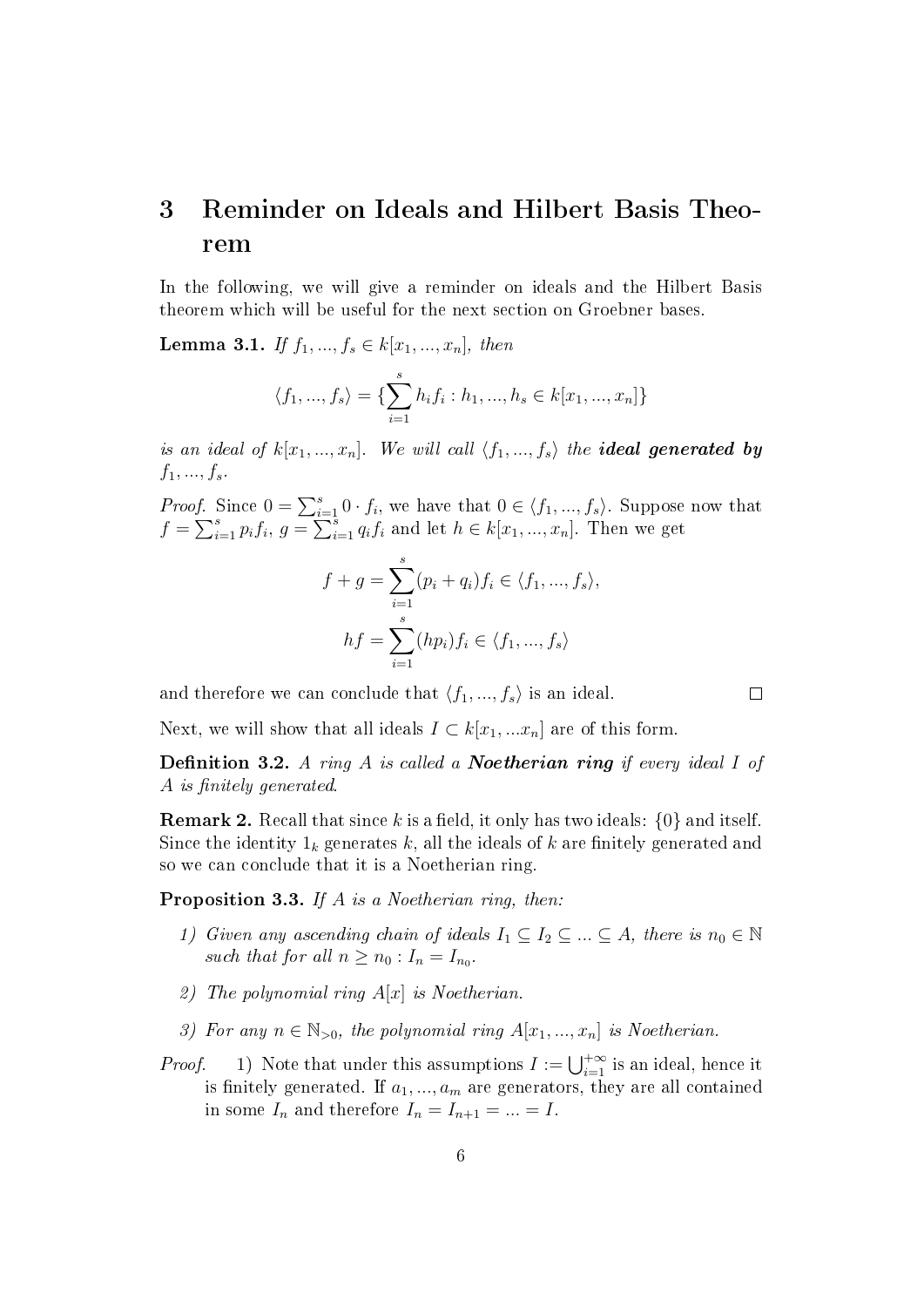# 3 Reminder on Ideals and Hilbert Basis Theorem

In the following, we will give a reminder on ideals and the Hilbert Basis theorem which will be useful for the next section on Groebner bases.

**Lemma 3.1.** *If $f_1, ..., f_s \in k[x_1, ..., x_n]$, then*

$$\langle f_1, ..., f_s \rangle = \{\sum_{i=1}^{s} h_i f_i : h_1, ..., h_s \in k[x_1, ..., x_n]\}$$

*is an ideal of $k[x_1, ..., x_n]$. We will call $\langle f_1, ..., f_s \rangle$ the* ***ideal generated by*** *$f_1, ..., f_s$.*

*Proof.* Since $0 = \sum_{i=1}^{s} 0 \cdot f_i$, we have that $0 \in \langle f_1, ..., f_s \rangle$. Suppose now that $f = \sum_{i=1}^{s} p_i f_i$, $g = \sum_{i=1}^{s} q_i f_i$ and let $h \in k[x_1, ..., x_n]$. Then we get

$$f + g = \sum_{i=1}^{s} (p_i + q_i) f_i \in \langle f_1, ..., f_s \rangle,$$
$$hf = \sum_{i=1}^{s} (hp_i) f_i \in \langle f_1, ..., f_s \rangle$$

and therefore we can conclude that $\langle f_1, ..., f_s \rangle$ is an ideal. □

Next, we will show that all ideals $I \subset k[x_1, ...x_n]$ are of this form.

**Definition 3.2.** *A ring $A$ is called a* ***Noetherian ring*** *if every ideal $I$ of $A$ is finitely generated.*

**Remark 2.** Recall that since $k$ is a field, it only has two ideals: $\{0\}$ and itself. Since the identity $1_k$ generates $k$, all the ideals of $k$ are finitely generated and so we can conclude that it is a Noetherian ring.

**Proposition 3.3.** *If $A$ is a Noetherian ring, then:*

*1) Given any ascending chain of ideals $I_1 \subseteq I_2 \subseteq ... \subseteq A$, there is $n_0 \in \mathbb{N}$ such that for all $n \geq n_0 : I_n = I_{n_0}$.*

*2) The polynomial ring $A[x]$ is Noetherian.*

*3) For any $n \in \mathbb{N}_{>0}$, the polynomial ring $A[x_1, ..., x_n]$ is Noetherian.*

*Proof.* 1) Note that under this assumptions $I := \bigcup_{i=1}^{+\infty}$ is an ideal, hence it is finitely generated. If $a_1, ..., a_m$ are generators, they are all contained in some $I_n$ and therefore $I_n = I_{n+1} = ... = I$.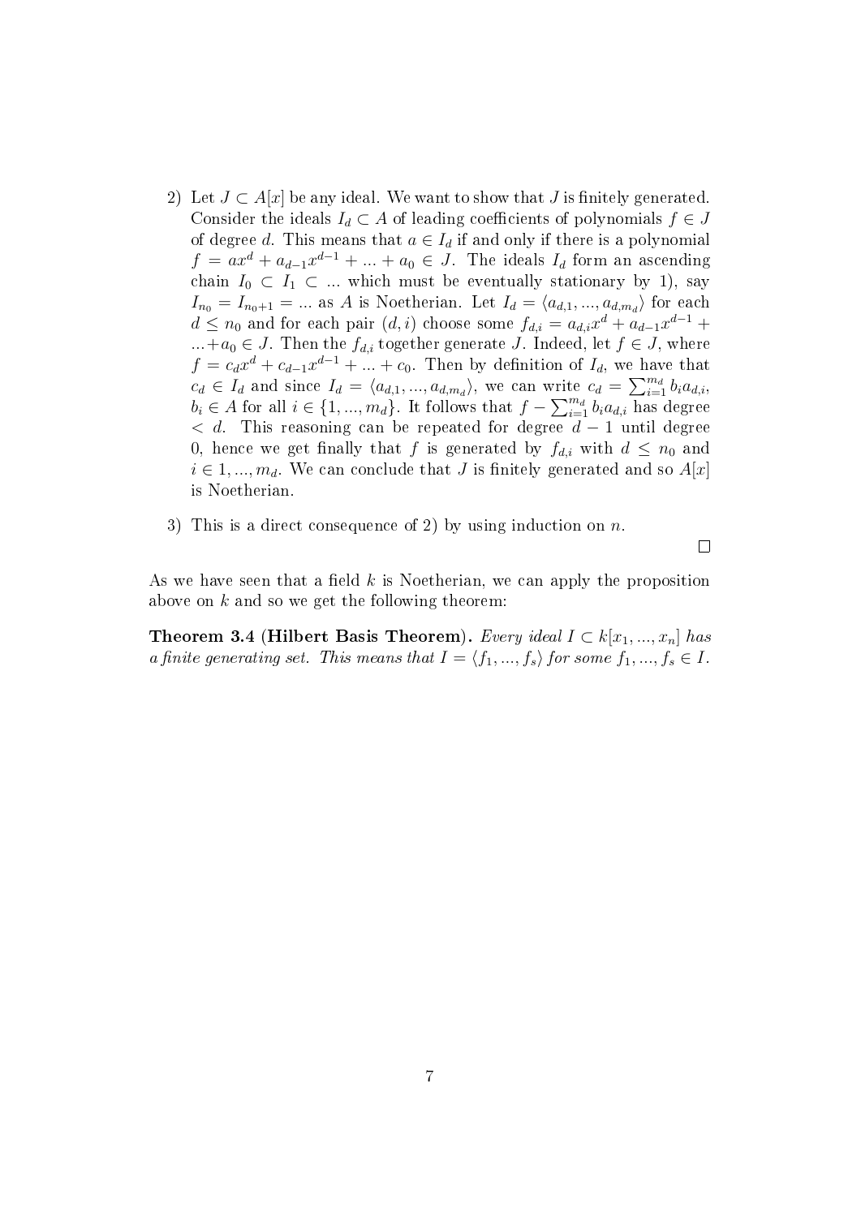2) Let $J \subset A[x]$ be any ideal. We want to show that $J$ is finitely generated. Consider the ideals $I_d \subset A$ of leading coefficients of polynomials $f \in J$ of degree $d$. This means that $a \in I_d$ if and only if there is a polynomial $f = ax^d + a_{d-1}x^{d-1} + ... + a_0 \in J$. The ideals $I_d$ form an ascending chain $I_0 \subset I_1 \subset ...$ which must be eventually stationary by 1), say $I_{n_0} = I_{n_0+1} = ...$ as $A$ is Noetherian. Let $I_d = \langle a_{d,1}, ..., a_{d,m_d} \rangle$ for each $d \leq n_0$ and for each pair $(d, i)$ choose some $f_{d,i} = a_{d,i}x^d + a_{d-1}x^{d-1} + ... + a_0 \in J$. Then the $f_{d,i}$ together generate $J$. Indeed, let $f \in J$, where $f = c_d x^d + c_{d-1}x^{d-1} + ... + c_0$. Then by definition of $I_d$, we have that $c_d \in I_d$ and since $I_d = \langle a_{d,1}, ..., a_{d,m_d} \rangle$, we can write $c_d = \sum_{i=1}^{m_d} b_i a_{d,i}$, $b_i \in A$ for all $i \in \{1, ..., m_d\}$. It follows that $f - \sum_{i=1}^{m_d} b_i a_{d,i}$ has degree $< d$. This reasoning can be repeated for degree $d-1$ until degree 0, hence we get finally that $f$ is generated by $f_{d,i}$ with $d \leq n_0$ and $i \in 1, ..., m_d$. We can conclude that $J$ is finitely generated and so $A[x]$ is Noetherian.

3) This is a direct consequence of 2) by using induction on $n$.

□

As we have seen that a field $k$ is Noetherian, we can apply the proposition above on $k$ and so we get the following theorem:

**Theorem 3.4 (Hilbert Basis Theorem).** *Every ideal $I \subset k[x_1, ..., x_n]$ has a finite generating set. This means that $I = \langle f_1, ..., f_s \rangle$ for some $f_1, ..., f_s \in I$.*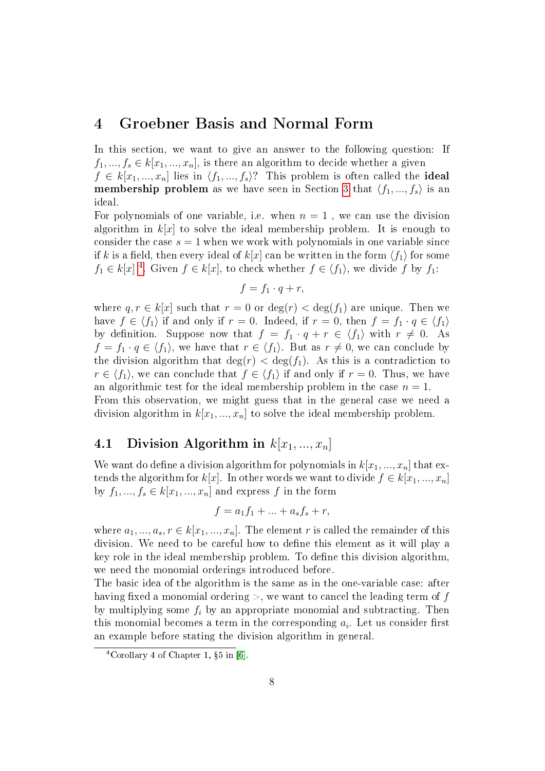# 4 Groebner Basis and Normal Form

In this section, we want to give an answer to the following question: If $f_1, ..., f_s \in k[x_1, ..., x_n]$, is there an algorithm to decide whether a given $f \in k[x_1, ..., x_n]$ lies in $\langle f_1, ..., f_s \rangle$? This problem is often called the **ideal membership problem** as we have seen in Section 3 that $\langle f_1, ..., f_s \rangle$ is an ideal.

For polynomials of one variable, i.e. when $n = 1$ , we can use the division algorithm in $k[x]$ to solve the ideal membership problem. It is enough to consider the case $s = 1$ when we work with polynomials in one variable since if $k$ is a field, then every ideal of $k[x]$ can be written in the form $\langle f_1 \rangle$ for some $f_1 \in k[x]$ [4]. Given $f \in k[x]$, to check whether $f \in \langle f_1 \rangle$, we divide $f$ by $f_1$:

$$f = f_1 \cdot q + r,$$

where $q, r \in k[x]$ such that $r = 0$ or $\deg(r) < \deg(f_1)$ are unique. Then we have $f \in \langle f_1 \rangle$ if and only if $r = 0$. Indeed, if $r = 0$, then $f = f_1 \cdot q \in \langle f_1 \rangle$ by definition. Suppose now that $f = f_1 \cdot q + r \in \langle f_1 \rangle$ with $r \neq 0$. As $f = f_1 \cdot q \in \langle f_1 \rangle$, we have that $r \in \langle f_1 \rangle$. But as $r \neq 0$, we can conclude by the division algorithm that $\deg(r) < \deg(f_1)$. As this is a contradiction to $r \in \langle f_1 \rangle$, we can conclude that $f \in \langle f_1 \rangle$ if and only if $r = 0$. Thus, we have an algorithmic test for the ideal membership problem in the case $n = 1$.

From this observation, we might guess that in the general case we need a division algorithm in $k[x_1, ..., x_n]$ to solve the ideal membership problem.

## 4.1 Division Algorithm in $k[x_1, ..., x_n]$

We want do define a division algorithm for polynomials in $k[x_1, ..., x_n]$ that extends the algorithm for $k[x]$. In other words we want to divide $f \in k[x_1, ..., x_n]$ by $f_1, ..., f_s \in k[x_1, ..., x_n]$ and express $f$ in the form

$$f = a_1 f_1 + ... + a_s f_s + r,$$

where $a_1, ..., a_s, r \in k[x_1, ..., x_n]$. The element $r$ is called the remainder of this division. We need to be careful how to define this element as it will play a key role in the ideal membership problem. To define this division algorithm, we need the monomial orderings introduced before.

The basic idea of the algorithm is the same as in the one-variable case: after having fixed a monomial ordering $>$, we want to cancel the leading term of $f$ by multiplying some $f_i$ by an appropriate monomial and subtracting. Then this monomial becomes a term in the corresponding $a_i$. Let us consider first an example before stating the division algorithm in general.

[4] Corollary 4 of Chapter 1, §5 in [6].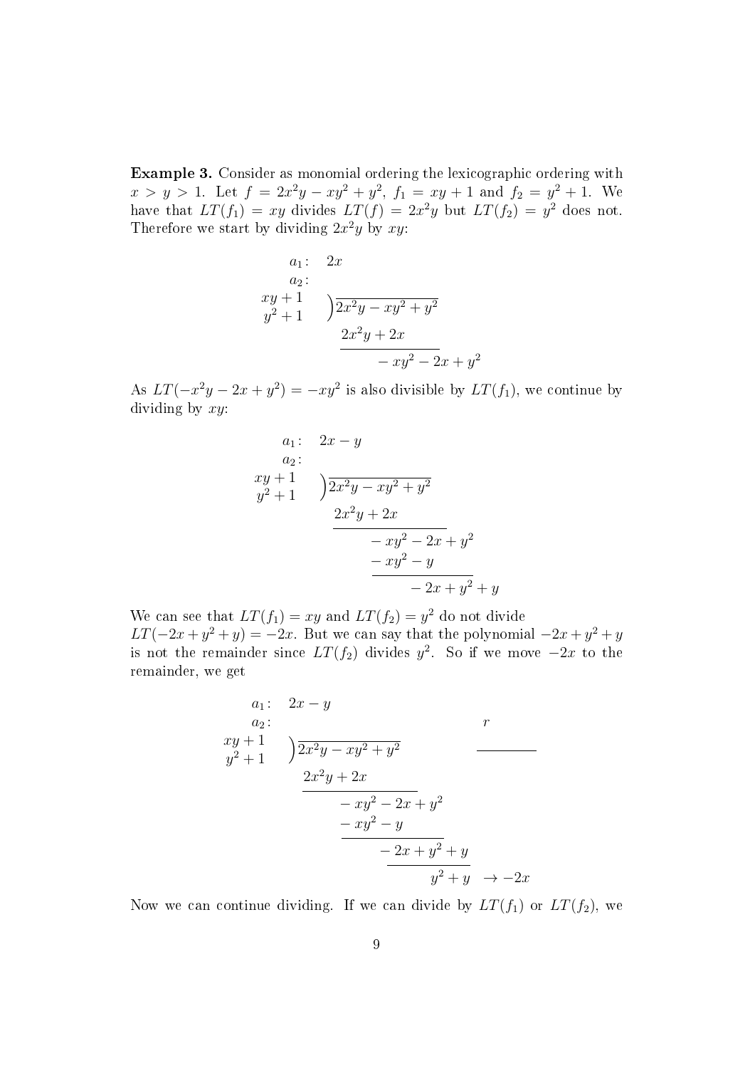**Example 3.** Consider as monomial ordering the lexicographic ordering with $x > y > 1$. Let $f = 2x^2y - xy^2 + y^2$, $f_1 = xy + 1$ and $f_2 = y^2 + 1$. We have that $LT(f_1) = xy$ divides $LT(f) = 2x^2y$ but $LT(f_2) = y^2$ does not. Therefore we start by dividing $2x^2y$ by $xy$:

$$
\begin{array}{rl}
a_1: & 2x \\
a_2: & \\
\begin{array}{r} xy+1 \\ y^2+1 \end{array} & \big)\overline{2x^2y - xy^2 + y^2} \\
& \underline{2x^2y + 2x} \\
& \qquad -xy^2 - 2x + y^2
\end{array}
$$

As $LT(-x^2y - 2x + y^2) = -xy^2$ is also divisible by $LT(f_1)$, we continue by dividing by $xy$:

$$
\begin{array}{rl}
a_1: & 2x - y \\
a_2: & \\
\begin{array}{r} xy+1 \\ y^2+1 \end{array} & \big)\overline{2x^2y - xy^2 + y^2} \\
& \underline{2x^2y + 2x} \\
& \qquad -xy^2 - 2x + y^2 \\
& \qquad \underline{-xy^2 - y} \\
& \qquad \qquad -2x + y^2 + y
\end{array}
$$

We can see that $LT(f_1) = xy$ and $LT(f_2) = y^2$ do not divide $LT(-2x + y^2 + y) = -2x$. But we can say that the polynomial $-2x + y^2 + y$ is not the remainder since $LT(f_2)$ divides $y^2$. So if we move $-2x$ to the remainder, we get

$$
\begin{array}{rll}
a_1: & 2x - y & \\
a_2: & & \quad r \\
\begin{array}{r} xy+1 \\ y^2+1 \end{array} & \big)\overline{2x^2y - xy^2 + y^2} & \quad \overline{\qquad\quad} \\
& \underline{2x^2y + 2x} & \\
& \qquad -xy^2 - 2x + y^2 & \\
& \qquad \underline{-xy^2 - y} & \\
& \qquad \qquad \underline{-2x + y^2 + y} & \\
& \qquad \qquad \quad y^2 + y & \to -2x
\end{array}
$$

Now we can continue dividing. If we can divide by $LT(f_1)$ or $LT(f_2)$, we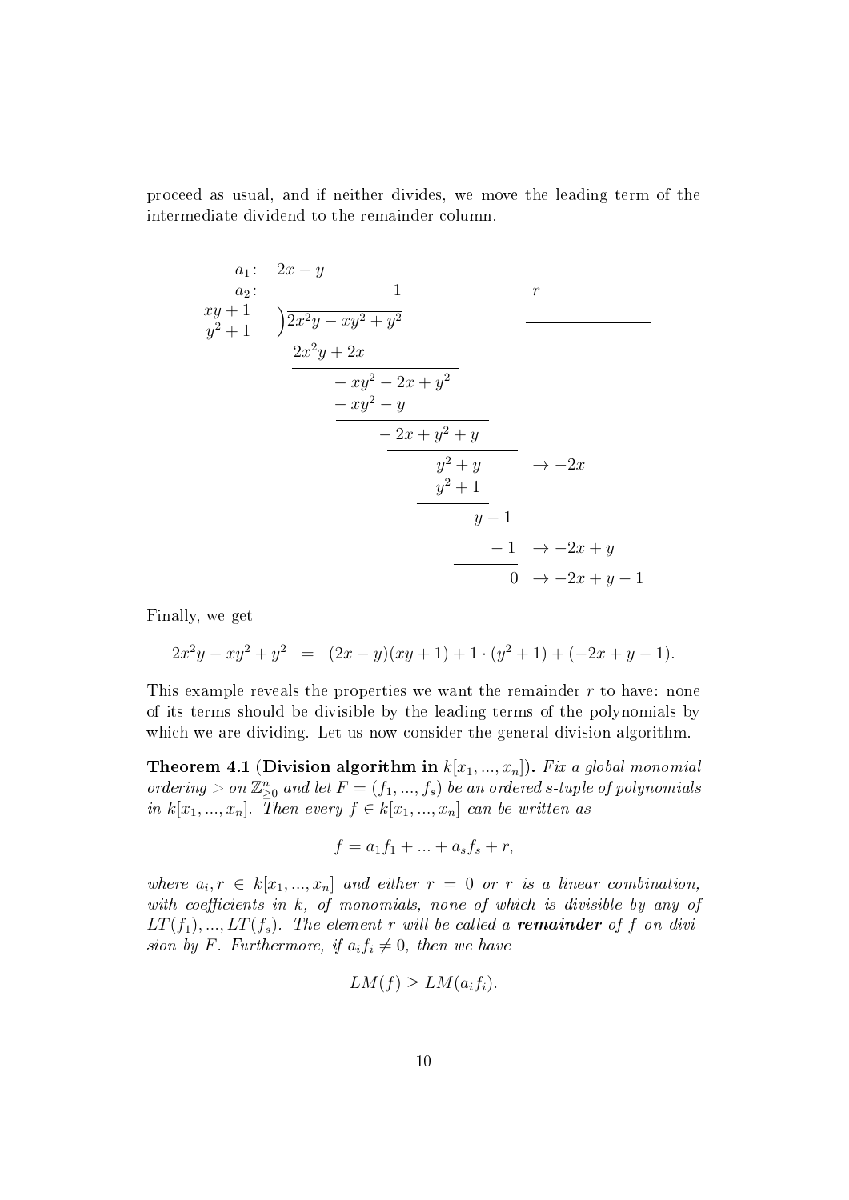proceed as usual, and if neither divides, we move the leading term of the intermediate dividend to the remainder column.

$$
\begin{array}{rll}
a_1: & 2x - y & \\
a_2: & \qquad\qquad 1 & \qquad r \\
\begin{matrix} xy+1 \\ y^2+1 \end{matrix} & \big) \overline{2x^2y - xy^2 + y^2} & \qquad \overline{\qquad\qquad} \\
& 2x^2y + 2x & \\
\hline
& \quad -xy^2 - 2x + y^2 & \\
& \quad -xy^2 - y & \\
\hline
& \qquad -2x + y^2 + y & \\
& \qquad\qquad y^2 + y & \to -2x \\
& \qquad\qquad y^2 + 1 & \\
\hline
& \qquad\qquad\quad y - 1 & \\
\hline
& \qquad\qquad\qquad -1 & \to -2x + y \\
\hline
& \qquad\qquad\qquad\ \ 0 & \to -2x + y - 1
\end{array}
$$

Finally, we get

$$2x^2y - xy^2 + y^2 \;\;=\;\; (2x - y)(xy + 1) + 1 \cdot (y^2 + 1) + (-2x + y - 1).$$

This example reveals the properties we want the remainder $r$ to have: none of its terms should be divisible by the leading terms of the polynomials by which we are dividing. Let us now consider the general division algorithm.

**Theorem 4.1** **(Division algorithm in $k[x_1, ..., x_n]$).** *Fix a global monomial ordering $>$ on $\mathbb{Z}^n_{\geq 0}$ and let $F = (f_1, ..., f_s)$ be an ordered s-tuple of polynomials in $k[x_1, ..., x_n]$. Then every $f \in k[x_1, ..., x_n]$ can be written as*

$$f = a_1 f_1 + ... + a_s f_s + r,$$

*where $a_i, r \in k[x_1, ..., x_n]$ and either $r = 0$ or $r$ is a linear combination, with coefficients in $k$, of monomials, none of which is divisible by any of $LT(f_1), ..., LT(f_s)$. The element $r$ will be called a **remainder** of $f$ on division by $F$. Furthermore, if $a_i f_i \neq 0$, then we have*

$$LM(f) \geq LM(a_i f_i).$$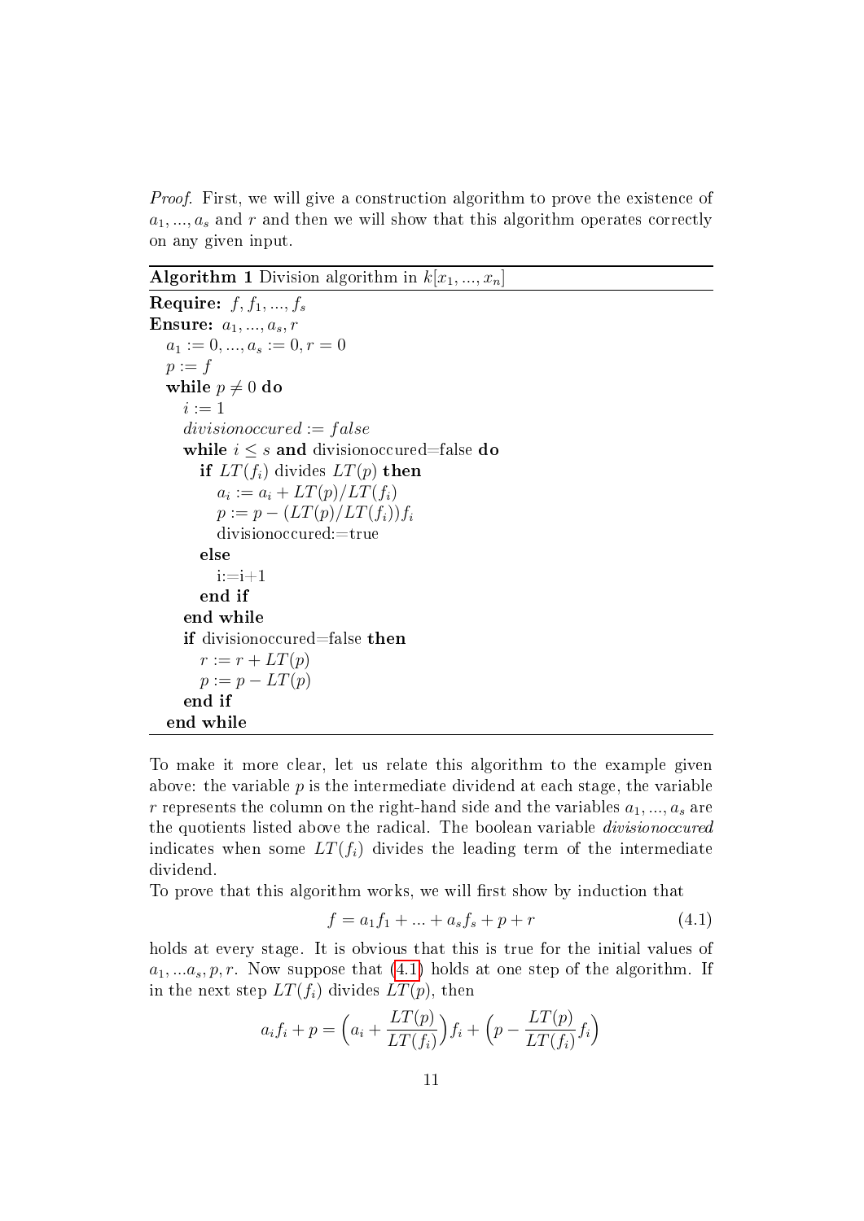*Proof.* First, we will give a construction algorithm to prove the existence of $a_1, ..., a_s$ and $r$ and then we will show that this algorithm operates correctly on any given input.

**Algorithm 1** Division algorithm in $k[x_1, ..., x_n]$

```
Require: f, f_1, ..., f_s
Ensure: a_1, ..., a_s, r
  a_1 := 0, ..., a_s := 0, r = 0
  p := f
  while p ≠ 0 do
    i := 1
    divisionoccured := false
    while i ≤ s and divisionoccured=false do
      if LT(f_i) divides LT(p) then
        a_i := a_i + LT(p)/LT(f_i)
        p := p − (LT(p)/LT(f_i))f_i
        divisionoccured:=true
      else
        i:=i+1
      end if
    end while
    if divisionoccured=false then
      r := r + LT(p)
      p := p − LT(p)
    end if
  end while
```

To make it more clear, let us relate this algorithm to the example given above: the variable $p$ is the intermediate dividend at each stage, the variable $r$ represents the column on the right-hand side and the variables $a_1, ..., a_s$ are the quotients listed above the radical. The boolean variable *divisionoccured* indicates when some $LT(f_i)$ divides the leading term of the intermediate dividend.

To prove that this algorithm works, we will first show by induction that

$$f = a_1 f_1 + ... + a_s f_s + p + r \tag{4.1}$$

holds at every stage. It is obvious that this is true for the initial values of $a_1, ...a_s, p, r$. Now suppose that (4.1) holds at one step of the algorithm. If in the next step $LT(f_i)$ divides $LT(p)$, then

$$a_i f_i + p = \left(a_i + \frac{LT(p)}{LT(f_i)}\right) f_i + \left(p - \frac{LT(p)}{LT(f_i)} f_i\right)$$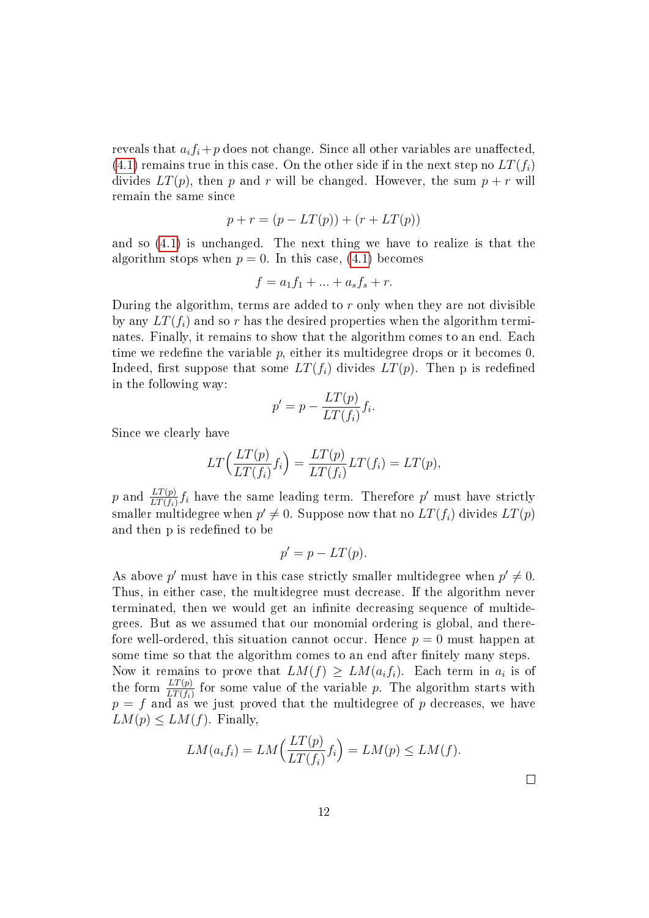reveals that $a_i f_i + p$ does not change. Since all other variables are unaffected, (4.1) remains true in this case. On the other side if in the next step no $LT(f_i)$ divides $LT(p)$, then $p$ and $r$ will be changed. However, the sum $p + r$ will remain the same since

$$p + r = (p - LT(p)) + (r + LT(p))$$

and so (4.1) is unchanged. The next thing we have to realize is that the algorithm stops when $p = 0$. In this case, (4.1) becomes

$$f = a_1 f_1 + ... + a_s f_s + r.$$

During the algorithm, terms are added to $r$ only when they are not divisible by any $LT(f_i)$ and so $r$ has the desired properties when the algorithm terminates. Finally, it remains to show that the algorithm comes to an end. Each time we redefine the variable $p$, either its multidegree drops or it becomes 0. Indeed, first suppose that some $LT(f_i)$ divides $LT(p)$. Then p is redefined in the following way:

$$p' = p - \frac{LT(p)}{LT(f_i)} f_i.$$

Since we clearly have

$$LT\Big(\frac{LT(p)}{LT(f_i)} f_i\Big) = \frac{LT(p)}{LT(f_i)} LT(f_i) = LT(p),$$

$p$ and $\frac{LT(p)}{LT(f_i)} f_i$ have the same leading term. Therefore $p'$ must have strictly smaller multidegree when $p' \neq 0$. Suppose now that no $LT(f_i)$ divides $LT(p)$ and then p is redefined to be

$$p' = p - LT(p).$$

As above $p'$ must have in this case strictly smaller multidegree when $p' \neq 0$. Thus, in either case, the multidegree must decrease. If the algorithm never terminated, then we would get an infinite decreasing sequence of multidegrees. But as we assumed that our monomial ordering is global, and therefore well-ordered, this situation cannot occur. Hence $p = 0$ must happen at some time so that the algorithm comes to an end after finitely many steps.
Now it remains to prove that $LM(f) \geq LM(a_i f_i)$. Each term in $a_i$ is of the form $\frac{LT(p)}{LT(f_i)}$ for some value of the variable $p$. The algorithm starts with $p = f$ and as we just proved that the multidegree of $p$ decreases, we have $LM(p) \leq LM(f)$. Finally,

$$LM(a_i f_i) = LM\Big(\frac{LT(p)}{LT(f_i)} f_i\Big) = LM(p) \leq LM(f).$$

□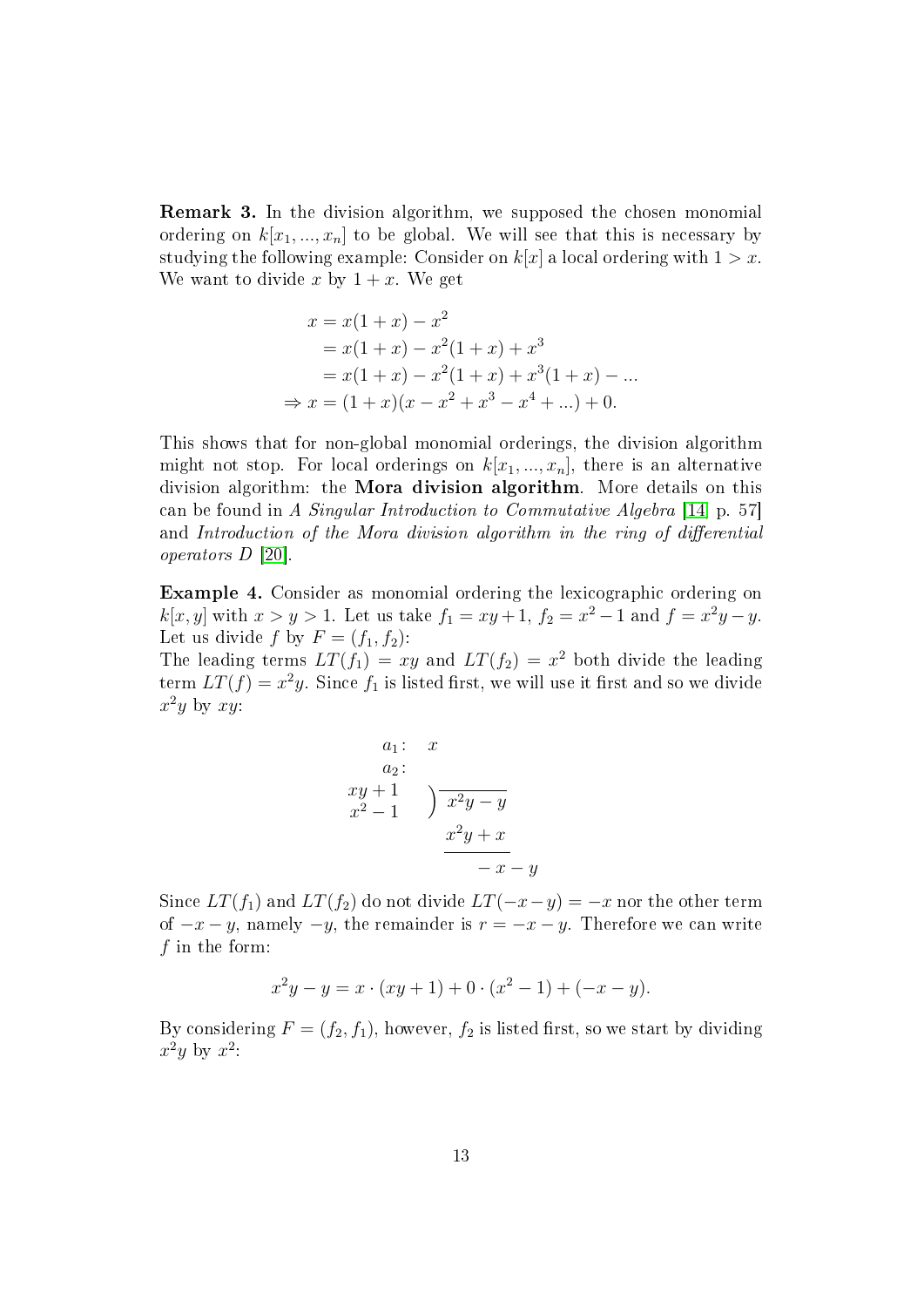**Remark 3.** In the division algorithm, we supposed the chosen monomial ordering on $k[x_1, ..., x_n]$ to be global. We will see that this is necessary by studying the following example: Consider on $k[x]$ a local ordering with $1 > x$. We want to divide $x$ by $1 + x$. We get

$$
\begin{aligned}
x &= x(1+x) - x^2 \\
&= x(1+x) - x^2(1+x) + x^3 \\
&= x(1+x) - x^2(1+x) + x^3(1+x) - ... \\
\Rightarrow x &= (1+x)(x - x^2 + x^3 - x^4 + ...) + 0.
\end{aligned}
$$

This shows that for non-global monomial orderings, the division algorithm might not stop. For local orderings on $k[x_1, ..., x_n]$, there is an alternative division algorithm: the **Mora division algorithm**. More details on this can be found in *A Singular Introduction to Commutative Algebra* [14, p. 57] and *Introduction of the Mora division algorithm in the ring of differential operators D* [20].

**Example 4.** Consider as monomial ordering the lexicographic ordering on $k[x, y]$ with $x > y > 1$. Let us take $f_1 = xy + 1$, $f_2 = x^2 - 1$ and $f = x^2y - y$. Let us divide $f$ by $F = (f_1, f_2)$:
The leading terms $LT(f_1) = xy$ and $LT(f_2) = x^2$ both divide the leading term $LT(f) = x^2y$. Since $f_1$ is listed first, we will use it first and so we divide $x^2y$ by $xy$:

$$
\begin{array}{rl}
a_1: & x \\
a_2: & \\
\begin{array}{r} xy+1 \\ x^2-1 \end{array} & \overline{)\; x^2y - y} \\
& \underline{x^2y + x} \\
& \quad -x - y
\end{array}
$$

Since $LT(f_1)$ and $LT(f_2)$ do not divide $LT(-x-y) = -x$ nor the other term of $-x-y$, namely $-y$, the remainder is $r = -x - y$. Therefore we can write $f$ in the form:

$$x^2y - y = x \cdot (xy + 1) + 0 \cdot (x^2 - 1) + (-x - y).$$

By considering $F = (f_2, f_1)$, however, $f_2$ is listed first, so we start by dividing $x^2y$ by $x^2$: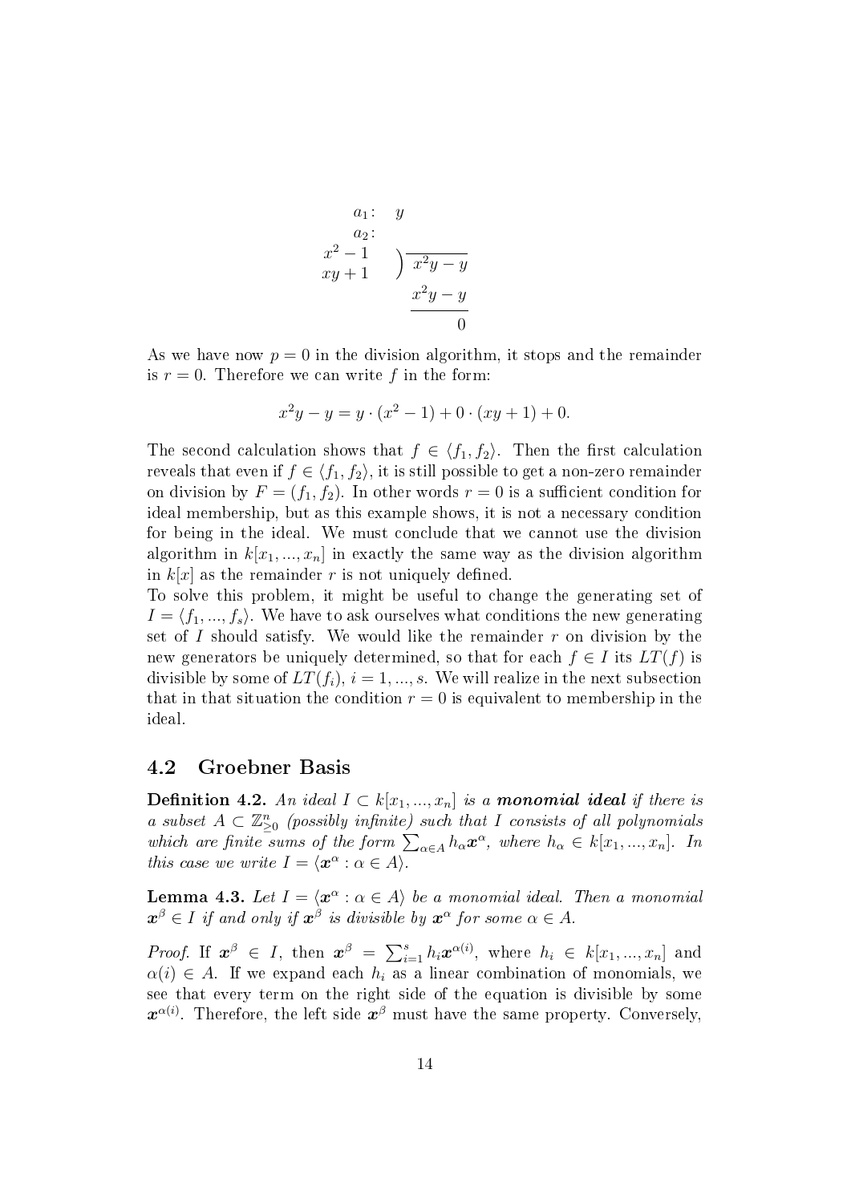$$
\begin{array}{rl}
a_1: & y \\
a_2: & \\
\begin{array}{r} x^2 - 1 \\ xy + 1 \end{array} & \big) \overline{x^2y - y} \\
& \underline{x^2y - y} \\
& \qquad\quad 0
\end{array}
$$

As we have now $p = 0$ in the division algorithm, it stops and the remainder is $r = 0$. Therefore we can write $f$ in the form:

$$x^2y - y = y \cdot (x^2 - 1) + 0 \cdot (xy + 1) + 0.$$

The second calculation shows that $f \in \langle f_1, f_2 \rangle$. Then the first calculation reveals that even if $f \in \langle f_1, f_2 \rangle$, it is still possible to get a non-zero remainder on division by $F = (f_1, f_2)$. In other words $r = 0$ is a sufficient condition for ideal membership, but as this example shows, it is not a necessary condition for being in the ideal. We must conclude that we cannot use the division algorithm in $k[x_1, ..., x_n]$ in exactly the same way as the division algorithm in $k[x]$ as the remainder $r$ is not uniquely defined.
To solve this problem, it might be useful to change the generating set of $I = \langle f_1, ..., f_s \rangle$. We have to ask ourselves what conditions the new generating set of $I$ should satisfy. We would like the remainder $r$ on division by the new generators be uniquely determined, so that for each $f \in I$ its $LT(f)$ is divisible by some of $LT(f_i)$, $i = 1, ..., s$. We will realize in the next subsection that in that situation the condition $r = 0$ is equivalent to membership in the ideal.

## 4.2 Groebner Basis

**Definition 4.2.** *An ideal $I \subset k[x_1, ..., x_n]$ is a* ***monomial ideal*** *if there is a subset $A \subset \mathbb{Z}^n_{\geq 0}$ (possibly infinite) such that $I$ consists of all polynomials which are finite sums of the form $\sum_{\alpha \in A} h_\alpha \boldsymbol{x}^\alpha$, where $h_\alpha \in k[x_1, ..., x_n]$. In this case we write $I = \langle \boldsymbol{x}^\alpha : \alpha \in A \rangle$.*

**Lemma 4.3.** *Let $I = \langle \boldsymbol{x}^\alpha : \alpha \in A \rangle$ be a monomial ideal. Then a monomial $\boldsymbol{x}^\beta \in I$ if and only if $\boldsymbol{x}^\beta$ is divisible by $\boldsymbol{x}^\alpha$ for some $\alpha \in A$.*

*Proof.* If $\boldsymbol{x}^\beta \in I$, then $\boldsymbol{x}^\beta = \sum_{i=1}^{s} h_i \boldsymbol{x}^{\alpha(i)}$, where $h_i \in k[x_1, ..., x_n]$ and $\alpha(i) \in A$. If we expand each $h_i$ as a linear combination of monomials, we see that every term on the right side of the equation is divisible by some $\boldsymbol{x}^{\alpha(i)}$. Therefore, the left side $\boldsymbol{x}^\beta$ must have the same property. Conversely,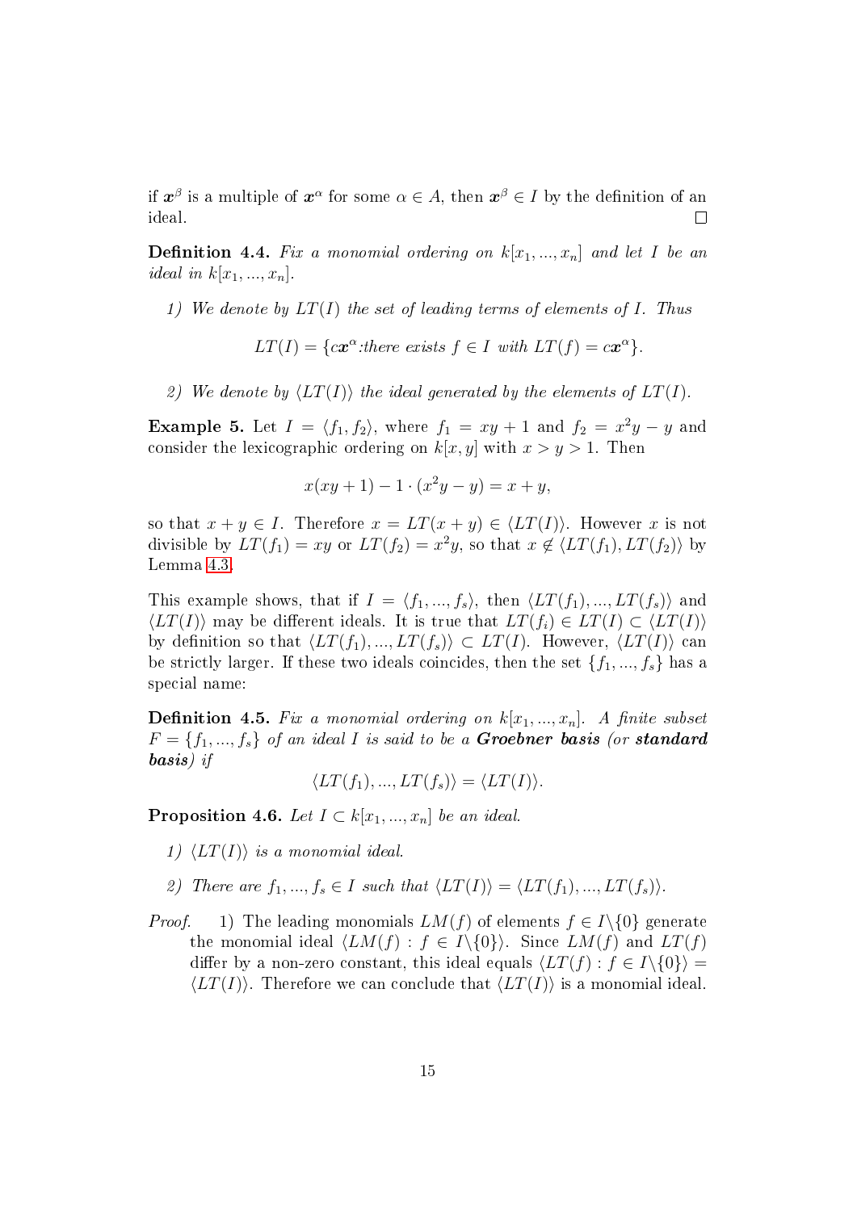if $\boldsymbol{x}^\beta$ is a multiple of $\boldsymbol{x}^\alpha$ for some $\alpha \in A$, then $\boldsymbol{x}^\beta \in I$ by the definition of an ideal. □

**Definition 4.4.** *Fix a monomial ordering on $k[x_1, ..., x_n]$ and let $I$ be an ideal in $k[x_1, ..., x_n]$.*

1) *We denote by $LT(I)$ the set of leading terms of elements of $I$. Thus*

$$LT(I) = \{c\boldsymbol{x}^\alpha \text{:there exists } f \in I \text{ with } LT(f) = c\boldsymbol{x}^\alpha\}.$$

2) *We denote by $\langle LT(I)\rangle$ the ideal generated by the elements of $LT(I)$.*

**Example 5.** Let $I = \langle f_1, f_2\rangle$, where $f_1 = xy + 1$ and $f_2 = x^2y - y$ and consider the lexicographic ordering on $k[x, y]$ with $x > y > 1$. Then

$$x(xy + 1) - 1 \cdot (x^2y - y) = x + y,$$

so that $x + y \in I$. Therefore $x = LT(x + y) \in \langle LT(I)\rangle$. However $x$ is not divisible by $LT(f_1) = xy$ or $LT(f_2) = x^2y$, so that $x \notin \langle LT(f_1), LT(f_2)\rangle$ by Lemma 4.3.

This example shows, that if $I = \langle f_1, ..., f_s\rangle$, then $\langle LT(f_1), ..., LT(f_s)\rangle$ and $\langle LT(I)\rangle$ may be different ideals. It is true that $LT(f_i) \in LT(I) \subset \langle LT(I)\rangle$ by definition so that $\langle LT(f_1), ..., LT(f_s)\rangle \subset LT(I)$. However, $\langle LT(I)\rangle$ can be strictly larger. If these two ideals coincides, then the set $\{f_1, ..., f_s\}$ has a special name:

**Definition 4.5.** *Fix a monomial ordering on $k[x_1, ..., x_n]$. A finite subset $F = \{f_1, ..., f_s\}$ of an ideal $I$ is said to be a* ***Groebner basis*** *(or* ***standard basis****) if*

$$\langle LT(f_1), ..., LT(f_s)\rangle = \langle LT(I)\rangle.$$

**Proposition 4.6.** *Let $I \subset k[x_1, ..., x_n]$ be an ideal.*

1) *$\langle LT(I)\rangle$ is a monomial ideal.*

2) *There are $f_1, ..., f_s \in I$ such that $\langle LT(I)\rangle = \langle LT(f_1), ..., LT(f_s)\rangle$.*

*Proof.* 1) The leading monomials $LM(f)$ of elements $f \in I\backslash\{0\}$ generate the monomial ideal $\langle LM(f) : f \in I\backslash\{0\}\rangle$. Since $LM(f)$ and $LT(f)$ differ by a non-zero constant, this ideal equals $\langle LT(f) : f \in I\backslash\{0\}\rangle = \langle LT(I)\rangle$. Therefore we can conclude that $\langle LT(I)\rangle$ is a monomial ideal.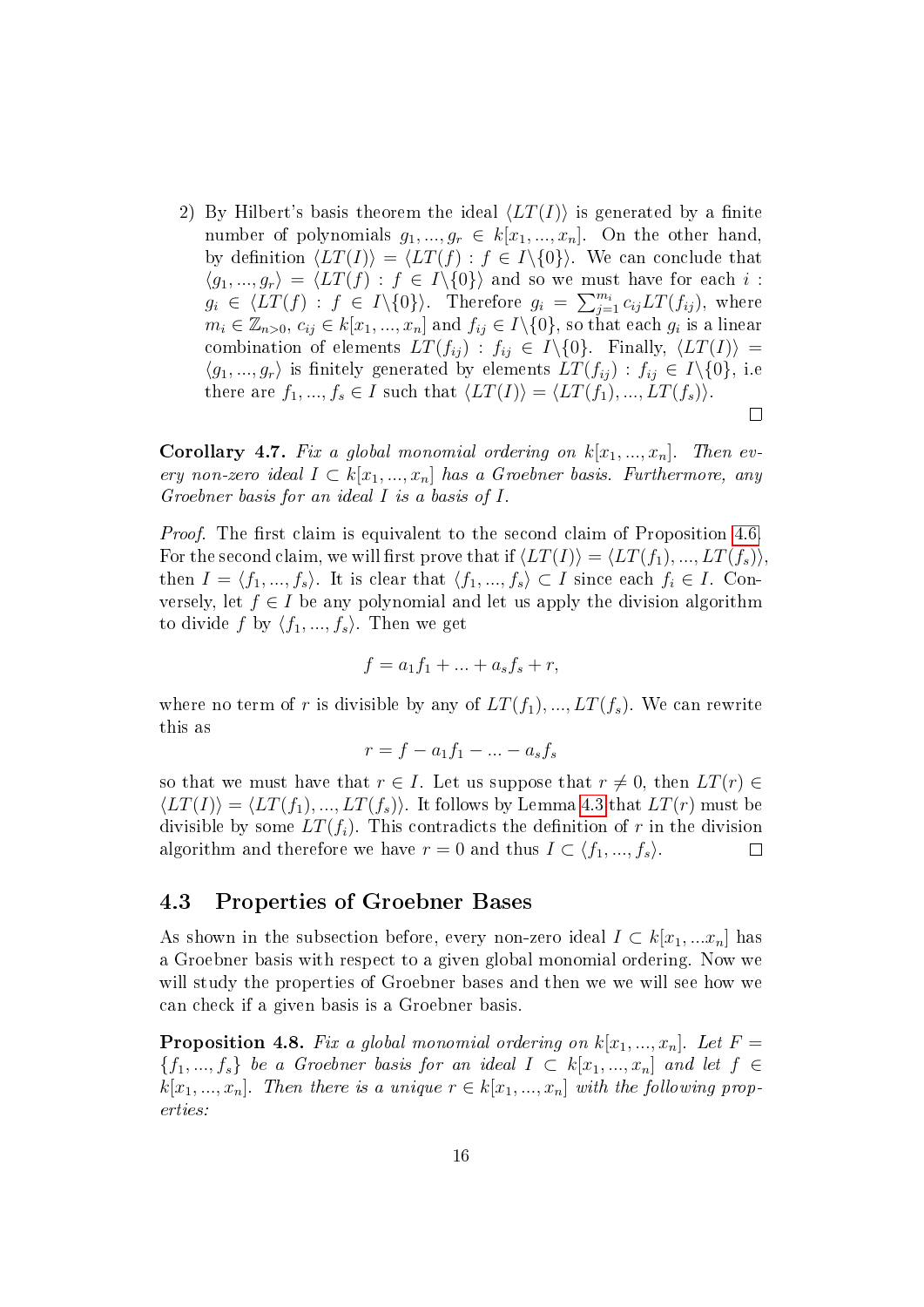2) By Hilbert's basis theorem the ideal $\langle LT(I)\rangle$ is generated by a finite number of polynomials $g_1, ..., g_r \in k[x_1, ..., x_n]$. On the other hand, by definition $\langle LT(I)\rangle = \langle LT(f) : f \in I\backslash\{0\}\rangle$. We can conclude that $\langle g_1, ..., g_r\rangle = \langle LT(f) : f \in I\backslash\{0\}\rangle$ and so we must have for each $i$ : $g_i \in \langle LT(f) : f \in I\backslash\{0\}\rangle$. Therefore $g_i = \sum_{j=1}^{m_i} c_{ij} LT(f_{ij})$, where $m_i \in \mathbb{Z}_{n>0}$, $c_{ij} \in k[x_1, ..., x_n]$ and $f_{ij} \in I\backslash\{0\}$, so that each $g_i$ is a linear combination of elements $LT(f_{ij}) : f_{ij} \in I\backslash\{0\}$. Finally, $\langle LT(I)\rangle = \langle g_1, ..., g_r\rangle$ is finitely generated by elements $LT(f_{ij}) : f_{ij} \in I\backslash\{0\}$, i.e there are $f_1, ..., f_s \in I$ such that $\langle LT(I)\rangle = \langle LT(f_1), ..., LT(f_s)\rangle$.

□

**Corollary 4.7.** *Fix a global monomial ordering on $k[x_1, ..., x_n]$. Then every non-zero ideal $I \subset k[x_1, ..., x_n]$ has a Groebner basis. Furthermore, any Groebner basis for an ideal $I$ is a basis of $I$.*

*Proof.* The first claim is equivalent to the second claim of Proposition 4.6. For the second claim, we will first prove that if $\langle LT(I)\rangle = \langle LT(f_1), ..., LT(f_s)\rangle$, then $I = \langle f_1, ..., f_s\rangle$. It is clear that $\langle f_1, ..., f_s\rangle \subset I$ since each $f_i \in I$. Conversely, let $f \in I$ be any polynomial and let us apply the division algorithm to divide $f$ by $\langle f_1, ..., f_s\rangle$. Then we get

$$f = a_1 f_1 + ... + a_s f_s + r,$$

where no term of $r$ is divisible by any of $LT(f_1), ..., LT(f_s)$. We can rewrite this as

$$r = f - a_1 f_1 - ... - a_s f_s$$

so that we must have that $r \in I$. Let us suppose that $r \neq 0$, then $LT(r) \in \langle LT(I)\rangle = \langle LT(f_1), ..., LT(f_s)\rangle$. It follows by Lemma 4.3 that $LT(r)$ must be divisible by some $LT(f_i)$. This contradicts the definition of $r$ in the division algorithm and therefore we have $r = 0$ and thus $I \subset \langle f_1, ..., f_s\rangle$. □

## 4.3 Properties of Groebner Bases

As shown in the subsection before, every non-zero ideal $I \subset k[x_1, ...x_n]$ has a Groebner basis with respect to a given global monomial ordering. Now we will study the properties of Groebner bases and then we we will see how we can check if a given basis is a Groebner basis.

**Proposition 4.8.** *Fix a global monomial ordering on $k[x_1, ..., x_n]$. Let $F = \{f_1, ..., f_s\}$ be a Groebner basis for an ideal $I \subset k[x_1, ..., x_n]$ and let $f \in k[x_1, ..., x_n]$. Then there is a unique $r \in k[x_1, ..., x_n]$ with the following properties:*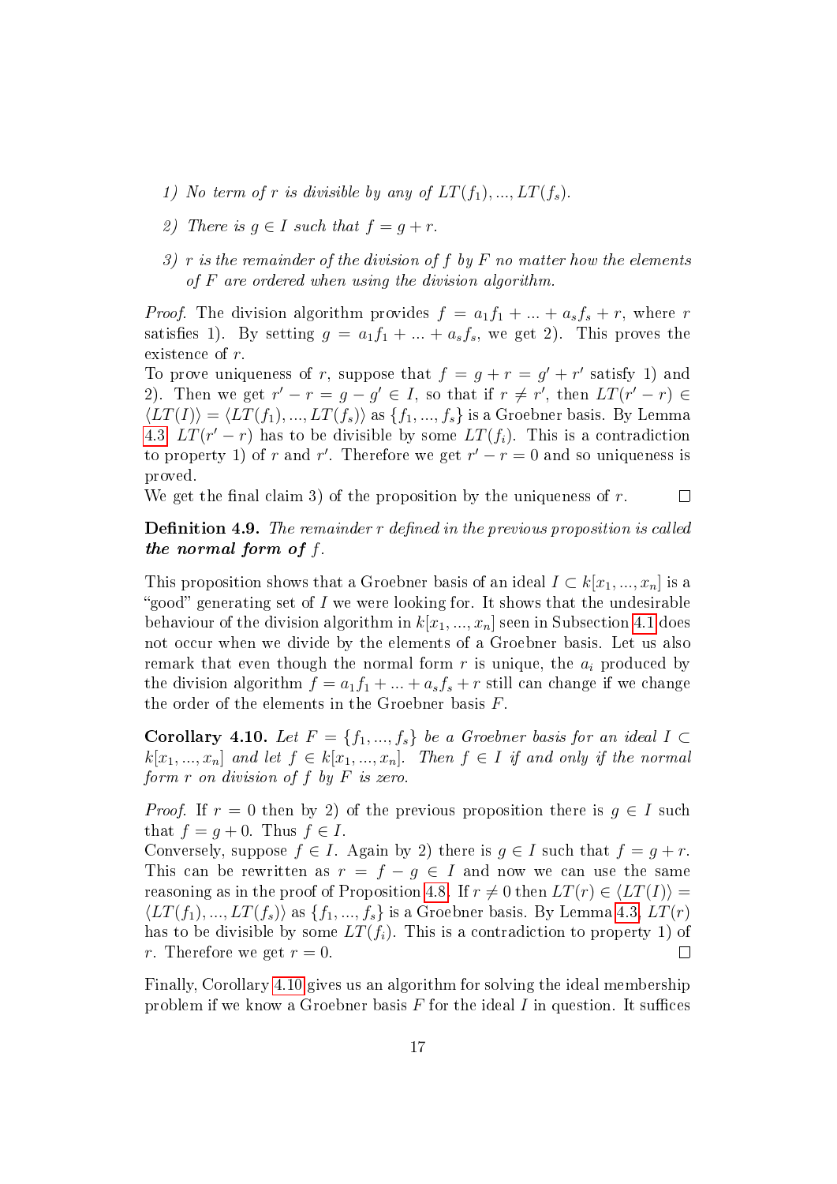1) *No term of $r$ is divisible by any of $LT(f_1), ..., LT(f_s)$.*

2) *There is $g \in I$ such that $f = g + r$.*

3) *$r$ is the remainder of the division of $f$ by $F$ no matter how the elements of $F$ are ordered when using the division algorithm.*

*Proof.* The division algorithm provides $f = a_1 f_1 + ... + a_s f_s + r$, where $r$ satisfies 1). By setting $g = a_1 f_1 + ... + a_s f_s$, we get 2). This proves the existence of $r$.
To prove uniqueness of $r$, suppose that $f = g + r = g' + r'$ satisfy 1) and 2). Then we get $r' - r = g - g' \in I$, so that if $r \neq r'$, then $LT(r' - r) \in \langle LT(I) \rangle = \langle LT(f_1), ..., LT(f_s) \rangle$ as $\{f_1, ..., f_s\}$ is a Groebner basis. By Lemma 4.3 $LT(r' - r)$ has to be divisible by some $LT(f_i)$. This is a contradiction to property 1) of $r$ and $r'$. Therefore we get $r' - r = 0$ and so uniqueness is proved.
We get the final claim 3) of the proposition by the uniqueness of $r$. □

**Definition 4.9.** *The remainder $r$ defined in the previous proposition is called **the normal form of** $f$.*

This proposition shows that a Groebner basis of an ideal $I \subset k[x_1, ..., x_n]$ is a "good" generating set of $I$ we were looking for. It shows that the undesirable behaviour of the division algorithm in $k[x_1, ..., x_n]$ seen in Subsection 4.1 does not occur when we divide by the elements of a Groebner basis. Let us also remark that even though the normal form $r$ is unique, the $a_i$ produced by the division algorithm $f = a_1 f_1 + ... + a_s f_s + r$ still can change if we change the order of the elements in the Groebner basis $F$.

**Corollary 4.10.** *Let $F = \{f_1, ..., f_s\}$ be a Groebner basis for an ideal $I \subset k[x_1, ..., x_n]$ and let $f \in k[x_1, ..., x_n]$. Then $f \in I$ if and only if the normal form $r$ on division of $f$ by $F$ is zero.*

*Proof.* If $r = 0$ then by 2) of the previous proposition there is $g \in I$ such that $f = g + 0$. Thus $f \in I$.
Conversely, suppose $f \in I$. Again by 2) there is $g \in I$ such that $f = g + r$. This can be rewritten as $r = f - g \in I$ and now we can use the same reasoning as in the proof of Proposition 4.8. If $r \neq 0$ then $LT(r) \in \langle LT(I) \rangle = \langle LT(f_1), ..., LT(f_s) \rangle$ as $\{f_1, ..., f_s\}$ is a Groebner basis. By Lemma 4.3 $LT(r)$ has to be divisible by some $LT(f_i)$. This is a contradiction to property 1) of $r$. Therefore we get $r = 0$. □

Finally, Corollary 4.10 gives us an algorithm for solving the ideal membership problem if we know a Groebner basis $F$ for the ideal $I$ in question. It suffices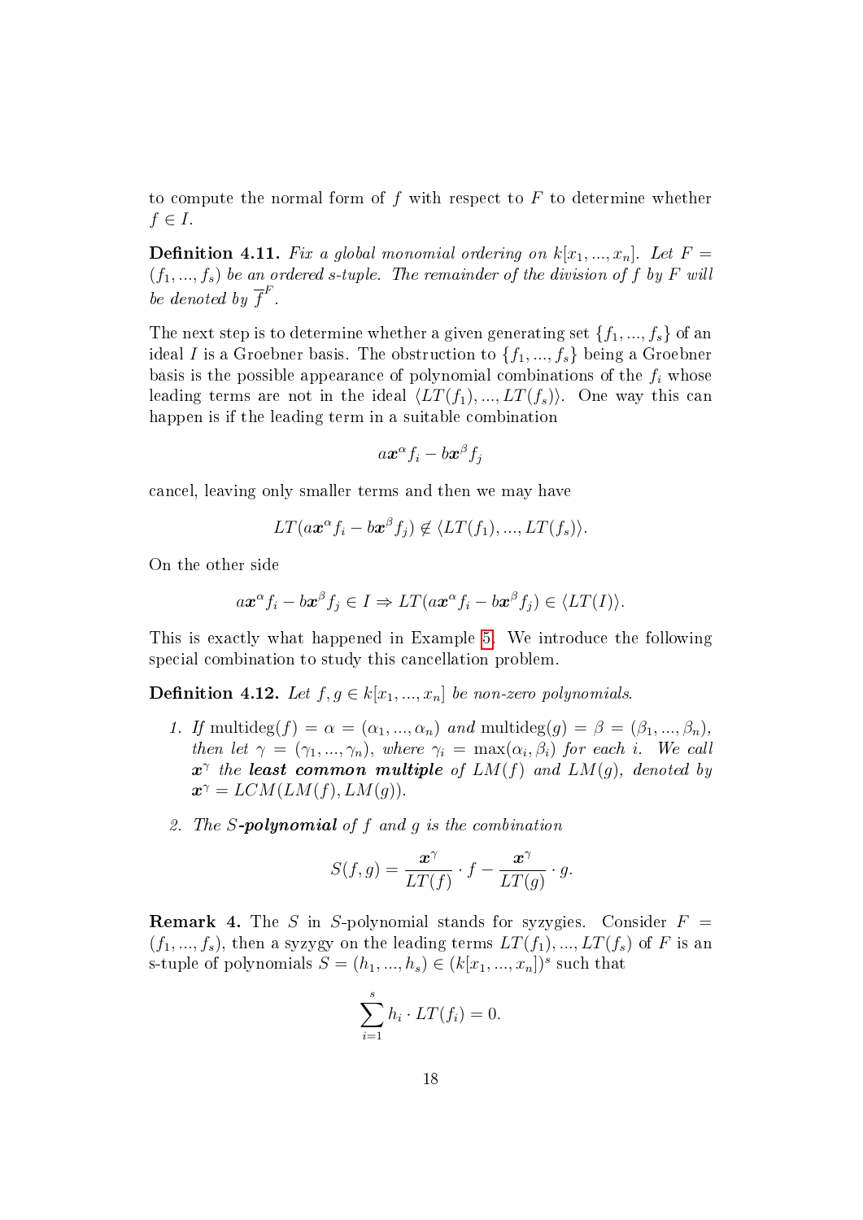to compute the normal form of $f$ with respect to $F$ to determine whether $f \in I$.

**Definition 4.11.** *Fix a global monomial ordering on $k[x_1, ..., x_n]$. Let $F = (f_1, ..., f_s)$ be an ordered s-tuple. The remainder of the division of $f$ by $F$ will be denoted by $\overline{f}^F$.*

The next step is to determine whether a given generating set $\{f_1, ..., f_s\}$ of an ideal $I$ is a Groebner basis. The obstruction to $\{f_1, ..., f_s\}$ being a Groebner basis is the possible appearance of polynomial combinations of the $f_i$ whose leading terms are not in the ideal $\langle LT(f_1), ..., LT(f_s)\rangle$. One way this can happen is if the leading term in a suitable combination

$$a\boldsymbol{x}^{\alpha} f_i - b\boldsymbol{x}^{\beta} f_j$$

cancel, leaving only smaller terms and then we may have

$$LT(a\boldsymbol{x}^{\alpha} f_i - b\boldsymbol{x}^{\beta} f_j) \notin \langle LT(f_1), ..., LT(f_s)\rangle.$$

On the other side

$$a\boldsymbol{x}^{\alpha} f_i - b\boldsymbol{x}^{\beta} f_j \in I \Rightarrow LT(a\boldsymbol{x}^{\alpha} f_i - b\boldsymbol{x}^{\beta} f_j) \in \langle LT(I)\rangle.$$

This is exactly what happened in Example 5. We introduce the following special combination to study this cancellation problem.

**Definition 4.12.** *Let $f, g \in k[x_1, ..., x_n]$ be non-zero polynomials.*

1. *If $\text{multideg}(f) = \alpha = (\alpha_1, ..., \alpha_n)$ and $\text{multideg}(g) = \beta = (\beta_1, ..., \beta_n)$, then let $\gamma = (\gamma_1, ..., \gamma_n)$, where $\gamma_i = \max(\alpha_i, \beta_i)$ for each $i$. We call $\boldsymbol{x}^{\gamma}$ the **least common multiple** of $LM(f)$ and $LM(g)$, denoted by $\boldsymbol{x}^{\gamma} = LCM(LM(f), LM(g))$.*

2. *The $S$-**polynomial** of $f$ and $g$ is the combination*

$$S(f, g) = \frac{\boldsymbol{x}^{\gamma}}{LT(f)} \cdot f - \frac{\boldsymbol{x}^{\gamma}}{LT(g)} \cdot g.$$

**Remark 4.** The $S$ in $S$-polynomial stands for syzygies. Consider $F = (f_1, ..., f_s)$, then a syzygy on the leading terms $LT(f_1), ..., LT(f_s)$ of $F$ is an s-tuple of polynomials $S = (h_1, ..., h_s) \in (k[x_1, ..., x_n])^s$ such that

$$\sum_{i=1}^{s} h_i \cdot LT(f_i) = 0.$$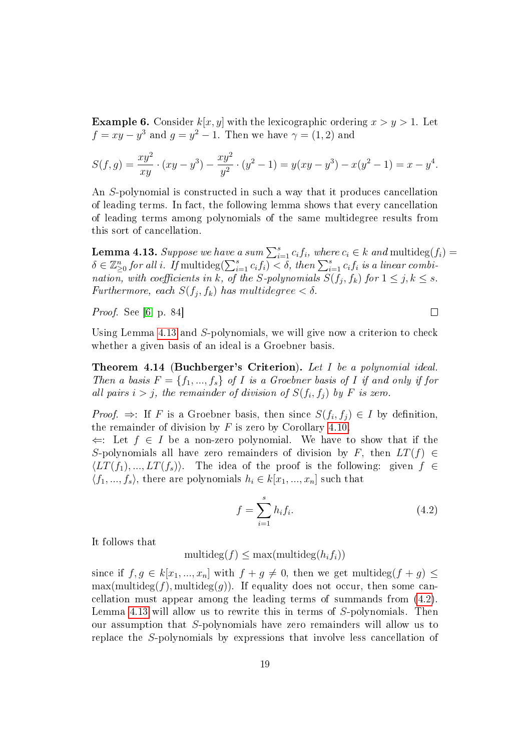**Example 6.** Consider $k[x, y]$ with the lexicographic ordering $x > y > 1$. Let $f = xy - y^3$ and $g = y^2 - 1$. Then we have $\gamma = (1, 2)$ and

$$S(f, g) = \frac{xy^2}{xy} \cdot (xy - y^3) - \frac{xy^2}{y^2} \cdot (y^2 - 1) = y(xy - y^3) - x(y^2 - 1) = x - y^4.$$

An $S$-polynomial is constructed in such a way that it produces cancellation of leading terms. In fact, the following lemma shows that every cancellation of leading terms among polynomials of the same multidegree results from this sort of cancellation.

**Lemma 4.13.** *Suppose we have a sum $\sum_{i=1}^{s} c_i f_i$, where $c_i \in k$ and $\text{multideg}(f_i) = \delta \in \mathbb{Z}^n_{\geq 0}$ for all $i$. If $\text{multideg}(\sum_{i=1}^{s} c_i f_i) < \delta$, then $\sum_{i=1}^{s} c_i f_i$ is a linear combination, with coefficients in $k$, of the $S$-polynomials $S(f_j, f_k)$ for $1 \leq j, k \leq s$. Furthermore, each $S(f_j, f_k)$ has multidegree $< \delta$.*

*Proof.* See [6, p. 84] □

Using Lemma 4.13 and $S$-polynomials, we will give now a criterion to check whether a given basis of an ideal is a Groebner basis.

**Theorem 4.14 (Buchberger's Criterion).** *Let $I$ be a polynomial ideal. Then a basis $F = \{f_1, ..., f_s\}$ of $I$ is a Groebner basis of $I$ if and only if for all pairs $i > j$, the remainder of division of $S(f_i, f_j)$ by $F$ is zero.*

*Proof.* $\Rightarrow$: If $F$ is a Groebner basis, then since $S(f_i, f_j) \in I$ by definition, the remainder of division by $F$ is zero by Corollary 4.10.
$\Leftarrow$: Let $f \in I$ be a non-zero polynomial. We have to show that if the $S$-polynomials all have zero remainders of division by $F$, then $LT(f) \in \langle LT(f_1), ..., LT(f_s)\rangle$. The idea of the proof is the following: given $f \in \langle f_1, ..., f_s\rangle$, there are polynomials $h_i \in k[x_1, ..., x_n]$ such that

$$f = \sum_{i=1}^{s} h_i f_i. \tag{4.2}$$

It follows that

$$\text{multideg}(f) \leq \max(\text{multideg}(h_i f_i))$$

since if $f, g \in k[x_1, ..., x_n]$ with $f + g \neq 0$, then we get $\text{multideg}(f + g) \leq \max(\text{multideg}(f), \text{multideg}(g))$. If equality does not occur, then some cancellation must appear among the leading terms of summands from (4.2). Lemma 4.13 will allow us to rewrite this in terms of $S$-polynomials. Then our assumption that $S$-polynomials have zero remainders will allow us to replace the $S$-polynomials by expressions that involve less cancellation of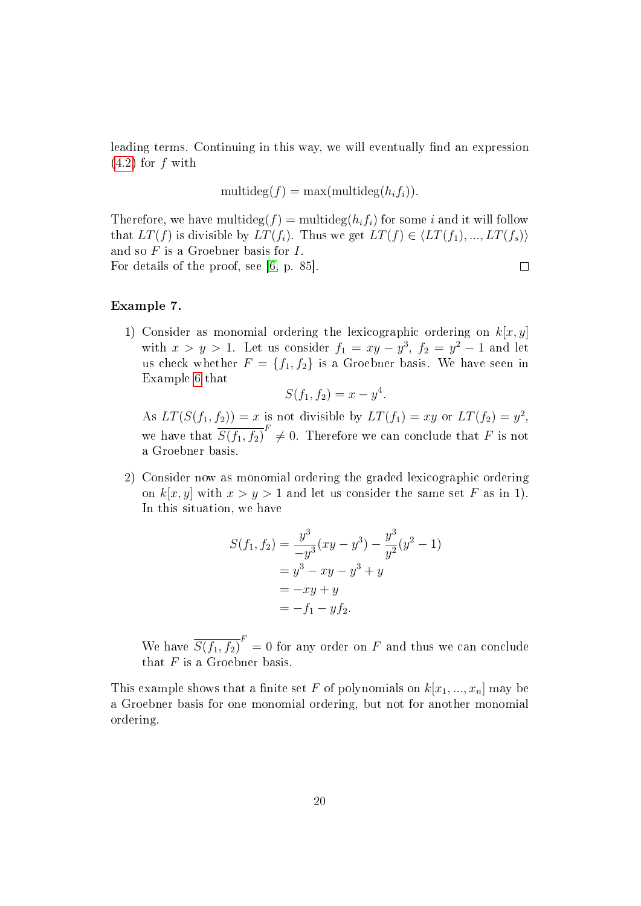leading terms. Continuing in this way, we will eventually find an expression (4.2) for $f$ with

$$\text{multideg}(f) = \max(\text{multideg}(h_i f_i)).$$

Therefore, we have $\text{multideg}(f) = \text{multideg}(h_i f_i)$ for some $i$ and it will follow that $LT(f)$ is divisible by $LT(f_i)$. Thus we get $LT(f) \in \langle LT(f_1), ..., LT(f_s)\rangle$ and so $F$ is a Groebner basis for $I$.
For details of the proof, see [6, p. 85]. $\square$

**Example 7.**

1) Consider as monomial ordering the lexicographic ordering on $k[x, y]$ with $x > y > 1$. Let us consider $f_1 = xy - y^3$, $f_2 = y^2 - 1$ and let us check whether $F = \{f_1, f_2\}$ is a Groebner basis. We have seen in Example 6 that

$$S(f_1, f_2) = x - y^4.$$

As $LT(S(f_1, f_2)) = x$ is not divisible by $LT(f_1) = xy$ or $LT(f_2) = y^2$, we have that $\overline{S(f_1, f_2)}^F \neq 0$. Therefore we can conclude that $F$ is not a Groebner basis.

2) Consider now as monomial ordering the graded lexicographic ordering on $k[x, y]$ with $x > y > 1$ and let us consider the same set $F$ as in 1). In this situation, we have

$$\begin{aligned} S(f_1, f_2) &= \frac{y^3}{-y^3}(xy - y^3) - \frac{y^3}{y^2}(y^2 - 1) \\ &= y^3 - xy - y^3 + y \\ &= -xy + y \\ &= -f_1 - yf_2. \end{aligned}$$

We have $\overline{S(f_1, f_2)}^F = 0$ for any order on $F$ and thus we can conclude that $F$ is a Groebner basis.

This example shows that a finite set $F$ of polynomials on $k[x_1, ..., x_n]$ may be a Groebner basis for one monomial ordering, but not for another monomial ordering.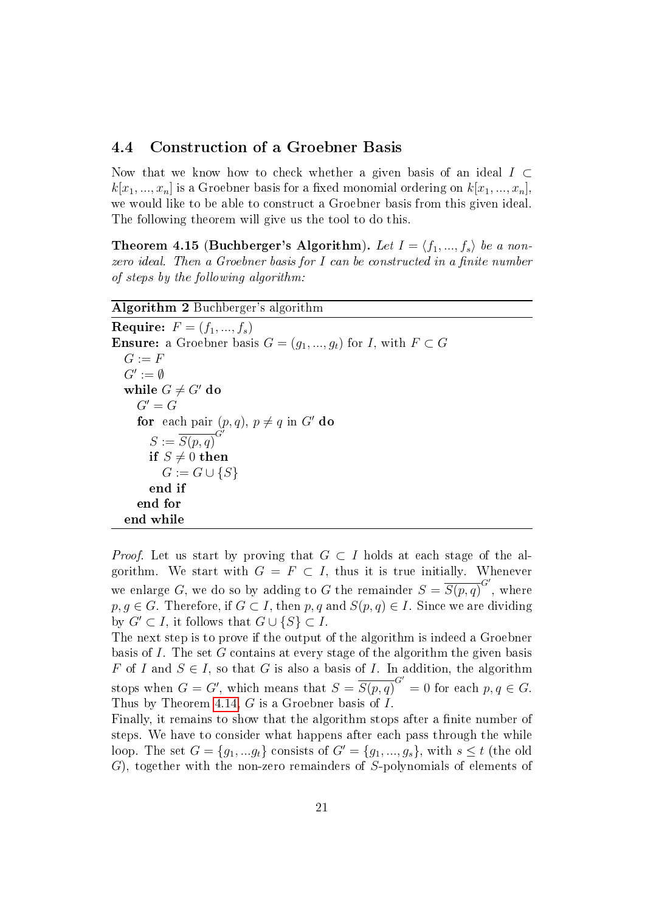## 4.4 Construction of a Groebner Basis

Now that we know how to check whether a given basis of an ideal $I \subset k[x_1, ..., x_n]$ is a Groebner basis for a fixed monomial ordering on $k[x_1, ..., x_n]$, we would like to be able to construct a Groebner basis from this given ideal. The following theorem will give us the tool to do this.

**Theorem 4.15 (Buchberger's Algorithm).** *Let $I = \langle f_1, ..., f_s \rangle$ be a non-zero ideal. Then a Groebner basis for $I$ can be constructed in a finite number of steps by the following algorithm:*

**Algorithm 2** Buchberger's algorithm

**Require:** $F = (f_1, ..., f_s)$
**Ensure:** a Groebner basis $G = (g_1, ..., g_t)$ for $I$, with $F \subset G$

$G := F$
$G' := \emptyset$
**while** $G \neq G'$ **do**
  $G' = G$
  **for** each pair $(p, q)$, $p \neq q$ in $G'$ **do**
    $S := \overline{S(p,q)}^{G'}$
    **if** $S \neq 0$ **then**
      $G := G \cup \{S\}$
    **end if**
  **end for**
**end while**

*Proof.* Let us start by proving that $G \subset I$ holds at each stage of the algorithm. We start with $G = F \subset I$, thus it is true initially. Whenever we enlarge $G$, we do so by adding to $G$ the remainder $S = \overline{S(p,q)}^{G'}$, where $p, q \in G$. Therefore, if $G \subset I$, then $p, q$ and $S(p,q) \in I$. Since we are dividing by $G' \subset I$, it follows that $G \cup \{S\} \subset I$.

The next step is to prove if the output of the algorithm is indeed a Groebner basis of $I$. The set $G$ contains at every stage of the algorithm the given basis $F$ of $I$ and $S \in I$, so that $G$ is also a basis of $I$. In addition, the algorithm stops when $G = G'$, which means that $S = \overline{S(p,q)}^{G'} = 0$ for each $p, q \in G$. Thus by Theorem 4.14, $G$ is a Groebner basis of $I$.

Finally, it remains to show that the algorithm stops after a finite number of steps. We have to consider what happens after each pass through the while loop. The set $G = \{g_1, ... g_t\}$ consists of $G' = \{g_1, ..., g_s\}$, with $s \leq t$ (the old $G$), together with the non-zero remainders of $S$-polynomials of elements of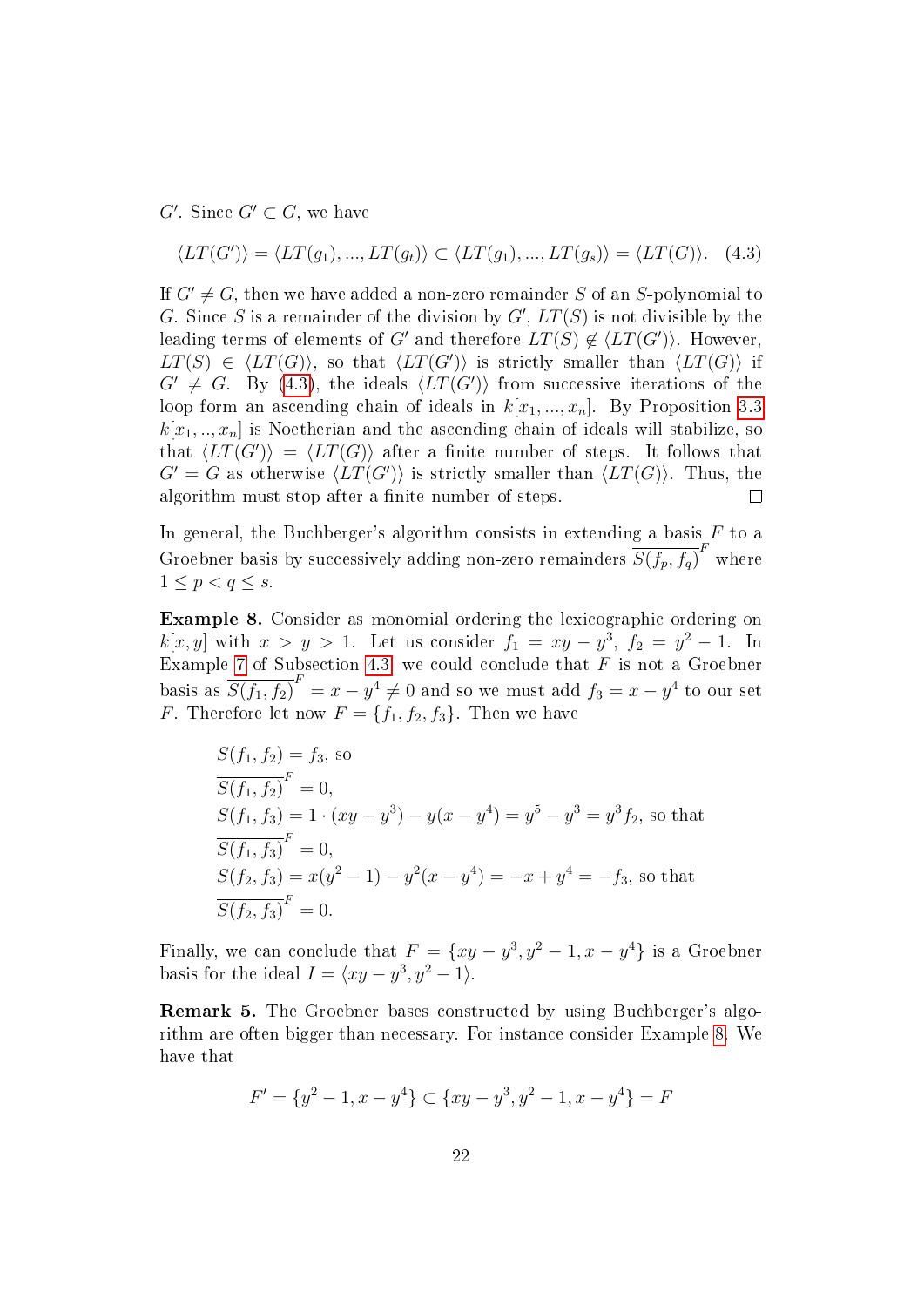$G'$. Since $G' \subset G$, we have

$$\langle LT(G')\rangle = \langle LT(g_1), ..., LT(g_t)\rangle \subset \langle LT(g_1), ..., LT(g_s)\rangle = \langle LT(G)\rangle. \quad (4.3)$$

If $G' \neq G$, then we have added a non-zero remainder $S$ of an $S$-polynomial to $G$. Since $S$ is a remainder of the division by $G'$, $LT(S)$ is not divisible by the leading terms of elements of $G'$ and therefore $LT(S) \notin \langle LT(G')\rangle$. However, $LT(S) \in \langle LT(G)\rangle$, so that $\langle LT(G')\rangle$ is strictly smaller than $\langle LT(G)\rangle$ if $G' \neq G$. By (4.3), the ideals $\langle LT(G')\rangle$ from successive iterations of the loop form an ascending chain of ideals in $k[x_1, ..., x_n]$. By Proposition 3.3 $k[x_1, .., x_n]$ is Noetherian and the ascending chain of ideals will stabilize, so that $\langle LT(G')\rangle = \langle LT(G)\rangle$ after a finite number of steps. It follows that $G' = G$ as otherwise $\langle LT(G')\rangle$ is strictly smaller than $\langle LT(G)\rangle$. Thus, the algorithm must stop after a finite number of steps. $\square$

In general, the Buchberger's algorithm consists in extending a basis $F$ to a Groebner basis by successively adding non-zero remainders $\overline{S(f_p, f_q)}^F$ where $1 \leq p < q \leq s$.

**Example 8.** Consider as monomial ordering the lexicographic ordering on $k[x, y]$ with $x > y > 1$. Let us consider $f_1 = xy - y^3$, $f_2 = y^2 - 1$. In Example 7 of Subsection 4.3 we could conclude that $F$ is not a Groebner basis as $\overline{S(f_1, f_2)}^F = x - y^4 \neq 0$ and so we must add $f_3 = x - y^4$ to our set $F$. Therefore let now $F = \{f_1, f_2, f_3\}$. Then we have

$$\begin{aligned}
&S(f_1, f_2) = f_3, \text{ so} \\
&\overline{S(f_1, f_2)}^F = 0, \\
&S(f_1, f_3) = 1 \cdot (xy - y^3) - y(x - y^4) = y^5 - y^3 = y^3 f_2, \text{ so that} \\
&\overline{S(f_1, f_3)}^F = 0, \\
&S(f_2, f_3) = x(y^2 - 1) - y^2(x - y^4) = -x + y^4 = -f_3, \text{ so that} \\
&\overline{S(f_2, f_3)}^F = 0.
\end{aligned}$$

Finally, we can conclude that $F = \{xy - y^3, y^2 - 1, x - y^4\}$ is a Groebner basis for the ideal $I = \langle xy - y^3, y^2 - 1\rangle$.

**Remark 5.** The Groebner bases constructed by using Buchberger's algorithm are often bigger than necessary. For instance consider Example 8. We have that

$$F' = \{y^2 - 1, x - y^4\} \subset \{xy - y^3, y^2 - 1, x - y^4\} = F$$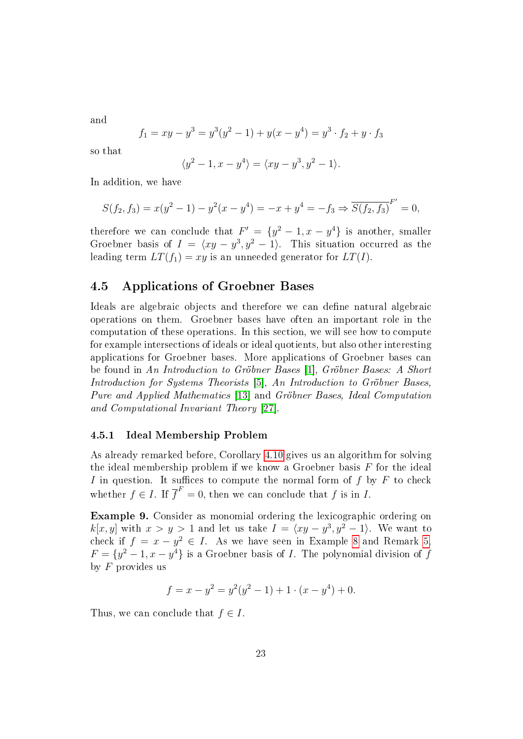and

$$f_1 = xy - y^3 = y^3(y^2 - 1) + y(x - y^4) = y^3 \cdot f_2 + y \cdot f_3$$

so that

$$\langle y^2 - 1, x - y^4 \rangle = \langle xy - y^3, y^2 - 1 \rangle.$$

In addition, we have

$$S(f_2, f_3) = x(y^2 - 1) - y^2(x - y^4) = -x + y^4 = -f_3 \Rightarrow \overline{S(f_2, f_3)}^{F'} = 0,$$

therefore we can conclude that $F' = \{y^2 - 1, x - y^4\}$ is another, smaller Groebner basis of $I = \langle xy - y^3, y^2 - 1 \rangle$. This situation occurred as the leading term $LT(f_1) = xy$ is an unneeded generator for $LT(I)$.

## 4.5 Applications of Groebner Bases

Ideals are algebraic objects and therefore we can define natural algebraic operations on them. Groebner bases have often an important role in the computation of these operations. In this section, we will see how to compute for example intersections of ideals or ideal quotients, but also other interesting applications for Groebner bases. More applications of Groebner bases can be found in *An Introduction to Gröbner Bases* [1], *Gröbner Bases: A Short Introduction for Systems Theorists* [5], *An Introduction to Gröbner Bases, Pure and Applied Mathematics* [13] and *Gröbner Bases, Ideal Computation and Computational Invariant Theory* [27].

### 4.5.1 Ideal Membership Problem

As already remarked before, Corollary 4.10 gives us an algorithm for solving the ideal membership problem if we know a Groebner basis $F$ for the ideal $I$ in question. It suffices to compute the normal form of $f$ by $F$ to check whether $f \in I$. If $\overline{f}^F = 0$, then we can conclude that $f$ is in $I$.

**Example 9.** Consider as monomial ordering the lexicographic ordering on $k[x, y]$ with $x > y > 1$ and let us take $I = \langle xy - y^3, y^2 - 1 \rangle$. We want to check if $f = x - y^2 \in I$. As we have seen in Example 8 and Remark 5, $F = \{y^2 - 1, x - y^4\}$ is a Groebner basis of $I$. The polynomial division of $f$ by $F$ provides us

$$f = x - y^2 = y^2(y^2 - 1) + 1 \cdot (x - y^4) + 0.$$

Thus, we can conclude that $f \in I$.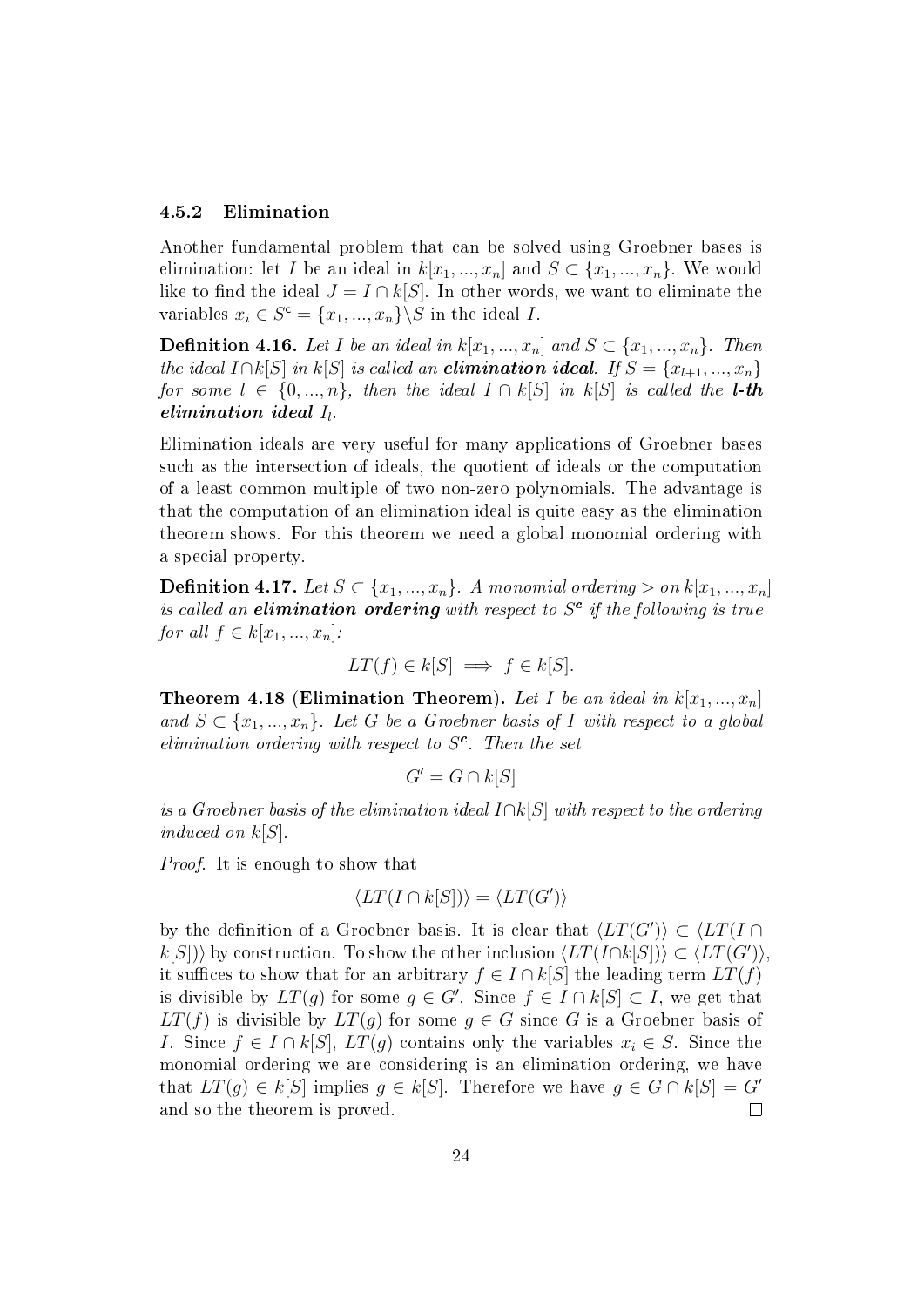### 4.5.2 Elimination

Another fundamental problem that can be solved using Groebner bases is elimination: let $I$ be an ideal in $k[x_1, ..., x_n]$ and $S \subset \{x_1, ..., x_n\}$. We would like to find the ideal $J = I \cap k[S]$. In other words, we want to eliminate the variables $x_i \in S^c = \{x_1, ..., x_n\} \backslash S$ in the ideal $I$.

**Definition 4.16.** *Let $I$ be an ideal in $k[x_1, ..., x_n]$ and $S \subset \{x_1, ..., x_n\}$. Then the ideal $I \cap k[S]$ in $k[S]$ is called an* ***elimination ideal****. If $S = \{x_{l+1}, ..., x_n\}$ for some $l \in \{0, ..., n\}$, then the ideal $I \cap k[S]$ in $k[S]$ is called the* ***l-th elimination ideal*** *$I_l$.*

Elimination ideals are very useful for many applications of Groebner bases such as the intersection of ideals, the quotient of ideals or the computation of a least common multiple of two non-zero polynomials. The advantage is that the computation of an elimination ideal is quite easy as the elimination theorem shows. For this theorem we need a global monomial ordering with a special property.

**Definition 4.17.** *Let $S \subset \{x_1, ..., x_n\}$. A monomial ordering $>$ on $k[x_1, ..., x_n]$ is called an* ***elimination ordering*** *with respect to $S^c$ if the following is true for all $f \in k[x_1, ..., x_n]$:*

$$LT(f) \in k[S] \implies f \in k[S].$$

**Theorem 4.18 (Elimination Theorem).** *Let $I$ be an ideal in $k[x_1, ..., x_n]$ and $S \subset \{x_1, ..., x_n\}$. Let $G$ be a Groebner basis of $I$ with respect to a global elimination ordering with respect to $S^c$. Then the set*

$$G' = G \cap k[S]$$

*is a Groebner basis of the elimination ideal $I \cap k[S]$ with respect to the ordering induced on $k[S]$.*

*Proof.* It is enough to show that

$$\langle LT(I \cap k[S]) \rangle = \langle LT(G') \rangle$$

by the definition of a Groebner basis. It is clear that $\langle LT(G') \rangle \subset \langle LT(I \cap k[S]) \rangle$ by construction. To show the other inclusion $\langle LT(I \cap k[S]) \rangle \subset \langle LT(G') \rangle$, it suffices to show that for an arbitrary $f \in I \cap k[S]$ the leading term $LT(f)$ is divisible by $LT(g)$ for some $g \in G'$. Since $f \in I \cap k[S] \subset I$, we get that $LT(f)$ is divisible by $LT(g)$ for some $g \in G$ since $G$ is a Groebner basis of $I$. Since $f \in I \cap k[S]$, $LT(g)$ contains only the variables $x_i \in S$. Since the monomial ordering we are considering is an elimination ordering, we have that $LT(g) \in k[S]$ implies $g \in k[S]$. Therefore we have $g \in G \cap k[S] = G'$ and so the theorem is proved. $\square$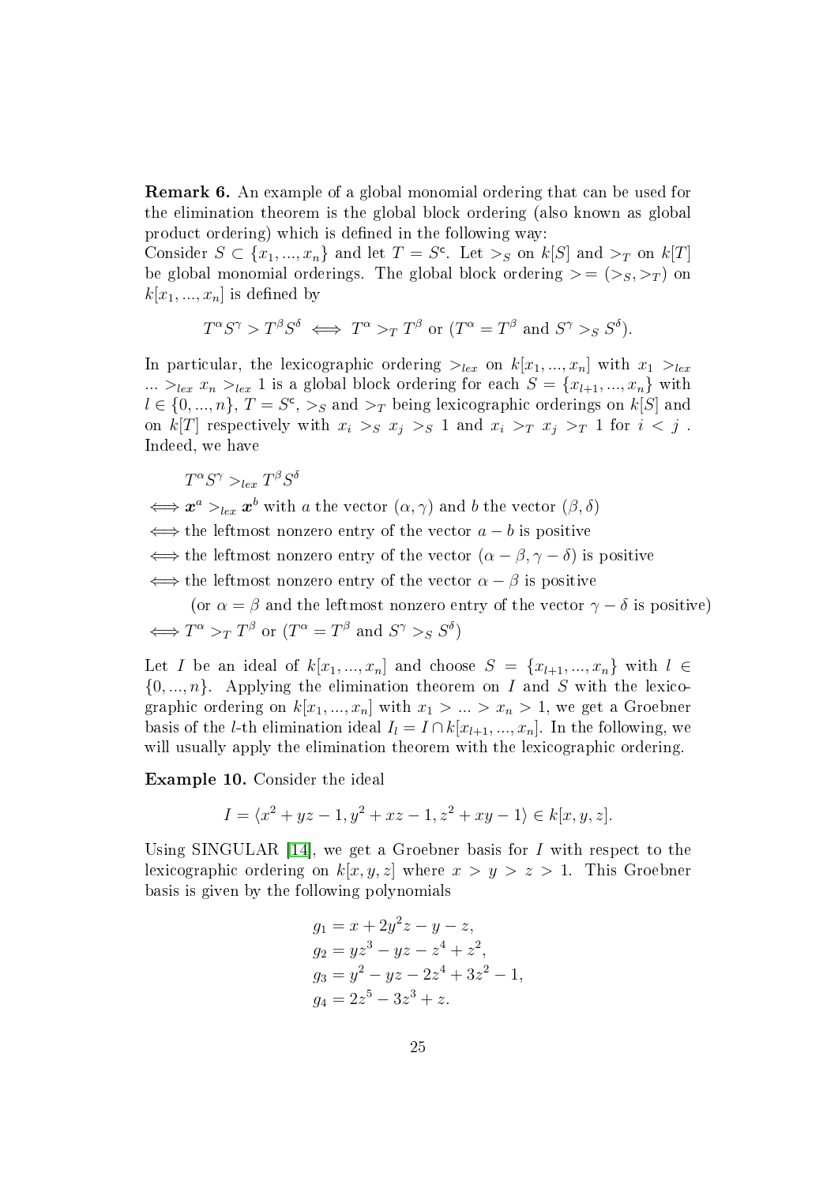**Remark 6.** An example of a global monomial ordering that can be used for the elimination theorem is the global block ordering (also known as global product ordering) which is defined in the following way:
Consider $S \subset \{x_1, ..., x_n\}$ and let $T = S^{\mathsf{c}}$. Let $>_S$ on $k[S]$ and $>_T$ on $k[T]$ be global monomial orderings. The global block ordering $> = (>_S, >_T)$ on $k[x_1, ..., x_n]$ is defined by

$$T^\alpha S^\gamma > T^\beta S^\delta \iff T^\alpha >_T T^\beta \text{ or } (T^\alpha = T^\beta \text{ and } S^\gamma >_S S^\delta).$$

In particular, the lexicographic ordering $>_{lex}$ on $k[x_1, ..., x_n]$ with $x_1 >_{lex} ... >_{lex} x_n >_{lex} 1$ is a global block ordering for each $S = \{x_{l+1}, ..., x_n\}$ with $l \in \{0, ..., n\}$, $T = S^{\mathsf{c}}$, $>_S$ and $>_T$ being lexicographic orderings on $k[S]$ and on $k[T]$ respectively with $x_i >_S x_j >_S 1$ and $x_i >_T x_j >_T 1$ for $i < j$. Indeed, we have

$$\begin{aligned}
&T^\alpha S^\gamma >_{lex} T^\beta S^\delta \\
\iff &\boldsymbol{x}^a >_{lex} \boldsymbol{x}^b \text{ with } a \text{ the vector } (\alpha, \gamma) \text{ and } b \text{ the vector } (\beta, \delta) \\
\iff &\text{the leftmost nonzero entry of the vector } a - b \text{ is positive} \\
\iff &\text{the leftmost nonzero entry of the vector } (\alpha - \beta, \gamma - \delta) \text{ is positive} \\
\iff &\text{the leftmost nonzero entry of the vector } \alpha - \beta \text{ is positive} \\
&\quad (\text{or } \alpha = \beta \text{ and the leftmost nonzero entry of the vector } \gamma - \delta \text{ is positive}) \\
\iff &T^\alpha >_T T^\beta \text{ or } (T^\alpha = T^\beta \text{ and } S^\gamma >_S S^\delta)
\end{aligned}$$

Let $I$ be an ideal of $k[x_1, ..., x_n]$ and choose $S = \{x_{l+1}, ..., x_n\}$ with $l \in \{0, ..., n\}$. Applying the elimination theorem on $I$ and $S$ with the lexicographic ordering on $k[x_1, ..., x_n]$ with $x_1 > ... > x_n > 1$, we get a Groebner basis of the $l$-th elimination ideal $I_l = I \cap k[x_{l+1}, ..., x_n]$. In the following, we will usually apply the elimination theorem with the lexicographic ordering.

**Example 10.** Consider the ideal

$$I = \langle x^2 + yz - 1, y^2 + xz - 1, z^2 + xy - 1 \rangle \in k[x, y, z].$$

Using SINGULAR [14], we get a Groebner basis for $I$ with respect to the lexicographic ordering on $k[x, y, z]$ where $x > y > z > 1$. This Groebner basis is given by the following polynomials

$$\begin{aligned}
g_1 &= x + 2y^2 z - y - z, \\
g_2 &= yz^3 - yz - z^4 + z^2, \\
g_3 &= y^2 - yz - 2z^4 + 3z^2 - 1, \\
g_4 &= 2z^5 - 3z^3 + z.
\end{aligned}$$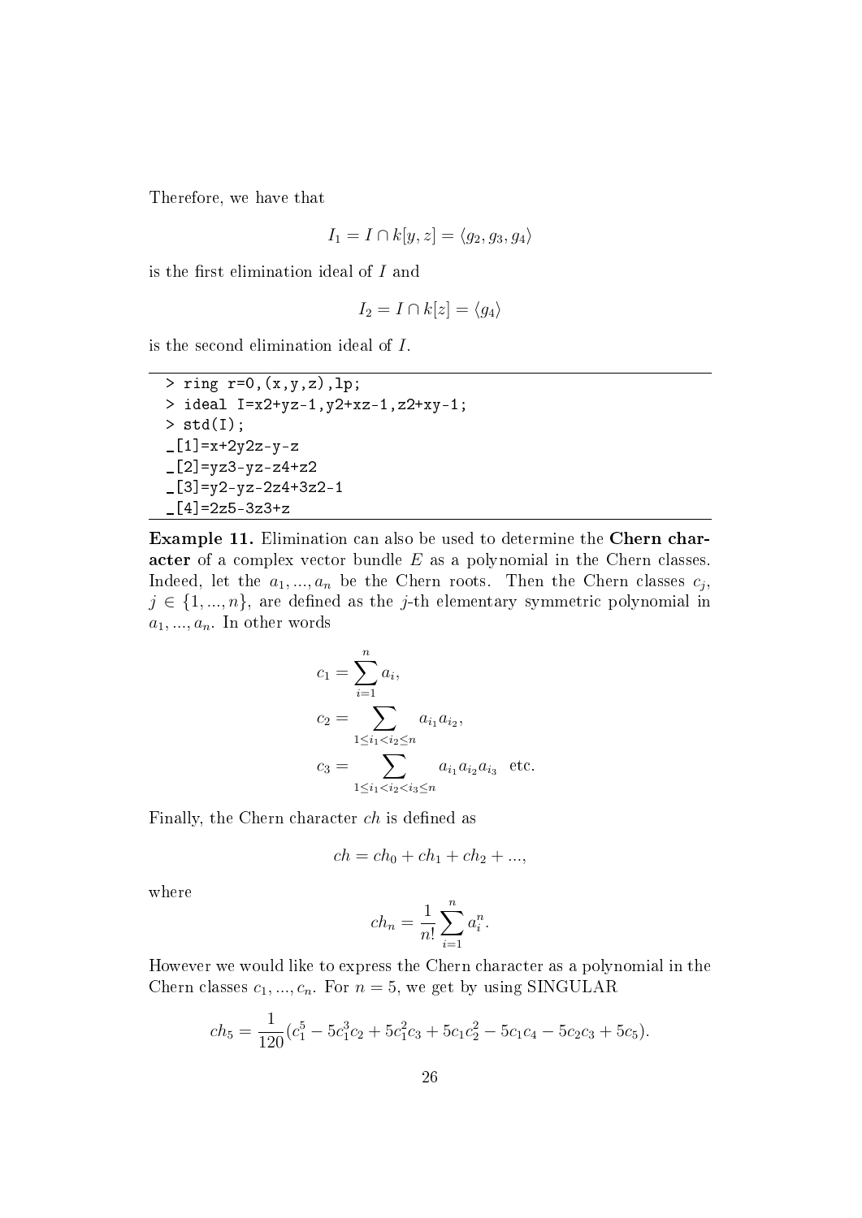Therefore, we have that

$$I_1 = I \cap k[y, z] = \langle g_2, g_3, g_4 \rangle$$

is the first elimination ideal of $I$ and

$$I_2 = I \cap k[z] = \langle g_4 \rangle$$

is the second elimination ideal of $I$.

```
> ring r=0,(x,y,z),lp;
> ideal I=x2+yz-1,y2+xz-1,z2+xy-1;
> std(I);
_[1]=x+2y2z-y-z
_[2]=yz3-yz-z4+z2
_[3]=y2-yz-2z4+3z2-1
_[4]=2z5-3z3+z
```

**Example 11.** Elimination can also be used to determine the **Chern character** of a complex vector bundle $E$ as a polynomial in the Chern classes. Indeed, let the $a_1, ..., a_n$ be the Chern roots. Then the Chern classes $c_j$, $j \in \{1, ..., n\}$, are defined as the $j$-th elementary symmetric polynomial in $a_1, ..., a_n$. In other words

$$c_1 = \sum_{i=1}^{n} a_i,$$

$$c_2 = \sum_{1 \leq i_1 < i_2 \leq n} a_{i_1} a_{i_2},$$

$$c_3 = \sum_{1 \leq i_1 < i_2 < i_3 \leq n} a_{i_1} a_{i_2} a_{i_3} \quad \text{etc.}$$

Finally, the Chern character $ch$ is defined as

$$ch = ch_0 + ch_1 + ch_2 + ...,$$

where

$$ch_n = \frac{1}{n!} \sum_{i=1}^{n} a_i^n.$$

However we would like to express the Chern character as a polynomial in the Chern classes $c_1, ..., c_n$. For $n = 5$, we get by using SINGULAR

$$ch_5 = \frac{1}{120}(c_1^5 - 5c_1^3 c_2 + 5c_1^2 c_3 + 5c_1 c_2^2 - 5c_1 c_4 - 5c_2 c_3 + 5c_5).$$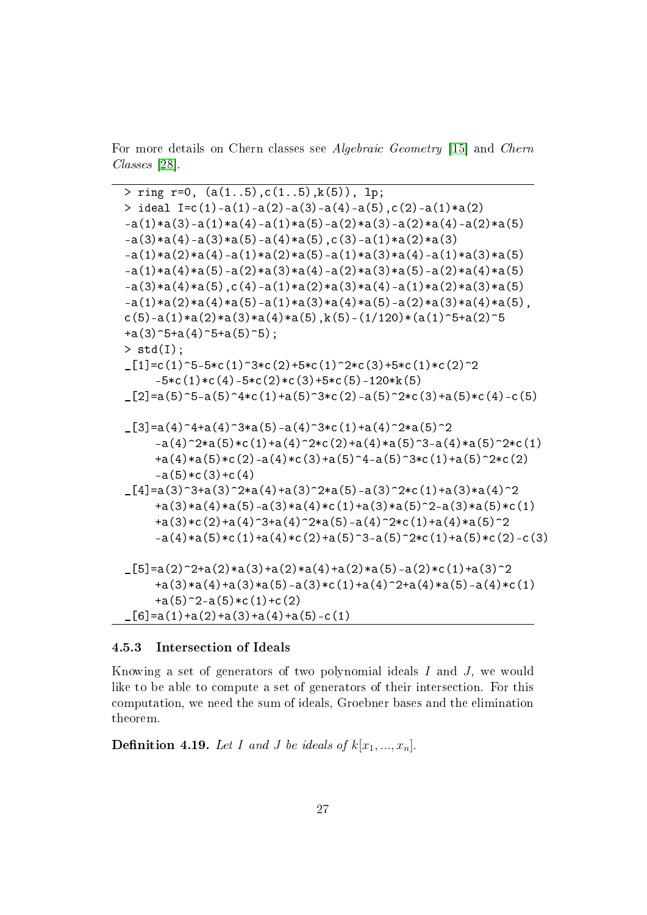For more details on Chern classes see *Algebraic Geometry* [15] and *Chern Classes* [28].

```
> ring r=0, (a(1..5),c(1..5),k(5)), lp;
> ideal I=c(1)-a(1)-a(2)-a(3)-a(4)-a(5),c(2)-a(1)*a(2)
-a(1)*a(3)-a(1)*a(4)-a(1)*a(5)-a(2)*a(3)-a(2)*a(4)-a(2)*a(5)
-a(3)*a(4)-a(3)*a(5)-a(4)*a(5),c(3)-a(1)*a(2)*a(3)
-a(1)*a(2)*a(4)-a(1)*a(2)*a(5)-a(1)*a(3)*a(4)-a(1)*a(3)*a(5)
-a(1)*a(4)*a(5)-a(2)*a(3)*a(4)-a(2)*a(3)*a(5)-a(2)*a(4)*a(5)
-a(3)*a(4)*a(5),c(4)-a(1)*a(2)*a(3)*a(4)-a(1)*a(2)*a(3)*a(5)
-a(1)*a(2)*a(4)*a(5)-a(1)*a(3)*a(4)*a(5)-a(2)*a(3)*a(4)*a(5),
c(5)-a(1)*a(2)*a(3)*a(4)*a(5),k(5)-(1/120)*(a(1)^5+a(2)^5
+a(3)^5+a(4)^5+a(5)^5);
> std(I);
_[1]=c(1)^5-5*c(1)^3*c(2)+5*c(1)^2*c(3)+5*c(1)*c(2)^2
    -5*c(1)*c(4)-5*c(2)*c(3)+5*c(5)-120*k(5)
_[2]=a(5)^5-a(5)^4*c(1)+a(5)^3*c(2)-a(5)^2*c(3)+a(5)*c(4)-c(5)

_[3]=a(4)^4+a(4)^3*a(5)-a(4)^3*c(1)+a(4)^2*a(5)^2
    -a(4)^2*a(5)*c(1)+a(4)^2*c(2)+a(4)*a(5)^3-a(4)*a(5)^2*c(1)
    +a(4)*a(5)*c(2)-a(4)*c(3)+a(5)^4-a(5)^3*c(1)+a(5)^2*c(2)
    -a(5)*c(3)+c(4)
_[4]=a(3)^3+a(3)^2*a(4)+a(3)^2*a(5)-a(3)^2*c(1)+a(3)*a(4)^2
    +a(3)*a(4)*a(5)-a(3)*a(4)*c(1)+a(3)*a(5)^2-a(3)*a(5)*c(1)
    +a(3)*c(2)+a(4)^3+a(4)^2*a(5)-a(4)^2*c(1)+a(4)*a(5)^2
    -a(4)*a(5)*c(1)+a(4)*c(2)+a(5)^3-a(5)^2*c(1)+a(5)*c(2)-c(3)

_[5]=a(2)^2+a(2)*a(3)+a(2)*a(4)+a(2)*a(5)-a(2)*c(1)+a(3)^2
    +a(3)*a(4)+a(3)*a(5)-a(3)*c(1)+a(4)^2+a(4)*a(5)-a(4)*c(1)
    +a(5)^2-a(5)*c(1)+c(2)
_[6]=a(1)+a(2)+a(3)+a(4)+a(5)-c(1)
```

### 4.5.3 Intersection of Ideals

Knowing a set of generators of two polynomial ideals $I$ and $J$, we would like to be able to compute a set of generators of their intersection. For this computation, we need the sum of ideals, Groebner bases and the elimination theorem.

**Definition 4.19.** *Let $I$ and $J$ be ideals of $k[x_1, ..., x_n]$.*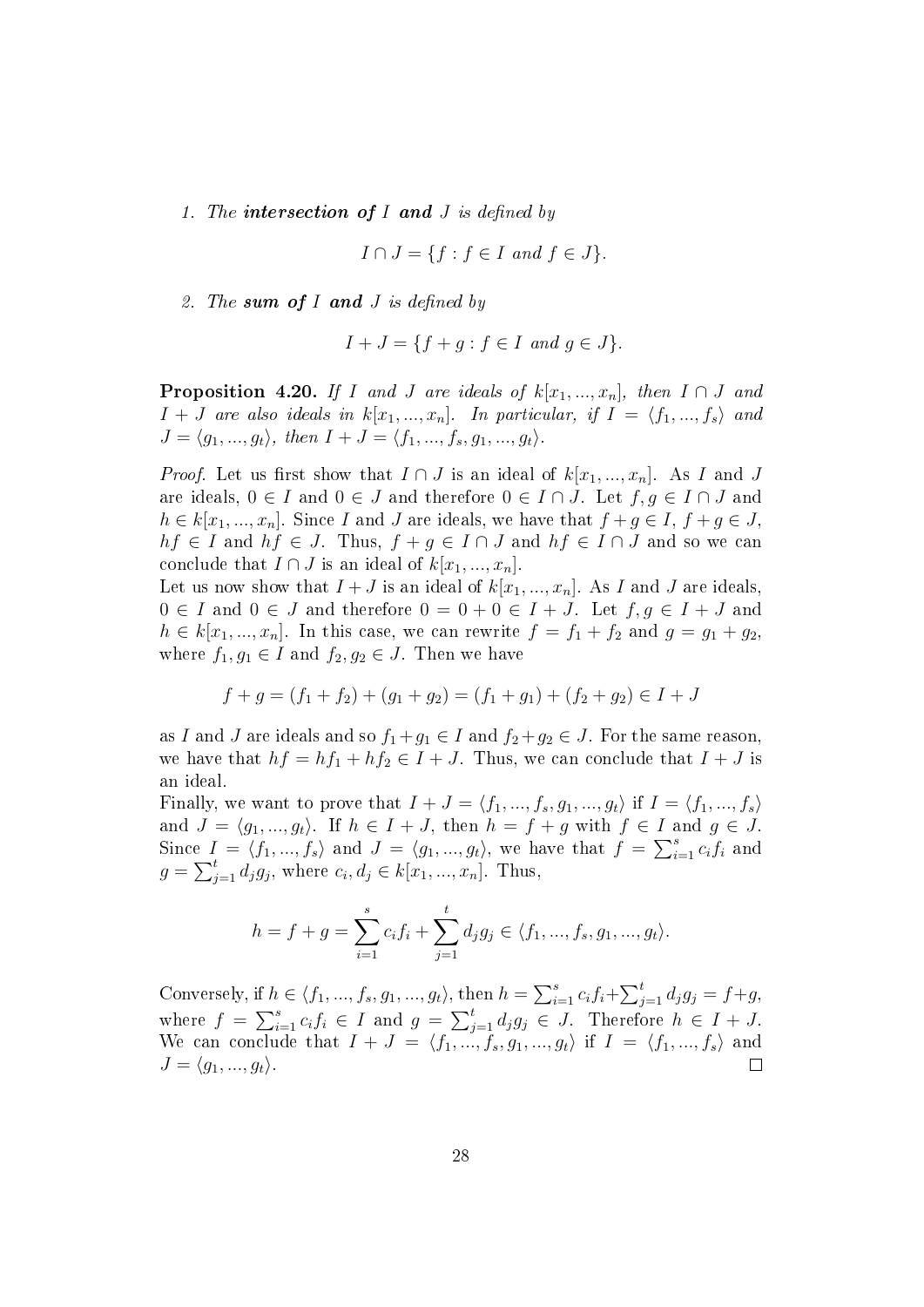1. *The* ***intersection of*** $I$ ***and*** $J$ *is defined by*

$$I \cap J = \{f : f \in I \text{ and } f \in J\}.$$

2. *The* ***sum of*** $I$ ***and*** $J$ *is defined by*

$$I + J = \{f + g : f \in I \text{ and } g \in J\}.$$

**Proposition 4.20.** *If* $I$ *and* $J$ *are ideals of* $k[x_1, ..., x_n]$*, then* $I \cap J$ *and* $I + J$ *are also ideals in* $k[x_1, ..., x_n]$*. In particular, if* $I = \langle f_1, ..., f_s \rangle$ *and* $J = \langle g_1, ..., g_t \rangle$*, then* $I + J = \langle f_1, ..., f_s, g_1, ..., g_t \rangle$*.*

*Proof.* Let us first show that $I \cap J$ is an ideal of $k[x_1, ..., x_n]$. As $I$ and $J$ are ideals, $0 \in I$ and $0 \in J$ and therefore $0 \in I \cap J$. Let $f, g \in I \cap J$ and $h \in k[x_1, ..., x_n]$. Since $I$ and $J$ are ideals, we have that $f + g \in I$, $f + g \in J$, $hf \in I$ and $hf \in J$. Thus, $f + g \in I \cap J$ and $hf \in I \cap J$ and so we can conclude that $I \cap J$ is an ideal of $k[x_1, ..., x_n]$.
Let us now show that $I + J$ is an ideal of $k[x_1, ..., x_n]$. As $I$ and $J$ are ideals, $0 \in I$ and $0 \in J$ and therefore $0 = 0 + 0 \in I + J$. Let $f, g \in I + J$ and $h \in k[x_1, ..., x_n]$. In this case, we can rewrite $f = f_1 + f_2$ and $g = g_1 + g_2$, where $f_1, g_1 \in I$ and $f_2, g_2 \in J$. Then we have

$$f + g = (f_1 + f_2) + (g_1 + g_2) = (f_1 + g_1) + (f_2 + g_2) \in I + J$$

as $I$ and $J$ are ideals and so $f_1 + g_1 \in I$ and $f_2 + g_2 \in J$. For the same reason, we have that $hf = hf_1 + hf_2 \in I + J$. Thus, we can conclude that $I + J$ is an ideal.
Finally, we want to prove that $I + J = \langle f_1, ..., f_s, g_1, ..., g_t \rangle$ if $I = \langle f_1, ..., f_s \rangle$ and $J = \langle g_1, ..., g_t \rangle$. If $h \in I + J$, then $h = f + g$ with $f \in I$ and $g \in J$. Since $I = \langle f_1, ..., f_s \rangle$ and $J = \langle g_1, ..., g_t \rangle$, we have that $f = \sum_{i=1}^{s} c_i f_i$ and $g = \sum_{j=1}^{t} d_j g_j$, where $c_i, d_j \in k[x_1, ..., x_n]$. Thus,

$$h = f + g = \sum_{i=1}^{s} c_i f_i + \sum_{j=1}^{t} d_j g_j \in \langle f_1, ..., f_s, g_1, ..., g_t \rangle.$$

Conversely, if $h \in \langle f_1, ..., f_s, g_1, ..., g_t \rangle$, then $h = \sum_{i=1}^{s} c_i f_i + \sum_{j=1}^{t} d_j g_j = f + g$, where $f = \sum_{i=1}^{s} c_i f_i \in I$ and $g = \sum_{j=1}^{t} d_j g_j \in J$. Therefore $h \in I + J$. We can conclude that $I + J = \langle f_1, ..., f_s, g_1, ..., g_t \rangle$ if $I = \langle f_1, ..., f_s \rangle$ and $J = \langle g_1, ..., g_t \rangle$. $\square$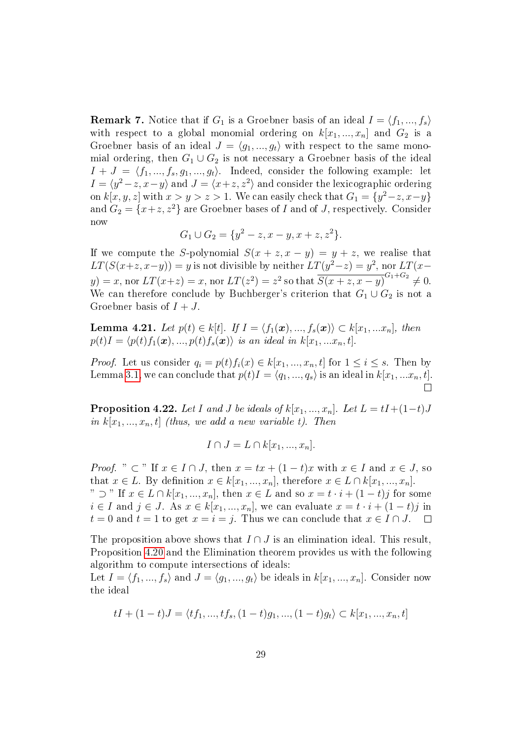**Remark 7.** Notice that if $G_1$ is a Groebner basis of an ideal $I = \langle f_1, ..., f_s \rangle$ with respect to a global monomial ordering on $k[x_1, ..., x_n]$ and $G_2$ is a Groebner basis of an ideal $J = \langle g_1, ..., g_t \rangle$ with respect to the same monomial ordering, then $G_1 \cup G_2$ is not necessary a Groebner basis of the ideal $I + J = \langle f_1, ..., f_s, g_1, ..., g_t \rangle$. Indeed, consider the following example: let $I = \langle y^2 - z, x - y \rangle$ and $J = \langle x + z, z^2 \rangle$ and consider the lexicographic ordering on $k[x, y, z]$ with $x > y > z > 1$. We can easily check that $G_1 = \{y^2 - z, x - y\}$ and $G_2 = \{x + z, z^2\}$ are Groebner bases of $I$ and of $J$, respectively. Consider now

$$G_1 \cup G_2 = \{y^2 - z, x - y, x + z, z^2\}.$$

If we compute the $S$-polynomial $S(x + z, x - y) = y + z$, we realise that $LT(S(x+z, x-y)) = y$ is not divisible by neither $LT(y^2 - z) = y^2$, nor $LT(x - y) = x$, nor $LT(x+z) = x$, nor $LT(z^2) = z^2$ so that $\overline{S(x + z, x - y)}^{G_1 + G_2} \neq 0$. We can therefore conclude by Buchberger's criterion that $G_1 \cup G_2$ is not a Groebner basis of $I + J$.

**Lemma 4.21.** *Let $p(t) \in k[t]$. If $I = \langle f_1(\boldsymbol{x}), ..., f_s(\boldsymbol{x}) \rangle \subset k[x_1, ...x_n]$, then $p(t)I = \langle p(t)f_1(\boldsymbol{x}), ..., p(t)f_s(\boldsymbol{x}) \rangle$ is an ideal in $k[x_1, ...x_n, t]$.*

*Proof.* Let us consider $q_i = p(t)f_i(x) \in k[x_1, ..., x_n, t]$ for $1 \leq i \leq s$. Then by Lemma 3.1, we can conclude that $p(t)I = \langle q_1, ..., q_s \rangle$ is an ideal in $k[x_1, ...x_n, t]$. $\square$

**Proposition 4.22.** *Let $I$ and $J$ be ideals of $k[x_1, ..., x_n]$. Let $L = tI + (1-t)J$ in $k[x_1, ..., x_n, t]$ (thus, we add a new variable $t$). Then*

$$I \cap J = L \cap k[x_1, ..., x_n].$$

*Proof.* " $\subset$ " If $x \in I \cap J$, then $x = tx + (1 - t)x$ with $x \in I$ and $x \in J$, so that $x \in L$. By definition $x \in k[x_1, ..., x_n]$, therefore $x \in L \cap k[x_1, ..., x_n]$.
" $\supset$ " If $x \in L \cap k[x_1, ..., x_n]$, then $x \in L$ and so $x = t \cdot i + (1 - t)j$ for some $i \in I$ and $j \in J$. As $x \in k[x_1, ..., x_n]$, we can evaluate $x = t \cdot i + (1 - t)j$ in $t = 0$ and $t = 1$ to get $x = i = j$. Thus we can conclude that $x \in I \cap J$. $\square$

The proposition above shows that $I \cap J$ is an elimination ideal. This result, Proposition 4.20 and the Elimination theorem provides us with the following algorithm to compute intersections of ideals:
Let $I = \langle f_1, ..., f_s \rangle$ and $J = \langle g_1, ..., g_t \rangle$ be ideals in $k[x_1, ..., x_n]$. Consider now the ideal

$$tI + (1 - t)J = \langle tf_1, ..., tf_s, (1 - t)g_1, ..., (1 - t)g_t \rangle \subset k[x_1, ..., x_n, t]$$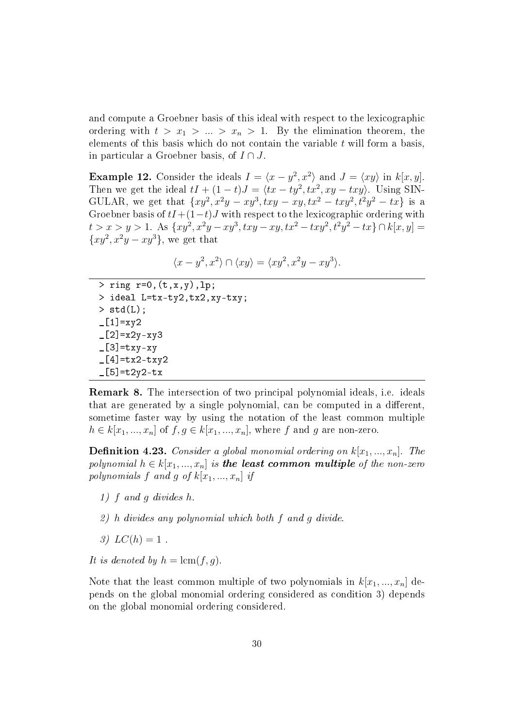and compute a Groebner basis of this ideal with respect to the lexicographic ordering with $t > x_1 > ... > x_n > 1$. By the elimination theorem, the elements of this basis which do not contain the variable $t$ will form a basis, in particular a Groebner basis, of $I \cap J$.

**Example 12.** Consider the ideals $I = \langle x - y^2, x^2 \rangle$ and $J = \langle xy \rangle$ in $k[x, y]$. Then we get the ideal $tI + (1-t)J = \langle tx - ty^2, tx^2, xy - txy \rangle$. Using SINGULAR, we get that $\{xy^2, x^2y - xy^3, txy - xy, tx^2 - txy^2, t^2y^2 - tx\}$ is a Groebner basis of $tI + (1-t)J$ with respect to the lexicographic ordering with $t > x > y > 1$. As $\{xy^2, x^2y - xy^3, txy - xy, tx^2 - txy^2, t^2y^2 - tx\} \cap k[x, y] = \{xy^2, x^2y - xy^3\}$, we get that

$$\langle x - y^2, x^2 \rangle \cap \langle xy \rangle = \langle xy^2, x^2y - xy^3 \rangle.$$

```
> ring r=0,(t,x,y),lp;
> ideal L=tx-ty2,tx2,xy-txy;
> std(L);
_[1]=xy2
_[2]=x2y-xy3
_[3]=txy-xy
_[4]=tx2-txy2
_[5]=t2y2-tx
```

**Remark 8.** The intersection of two principal polynomial ideals, i.e. ideals that are generated by a single polynomial, can be computed in a different, sometime faster way by using the notation of the least common multiple $h \in k[x_1, ..., x_n]$ of $f, g \in k[x_1, ..., x_n]$, where $f$ and $g$ are non-zero.

**Definition 4.23.** *Consider a global monomial ordering on $k[x_1, ..., x_n]$. The polynomial $h \in k[x_1, ..., x_n]$ is **the least common multiple** of the non-zero polynomials $f$ and $g$ of $k[x_1, ..., x_n]$ if*

1) *$f$ and $g$ divides $h$.*

2) *$h$ divides any polynomial which both $f$ and $g$ divide.*

3) *$LC(h) = 1$ .*

*It is denoted by $h = \text{lcm}(f, g)$.*

Note that the least common multiple of two polynomials in $k[x_1, ..., x_n]$ depends on the global monomial ordering considered as condition 3) depends on the global monomial ordering considered.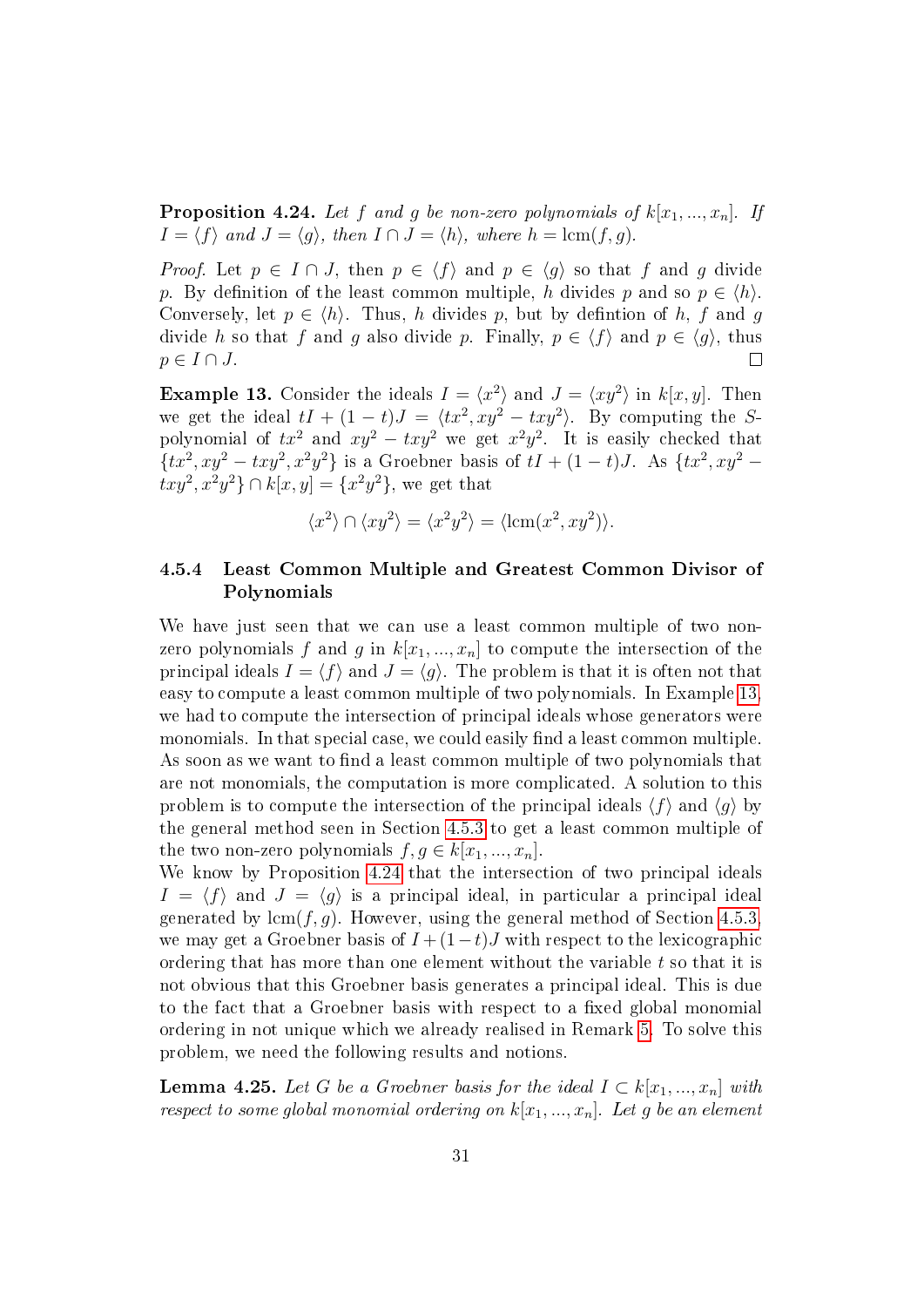**Proposition 4.24.** *Let $f$ and $g$ be non-zero polynomials of $k[x_1, ..., x_n]$. If $I = \langle f \rangle$ and $J = \langle g \rangle$, then $I \cap J = \langle h \rangle$, where $h = \text{lcm}(f, g)$.*

*Proof.* Let $p \in I \cap J$, then $p \in \langle f \rangle$ and $p \in \langle g \rangle$ so that $f$ and $g$ divide $p$. By definition of the least common multiple, $h$ divides $p$ and so $p \in \langle h \rangle$. Conversely, let $p \in \langle h \rangle$. Thus, $h$ divides $p$, but by defintion of $h$, $f$ and $g$ divide $h$ so that $f$ and $g$ also divide $p$. Finally, $p \in \langle f \rangle$ and $p \in \langle g \rangle$, thus $p \in I \cap J$. $\square$

**Example 13.** Consider the ideals $I = \langle x^2 \rangle$ and $J = \langle xy^2 \rangle$ in $k[x, y]$. Then we get the ideal $tI + (1-t)J = \langle tx^2, xy^2 - txy^2 \rangle$. By computing the S-polynomial of $tx^2$ and $xy^2 - txy^2$ we get $x^2y^2$. It is easily checked that $\{tx^2, xy^2 - txy^2, x^2y^2\}$ is a Groebner basis of $tI + (1-t)J$. As $\{tx^2, xy^2 - txy^2, x^2y^2\} \cap k[x, y] = \{x^2y^2\}$, we get that

$$\langle x^2 \rangle \cap \langle xy^2 \rangle = \langle x^2y^2 \rangle = \langle \text{lcm}(x^2, xy^2) \rangle.$$

### 4.5.4 Least Common Multiple and Greatest Common Divisor of Polynomials

We have just seen that we can use a least common multiple of two non-zero polynomials $f$ and $g$ in $k[x_1, ..., x_n]$ to compute the intersection of the principal ideals $I = \langle f \rangle$ and $J = \langle g \rangle$. The problem is that it is often not that easy to compute a least common multiple of two polynomials. In Example 13, we had to compute the intersection of principal ideals whose generators were monomials. In that special case, we could easily find a least common multiple. As soon as we want to find a least common multiple of two polynomials that are not monomials, the computation is more complicated. A solution to this problem is to compute the intersection of the principal ideals $\langle f \rangle$ and $\langle g \rangle$ by the general method seen in Section 4.5.3 to get a least common multiple of the two non-zero polynomials $f, g \in k[x_1, ..., x_n]$.
We know by Proposition 4.24 that the intersection of two principal ideals $I = \langle f \rangle$ and $J = \langle g \rangle$ is a principal ideal, in particular a principal ideal generated by $\text{lcm}(f, g)$. However, using the general method of Section 4.5.3, we may get a Groebner basis of $I + (1-t)J$ with respect to the lexicographic ordering that has more than one element without the variable $t$ so that it is not obvious that this Groebner basis generates a principal ideal. This is due to the fact that a Groebner basis with respect to a fixed global monomial ordering in not unique which we already realised in Remark 5. To solve this problem, we need the following results and notions.

**Lemma 4.25.** *Let $G$ be a Groebner basis for the ideal $I \subset k[x_1, ..., x_n]$ with respect to some global monomial ordering on $k[x_1, ..., x_n]$. Let $g$ be an element*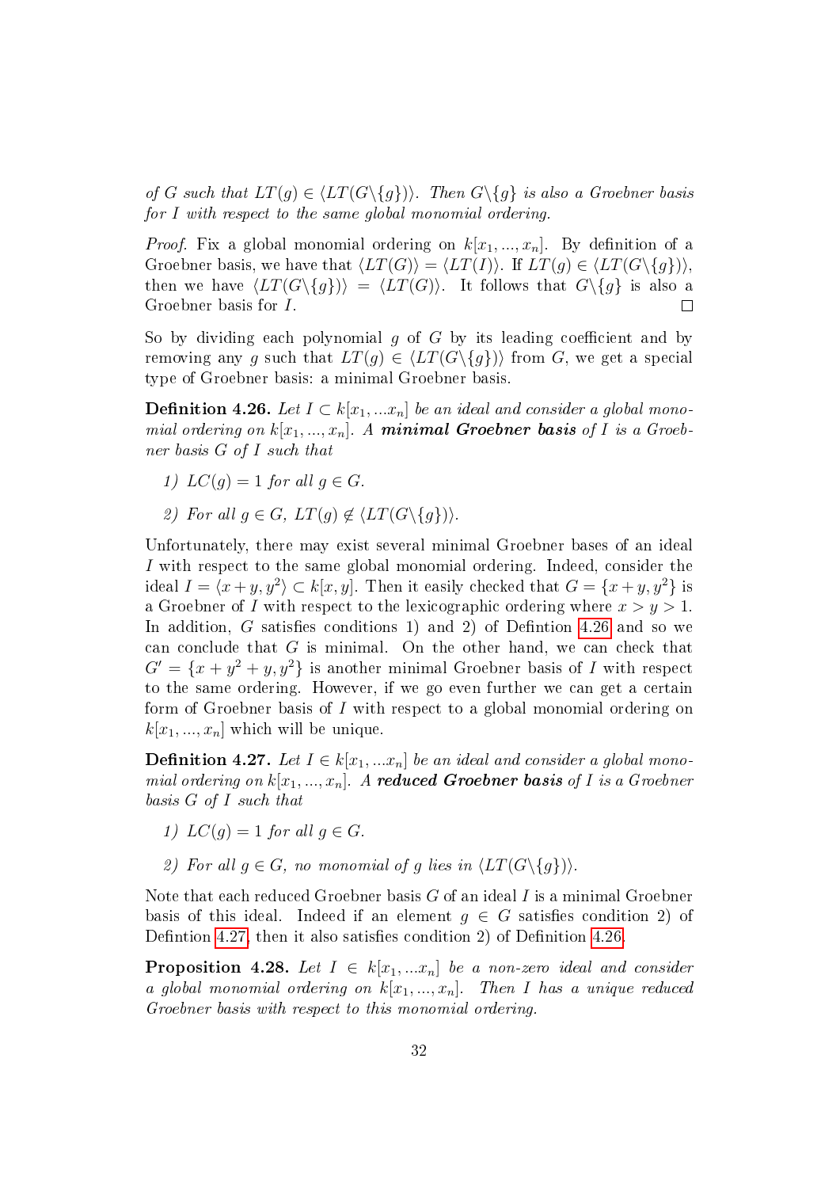*of $G$ such that $LT(g) \in \langle LT(G\backslash\{g\})\rangle$. Then $G\backslash\{g\}$ is also a Groebner basis for $I$ with respect to the same global monomial ordering.*

*Proof.* Fix a global monomial ordering on $k[x_1, ..., x_n]$. By definition of a Groebner basis, we have that $\langle LT(G)\rangle = \langle LT(I)\rangle$. If $LT(g) \in \langle LT(G\backslash\{g\})\rangle$, then we have $\langle LT(G\backslash\{g\})\rangle = \langle LT(G)\rangle$. It follows that $G\backslash\{g\}$ is also a Groebner basis for $I$. □

So by dividing each polynomial $g$ of $G$ by its leading coefficient and by removing any $g$ such that $LT(g) \in \langle LT(G\backslash\{g\})\rangle$ from $G$, we get a special type of Groebner basis: a minimal Groebner basis.

**Definition 4.26.** *Let $I \subset k[x_1, ...x_n]$ be an ideal and consider a global monomial ordering on $k[x_1, ..., x_n]$. A* ***minimal Groebner basis*** *of $I$ is a Groebner basis $G$ of $I$ such that*

*1) $LC(g) = 1$ for all $g \in G$.*

*2) For all $g \in G$, $LT(g) \notin \langle LT(G\backslash\{g\})\rangle$.*

Unfortunately, there may exist several minimal Groebner bases of an ideal $I$ with respect to the same global monomial ordering. Indeed, consider the ideal $I = \langle x + y, y^2\rangle \subset k[x, y]$. Then it easily checked that $G = \{x + y, y^2\}$ is a Groebner of $I$ with respect to the lexicographic ordering where $x > y > 1$. In addition, $G$ satisfies conditions 1) and 2) of Defintion 4.26 and so we can conclude that $G$ is minimal. On the other hand, we can check that $G' = \{x + y^2 + y, y^2\}$ is another minimal Groebner basis of $I$ with respect to the same ordering. However, if we go even further we can get a certain form of Groebner basis of $I$ with respect to a global monomial ordering on $k[x_1, ..., x_n]$ which will be unique.

**Definition 4.27.** *Let $I \in k[x_1, ...x_n]$ be an ideal and consider a global monomial ordering on $k[x_1, ..., x_n]$. A* ***reduced Groebner basis*** *of $I$ is a Groebner basis $G$ of $I$ such that*

*1) $LC(g) = 1$ for all $g \in G$.*

*2) For all $g \in G$, no monomial of $g$ lies in $\langle LT(G\backslash\{g\})\rangle$.*

Note that each reduced Groebner basis $G$ of an ideal $I$ is a minimal Groebner basis of this ideal. Indeed if an element $g \in G$ satisfies condition 2) of Defintion 4.27, then it also satisfies condition 2) of Definition 4.26.

**Proposition 4.28.** *Let $I \in k[x_1, ...x_n]$ be a non-zero ideal and consider a global monomial ordering on $k[x_1, ..., x_n]$. Then $I$ has a unique reduced Groebner basis with respect to this monomial ordering.*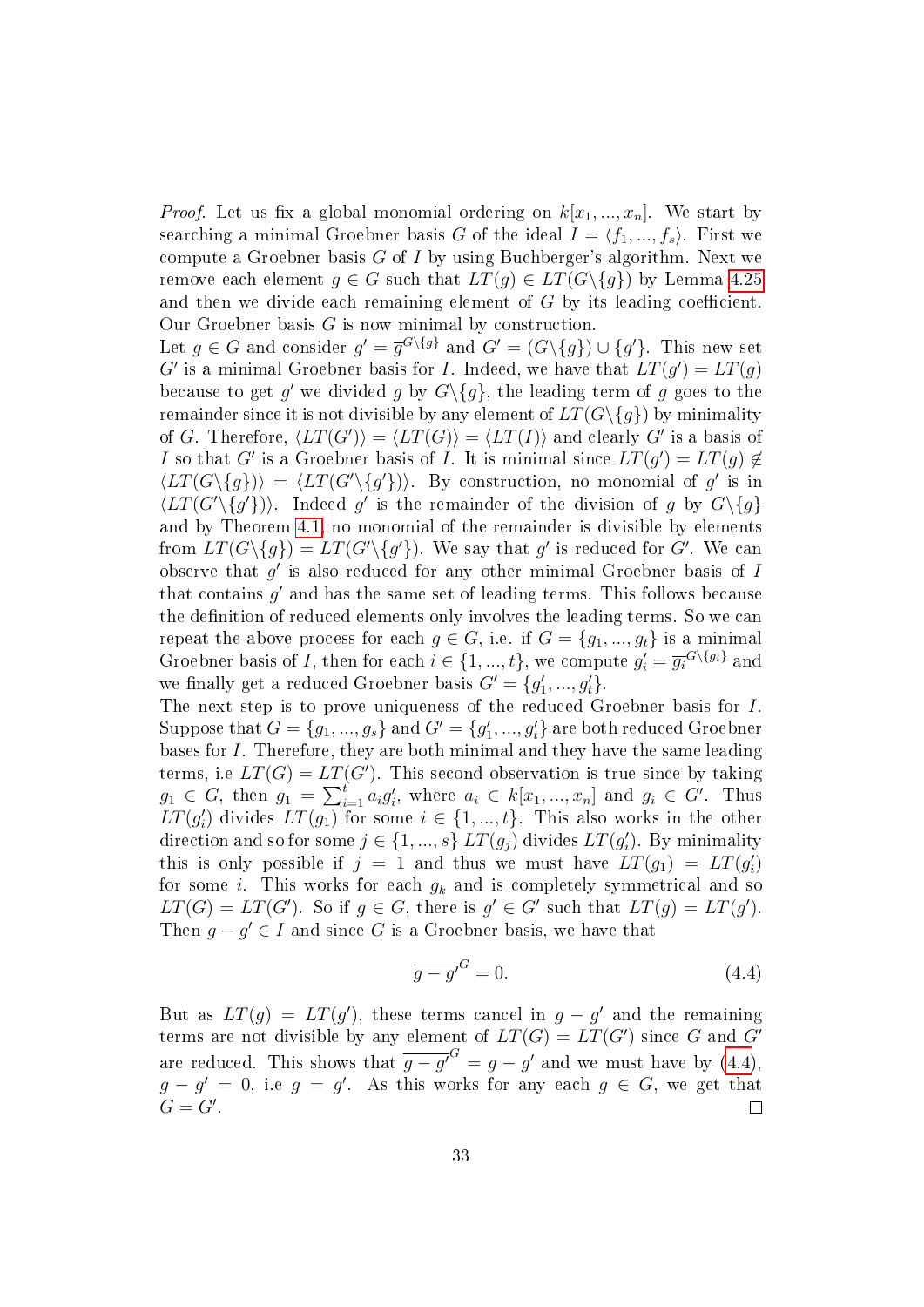*Proof.* Let us fix a global monomial ordering on $k[x_1, ..., x_n]$. We start by searching a minimal Groebner basis $G$ of the ideal $I = \langle f_1, ..., f_s \rangle$. First we compute a Groebner basis $G$ of $I$ by using Buchberger's algorithm. Next we remove each element $g \in G$ such that $LT(g) \in LT(G \backslash \{g\})$ by Lemma 4.25 and then we divide each remaining element of $G$ by its leading coefficient. Our Groebner basis $G$ is now minimal by construction.

Let $g \in G$ and consider $g' = \overline{g}^{G \backslash \{g\}}$ and $G' = (G \backslash \{g\}) \cup \{g'\}$. This new set $G'$ is a minimal Groebner basis for $I$. Indeed, we have that $LT(g') = LT(g)$ because to get $g'$ we divided $g$ by $G \backslash \{g\}$, the leading term of $g$ goes to the remainder since it is not divisible by any element of $LT(G \backslash \{g\})$ by minimality of $G$. Therefore, $\langle LT(G') \rangle = \langle LT(G) \rangle = \langle LT(I) \rangle$ and clearly $G'$ is a basis of $I$ so that $G'$ is a Groebner basis of $I$. It is minimal since $LT(g') = LT(g) \notin \langle LT(G \backslash \{g\}) \rangle = \langle LT(G' \backslash \{g'\}) \rangle$. By construction, no monomial of $g'$ is in $\langle LT(G' \backslash \{g'\}) \rangle$. Indeed $g'$ is the remainder of the division of $g$ by $G \backslash \{g\}$ and by Theorem 4.1, no monomial of the remainder is divisible by elements from $LT(G \backslash \{g\}) = LT(G' \backslash \{g'\})$. We say that $g'$ is reduced for $G'$. We can observe that $g'$ is also reduced for any other minimal Groebner basis of $I$ that contains $g'$ and has the same set of leading terms. This follows because the definition of reduced elements only involves the leading terms. So we can repeat the above process for each $g \in G$, i.e. if $G = \{g_1, ..., g_t\}$ is a minimal Groebner basis of $I$, then for each $i \in \{1, ..., t\}$, we compute $g_i' = \overline{g_i}^{G \backslash \{g_i\}}$ and we finally get a reduced Groebner basis $G' = \{g_1', ..., g_t'\}$.

The next step is to prove uniqueness of the reduced Groebner basis for $I$. Suppose that $G = \{g_1, ..., g_s\}$ and $G' = \{g_1', ..., g_t'\}$ are both reduced Groebner bases for $I$. Therefore, they are both minimal and they have the same leading terms, i.e $LT(G) = LT(G')$. This second observation is true since by taking $g_1 \in G$, then $g_1 = \sum_{i=1}^{t} a_i g_i'$, where $a_i \in k[x_1, ..., x_n]$ and $g_i \in G'$. Thus $LT(g_i')$ divides $LT(g_1)$ for some $i \in \{1, ..., t\}$. This also works in the other direction and so for some $j \in \{1, ..., s\}$ $LT(g_j)$ divides $LT(g_i')$. By minimality this is only possible if $j = 1$ and thus we must have $LT(g_1) = LT(g_i')$ for some $i$. This works for each $g_k$ and is completely symmetrical and so $LT(G) = LT(G')$. So if $g \in G$, there is $g' \in G'$ such that $LT(g) = LT(g')$. Then $g - g' \in I$ and since $G$ is a Groebner basis, we have that

$$\overline{g - g'}^{G} = 0. \tag{4.4}$$

But as $LT(g) = LT(g')$, these terms cancel in $g - g'$ and the remaining terms are not divisible by any element of $LT(G) = LT(G')$ since $G$ and $G'$ are reduced. This shows that $\overline{g - g'}^{G} = g - g'$ and we must have by (4.4), $g - g' = 0$, i.e $g = g'$. As this works for any each $g \in G$, we get that $G = G'$. $\square$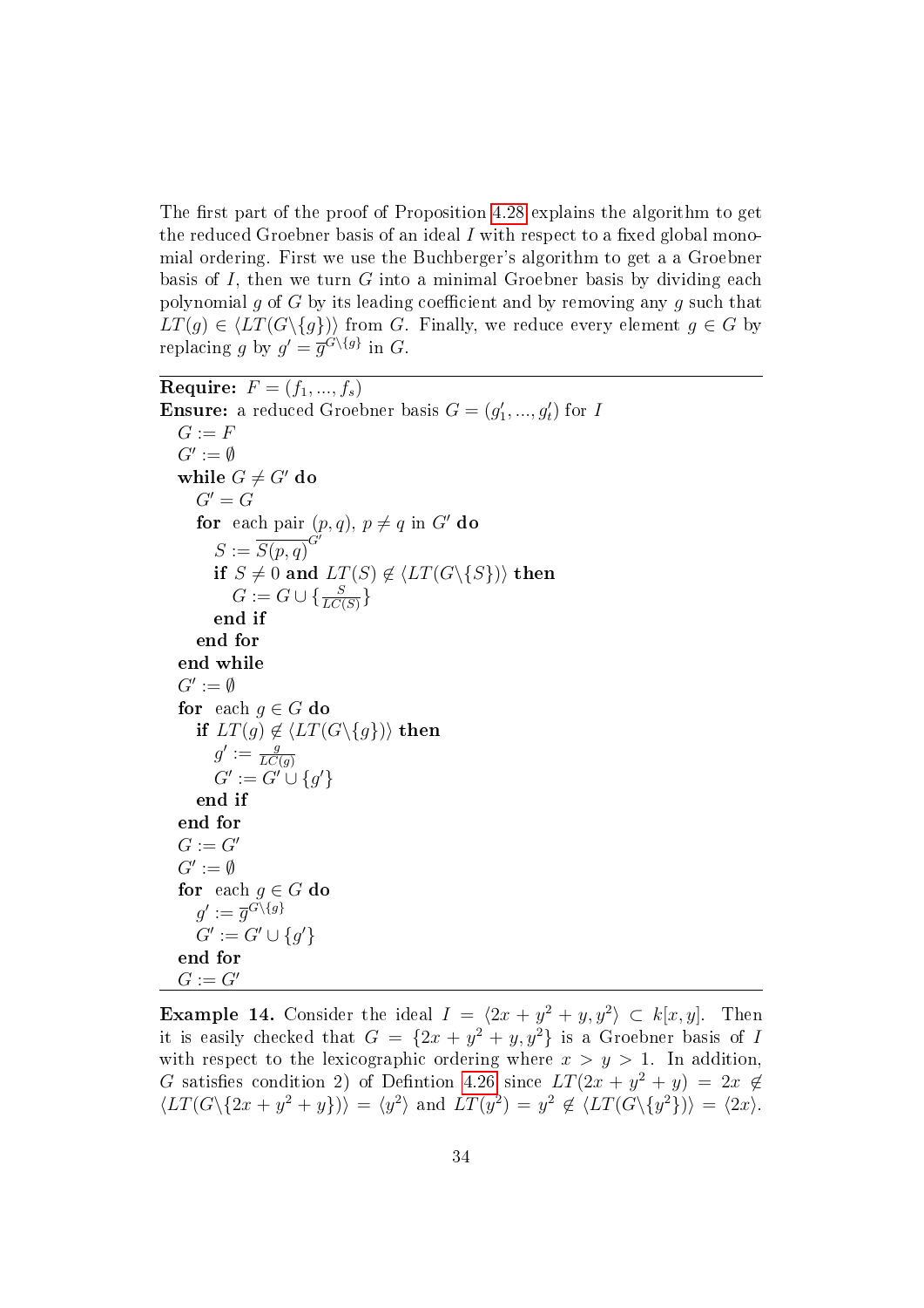The first part of the proof of Proposition 4.28 explains the algorithm to get the reduced Groebner basis of an ideal $I$ with respect to a fixed global monomial ordering. First we use the Buchberger's algorithm to get a a Groebner basis of $I$, then we turn $G$ into a minimal Groebner basis by dividing each polynomial $g$ of $G$ by its leading coefficient and by removing any $g$ such that $LT(g) \in \langle LT(G \backslash \{g\}) \rangle$ from $G$. Finally, we reduce every element $g \in G$ by replacing $g$ by $g' = \overline{g}^{G \backslash \{g\}}$ in $G$.

---

**Require:** $F = (f_1, ..., f_s)$
**Ensure:** a reduced Groebner basis $G = (g'_1, ..., g'_t)$ for $I$

```
G := F
G' := ∅
while G ≠ G' do
  G' = G
  for each pair (p, q), p ≠ q in G' do
    S := S(p,q)^{G'}   (remainder of S(p,q) on division by G')
    if S ≠ 0 and LT(S) ∉ ⟨LT(G\{S})⟩ then
      G := G ∪ { S / LC(S) }
    end if
  end for
end while
G' := ∅
for each g ∈ G do
  if LT(g) ∉ ⟨LT(G\{g})⟩ then
    g' := g / LC(g)
    G' := G' ∪ {g'}
  end if
end for
G := G'
G' := ∅
for each g ∈ G do
  g' := g^{G\{g}}   (remainder of g on division by G\{g})
  G' := G' ∪ {g'}
end for
G := G'
```

---

**Example 14.** Consider the ideal $I = \langle 2x + y^2 + y, y^2 \rangle \subset k[x, y]$. Then it is easily checked that $G = \{2x + y^2 + y, y^2\}$ is a Groebner basis of $I$ with respect to the lexicographic ordering where $x > y > 1$. In addition, $G$ satisfies condition 2) of Defintion 4.26 since $LT(2x + y^2 + y) = 2x \notin \langle LT(G \backslash \{2x + y^2 + y\}) \rangle = \langle y^2 \rangle$ and $LT(y^2) = y^2 \notin \langle LT(G \backslash \{y^2\}) \rangle = \langle 2x \rangle$.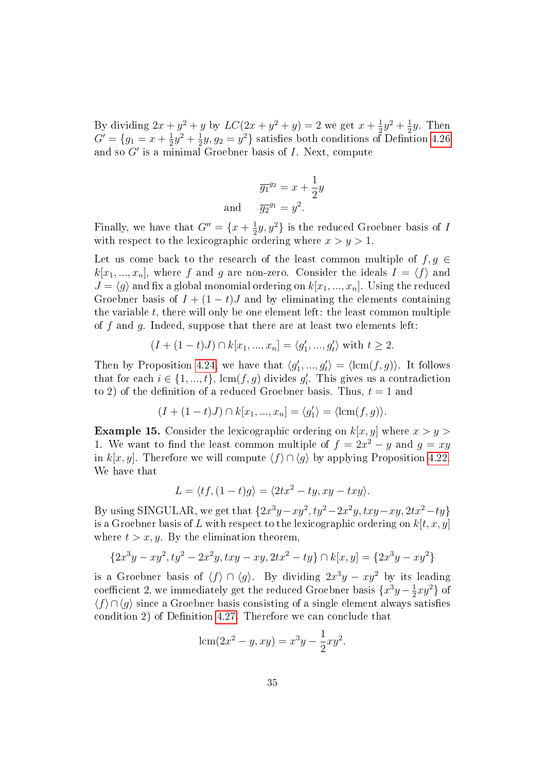By dividing $2x + y^2 + y$ by $LC(2x + y^2 + y) = 2$ we get $x + \frac{1}{2}y^2 + \frac{1}{2}y$. Then $G' = \{g_1 = x + \frac{1}{2}y^2 + \frac{1}{2}y, g_2 = y^2\}$ satisfies both conditions of Defintion 4.26 and so $G'$ is a minimal Groebner basis of $I$. Next, compute

$$\overline{g_1}^{g_2} = x + \frac{1}{2}y$$
$$\text{and} \qquad \overline{g_2}^{g_1} = y^2.$$

Finally, we have that $G'' = \{x + \frac{1}{2}y, y^2\}$ is the reduced Groebner basis of $I$ with respect to the lexicographic ordering where $x > y > 1$.

Let us come back to the research of the least common multiple of $f, g \in k[x_1, ..., x_n]$, where $f$ and $g$ are non-zero. Consider the ideals $I = \langle f \rangle$ and $J = \langle g \rangle$ and fix a global monomial ordering on $k[x_1, ..., x_n]$. Using the reduced Groebner basis of $I + (1-t)J$ and by eliminating the elements containing the variable $t$, there will only be one element left: the least common multiple of $f$ and $g$. Indeed, suppose that there are at least two elements left:

$$(I + (1-t)J) \cap k[x_1, ..., x_n] = \langle g_1', ..., g_t' \rangle \text{ with } t \geq 2.$$

Then by Proposition 4.24, we have that $\langle g_1', ..., g_t' \rangle = \langle \text{lcm}(f, g) \rangle$. It follows that for each $i \in \{1, ..., t\}$, $\text{lcm}(f, g)$ divides $g_i'$. This gives us a contradiction to 2) of the definition of a reduced Groebner basis. Thus, $t = 1$ and

$$(I + (1-t)J) \cap k[x_1, ..., x_n] = \langle g_1' \rangle = \langle \text{lcm}(f, g) \rangle.$$

**Example 15.** Consider the lexicographic ordering on $k[x, y]$ where $x > y > 1$. We want to find the least common multiple of $f = 2x^2 - y$ and $g = xy$ in $k[x, y]$. Therefore we will compute $\langle f \rangle \cap \langle g \rangle$ by applying Proposition 4.22. We have that

$$L = \langle tf, (1-t)g \rangle = \langle 2tx^2 - ty, xy - txy \rangle.$$

By using SINGULAR, we get that $\{2x^3y - xy^2, ty^2 - 2x^2y, txy - xy, 2tx^2 - ty\}$ is a Groebner basis of $L$ with respect to the lexicographic ordering on $k[t, x, y]$ where $t > x, y$. By the elimination theorem,

$$\{2x^3y - xy^2, ty^2 - 2x^2y, txy - xy, 2tx^2 - ty\} \cap k[x, y] = \{2x^3y - xy^2\}$$

is a Groebner basis of $\langle f \rangle \cap \langle g \rangle$. By dividing $2x^3y - xy^2$ by its leading coefficient 2, we immediately get the reduced Groebner basis $\{x^3y - \frac{1}{2}xy^2\}$ of $\langle f \rangle \cap \langle g \rangle$ since a Groebner basis consisting of a single element always satisfies condition 2) of Definition 4.27. Therefore we can conclude that

$$\text{lcm}(2x^2 - y, xy) = x^3y - \frac{1}{2}xy^2.$$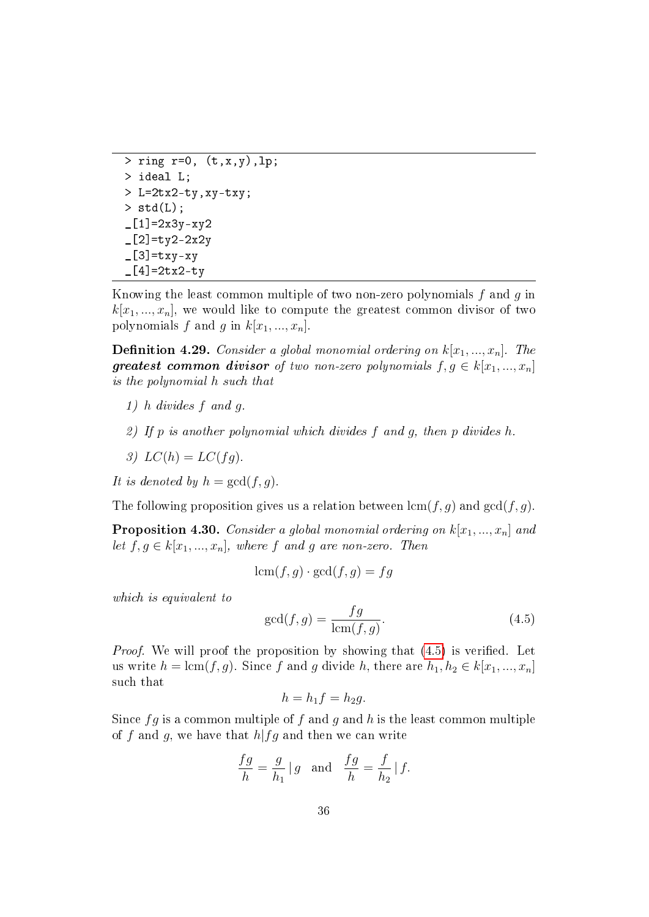```
> ring r=0, (t,x,y),lp;
> ideal L;
> L=2tx2-ty,xy-txy;
> std(L);
_[1]=2x3y-xy2
_[2]=ty2-2x2y
_[3]=txy-xy
_[4]=2tx2-ty
```

Knowing the least common multiple of two non-zero polynomials $f$ and $g$ in $k[x_1, ..., x_n]$, we would like to compute the greatest common divisor of two polynomials $f$ and $g$ in $k[x_1, ..., x_n]$.

**Definition 4.29.** *Consider a global monomial ordering on $k[x_1, ..., x_n]$. The **greatest common divisor** of two non-zero polynomials $f, g \in k[x_1, ..., x_n]$ is the polynomial $h$ such that*

*1) $h$ divides $f$ and $g$.*

*2) If $p$ is another polynomial which divides $f$ and $g$, then $p$ divides $h$.*

*3) $LC(h) = LC(fg)$.*

*It is denoted by $h = \gcd(f, g)$.*

The following proposition gives us a relation between $\text{lcm}(f, g)$ and $\gcd(f, g)$.

**Proposition 4.30.** *Consider a global monomial ordering on $k[x_1, ..., x_n]$ and let $f, g \in k[x_1, ..., x_n]$, where $f$ and $g$ are non-zero. Then*

$$\text{lcm}(f, g) \cdot \gcd(f, g) = fg$$

*which is equivalent to*

$$\gcd(f, g) = \frac{fg}{\text{lcm}(f, g)}. \tag{4.5}$$

*Proof.* We will proof the proposition by showing that (4.5) is verified. Let us write $h = \text{lcm}(f, g)$. Since $f$ and $g$ divide $h$, there are $h_1, h_2 \in k[x_1, ..., x_n]$ such that

$$h = h_1 f = h_2 g.$$

Since $fg$ is a common multiple of of $f$ and $g$ and $h$ is the least common multiple of $f$ and $g$, we have that $h|fg$ and then we can write

$$\frac{fg}{h} = \frac{g}{h_1} \,|\, g \quad \text{and} \quad \frac{fg}{h} = \frac{f}{h_2} \,|\, f.$$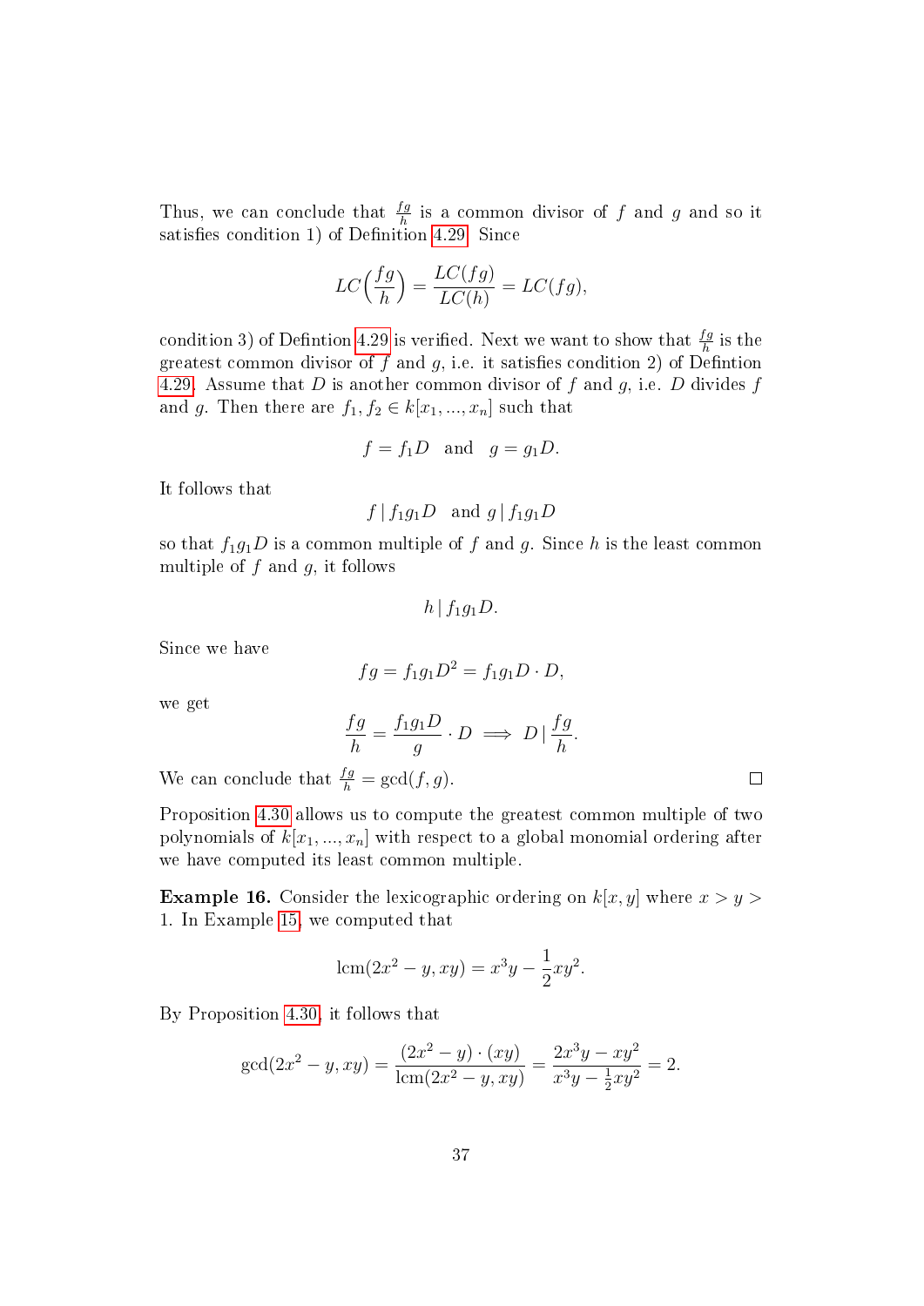Thus, we can conclude that $\frac{fg}{h}$ is a common divisor of $f$ and $g$ and so it satisfies condition 1) of Definition 4.29. Since

$$LC\Big(\frac{fg}{h}\Big) = \frac{LC(fg)}{LC(h)} = LC(fg),$$

condition 3) of Defintion 4.29 is verified. Next we want to show that $\frac{fg}{h}$ is the greatest common divisor of $f$ and $g$, i.e. it satisfies condition 2) of Defintion 4.29. Assume that $D$ is another common divisor of $f$ and $g$, i.e. $D$ divides $f$ and $g$. Then there are $f_1, f_2 \in k[x_1, ..., x_n]$ such that

$$f = f_1 D \quad \text{and} \quad g = g_1 D.$$

It follows that

$$f \,|\, f_1 g_1 D \quad \text{and } g \,|\, f_1 g_1 D$$

so that $f_1 g_1 D$ is a common multiple of $f$ and $g$. Since $h$ is the least common multiple of $f$ and $g$, it follows

$$h \,|\, f_1 g_1 D.$$

Since we have

$$fg = f_1 g_1 D^2 = f_1 g_1 D \cdot D,$$

we get

$$\frac{fg}{h} = \frac{f_1 g_1 D}{g} \cdot D \implies D \,\Big|\, \frac{fg}{h}.$$

We can conclude that $\frac{fg}{h} = \gcd(f, g)$. □

Proposition 4.30 allows us to compute the greatest common multiple of two polynomials of $k[x_1, ..., x_n]$ with respect to a global monomial ordering after we have computed its least common multiple.

**Example 16.** Consider the lexicographic ordering on $k[x, y]$ where $x > y > 1$. In Example 15, we computed that

$$\operatorname{lcm}(2x^2 - y, xy) = x^3 y - \frac{1}{2} x y^2.$$

By Proposition 4.30, it follows that

$$\gcd(2x^2 - y, xy) = \frac{(2x^2 - y) \cdot (xy)}{\operatorname{lcm}(2x^2 - y, xy)} = \frac{2x^3 y - xy^2}{x^3 y - \frac{1}{2} x y^2} = 2.$$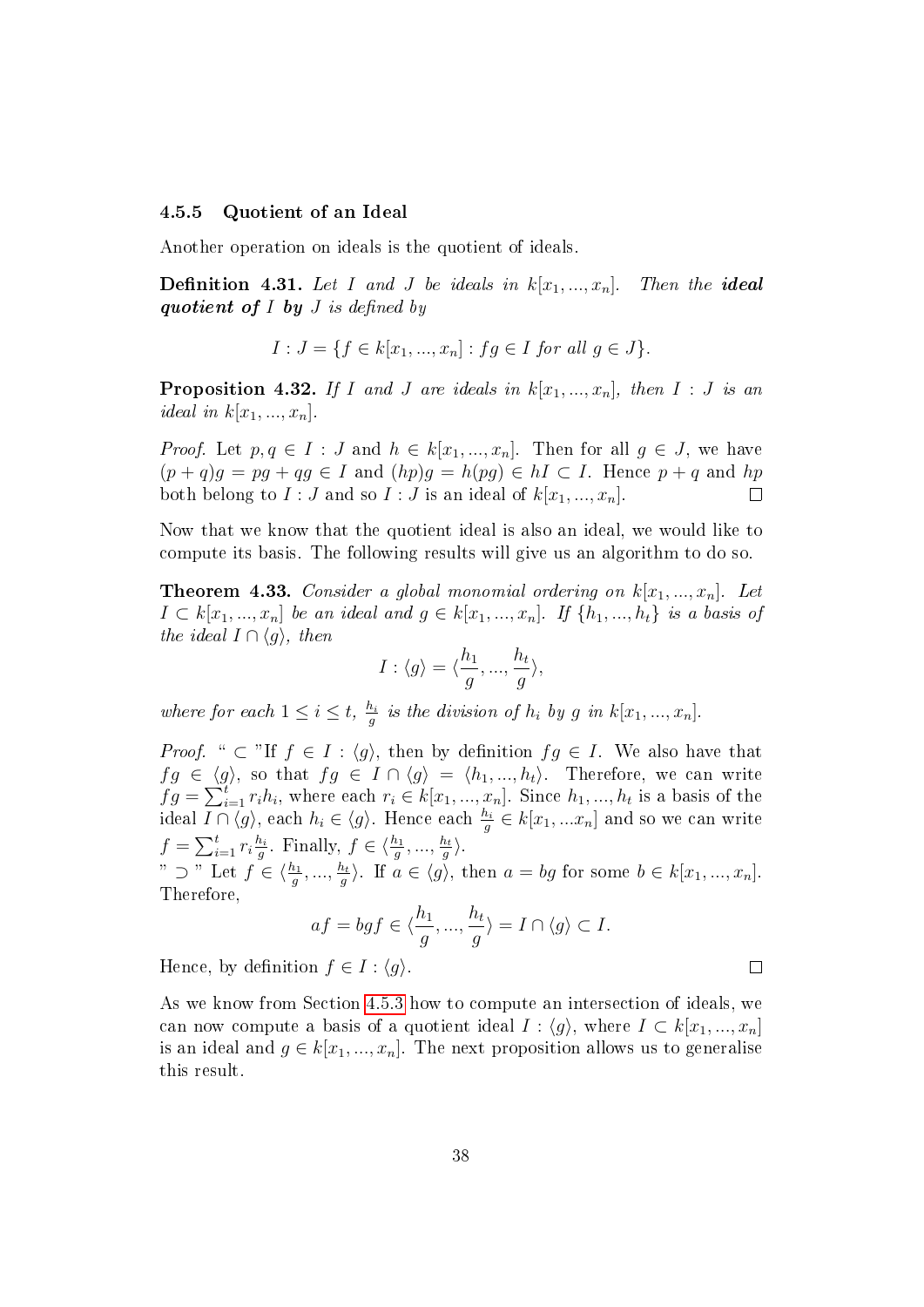### 4.5.5 Quotient of an Ideal

Another operation on ideals is the quotient of ideals.

**Definition 4.31.** *Let $I$ and $J$ be ideals in $k[x_1, ..., x_n]$. Then the* ***ideal quotient of*** $I$ ***by*** $J$ *is defined by*

$$I : J = \{f \in k[x_1, ..., x_n] : fg \in I \text{ for all } g \in J\}.$$

**Proposition 4.32.** *If $I$ and $J$ are ideals in $k[x_1, ..., x_n]$, then $I : J$ is an ideal in $k[x_1, ..., x_n]$.*

*Proof.* Let $p, q \in I : J$ and $h \in k[x_1, ..., x_n]$. Then for all $g \in J$, we have $(p + q)g = pg + qg \in I$ and $(hp)g = h(pg) \in hI \subset I$. Hence $p + q$ and $hp$ both belong to $I : J$ and so $I : J$ is an ideal of $k[x_1, ..., x_n]$. $\square$

Now that we know that the quotient ideal is also an ideal, we would like to compute its basis. The following results will give us an algorithm to do so.

**Theorem 4.33.** *Consider a global monomial ordering on $k[x_1, ..., x_n]$. Let $I \subset k[x_1, ..., x_n]$ be an ideal and $g \in k[x_1, ..., x_n]$. If $\{h_1, ..., h_t\}$ is a basis of the ideal $I \cap \langle g \rangle$, then*

$$I : \langle g \rangle = \langle \frac{h_1}{g}, ..., \frac{h_t}{g} \rangle,$$

*where for each $1 \leq i \leq t$, $\frac{h_i}{g}$ is the division of $h_i$ by $g$ in $k[x_1, ..., x_n]$.*

*Proof.* " $\subset$ "If $f \in I : \langle g \rangle$, then by definition $fg \in I$. We also have that $fg \in \langle g \rangle$, so that $fg \in I \cap \langle g \rangle = \langle h_1, ..., h_t \rangle$. Therefore, we can write $fg = \sum_{i=1}^{t} r_i h_i$, where each $r_i \in k[x_1, ..., x_n]$. Since $h_1, ..., h_t$ is a basis of the ideal $I \cap \langle g \rangle$, each $h_i \in \langle g \rangle$. Hence each $\frac{h_i}{g} \in k[x_1, ...x_n]$ and so we can write $f = \sum_{i=1}^{t} r_i \frac{h_i}{g}$. Finally, $f \in \langle \frac{h_1}{g}, ..., \frac{h_t}{g} \rangle$.
" $\supset$ " Let $f \in \langle \frac{h_1}{g}, ..., \frac{h_t}{g} \rangle$. If $a \in \langle g \rangle$, then $a = bg$ for some $b \in k[x_1, ..., x_n]$. Therefore,

$$af = bgf \in \langle \frac{h_1}{g}, ..., \frac{h_t}{g} \rangle = I \cap \langle g \rangle \subset I.$$

Hence, by definition $f \in I : \langle g \rangle$. $\square$

As we know from Section 4.5.3 how to compute an intersection of ideals, we can now compute a basis of a quotient ideal $I : \langle g \rangle$, where $I \subset k[x_1, ..., x_n]$ is an ideal and $g \in k[x_1, ..., x_n]$. The next proposition allows us to generalise this result.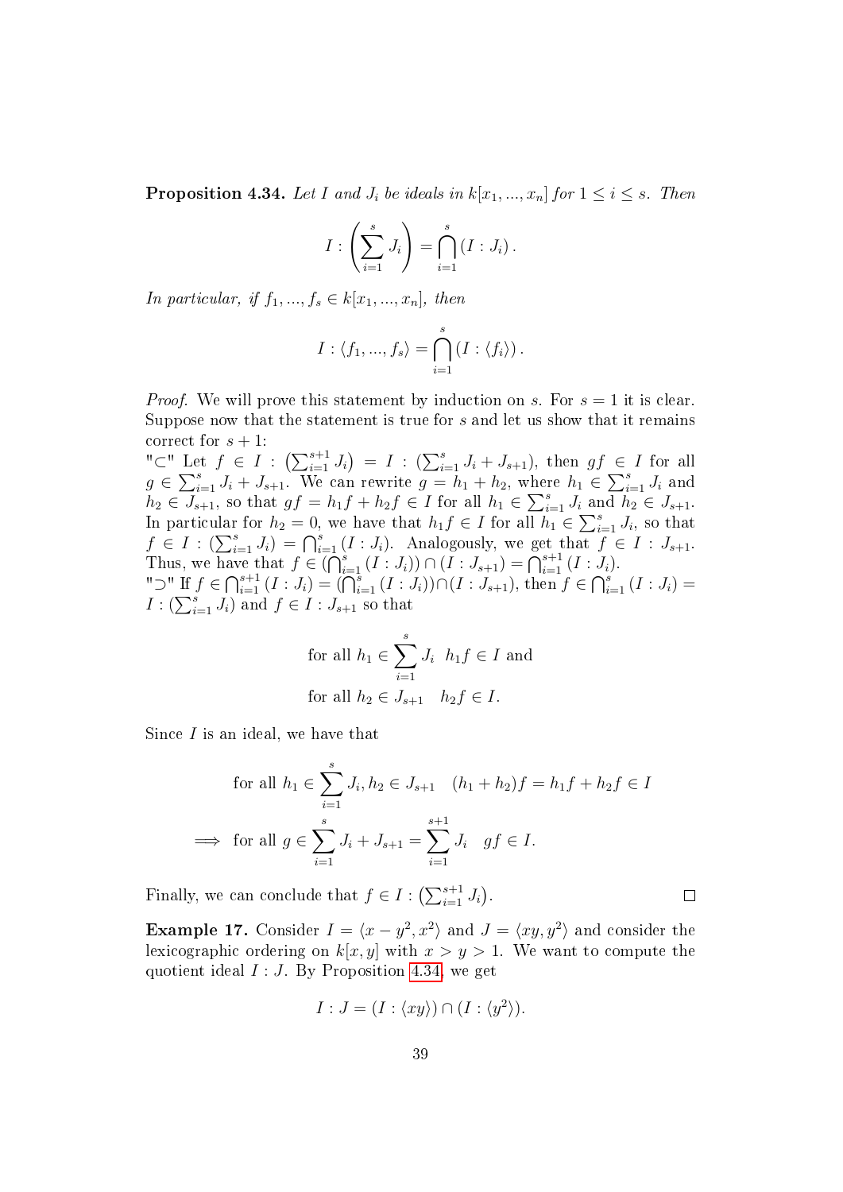**Proposition 4.34.** *Let $I$ and $J_i$ be ideals in $k[x_1, ..., x_n]$ for $1 \leq i \leq s$. Then*

$$I : \left(\sum_{i=1}^{s} J_i\right) = \bigcap_{i=1}^{s} (I : J_i).$$

*In particular, if $f_1, ..., f_s \in k[x_1, ..., x_n]$, then*

$$I : \langle f_1, ..., f_s \rangle = \bigcap_{i=1}^{s} (I : \langle f_i \rangle).$$

*Proof.* We will prove this statement by induction on $s$. For $s = 1$ it is clear. Suppose now that the statement is true for $s$ and let us show that it remains correct for $s+1$:

"$\subset$" Let $f \in I : \left(\sum_{i=1}^{s+1} J_i\right) = I : \left(\sum_{i=1}^{s} J_i + J_{s+1}\right)$, then $gf \in I$ for all $g \in \sum_{i=1}^{s} J_i + J_{s+1}$. We can rewrite $g = h_1 + h_2$, where $h_1 \in \sum_{i=1}^{s} J_i$ and $h_2 \in J_{s+1}$, so that $gf = h_1 f + h_2 f \in I$ for all $h_1 \in \sum_{i=1}^{s} J_i$ and $h_2 \in J_{s+1}$. In particular for $h_2 = 0$, we have that $h_1 f \in I$ for all $h_1 \in \sum_{i=1}^{s} J_i$, so that $f \in I : (\sum_{i=1}^{s} J_i) = \bigcap_{i=1}^{s} (I : J_i)$. Analogously, we get that $f \in I : J_{s+1}$. Thus, we have that $f \in (\bigcap_{i=1}^{s} (I : J_i)) \cap (I : J_{s+1}) = \bigcap_{i=1}^{s+1} (I : J_i)$.

"$\supset$" If $f \in \bigcap_{i=1}^{s+1} (I : J_i) = (\bigcap_{i=1}^{s} (I : J_i)) \cap (I : J_{s+1})$, then $f \in \bigcap_{i=1}^{s} (I : J_i) = I : (\sum_{i=1}^{s} J_i)$ and $f \in I : J_{s+1}$ so that

$$\text{for all } h_1 \in \sum_{i=1}^{s} J_i \quad h_1 f \in I \text{ and}$$
$$\text{for all } h_2 \in J_{s+1} \quad h_2 f \in I.$$

Since $I$ is an ideal, we have that

$$\text{for all } h_1 \in \sum_{i=1}^{s} J_i, h_2 \in J_{s+1} \quad (h_1 + h_2) f = h_1 f + h_2 f \in I$$
$$\implies \text{for all } g \in \sum_{i=1}^{s} J_i + J_{s+1} = \sum_{i=1}^{s+1} J_i \quad gf \in I.$$

Finally, we can conclude that $f \in I : \left(\sum_{i=1}^{s+1} J_i\right)$. $\square$

**Example 17.** Consider $I = \langle x - y^2, x^2 \rangle$ and $J = \langle xy, y^2 \rangle$ and consider the lexicographic ordering on $k[x, y]$ with $x > y > 1$. We want to compute the quotient ideal $I : J$. By Proposition 4.34, we get

$$I : J = (I : \langle xy \rangle) \cap (I : \langle y^2 \rangle).$$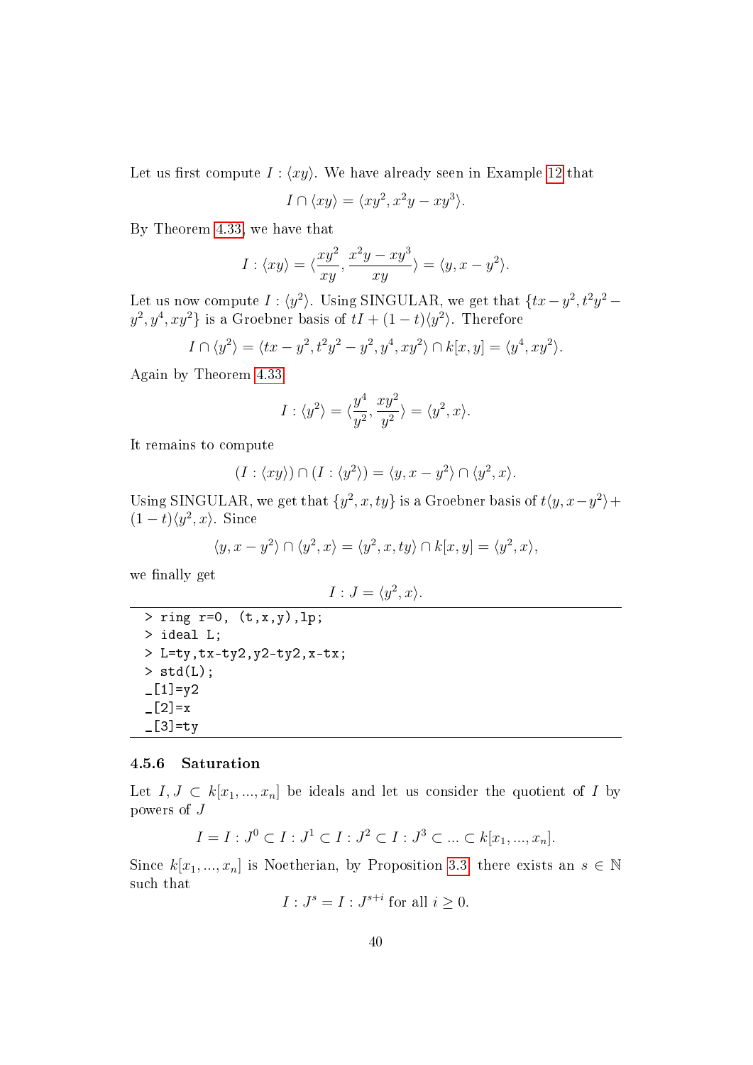Let us first compute $I : \langle xy \rangle$. We have already seen in Example 12 that

$$I \cap \langle xy \rangle = \langle xy^2, x^2y - xy^3 \rangle.$$

By Theorem 4.33, we have that

$$I : \langle xy \rangle = \langle \frac{xy^2}{xy}, \frac{x^2y - xy^3}{xy} \rangle = \langle y, x - y^2 \rangle.$$

Let us now compute $I : \langle y^2 \rangle$. Using SINGULAR, we get that $\{tx - y^2, t^2y^2 - y^2, y^4, xy^2\}$ is a Groebner basis of $tI + (1-t)\langle y^2 \rangle$. Therefore

$$I \cap \langle y^2 \rangle = \langle tx - y^2, t^2y^2 - y^2, y^4, xy^2 \rangle \cap k[x,y] = \langle y^4, xy^2 \rangle.$$

Again by Theorem 4.33

$$I : \langle y^2 \rangle = \langle \frac{y^4}{y^2}, \frac{xy^2}{y^2} \rangle = \langle y^2, x \rangle.$$

It remains to compute

$$(I : \langle xy \rangle) \cap (I : \langle y^2 \rangle) = \langle y, x - y^2 \rangle \cap \langle y^2, x \rangle.$$

Using SINGULAR, we get that $\{y^2, x, ty\}$ is a Groebner basis of $t\langle y, x - y^2 \rangle + (1-t)\langle y^2, x \rangle$. Since

$$\langle y, x - y^2 \rangle \cap \langle y^2, x \rangle = \langle y^2, x, ty \rangle \cap k[x,y] = \langle y^2, x \rangle,$$

we finally get

$$I : J = \langle y^2, x \rangle.$$

```
> ring r=0, (t,x,y),lp;
> ideal L;
> L=ty,tx-ty2,y2-ty2,x-tx;
> std(L);
_[1]=y2
_[2]=x
_[3]=ty
```

### 4.5.6 Saturation

Let $I, J \subset k[x_1, ..., x_n]$ be ideals and let us consider the quotient of $I$ by powers of $J$

$$I = I : J^0 \subset I : J^1 \subset I : J^2 \subset I : J^3 \subset ... \subset k[x_1, ..., x_n].$$

Since $k[x_1, ..., x_n]$ is Noetherian, by Proposition 3.3 there exists an $s \in \mathbb{N}$ such that

$$I : J^s = I : J^{s+i} \text{ for all } i \geq 0.$$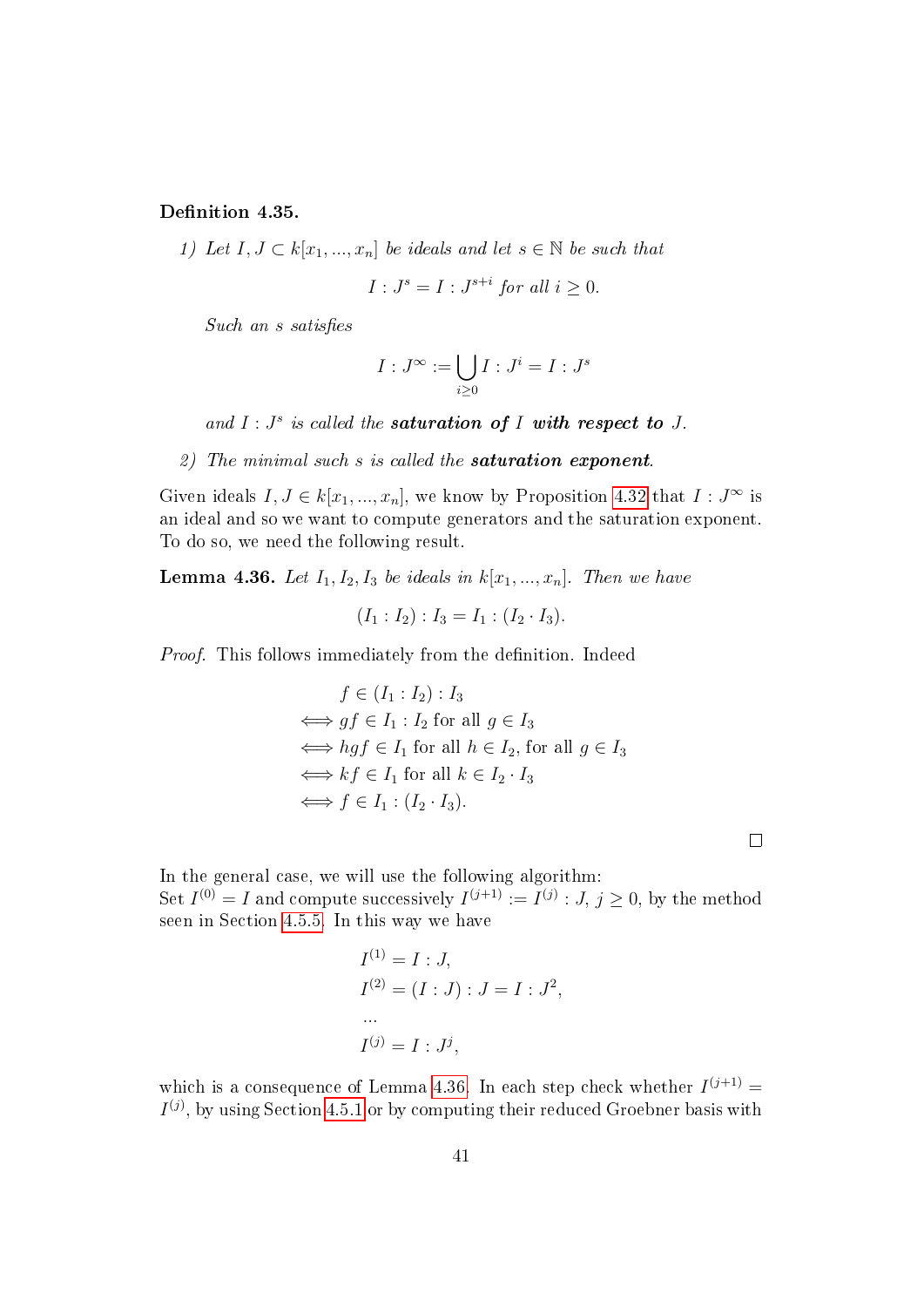**Definition 4.35.**

*1) Let $I, J \subset k[x_1, ..., x_n]$ be ideals and let $s \in \mathbb{N}$ be such that*

$$I : J^s = I : J^{s+i} \text{ for all } i \geq 0.$$

*Such an $s$ satisfies*

$$I : J^\infty := \bigcup_{i \geq 0} I : J^i = I : J^s$$

*and $I : J^s$ is called the* ***saturation of** $I$ **with respect to** $J$.*

*2) The minimal such $s$ is called the* ***saturation exponent**.*

Given ideals $I, J \in k[x_1, ..., x_n]$, we know by Proposition 4.32 that $I : J^\infty$ is an ideal and so we want to compute generators and the saturation exponent. To do so, we need the following result.

**Lemma 4.36.** *Let $I_1, I_2, I_3$ be ideals in $k[x_1, ..., x_n]$. Then we have*

$$(I_1 : I_2) : I_3 = I_1 : (I_2 \cdot I_3).$$

*Proof.* This follows immediately from the definition. Indeed

$$\begin{aligned}
& f \in (I_1 : I_2) : I_3 \\
\iff & gf \in I_1 : I_2 \text{ for all } g \in I_3 \\
\iff & hgf \in I_1 \text{ for all } h \in I_2, \text{ for all } g \in I_3 \\
\iff & kf \in I_1 \text{ for all } k \in I_2 \cdot I_3 \\
\iff & f \in I_1 : (I_2 \cdot I_3).
\end{aligned}$$

□

In the general case, we will use the following algorithm:
Set $I^{(0)} = I$ and compute successively $I^{(j+1)} := I^{(j)} : J$, $j \geq 0$, by the method seen in Section 4.5.5. In this way we have

$$\begin{aligned}
& I^{(1)} = I : J, \\
& I^{(2)} = (I : J) : J = I : J^2, \\
& \ldots \\
& I^{(j)} = I : J^j,
\end{aligned}$$

which is a consequence of Lemma 4.36. In each step check whether $I^{(j+1)} = I^{(j)}$, by using Section 4.5.1 or by computing their reduced Groebner basis with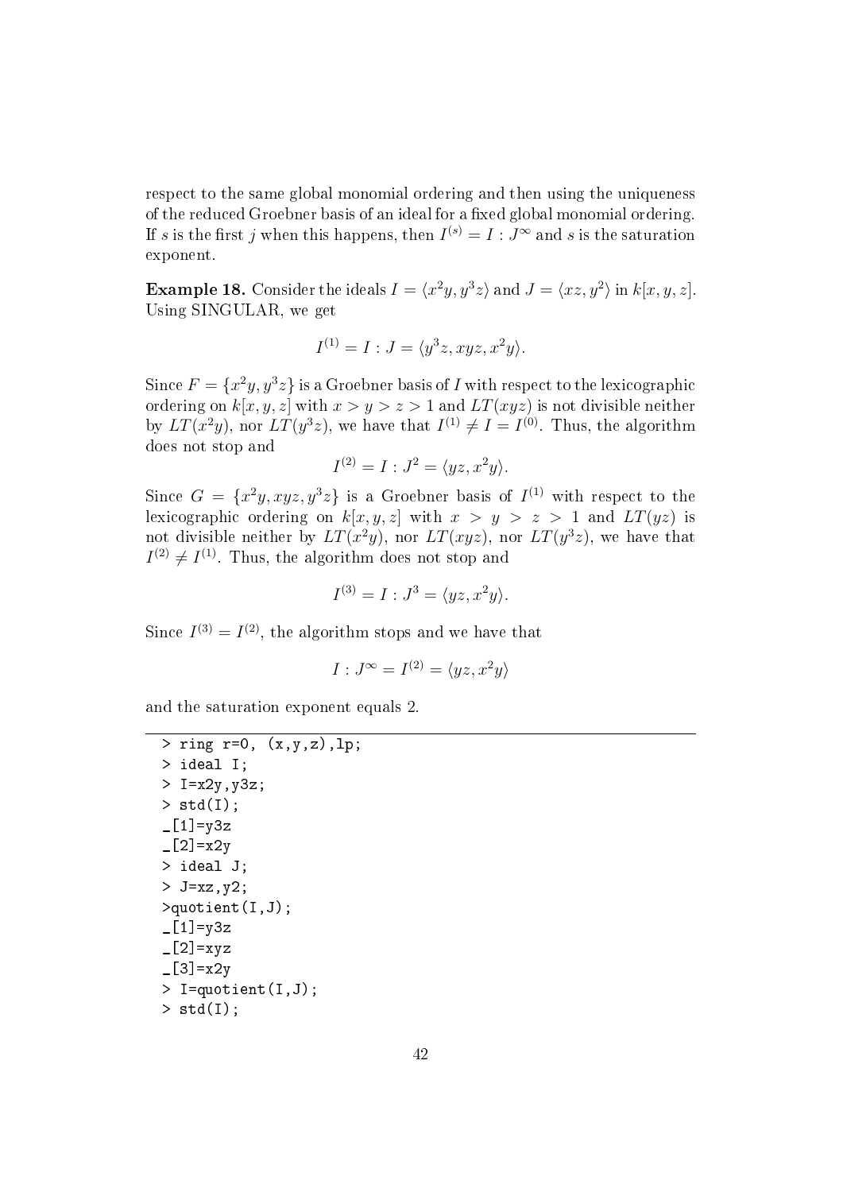respect to the same global monomial ordering and then using the uniqueness of the reduced Groebner basis of an ideal for a fixed global monomial ordering. If $s$ is the first $j$ when this happens, then $I^{(s)} = I : J^{\infty}$ and $s$ is the saturation exponent.

**Example 18.** Consider the ideals $I = \langle x^2y, y^3z\rangle$ and $J = \langle xz, y^2\rangle$ in $k[x, y, z]$. Using SINGULAR, we get

$$I^{(1)} = I : J = \langle y^3z, xyz, x^2y\rangle.$$

Since $F = \{x^2y, y^3z\}$ is a Groebner basis of $I$ with respect to the lexicographic ordering on $k[x, y, z]$ with $x > y > z > 1$ and $LT(xyz)$ is not divisible neither by $LT(x^2y)$, nor $LT(y^3z)$, we have that $I^{(1)} \neq I = I^{(0)}$. Thus, the algorithm does not stop and

$$I^{(2)} = I : J^2 = \langle yz, x^2y\rangle.$$

Since $G = \{x^2y, xyz, y^3z\}$ is a Groebner basis of $I^{(1)}$ with respect to the lexicographic ordering on $k[x, y, z]$ with $x > y > z > 1$ and $LT(yz)$ is not divisible neither by $LT(x^2y)$, nor $LT(xyz)$, nor $LT(y^3z)$, we have that $I^{(2)} \neq I^{(1)}$. Thus, the algorithm does not stop and

$$I^{(3)} = I : J^3 = \langle yz, x^2y\rangle.$$

Since $I^{(3)} = I^{(2)}$, the algorithm stops and we have that

$$I : J^{\infty} = I^{(2)} = \langle yz, x^2y\rangle$$

and the saturation exponent equals 2.

```
> ring r=0, (x,y,z),lp;
> ideal I;
> I=x2y,y3z;
> std(I);
_[1]=y3z
_[2]=x2y
> ideal J;
> J=xz,y2;
>quotient(I,J);
_[1]=y3z
_[2]=xyz
_[3]=x2y
> I=quotient(I,J);
> std(I);
```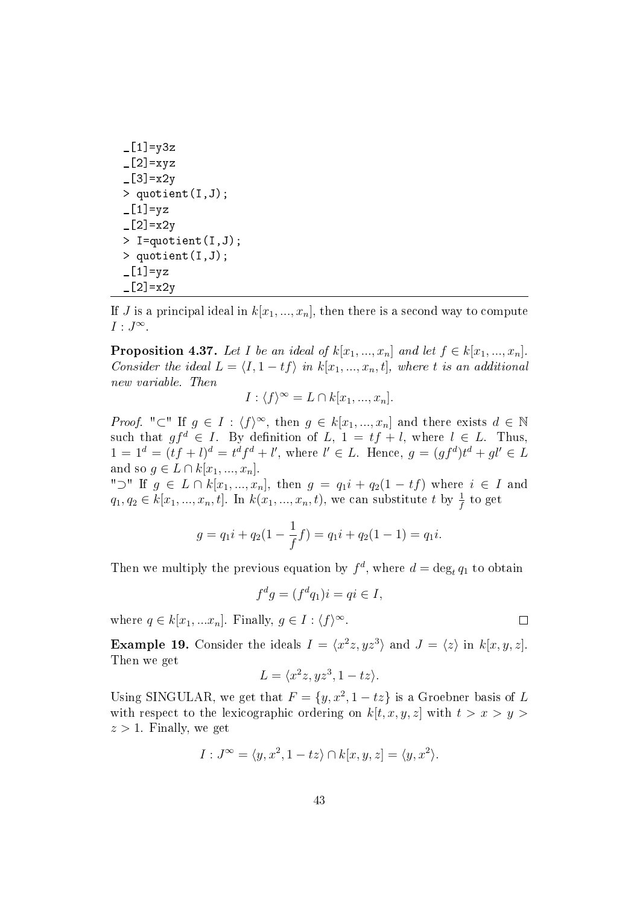```
_[1]=y3z
_[2]=xyz
_[3]=x2y
> quotient(I,J);
_[1]=yz
_[2]=x2y
> I=quotient(I,J);
> quotient(I,J);
_[1]=yz
_[2]=x2y
```

If $J$ is a principal ideal in $k[x_1, ..., x_n]$, then there is a second way to compute $I : J^\infty$.

**Proposition 4.37.** *Let $I$ be an ideal of $k[x_1, ..., x_n]$ and let $f \in k[x_1, ..., x_n]$. Consider the ideal $L = \langle I, 1 - tf \rangle$ in $k[x_1, ..., x_n, t]$, where $t$ is an additional new variable. Then*

$$I : \langle f \rangle^\infty = L \cap k[x_1, ..., x_n].$$

*Proof.* "$\subset$" If $g \in I : \langle f \rangle^\infty$, then $g \in k[x_1, ..., x_n]$ and there exists $d \in \mathbb{N}$ such that $gf^d \in I$. By definition of $L$, $1 = tf + l$, where $l \in L$. Thus, $1 = 1^d = (tf + l)^d = t^d f^d + l'$, where $l' \in L$. Hence, $g = (gf^d)t^d + gl' \in L$ and so $g \in L \cap k[x_1, ..., x_n]$.
"$\supset$" If $g \in L \cap k[x_1, ..., x_n]$, then $g = q_1 i + q_2(1 - tf)$ where $i \in I$ and $q_1, q_2 \in k[x_1, ..., x_n, t]$. In $k(x_1, ..., x_n, t)$, we can substitute $t$ by $\frac{1}{f}$ to get

$$g = q_1 i + q_2(1 - \frac{1}{f} f) = q_1 i + q_2(1 - 1) = q_1 i.$$

Then we multiply the previous equation by $f^d$, where $d = \deg_t q_1$ to obtain

$$f^d g = (f^d q_1) i = qi \in I,$$

where $q \in k[x_1, ...x_n]$. Finally, $g \in I : \langle f \rangle^\infty$. $\square$

**Example 19.** Consider the ideals $I = \langle x^2 z, yz^3 \rangle$ and $J = \langle z \rangle$ in $k[x, y, z]$. Then we get

$$L = \langle x^2 z, yz^3, 1 - tz \rangle.$$

Using SINGULAR, we get that $F = \{y, x^2, 1 - tz\}$ is a Groebner basis of $L$ with respect to the lexicographic ordering on $k[t, x, y, z]$ with $t > x > y > z > 1$. Finally, we get

$$I : J^\infty = \langle y, x^2, 1 - tz \rangle \cap k[x, y, z] = \langle y, x^2 \rangle.$$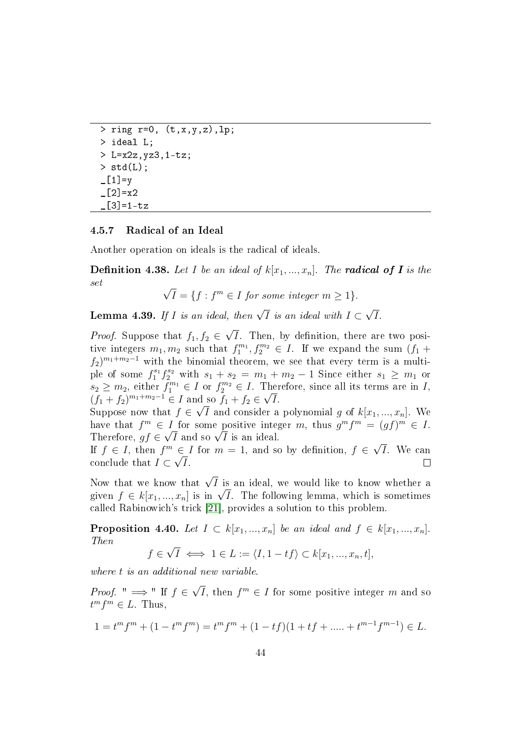```
> ring r=0, (t,x,y,z),lp;
> ideal L;
> L=x2z,yz3,1-tz;
> std(L);
_[1]=y
_[2]=x2
_[3]=1-tz
```

### 4.5.7 Radical of an Ideal

Another operation on ideals is the radical of ideals.

**Definition 4.38.** *Let $I$ be an ideal of $k[x_1,...,x_n]$. The* ***radical of $I$*** *is the set*

$$\sqrt{I} = \{f : f^m \in I \text{ for some integer } m \geq 1\}.$$

**Lemma 4.39.** *If $I$ is an ideal, then $\sqrt{I}$ is an ideal with $I \subset \sqrt{I}$.*

*Proof.* Suppose that $f_1, f_2 \in \sqrt{I}$. Then, by definition, there are two positive integers $m_1, m_2$ such that $f_1^{m_1}, f_2^{m_2} \in I$. If we expand the sum $(f_1 + f_2)^{m_1+m_2-1}$ with the binomial theorem, we see that every term is a multiple of some $f_1^{s_1} f_2^{s_2}$ with $s_1 + s_2 = m_1 + m_2 - 1$ Since either $s_1 \geq m_1$ or $s_2 \geq m_2$, either $f_1^{m_1} \in I$ or $f_2^{m_2} \in I$. Therefore, since all its terms are in $I$, $(f_1 + f_2)^{m_1+m_2-1} \in I$ and so $f_1 + f_2 \in \sqrt{I}$.
Suppose now that $f \in \sqrt{I}$ and consider a polynomial $g$ of $k[x_1,...,x_n]$. We have that $f^m \in I$ for some positive integer $m$, thus $g^m f^m = (gf)^m \in I$. Therefore, $gf \in \sqrt{I}$ and so $\sqrt{I}$ is an ideal.
If $f \in I$, then $f^m \in I$ for $m = 1$, and so by definition, $f \in \sqrt{I}$. We can conclude that $I \subset \sqrt{I}$. □

Now that we know that $\sqrt{I}$ is an ideal, we would like to know whether a given $f \in k[x_1,...,x_n]$ is in $\sqrt{I}$. The following lemma, which is sometimes called Rabinowich's trick [21], provides a solution to this problem.

**Proposition 4.40.** *Let $I \subset k[x_1,...,x_n]$ be an ideal and $f \in k[x_1,...,x_n]$. Then*

$$f \in \sqrt{I} \iff 1 \in L := \langle I, 1 - tf \rangle \subset k[x_1,...,x_n,t],$$

*where $t$ is an additional new variable.*

*Proof.* " $\Longrightarrow$ " If $f \in \sqrt{I}$, then $f^m \in I$ for some positive integer $m$ and so $t^m f^m \in L$. Thus,

$$1 = t^m f^m + (1 - t^m f^m) = t^m f^m + (1 - tf)(1 + tf + ..... + t^{m-1} f^{m-1}) \in L.$$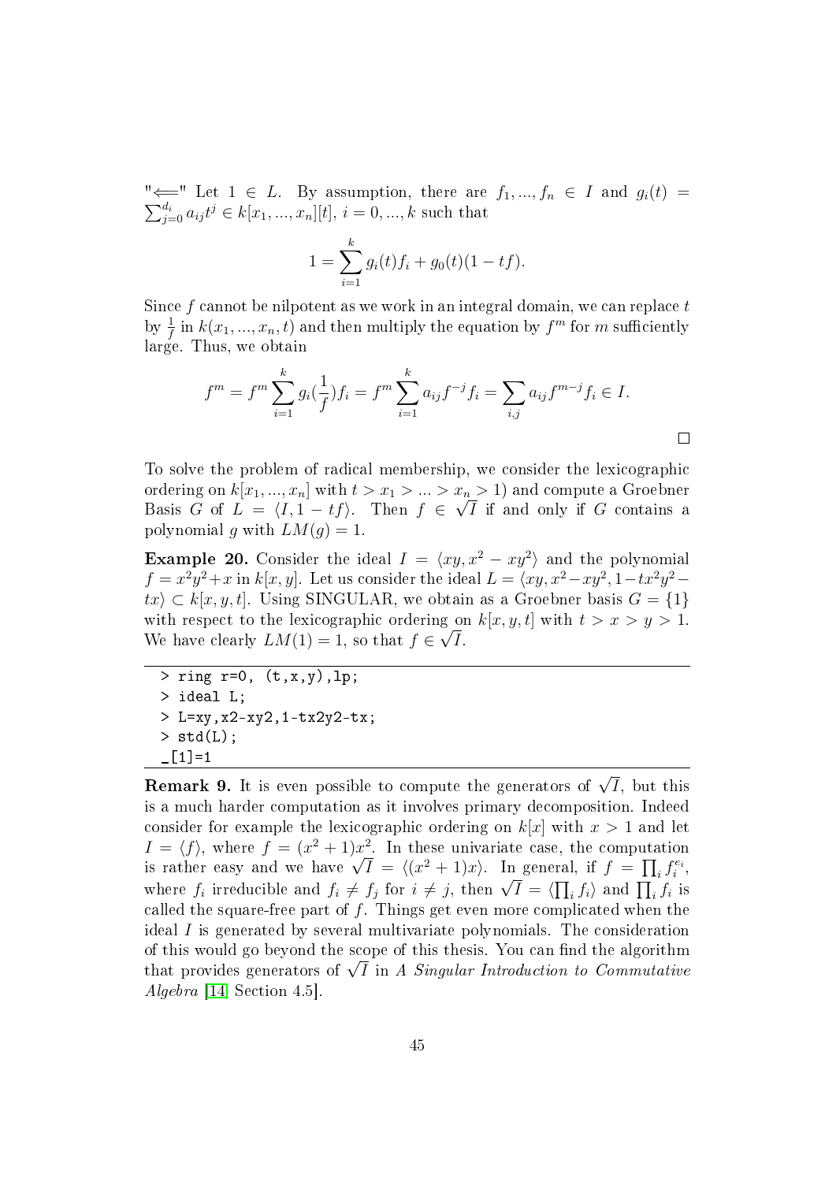"$\Longleftarrow$" Let $1 \in L$. By assumption, there are $f_1, ..., f_n \in I$ and $g_i(t) = \sum_{j=0}^{d_i} a_{ij} t^j \in k[x_1, ..., x_n][t]$, $i = 0, ..., k$ such that

$$1 = \sum_{i=1}^{k} g_i(t) f_i + g_0(t)(1 - tf).$$

Since $f$ cannot be nilpotent as we work in an integral domain, we can replace $t$ by $\frac{1}{f}$ in $k(x_1, ..., x_n, t)$ and then multiply the equation by $f^m$ for $m$ sufficiently large. Thus, we obtain

$$f^m = f^m \sum_{i=1}^{k} g_i(\frac{1}{f}) f_i = f^m \sum_{i=1}^{k} a_{ij} f^{-j} f_i = \sum_{i,j} a_{ij} f^{m-j} f_i \in I.$$

□

To solve the problem of radical membership, we consider the lexicographic ordering on $k[x_1, ..., x_n]$ with $t > x_1 > ... > x_n > 1$) and compute a Groebner Basis $G$ of $L = \langle I, 1 - tf \rangle$. Then $f \in \sqrt{I}$ if and only if $G$ contains a polynomial $g$ with $LM(g) = 1$.

**Example 20.** Consider the ideal $I = \langle xy, x^2 - xy^2 \rangle$ and the polynomial $f = x^2y^2 + x$ in $k[x, y]$. Let us consider the ideal $L = \langle xy, x^2 - xy^2, 1 - tx^2y^2 - tx \rangle \subset k[x, y, t]$. Using SINGULAR, we obtain as a Groebner basis $G = \{1\}$ with respect to the lexicographic ordering on $k[x, y, t]$ with $t > x > y > 1$. We have clearly $LM(1) = 1$, so that $f \in \sqrt{I}$.

```
> ring r=0, (t,x,y),lp;
> ideal L;
> L=xy,x2-xy2,1-tx2y2-tx;
> std(L);
_[1]=1
```

**Remark 9.** It is even possible to compute the generators of $\sqrt{I}$, but this is a much harder computation as it involves primary decomposition. Indeed consider for example the lexicographic ordering on $k[x]$ with $x > 1$ and let $I = \langle f \rangle$, where $f = (x^2 + 1)x^2$. In these univariate case, the computation is rather easy and we have $\sqrt{I} = \langle (x^2 + 1)x \rangle$. In general, if $f = \prod_i f_i^{e_i}$, where $f_i$ irreducible and $f_i \neq f_j$ for $i \neq j$, then $\sqrt{I} = \langle \prod_i f_i \rangle$ and $\prod_i f_i$ is called the square-free part of $f$. Things get even more complicated when the ideal $I$ is generated by several multivariate polynomials. The consideration of this would go beyond the scope of this thesis. You can find the algorithm that provides generators of $\sqrt{I}$ in *A Singular Introduction to Commutative Algebra* [14] Section 4.5].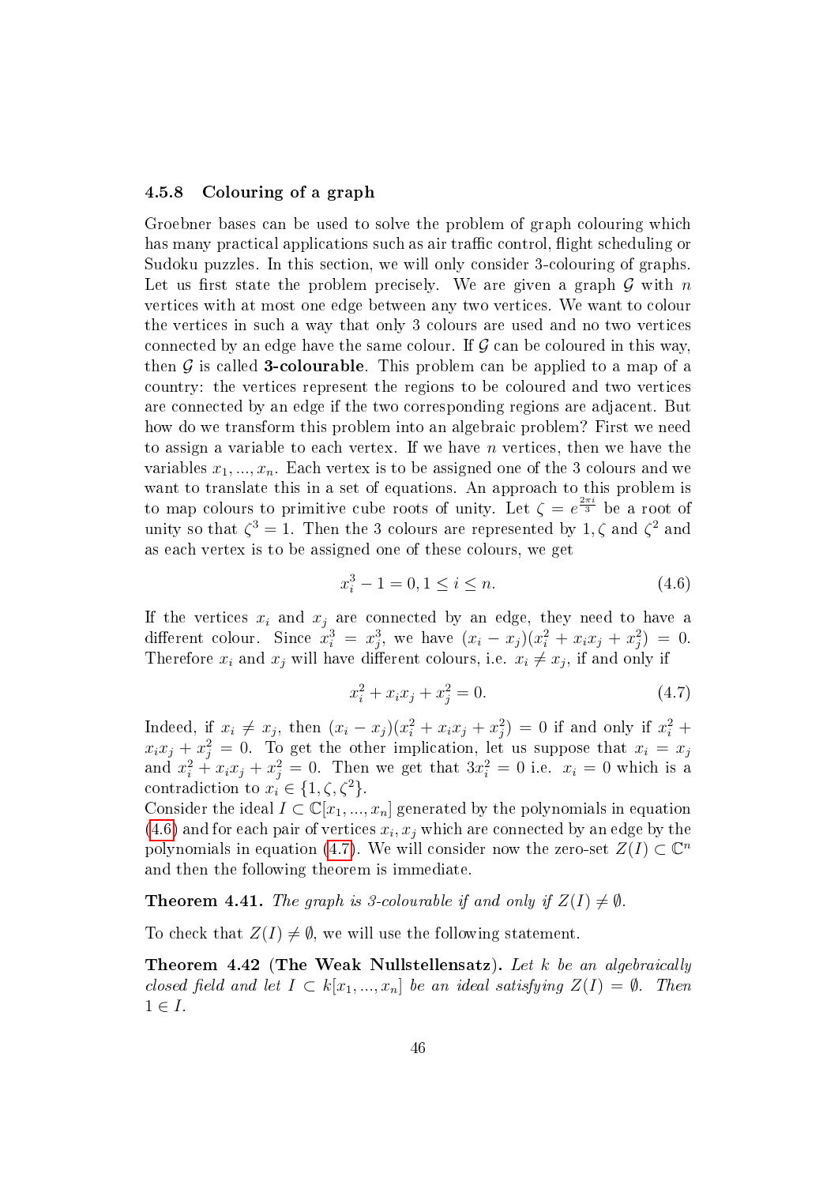### 4.5.8 Colouring of a graph

Groebner bases can be used to solve the problem of graph colouring which has many practical applications such as air traffic control, flight scheduling or Sudoku puzzles. In this section, we will only consider 3-colouring of graphs. Let us first state the problem precisely. We are given a graph $\mathcal{G}$ with $n$ vertices with at most one edge between any two vertices. We want to colour the vertices in such a way that only 3 colours are used and no two vertices connected by an edge have the same colour. If $\mathcal{G}$ can be coloured in this way, then $\mathcal{G}$ is called **3-colourable**. This problem can be applied to a map of a country: the vertices represent the regions to be coloured and two vertices are connected by an edge if the two corresponding regions are adjacent. But how do we transform this problem into an algebraic problem? First we need to assign a variable to each vertex. If we have $n$ vertices, then we have the variables $x_1, ..., x_n$. Each vertex is to be assigned one of the 3 colours and we want to translate this in a set of equations. An approach to this problem is to map colours to primitive cube roots of unity. Let $\zeta = e^{\frac{2\pi i}{3}}$ be a root of unity so that $\zeta^3 = 1$. Then the 3 colours are represented by $1, \zeta$ and $\zeta^2$ and as each vertex is to be assigned one of these colours, we get

$$x_i^3 - 1 = 0, 1 \leq i \leq n. \tag{4.6}$$

If the vertices $x_i$ and $x_j$ are connected by an edge, they need to have a different colour. Since $x_i^3 = x_j^3$, we have $(x_i - x_j)(x_i^2 + x_i x_j + x_j^2) = 0$. Therefore $x_i$ and $x_j$ will have different colours, i.e. $x_i \neq x_j$, if and only if

$$x_i^2 + x_i x_j + x_j^2 = 0. \tag{4.7}$$

Indeed, if $x_i \neq x_j$, then $(x_i - x_j)(x_i^2 + x_i x_j + x_j^2) = 0$ if and only if $x_i^2 + x_i x_j + x_j^2 = 0$. To get the other implication, let us suppose that $x_i = x_j$ and $x_i^2 + x_i x_j + x_j^2 = 0$. Then we get that $3x_i^2 = 0$ i.e. $x_i = 0$ which is a contradiction to $x_i \in \{1, \zeta, \zeta^2\}$.

Consider the ideal $I \subset \mathbb{C}[x_1, ..., x_n]$ generated by the polynomials in equation (4.6) and for each pair of vertices $x_i, x_j$ which are connected by an edge by the polynomials in equation (4.7). We will consider now the zero-set $Z(I) \subset \mathbb{C}^n$ and then the following theorem is immediate.

**Theorem 4.41.** *The graph is 3-colourable if and only if $Z(I) \neq \emptyset$.*

To check that $Z(I) \neq \emptyset$, we will use the following statement.

**Theorem 4.42 (The Weak Nullstellensatz).** *Let $k$ be an algebraically closed field and let $I \subset k[x_1, ..., x_n]$ be an ideal satisfying $Z(I) = \emptyset$. Then $1 \in I$.*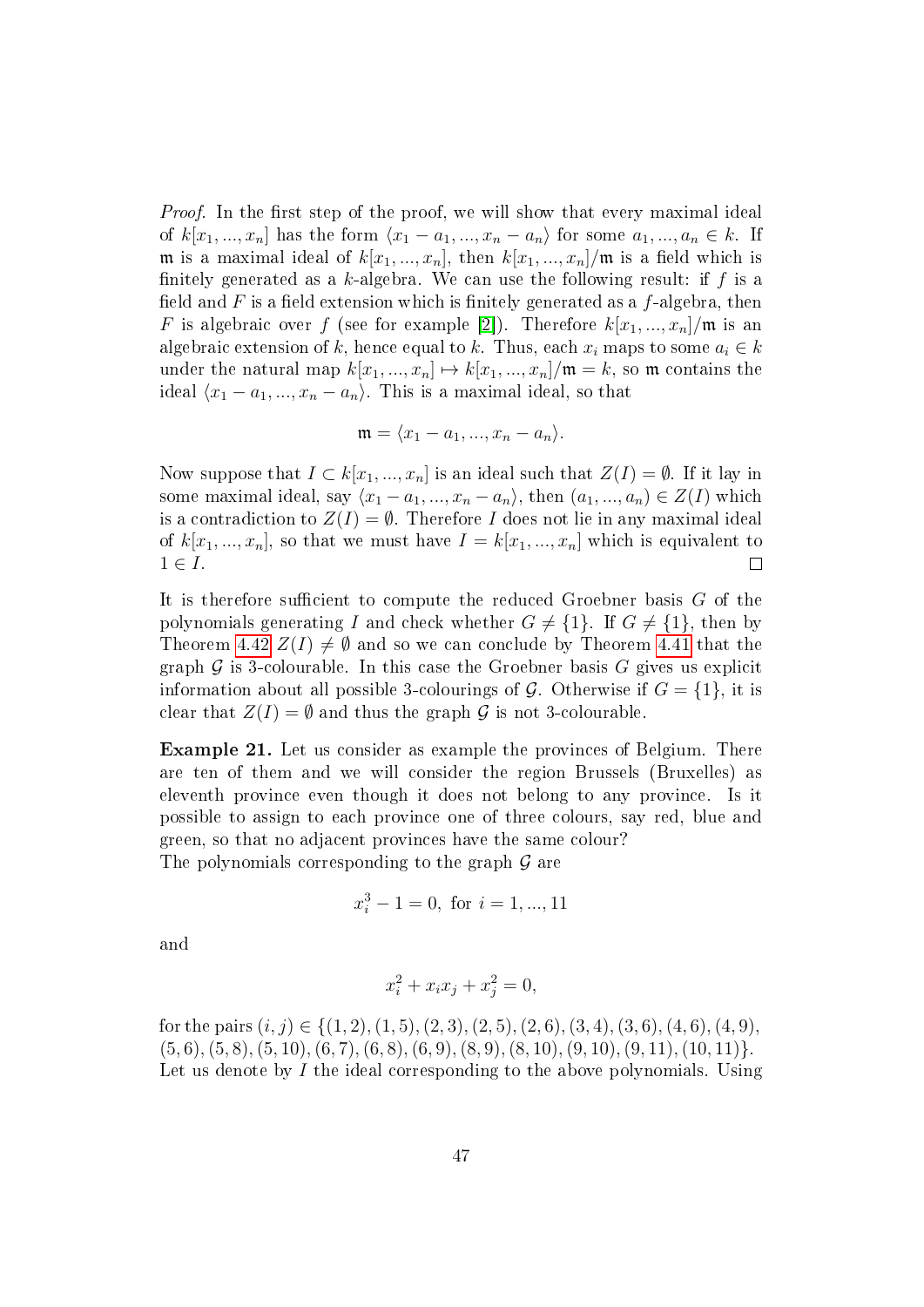*Proof.* In the first step of the proof, we will show that every maximal ideal of $k[x_1, ..., x_n]$ has the form $\langle x_1 - a_1, ..., x_n - a_n \rangle$ for some $a_1, ..., a_n \in k$. If $\mathfrak{m}$ is a maximal ideal of $k[x_1, ..., x_n]$, then $k[x_1, ..., x_n]/\mathfrak{m}$ is a field which is finitely generated as a $k$-algebra. We can use the following result: if $f$ is a field and $F$ is a field extension which is finitely generated as a $f$-algebra, then $F$ is algebraic over $f$ (see for example [2]). Therefore $k[x_1, ..., x_n]/\mathfrak{m}$ is an algebraic extension of $k$, hence equal to $k$. Thus, each $x_i$ maps to some $a_i \in k$ under the natural map $k[x_1, ..., x_n] \mapsto k[x_1, ..., x_n]/\mathfrak{m} = k$, so $\mathfrak{m}$ contains the ideal $\langle x_1 - a_1, ..., x_n - a_n \rangle$. This is a maximal ideal, so that

$$\mathfrak{m} = \langle x_1 - a_1, ..., x_n - a_n \rangle.$$

Now suppose that $I \subset k[x_1, ..., x_n]$ is an ideal such that $Z(I) = \emptyset$. If it lay in some maximal ideal, say $\langle x_1 - a_1, ..., x_n - a_n \rangle$, then $(a_1, ..., a_n) \in Z(I)$ which is a contradiction to $Z(I) = \emptyset$. Therefore $I$ does not lie in any maximal ideal of $k[x_1, ..., x_n]$, so that we must have $I = k[x_1, ..., x_n]$ which is equivalent to $1 \in I$. □

It is therefore sufficient to compute the reduced Groebner basis $G$ of the polynomials generating $I$ and check whether $G \neq \{1\}$. If $G \neq \{1\}$, then by Theorem 4.42 $Z(I) \neq \emptyset$ and so we can conclude by Theorem 4.41 that the graph $\mathcal{G}$ is 3-colourable. In this case the Groebner basis $G$ gives us explicit information about all possible 3-colourings of $\mathcal{G}$. Otherwise if $G = \{1\}$, it is clear that $Z(I) = \emptyset$ and thus the graph $\mathcal{G}$ is not 3-colourable.

**Example 21.** Let us consider as example the provinces of Belgium. There are ten of them and we will consider the region Brussels (Bruxelles) as eleventh province even though it does not belong to any province. Is it possible to assign to each province one of three colours, say red, blue and green, so that no adjacent provinces have the same colour?
The polynomials corresponding to the graph $\mathcal{G}$ are

$$x_i^3 - 1 = 0, \text{ for } i = 1, ..., 11$$

and

$$x_i^2 + x_i x_j + x_j^2 = 0,$$

for the pairs $(i, j) \in \{(1, 2), (1, 5), (2, 3), (2, 5), (2, 6), (3, 4), (3, 6), (4, 6), (4, 9), (5, 6), (5, 8), (5, 10), (6, 7), (6, 8), (6, 9), (8, 9), (8, 10), (9, 10), (9, 11), (10, 11)\}$.
Let us denote by $I$ the ideal corresponding to the above polynomials. Using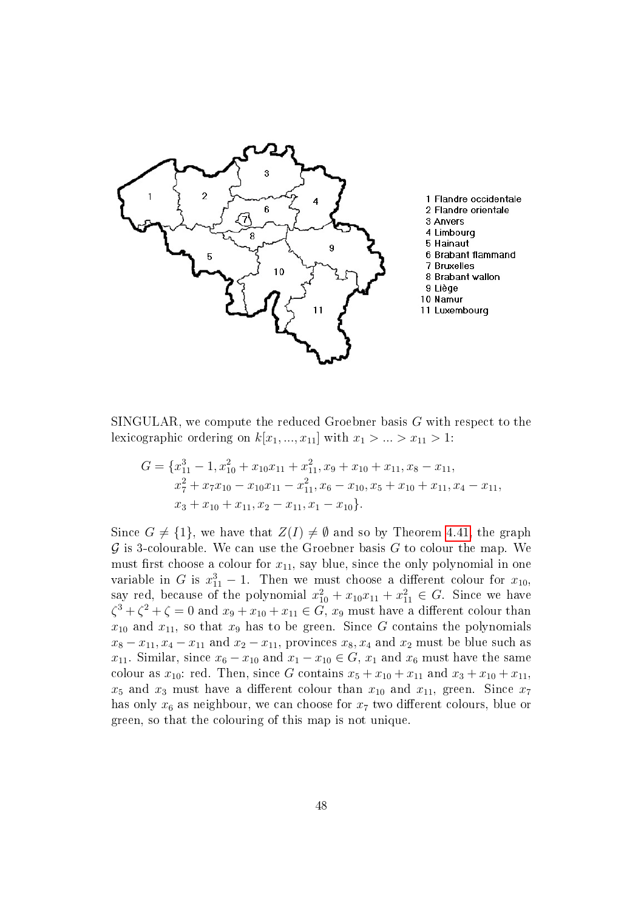1 Flandre occidentale
2 Flandre orientale
3 Anvers
4 Limbourg
5 Hainaut
6 Brabant flammand
7 Bruxelles
8 Brabant wallon
9 Liège
10 Namur
11 Luxembourg

SINGULAR, we compute the reduced Groebner basis $G$ with respect to the lexicographic ordering on $k[x_1, ..., x_{11}]$ with $x_1 > ... > x_{11} > 1$:

$$G = \{x_{11}^3 - 1, x_{10}^2 + x_{10}x_{11} + x_{11}^2, x_9 + x_{10} + x_{11}, x_8 - x_{11},$$
$$x_7^2 + x_7x_{10} - x_{10}x_{11} - x_{11}^2, x_6 - x_{10}, x_5 + x_{10} + x_{11}, x_4 - x_{11},$$
$$x_3 + x_{10} + x_{11}, x_2 - x_{11}, x_1 - x_{10}\}.$$

Since $G \neq \{1\}$, we have that $Z(I) \neq \emptyset$ and so by Theorem 4.41, the graph $\mathcal{G}$ is 3-colourable. We can use the Groebner basis $G$ to colour the map. We must first choose a colour for $x_{11}$, say blue, since the only polynomial in one variable in $G$ is $x_{11}^3 - 1$. Then we must choose a different colour for $x_{10}$, say red, because of the polynomial $x_{10}^2 + x_{10}x_{11} + x_{11}^2 \in G$. Since we have $\zeta^3 + \zeta^2 + \zeta = 0$ and $x_9 + x_{10} + x_{11} \in G$, $x_9$ must have a different colour than $x_{10}$ and $x_{11}$, so that $x_9$ has to be green. Since $G$ contains the polynomials $x_8 - x_{11}, x_4 - x_{11}$ and $x_2 - x_{11}$, provinces $x_8, x_4$ and $x_2$ must be blue such as $x_{11}$. Similar, since $x_6 - x_{10}$ and $x_1 - x_{10} \in G$, $x_1$ and $x_6$ must have the same colour as $x_{10}$: red. Then, since $G$ contains $x_5 + x_{10} + x_{11}$ and $x_3 + x_{10} + x_{11}$, $x_5$ and $x_3$ must have a different colour than $x_{10}$ and $x_{11}$, green. Since $x_7$ has only $x_6$ as neighbour, we can choose for $x_7$ two different colours, blue or green, so that the colouring of this map is not unique.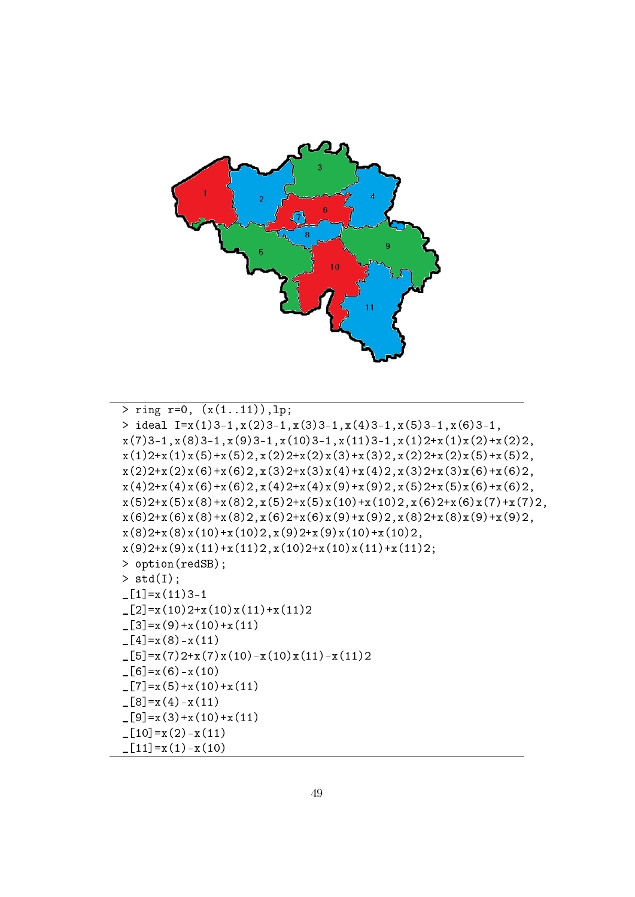```
> ring r=0, (x(1..11)),lp;
> ideal I=x(1)3-1,x(2)3-1,x(3)3-1,x(4)3-1,x(5)3-1,x(6)3-1,
x(7)3-1,x(8)3-1,x(9)3-1,x(10)3-1,x(11)3-1,x(1)2+x(1)x(2)+x(2)2,
x(1)2+x(1)x(5)+x(5)2,x(2)2+x(2)x(3)+x(3)2,x(2)2+x(2)x(5)+x(5)2,
x(2)2+x(2)x(6)+x(6)2,x(3)2+x(3)x(4)+x(4)2,x(3)2+x(3)x(6)+x(6)2,
x(4)2+x(4)x(6)+x(6)2,x(4)2+x(4)x(9)+x(9)2,x(5)2+x(5)x(6)+x(6)2,
x(5)2+x(5)x(8)+x(8)2,x(5)2+x(5)x(10)+x(10)2,x(6)2+x(6)x(7)+x(7)2,
x(6)2+x(6)x(8)+x(8)2,x(6)2+x(6)x(9)+x(9)2,x(8)2+x(8)x(9)+x(9)2,
x(8)2+x(8)x(10)+x(10)2,x(9)2+x(9)x(10)+x(10)2,
x(9)2+x(9)x(11)+x(11)2,x(10)2+x(10)x(11)+x(11)2;
> option(redSB);
> std(I);
_[1]=x(11)3-1
_[2]=x(10)2+x(10)x(11)+x(11)2
_[3]=x(9)+x(10)+x(11)
_[4]=x(8)-x(11)
_[5]=x(7)2+x(7)x(10)-x(10)x(11)-x(11)2
_[6]=x(6)-x(10)
_[7]=x(5)+x(10)+x(11)
_[8]=x(4)-x(11)
_[9]=x(3)+x(10)+x(11)
_[10]=x(2)-x(11)
_[11]=x(1)-x(10)
```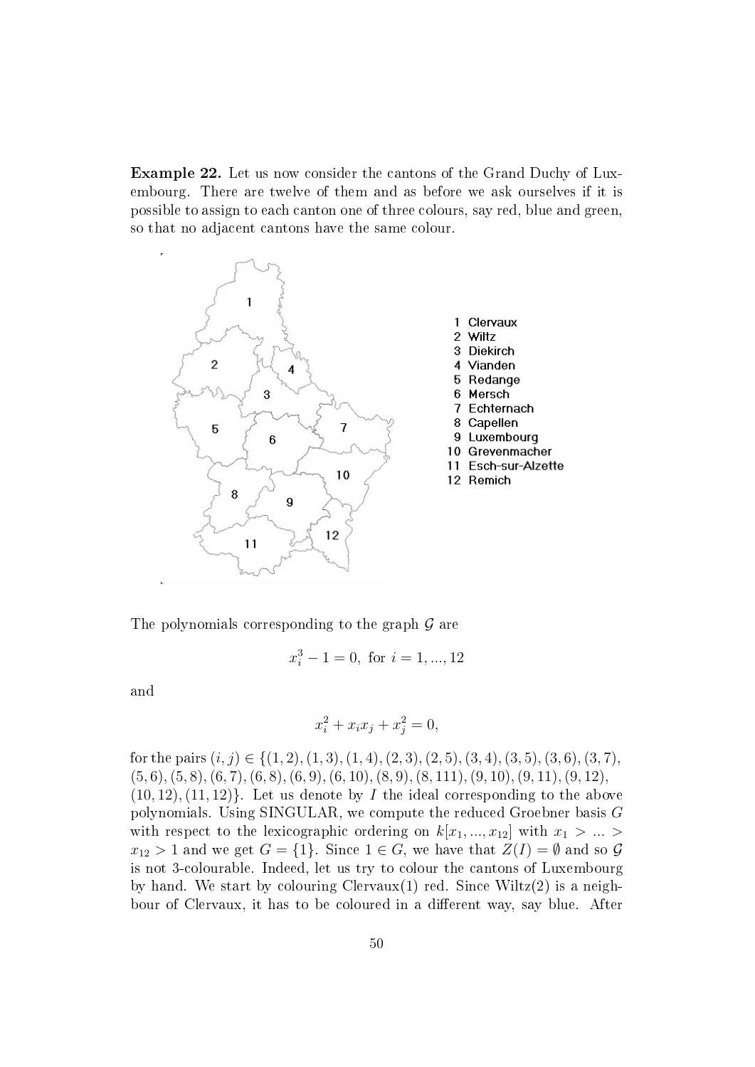**Example 22.** Let us now consider the cantons of the Grand Duchy of Luxembourg. There are twelve of them and as before we ask ourselves if it is possible to assign to each canton one of three colours, say red, blue and green, so that no adjacent cantons have the same colour.

1 Clervaux
2 Wiltz
3 Diekirch
4 Vianden
5 Redange
6 Mersch
7 Echternach
8 Capellen
9 Luxembourg
10 Grevenmacher
11 Esch-sur-Alzette
12 Remich

The polynomials corresponding to the graph $\mathcal{G}$ are

$$x_i^3 - 1 = 0, \text{ for } i = 1, ..., 12$$

and

$$x_i^2 + x_i x_j + x_j^2 = 0,$$

for the pairs $(i, j) \in \{(1, 2), (1, 3), (1, 4), (2, 3), (2, 5), (3, 4), (3, 5), (3, 6), (3, 7),$ $(5, 6), (5, 8), (6, 7), (6, 8), (6, 9), (6, 10), (8, 9), (8, 111), (9, 10), (9, 11), (9, 12),$ $(10, 12), (11, 12)\}$. Let us denote by $I$ the ideal corresponding to the above polynomials. Using SINGULAR, we compute the reduced Groebner basis $G$ with respect to the lexicographic ordering on $k[x_1, ..., x_{12}]$ with $x_1 > ... > x_{12} > 1$ and we get $G = \{1\}$. Since $1 \in G$, we have that $Z(I) = \emptyset$ and so $\mathcal{G}$ is not 3-colourable. Indeed, let us try to colour the cantons of Luxembourg by hand. We start by colouring Clervaux(1) red. Since Wiltz(2) is a neighbour of Clervaux, it has to be coloured in a different way, say blue. After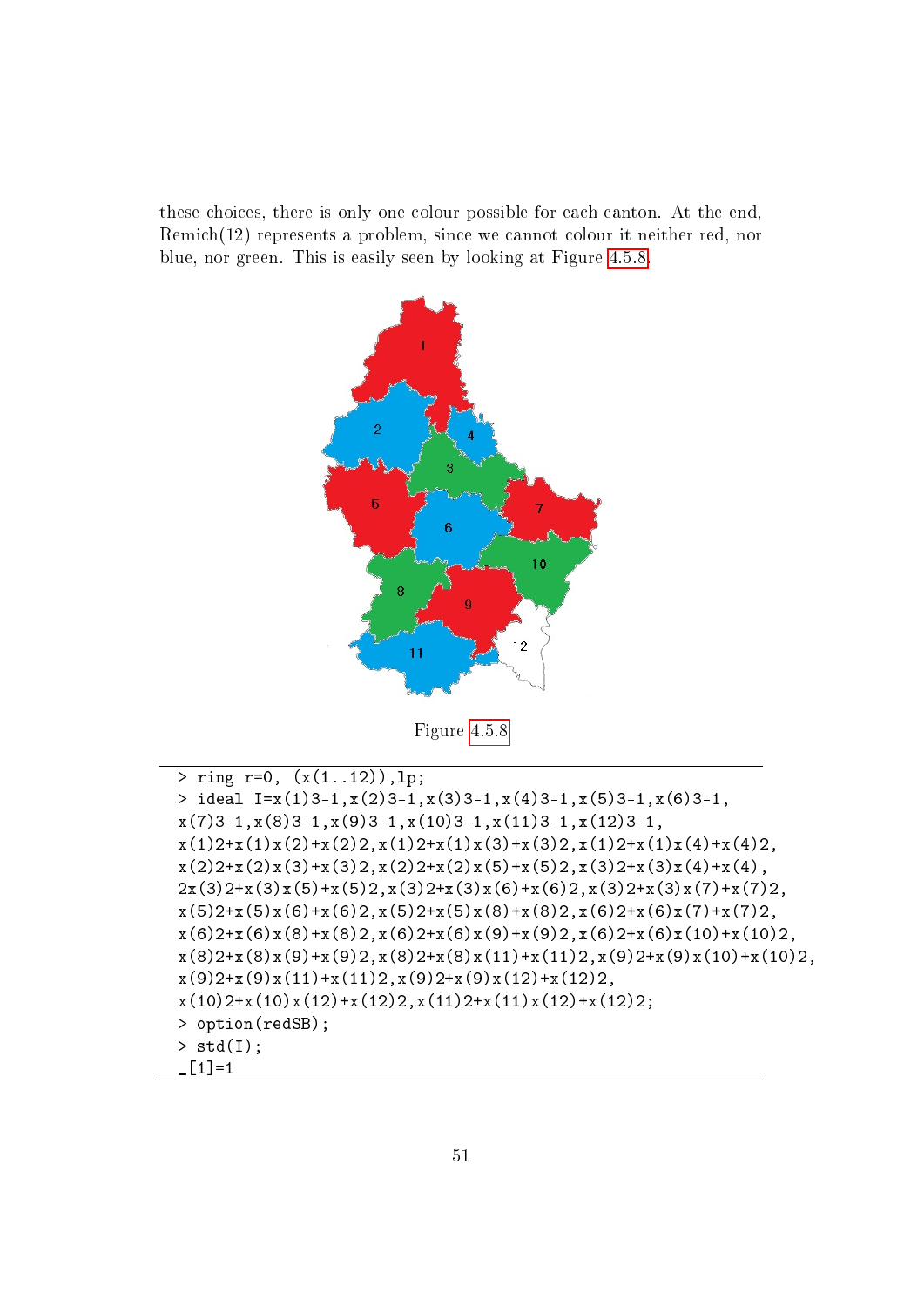these choices, there is only one colour possible for each canton. At the end, Remich(12) represents a problem, since we cannot colour it neither red, nor blue, nor green. This is easily seen by looking at Figure 4.5.8.

Figure 4.5.8

```
> ring r=0, (x(1..12)),lp;
> ideal I=x(1)3-1,x(2)3-1,x(3)3-1,x(4)3-1,x(5)3-1,x(6)3-1,
x(7)3-1,x(8)3-1,x(9)3-1,x(10)3-1,x(11)3-1,x(12)3-1,
x(1)2+x(1)x(2)+x(2)2,x(1)2+x(1)x(3)+x(3)2,x(1)2+x(1)x(4)+x(4)2,
x(2)2+x(2)x(3)+x(3)2,x(2)2+x(2)x(5)+x(5)2,x(3)2+x(3)x(4)+x(4),
2x(3)2+x(3)x(5)+x(5)2,x(3)2+x(3)x(6)+x(6)2,x(3)2+x(3)x(7)+x(7)2,
x(5)2+x(5)x(6)+x(6)2,x(5)2+x(5)x(8)+x(8)2,x(6)2+x(6)x(7)+x(7)2,
x(6)2+x(6)x(8)+x(8)2,x(6)2+x(6)x(9)+x(9)2,x(6)2+x(6)x(10)+x(10)2,
x(8)2+x(8)x(9)+x(9)2,x(8)2+x(8)x(11)+x(11)2,x(9)2+x(9)x(10)+x(10)2,
x(9)2+x(9)x(11)+x(11)2,x(9)2+x(9)x(12)+x(12)2,
x(10)2+x(10)x(12)+x(12)2,x(11)2+x(11)x(12)+x(12)2;
> option(redSB);
> std(I);
_[1]=1
```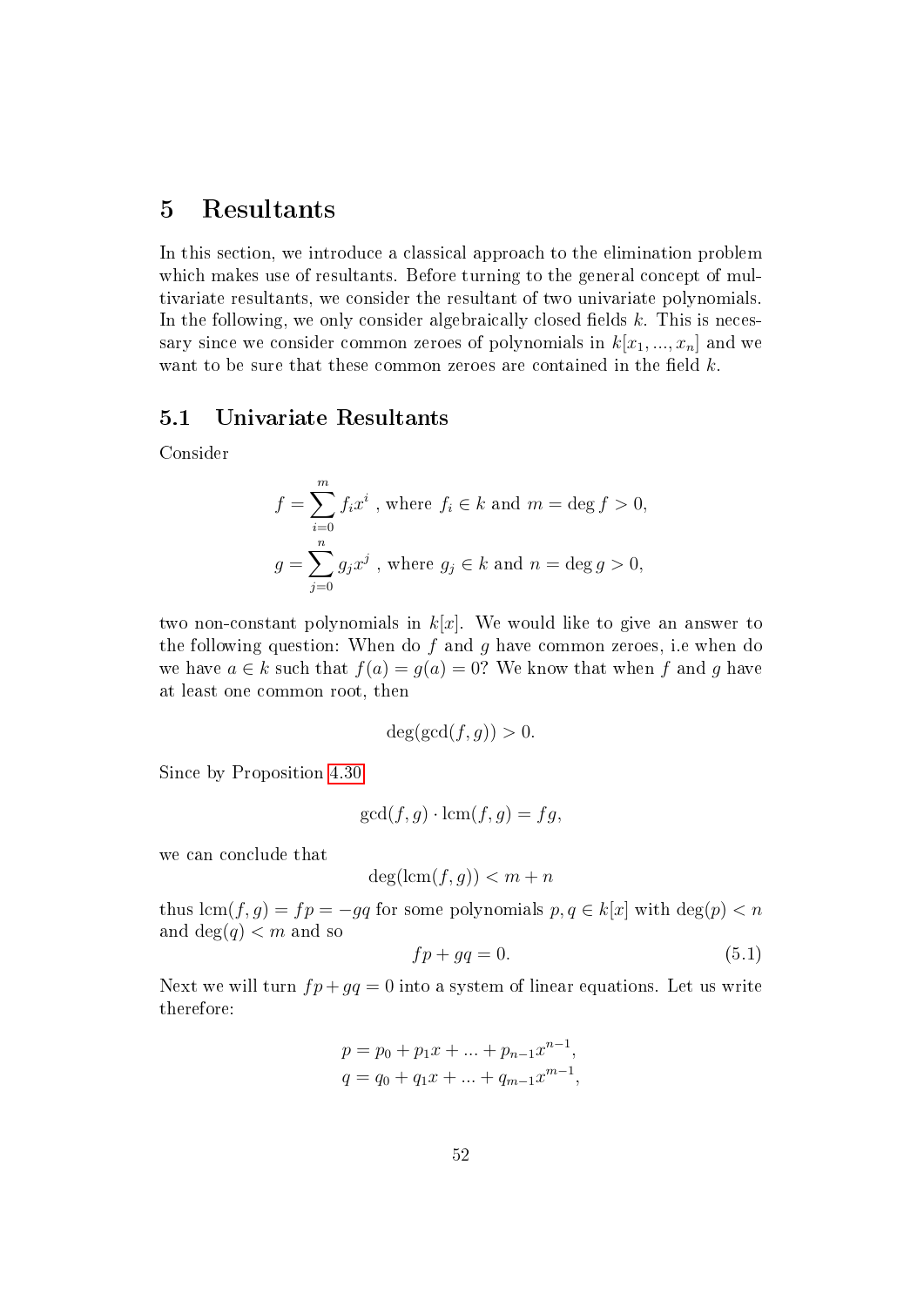# 5 Resultants

In this section, we introduce a classical approach to the elimination problem which makes use of resultants. Before turning to the general concept of multivariate resultants, we consider the resultant of two univariate polynomials. In the following, we only consider algebraically closed fields $k$. This is necessary since we consider common zeroes of polynomials in $k[x_1, ..., x_n]$ and we want to be sure that these common zeroes are contained in the field $k$.

## 5.1 Univariate Resultants

Consider

$$
\begin{aligned}
f &= \sum_{i=0}^{m} f_i x^i \text{ , where } f_i \in k \text{ and } m = \deg f > 0, \\
g &= \sum_{j=0}^{n} g_j x^j \text{ , where } g_j \in k \text{ and } n = \deg g > 0,
\end{aligned}
$$

two non-constant polynomials in $k[x]$. We would like to give an answer to the following question: When do $f$ and $g$ have common zeroes, i.e when do we have $a \in k$ such that $f(a) = g(a) = 0$? We know that when $f$ and $g$ have at least one common root, then

$$\deg(\gcd(f, g)) > 0.$$

Since by Proposition 4.30

$$\gcd(f, g) \cdot \text{lcm}(f, g) = fg,$$

we can conclude that

$$\deg(\text{lcm}(f, g)) < m + n$$

thus $\text{lcm}(f, g) = fp = -gq$ for some polynomials $p, q \in k[x]$ with $\deg(p) < n$ and $\deg(q) < m$ and so

$$fp + gq = 0. \tag{5.1}$$

Next we will turn $fp + gq = 0$ into a system of linear equations. Let us write therefore:

$$
\begin{aligned}
p &= p_0 + p_1 x + ... + p_{n-1} x^{n-1}, \\
q &= q_0 + q_1 x + ... + q_{m-1} x^{m-1},
\end{aligned}
$$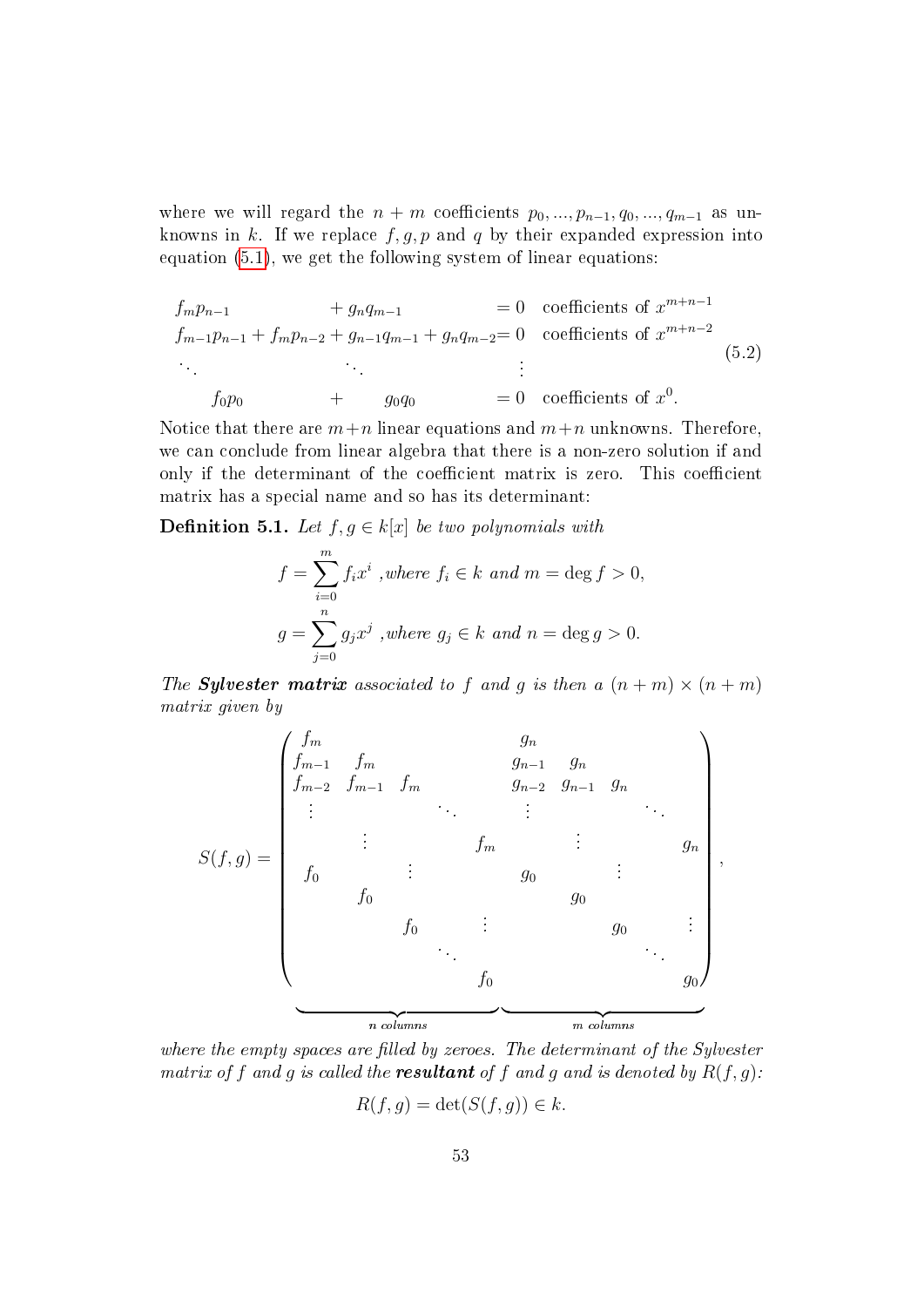where we will regard the $n + m$ coefficients $p_0, ..., p_{n-1}, q_0, ..., q_{m-1}$ as unknowns in $k$. If we replace $f, g, p$ and $q$ by their expanded expression into equation (5.1), we get the following system of linear equations:

$$
\begin{array}{llll}
f_m p_{n-1} & + g_n q_{m-1} & = 0 & \text{coefficients of } x^{m+n-1} \\
f_{m-1} p_{n-1} + f_m p_{n-2} & + g_{n-1} q_{m-1} + g_n q_{m-2} & = 0 & \text{coefficients of } x^{m+n-2} \\
\ddots & \ddots & \vdots & \\
f_0 p_0 & + \quad g_0 q_0 & = 0 & \text{coefficients of } x^0.
\end{array}
\tag{5.2}
$$

Notice that there are $m+n$ linear equations and $m+n$ unknowns. Therefore, we can conclude from linear algebra that there is a non-zero solution if and only if the determinant of the coefficient matrix is zero. This coefficient matrix has a special name and so has its determinant:

**Definition 5.1.** *Let $f, g \in k[x]$ be two polynomials with*

$$
f = \sum_{i=0}^{m} f_i x^i \text{ ,where } f_i \in k \text{ and } m = \deg f > 0,
$$

$$
g = \sum_{j=0}^{n} g_j x^j \text{ ,where } g_j \in k \text{ and } n = \deg g > 0.
$$

*The **Sylvester matrix** associated to $f$ and $g$ is then a $(n+m) \times (n+m)$ matrix given by*

$$
S(f,g) = \underbrace{\begin{pmatrix}
f_m & & & & g_n & & & \\
f_{m-1} & f_m & & & g_{n-1} & g_n & & \\
f_{m-2} & f_{m-1} & f_m & & g_{n-2} & g_{n-1} & g_n & \\
\vdots & & & \ddots & \vdots & & & \ddots \\
 & \vdots & & f_m & & \vdots & & g_n \\
f_0 & & \vdots & & g_0 & & \vdots & \\
 & f_0 & & & & g_0 & & \\
 & & f_0 & \vdots & & & g_0 & \vdots \\
 & & & \ddots & & & & \ddots \\
 & & & f_0 & & & & g_0
\end{pmatrix}}_{n \text{ columns} \qquad\qquad m \text{ columns}},
$$

*where the empty spaces are filled by zeroes. The determinant of the Sylvester matrix of $f$ and $g$ is called the **resultant** of $f$ and $g$ and is denoted by $R(f,g)$:*

$$
R(f,g) = \det(S(f,g)) \in k.
$$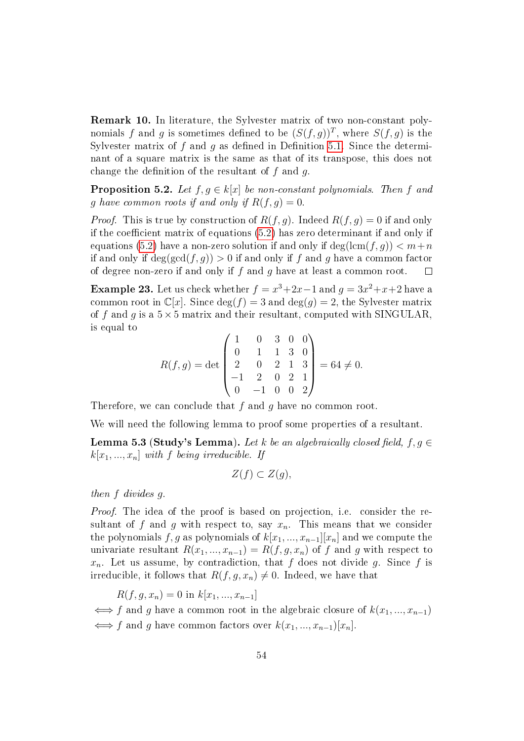**Remark 10.** In literature, the Sylvester matrix of two non-constant polynomials $f$ and $g$ is sometimes defined to be $(S(f,g))^T$, where $S(f,g)$ is the Sylvester matrix of $f$ and $g$ as defined in Definition 5.1. Since the determinant of a square matrix is the same as that of its transpose, this does not change the definition of the resultant of $f$ and $g$.

**Proposition 5.2.** *Let $f, g \in k[x]$ be non-constant polynomials. Then $f$ and $g$ have common roots if and only if $R(f,g) = 0$.*

*Proof.* This is true by construction of $R(f,g)$. Indeed $R(f,g) = 0$ if and only if the coefficient matrix of equations (5.2) has zero determinant if and only if equations (5.2) have a non-zero solution if and only if $\deg(\text{lcm}(f,g)) < m+n$ if and only if $\deg(\gcd(f,g)) > 0$ if and only if $f$ and $g$ have a common factor of degree non-zero if and only if $f$ and $g$ have at least a common root. $\square$

**Example 23.** Let us check whether $f = x^3+2x-1$ and $g = 3x^2+x+2$ have a common root in $\mathbb{C}[x]$. Since $\deg(f) = 3$ and $\deg(g) = 2$, the Sylvester matrix of $f$ and $g$ is a $5 \times 5$ matrix and their resultant, computed with SINGULAR, is equal to

$$R(f,g) = \det \begin{pmatrix} 1 & 0 & 3 & 0 & 0 \\ 0 & 1 & 1 & 3 & 0 \\ 2 & 0 & 2 & 1 & 3 \\ -1 & 2 & 0 & 2 & 1 \\ 0 & -1 & 0 & 0 & 2 \end{pmatrix} = 64 \neq 0.$$

Therefore, we can conclude that $f$ and $g$ have no common root.

We will need the following lemma to proof some properties of a resultant.

**Lemma 5.3 (Study's Lemma).** *Let $k$ be an algebraically closed field, $f, g \in k[x_1, ..., x_n]$ with $f$ being irreducible. If*

$$Z(f) \subset Z(g),$$

*then $f$ divides $g$.*

*Proof.* The idea of the proof is based on projection, i.e. consider the resultant of $f$ and $g$ with respect to, say $x_n$. This means that we consider the polynomials $f, g$ as polynomials of $k[x_1, ..., x_{n-1}][x_n]$ and we compute the univariate resultant $R(x_1, ..., x_{n-1}) = R(f, g, x_n)$ of $f$ and $g$ with respect to $x_n$. Let us assume, by contradiction, that $f$ does not divide $g$. Since $f$ is irreducible, it follows that $R(f, g, x_n) \neq 0$. Indeed, we have that

$$\begin{aligned} & R(f, g, x_n) = 0 \text{ in } k[x_1, ..., x_{n-1}] \\ \iff & f \text{ and } g \text{ have a common root in the algebraic closure of } k(x_1, ..., x_{n-1}) \\ \iff & f \text{ and } g \text{ have common factors over } k(x_1, ..., x_{n-1})[x_n]. \end{aligned}$$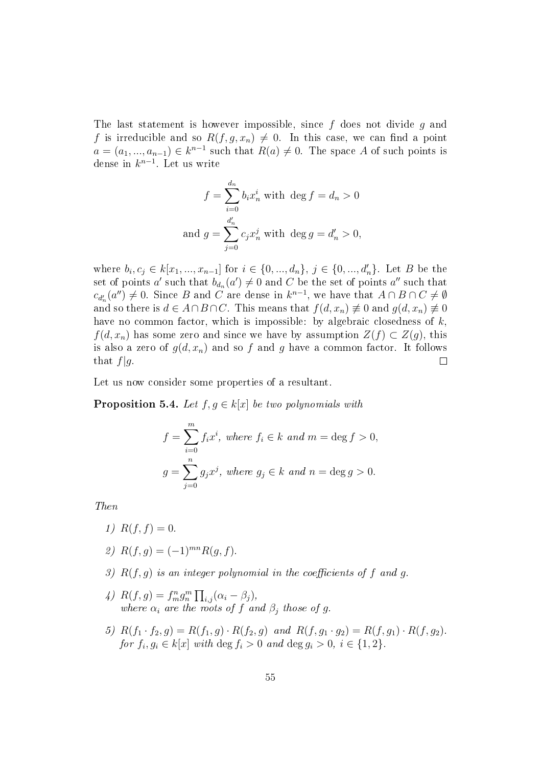The last statement is however impossible, since $f$ does not divide $g$ and $f$ is irreducible and so $R(f, g, x_n) \neq 0$. In this case, we can find a point $a = (a_1, ..., a_{n-1}) \in k^{n-1}$ such that $R(a) \neq 0$. The space $A$ of such points is dense in $k^{n-1}$. Let us write

$$f = \sum_{i=0}^{d_n} b_i x_n^i \text{ with } \deg f = d_n > 0$$

$$\text{and } g = \sum_{j=0}^{d_n'} c_j x_n^j \text{ with } \deg g = d_n' > 0,$$

where $b_i, c_j \in k[x_1, ..., x_{n-1}]$ for $i \in \{0, ..., d_n\}$, $j \in \{0, ..., d_n'\}$. Let $B$ be the set of points $a'$ such that $b_{d_n}(a') \neq 0$ and $C$ be the set of points $a''$ such that $c_{d_n'}(a'') \neq 0$. Since $B$ and $C$ are dense in $k^{n-1}$, we have that $A \cap B \cap C \neq \emptyset$ and so there is $d \in A \cap B \cap C$. This means that $f(d, x_n) \not\equiv 0$ and $g(d, x_n) \not\equiv 0$ have no common factor, which is impossible: by algebraic closedness of $k$, $f(d, x_n)$ has some zero and since we have by assumption $Z(f) \subset Z(g)$, this is also a zero of $g(d, x_n)$ and so $f$ and $g$ have a common factor. It follows that $f | g$. $\square$

Let us now consider some properties of a resultant.

**Proposition 5.4.** *Let $f, g \in k[x]$ be two polynomials with*

$$f = \sum_{i=0}^{m} f_i x^i, \text{ where } f_i \in k \text{ and } m = \deg f > 0,$$

$$g = \sum_{j=0}^{n} g_j x^j, \text{ where } g_j \in k \text{ and } n = \deg g > 0.$$

*Then*

1) $R(f, f) = 0$.

2) $R(f, g) = (-1)^{mn} R(g, f)$.

3) *$R(f, g)$ is an integer polynomial in the coefficients of $f$ and $g$.*

4) $R(f, g) = f_m^n g_n^m \prod_{i,j} (\alpha_i - \beta_j)$,
*where $\alpha_i$ are the roots of $f$ and $\beta_j$ those of $g$.*

5) $R(f_1 \cdot f_2, g) = R(f_1, g) \cdot R(f_2, g)$ *and* $R(f, g_1 \cdot g_2) = R(f, g_1) \cdot R(f, g_2)$.
*for $f_i, g_i \in k[x]$ with $\deg f_i > 0$ and $\deg g_i > 0$, $i \in \{1, 2\}$.*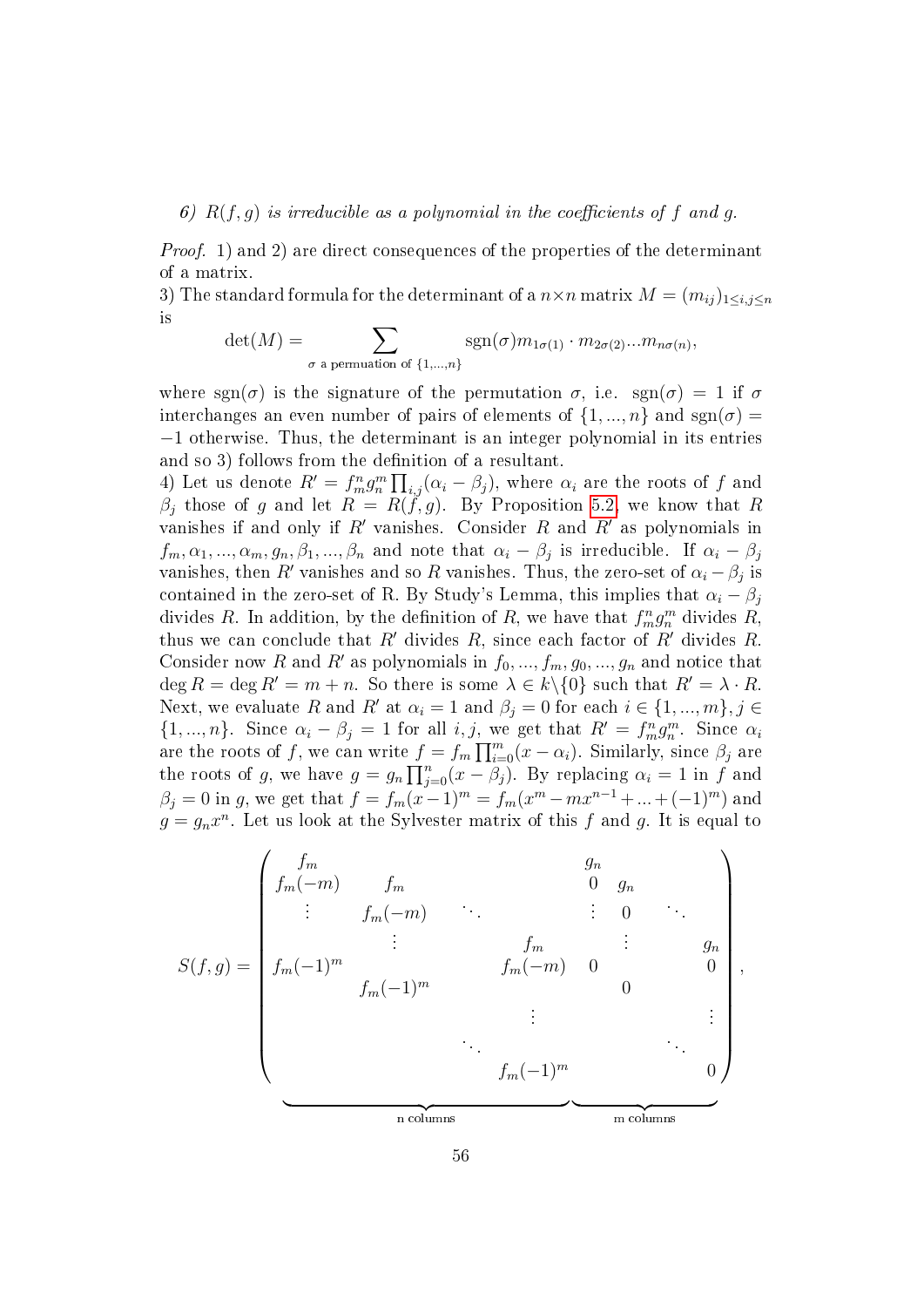*6) $R(f,g)$ is irreducible as a polynomial in the coefficients of $f$ and $g$.*

*Proof.* 1) and 2) are direct consequences of the properties of the determinant of a matrix.

3) The standard formula for the determinant of a $n \times n$ matrix $M = (m_{ij})_{1 \leq i,j \leq n}$ is

$$\det(M) = \sum_{\sigma \text{ a permuation of } \{1,...,n\}} \operatorname{sgn}(\sigma) m_{1\sigma(1)} \cdot m_{2\sigma(2)} ... m_{n\sigma(n)},$$

where $\operatorname{sgn}(\sigma)$ is the signature of the permutation $\sigma$, i.e. $\operatorname{sgn}(\sigma) = 1$ if $\sigma$ interchanges an even number of pairs of elements of $\{1,...,n\}$ and $\operatorname{sgn}(\sigma) = -1$ otherwise. Thus, the determinant is an integer polynomial in its entries and so 3) follows from the definition of a resultant.

4) Let us denote $R' = f_m^n g_n^m \prod_{i,j}(\alpha_i - \beta_j)$, where $\alpha_i$ are the roots of $f$ and $\beta_j$ those of $g$ and let $R = R(f,g)$. By Proposition 5.2, we know that $R$ vanishes if and only if $R'$ vanishes. Consider $R$ and $R'$ as polynomials in $f_m, \alpha_1, ..., \alpha_m, g_n, \beta_1, ..., \beta_n$ and note that $\alpha_i - \beta_j$ is irreducible. If $\alpha_i - \beta_j$ vanishes, then $R'$ vanishes and so $R$ vanishes. Thus, the zero-set of $\alpha_i - \beta_j$ is contained in the zero-set of R. By Study's Lemma, this implies that $\alpha_i - \beta_j$ divides $R$. In addition, by the definition of $R$, we have that $f_m^n g_n^m$ divides $R$, thus we can conclude that $R'$ divides $R$, since each factor of $R'$ divides $R$. Consider now $R$ and $R'$ as polynomials in $f_0, ..., f_m, g_0, ..., g_n$ and notice that $\deg R = \deg R' = m + n$. So there is some $\lambda \in k \backslash \{0\}$ such that $R' = \lambda \cdot R$. Next, we evaluate $R$ and $R'$ at $\alpha_i = 1$ and $\beta_j = 0$ for each $i \in \{1, ..., m\}, j \in \{1, ..., n\}$. Since $\alpha_i - \beta_j = 1$ for all $i, j$, we get that $R' = f_m^n g_n^m$. Since $\alpha_i$ are the roots of $f$, we can write $f = f_m \prod_{i=0}^m (x - \alpha_i)$. Similarly, since $\beta_j$ are the roots of $g$, we have $g = g_n \prod_{j=0}^n (x - \beta_j)$. By replacing $\alpha_i = 1$ in $f$ and $\beta_j = 0$ in $g$, we get that $f = f_m(x-1)^m = f_m(x^m - mx^{n-1} + ... + (-1)^m)$ and $g = g_n x^n$. Let us look at the Sylvester matrix of this $f$ and $g$. It is equal to

$$S(f,g) = \underbrace{\begin{pmatrix} f_m & & & & g_n & & & \\ f_m(-m) & f_m & & & 0 & g_n & & \\ \vdots & f_m(-m) & \ddots & & \vdots & 0 & \ddots & \\ & \vdots & & f_m & \vdots & & & g_n \\ f_m(-1)^m & & & f_m(-m) & 0 & & & 0 \\ & f_m(-1)^m & & & & 0 & & \\ & & & \vdots & & & & \vdots \\ & & \ddots & & & & \ddots & \\ & & & f_m(-1)^m & & & & 0 \end{pmatrix}}_{\text{n columns} \quad\quad\quad\quad \text{m columns}},$$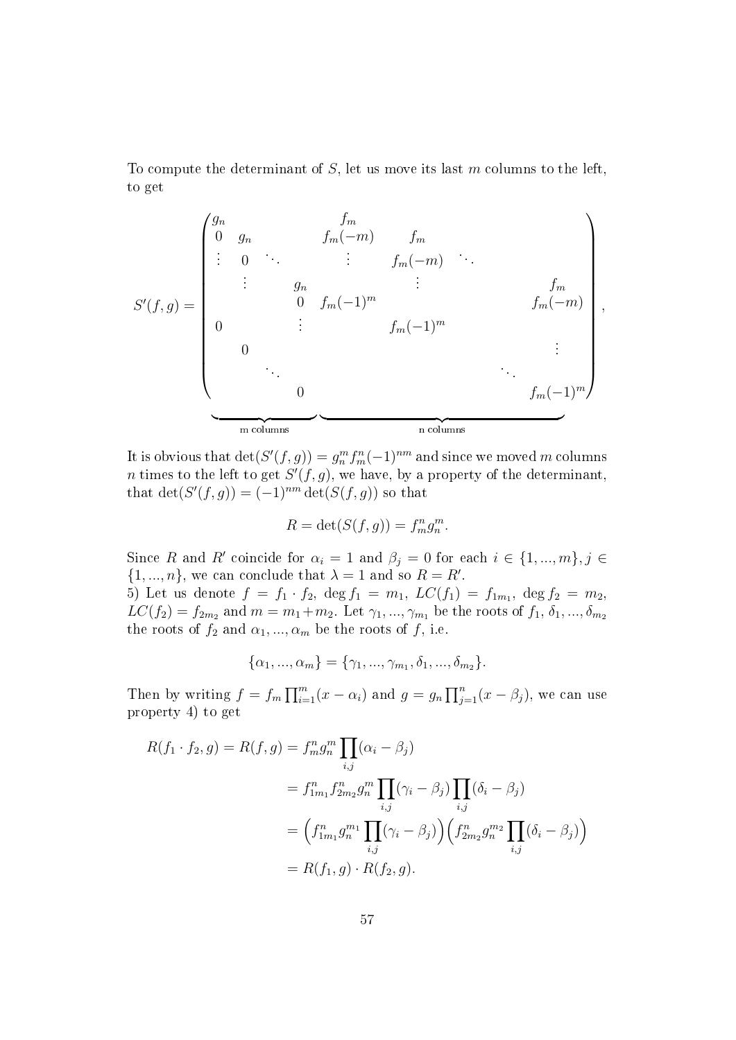To compute the determinant of $S$, let us move its last $m$ columns to the left, to get

$$
S'(f,g) = \underbrace{\begin{pmatrix}
g_n & & & & f_m & & & \\
0 & g_n & & & f_m(-m) & f_m & & \\
\vdots & 0 & \ddots & & \vdots & f_m(-m) & \ddots & \\
 & \vdots & & g_n & & \vdots & & f_m \\
 & & & 0 & f_m(-1)^m & & & f_m(-m) \\
0 & & & \vdots & & f_m(-1)^m & & \\
 & 0 & & & & & & \vdots \\
 & & \ddots & & & & \ddots & \\
 & & & 0 & & & & f_m(-1)^m
\end{pmatrix}}_{\text{m columns} \qquad\qquad \text{n columns}},
$$

It is obvious that $\det(S'(f,g)) = g_n^m f_m^n (-1)^{nm}$ and since we moved $m$ columns $n$ times to the left to get $S'(f,g)$, we have, by a property of the determinant, that $\det(S'(f,g)) = (-1)^{nm} \det(S(f,g))$ so that

$$
R = \det(S(f,g)) = f_m^n g_n^m.
$$

Since $R$ and $R'$ coincide for $\alpha_i = 1$ and $\beta_j = 0$ for each $i \in \{1,...,m\}, j \in \{1,...,n\}$, we can conclude that $\lambda = 1$ and so $R = R'$.

5) Let us denote $f = f_1 \cdot f_2$, $\deg f_1 = m_1$, $LC(f_1) = f_{1m_1}$, $\deg f_2 = m_2$, $LC(f_2) = f_{2m_2}$ and $m = m_1 + m_2$. Let $\gamma_1, ..., \gamma_{m_1}$ be the roots of $f_1$, $\delta_1, ..., \delta_{m_2}$ the roots of $f_2$ and $\alpha_1, ..., \alpha_m$ be the roots of $f$, i.e.

$$
\{\alpha_1, ..., \alpha_m\} = \{\gamma_1, ..., \gamma_{m_1}, \delta_1, ..., \delta_{m_2}\}.
$$

Then by writing $f = f_m \prod_{i=1}^{m}(x - \alpha_i)$ and $g = g_n \prod_{j=1}^{n}(x - \beta_j)$, we can use property 4) to get

$$
\begin{aligned}
R(f_1 \cdot f_2, g) = R(f,g) &= f_m^n g_n^m \prod_{i,j}(\alpha_i - \beta_j) \\
&= f_{1m_1}^n f_{2m_2}^n g_n^m \prod_{i,j}(\gamma_i - \beta_j) \prod_{i,j}(\delta_i - \beta_j) \\
&= \Big( f_{1m_1}^n g_n^{m_1} \prod_{i,j}(\gamma_i - \beta_j) \Big) \Big( f_{2m_2}^n g_n^{m_2} \prod_{i,j}(\delta_i - \beta_j) \Big) \\
&= R(f_1, g) \cdot R(f_2, g).
\end{aligned}
$$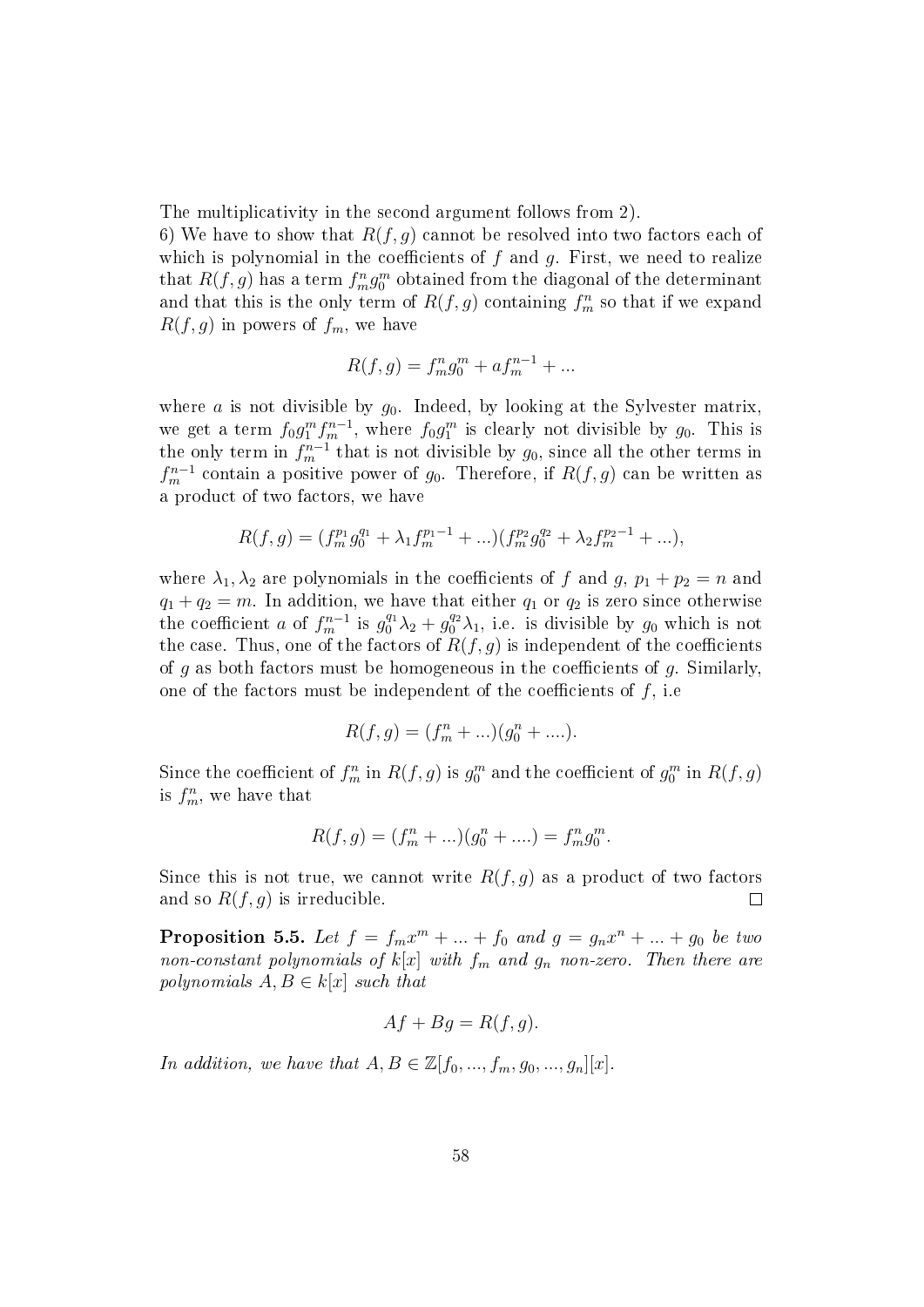The multiplicativity in the second argument follows from 2).

6) We have to show that $R(f,g)$ cannot be resolved into two factors each of which is polynomial in the coefficients of $f$ and $g$. First, we need to realize that $R(f,g)$ has a term $f_m^n g_0^m$ obtained from the diagonal of the determinant and that this is the only term of $R(f,g)$ containing $f_m^n$ so that if we expand $R(f,g)$ in powers of $f_m$, we have

$$R(f,g) = f_m^n g_0^m + a f_m^{n-1} + ...$$

where $a$ is not divisible by $g_0$. Indeed, by looking at the Sylvester matrix, we get a term $f_0 g_1^m f_m^{n-1}$, where $f_0 g_1^m$ is clearly not divisible by $g_0$. This is the only term in $f_m^{n-1}$ that is not divisible by $g_0$, since all the other terms in $f_m^{n-1}$ contain a positive power of $g_0$. Therefore, if $R(f,g)$ can be written as a product of two factors, we have

$$R(f,g) = (f_m^{p_1} g_0^{q_1} + \lambda_1 f_m^{p_1 - 1} + ...)(f_m^{p_2} g_0^{q_2} + \lambda_2 f_m^{p_2 - 1} + ...),$$

where $\lambda_1, \lambda_2$ are polynomials in the coefficients of $f$ and $g$, $p_1 + p_2 = n$ and $q_1 + q_2 = m$. In addition, we have that either $q_1$ or $q_2$ is zero since otherwise the coefficient $a$ of $f_m^{n-1}$ is $g_0^{q_1}\lambda_2 + g_0^{q_2}\lambda_1$, i.e. is divisible by $g_0$ which is not the case. Thus, one of the factors of $R(f,g)$ is independent of the coefficients of $g$ as both factors must be homogeneous in the coefficients of $g$. Similarly, one of the factors must be independent of the coefficients of $f$, i.e

$$R(f,g) = (f_m^n + ...)(g_0^n + ....).$$

Since the coefficient of $f_m^n$ in $R(f,g)$ is $g_0^m$ and the coefficient of $g_0^m$ in $R(f,g)$ is $f_m^n$, we have that

$$R(f,g) = (f_m^n + ...)(g_0^n + ....) = f_m^n g_0^m.$$

Since this is not true, we cannot write $R(f,g)$ as a product of two factors and so $R(f,g)$ is irreducible. □

**Proposition 5.5.** *Let $f = f_m x^m + ... + f_0$ and $g = g_n x^n + ... + g_0$ be two non-constant polynomials of $k[x]$ with $f_m$ and $g_n$ non-zero. Then there are polynomials $A, B \in k[x]$ such that*

$$Af + Bg = R(f,g).$$

*In addition, we have that $A, B \in \mathbb{Z}[f_0, ..., f_m, g_0, ..., g_n][x]$.*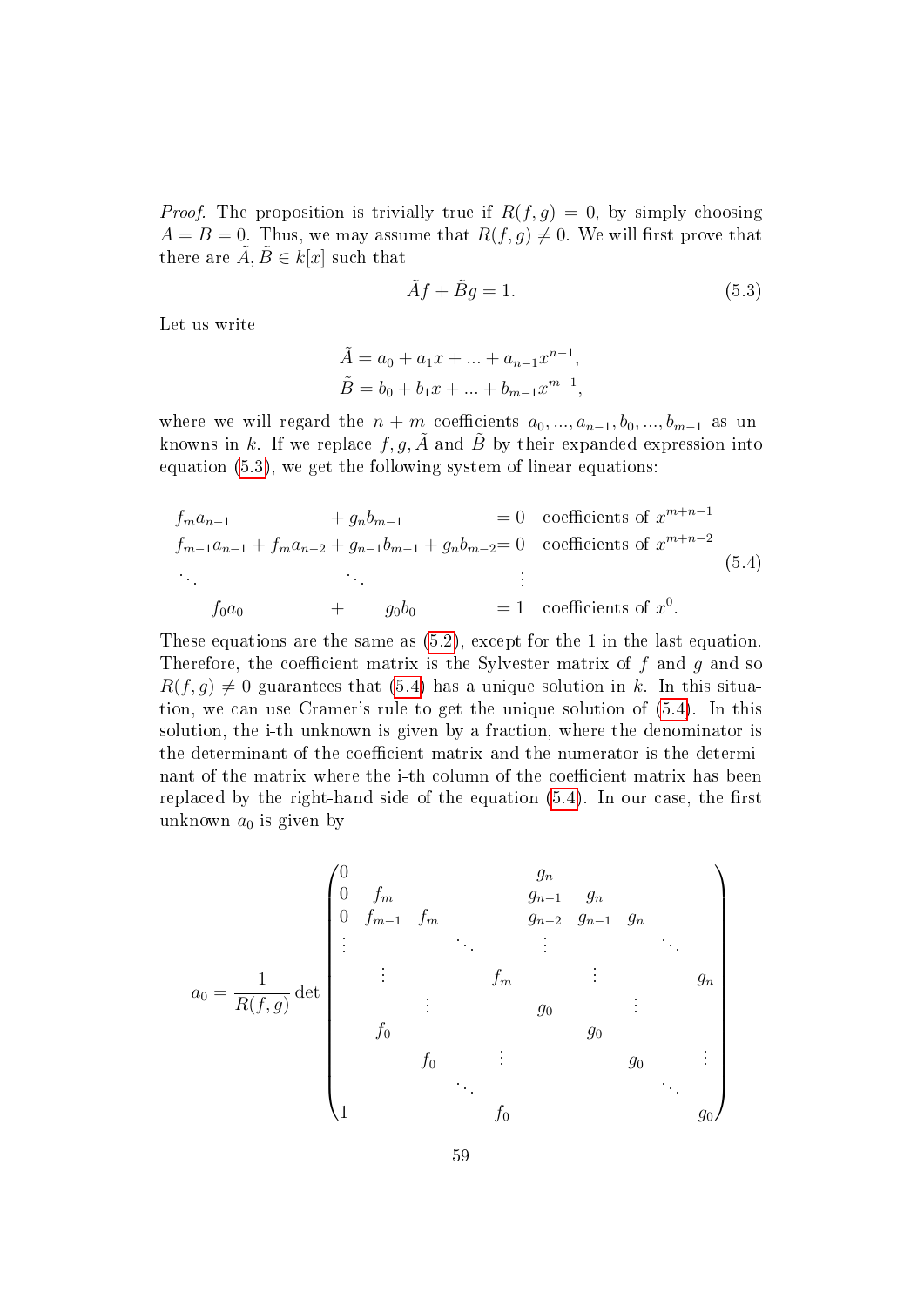*Proof.* The proposition is trivially true if $R(f,g) = 0$, by simply choosing $A = B = 0$. Thus, we may assume that $R(f,g) \neq 0$. We will first prove that there are $\tilde{A}, \tilde{B} \in k[x]$ such that

$$\tilde{A}f + \tilde{B}g = 1. \tag{5.3}$$

Let us write

$$\tilde{A} = a_0 + a_1 x + ... + a_{n-1}x^{n-1},$$
$$\tilde{B} = b_0 + b_1 x + ... + b_{m-1}x^{m-1},$$

where we will regard the $n+m$ coefficients $a_0, ..., a_{n-1}, b_0, ..., b_{m-1}$ as unknowns in $k$. If we replace $f, g, \tilde{A}$ and $\tilde{B}$ by their expanded expression into equation (5.3), we get the following system of linear equations:

$$\begin{array}{llll} f_m a_{n-1} & + g_n b_{m-1} & = 0 & \text{coefficients of } x^{m+n-1} \\ f_{m-1}a_{n-1} + f_m a_{n-2} & + g_{n-1}b_{m-1} + g_n b_{m-2} & = 0 & \text{coefficients of } x^{m+n-2} \\ \ddots & \ddots & \vdots & \\ f_0 a_0 & + \quad g_0 b_0 & = 1 & \text{coefficients of } x^0. \end{array} \tag{5.4}$$

These equations are the same as (5.2), except for the 1 in the last equation. Therefore, the coefficient matrix is the Sylvester matrix of $f$ and $g$ and so $R(f,g) \neq 0$ guarantees that (5.4) has a unique solution in $k$. In this situation, we can use Cramer's rule to get the unique solution of (5.4). In this solution, the i-th unknown is given by a fraction, where the denominator is the determinant of the coefficient matrix and the numerator is the determinant of the matrix where the i-th column of the coefficient matrix has been replaced by the right-hand side of the equation (5.4). In our case, the first unknown $a_0$ is given by

$$a_0 = \frac{1}{R(f,g)} \det \begin{pmatrix} 0 & & & & g_n & & & \\ 0 & f_m & & & g_{n-1} & g_n & & \\ 0 & f_{m-1} & f_m & & g_{n-2} & g_{n-1} & g_n & \\ \vdots & & & \ddots & \vdots & & & \ddots \\ & \vdots & & f_m & & \vdots & & g_n \\ & & \vdots & & g_0 & & \vdots & \\ & f_0 & & & & g_0 & & \\ & & f_0 & \vdots & & & g_0 & \vdots \\ & & & \ddots & & & & \ddots \\ 1 & & & f_0 & & & & g_0 \end{pmatrix}$$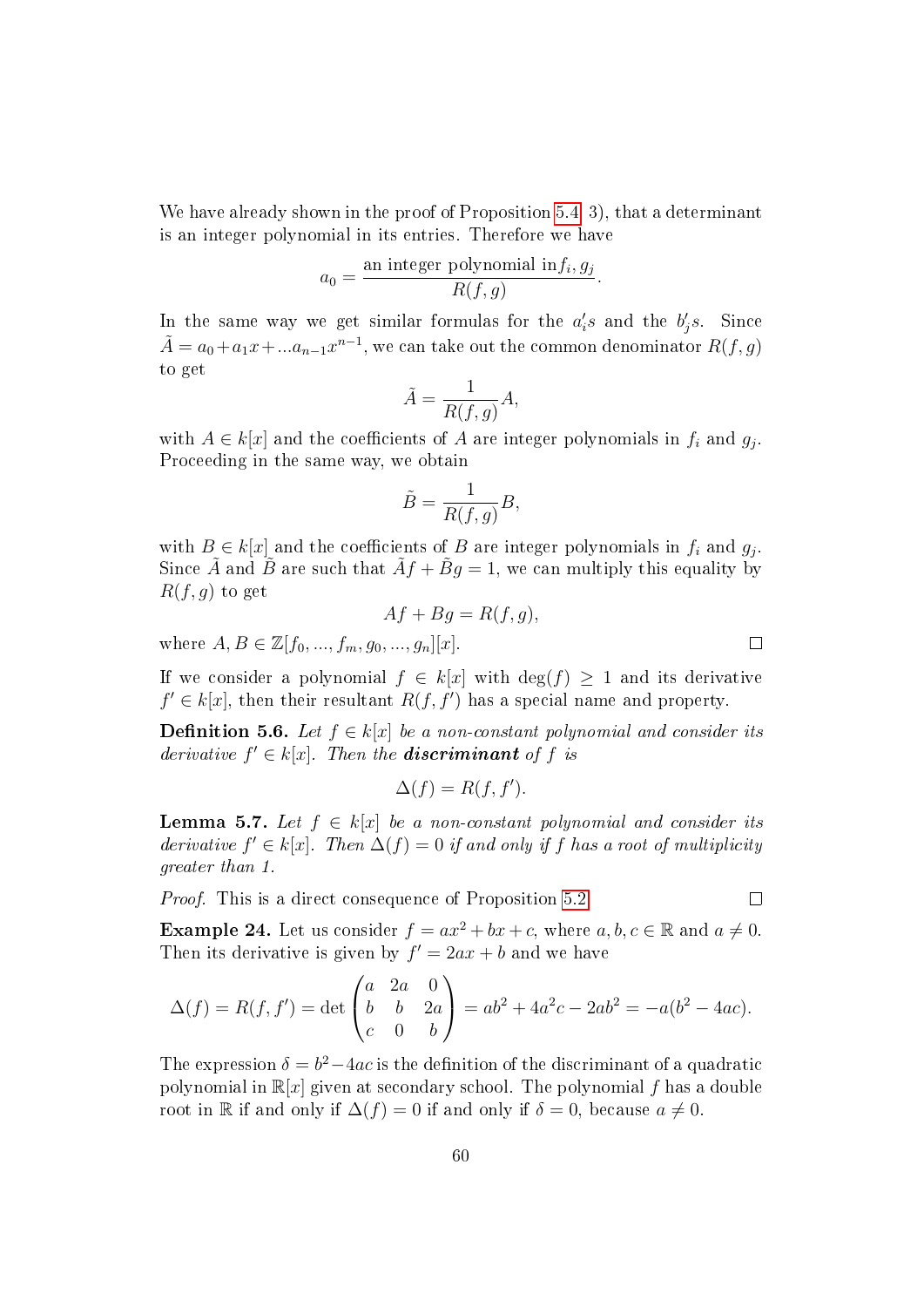We have already shown in the proof of Proposition 5.4 3), that a determinant is an integer polynomial in its entries. Therefore we have

$$a_0 = \frac{\text{an integer polynomial in} f_i, g_j}{R(f,g)}.$$

In the same way we get similar formulas for the $a_i's$ and the $b_j's$. Since $\tilde{A} = a_0 + a_1 x + ... a_{n-1}x^{n-1}$, we can take out the common denominator $R(f,g)$ to get

$$\tilde{A} = \frac{1}{R(f,g)} A,$$

with $A \in k[x]$ and the coefficients of $A$ are integer polynomials in $f_i$ and $g_j$. Proceeding in the same way, we obtain

$$\tilde{B} = \frac{1}{R(f,g)} B,$$

with $B \in k[x]$ and the coefficients of $B$ are integer polynomials in $f_i$ and $g_j$. Since $\tilde{A}$ and $\tilde{B}$ are such that $\tilde{A}f + \tilde{B}g = 1$, we can multiply this equality by $R(f,g)$ to get

$$Af + Bg = R(f,g),$$

where $A, B \in \mathbb{Z}[f_0, ..., f_m, g_0, ..., g_n][x]$. □

If we consider a polynomial $f \in k[x]$ with $\deg(f) \geq 1$ and its derivative $f' \in k[x]$, then their resultant $R(f, f')$ has a special name and property.

**Definition 5.6.** *Let $f \in k[x]$ be a non-constant polynomial and consider its derivative $f' \in k[x]$. Then the **discriminant** of $f$ is*

$$\Delta(f) = R(f, f').$$

**Lemma 5.7.** *Let $f \in k[x]$ be a non-constant polynomial and consider its derivative $f' \in k[x]$. Then $\Delta(f) = 0$ if and only if $f$ has a root of multiplicity greater than 1.*

*Proof.* This is a direct consequence of Proposition 5.2 □

**Example 24.** Let us consider $f = ax^2 + bx + c$, where $a, b, c \in \mathbb{R}$ and $a \neq 0$. Then its derivative is given by $f' = 2ax + b$ and we have

$$\Delta(f) = R(f, f') = \det \begin{pmatrix} a & 2a & 0 \\ b & b & 2a \\ c & 0 & b \end{pmatrix} = ab^2 + 4a^2c - 2ab^2 = -a(b^2 - 4ac).$$

The expression $\delta = b^2 - 4ac$ is the definition of the discriminant of a quadratic polynomial in $\mathbb{R}[x]$ given at secondary school. The polynomial $f$ has a double root in $\mathbb{R}$ if and only if $\Delta(f) = 0$ if and only if $\delta = 0$, because $a \neq 0$.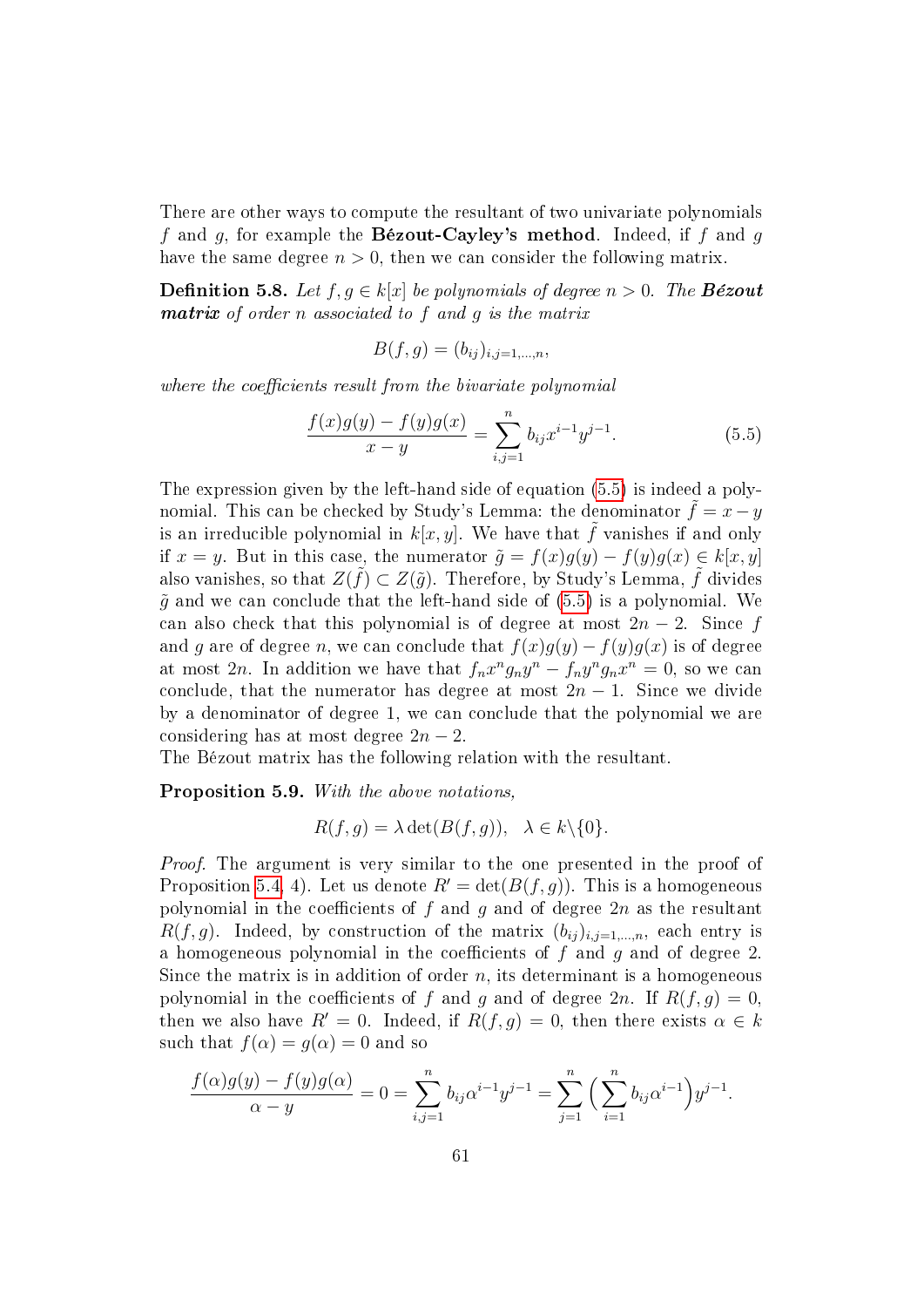There are other ways to compute the resultant of two univariate polynomials $f$ and $g$, for example the **Bézout-Cayley's method**. Indeed, if $f$ and $g$ have the same degree $n > 0$, then we can consider the following matrix.

**Definition 5.8.** *Let $f, g \in k[x]$ be polynomials of degree $n > 0$. The **Bézout matrix** of order $n$ associated to $f$ and $g$ is the matrix*

$$B(f,g) = (b_{ij})_{i,j=1,\dots,n},$$

*where the coefficients result from the bivariate polynomial*

$$\frac{f(x)g(y) - f(y)g(x)}{x - y} = \sum_{i,j=1}^{n} b_{ij} x^{i-1} y^{j-1}. \tag{5.5}$$

The expression given by the left-hand side of equation (5.5) is indeed a polynomial. This can be checked by Study's Lemma: the denominator $\tilde{f} = x - y$ is an irreducible polynomial in $k[x, y]$. We have that $\tilde{f}$ vanishes if and only if $x = y$. But in this case, the numerator $\tilde{g} = f(x)g(y) - f(y)g(x) \in k[x, y]$ also vanishes, so that $Z(\tilde{f}) \subset Z(\tilde{g})$. Therefore, by Study's Lemma, $\tilde{f}$ divides $\tilde{g}$ and we can conclude that the left-hand side of (5.5) is a polynomial. We can also check that this polynomial is of degree at most $2n - 2$. Since $f$ and $g$ are of degree $n$, we can conclude that $f(x)g(y) - f(y)g(x)$ is of degree at most $2n$. In addition we have that $f_n x^n g_n y^n - f_n y^n g_n x^n = 0$, so we can conclude, that the numerator has degree at most $2n - 1$. Since we divide by a denominator of degree 1, we can conclude that the polynomial we are considering has at most degree $2n - 2$.
The Bézout matrix has the following relation with the resultant.

**Proposition 5.9.** *With the above notations,*

$$R(f, g) = \lambda \det(B(f, g)), \quad \lambda \in k \backslash \{0\}.$$

*Proof.* The argument is very similar to the one presented in the proof of Proposition 5.4, 4). Let us denote $R' = \det(B(f, g))$. This is a homogeneous polynomial in the coefficients of $f$ and $g$ and of degree $2n$ as the resultant $R(f, g)$. Indeed, by construction of the matrix $(b_{ij})_{i,j=1,\dots,n}$, each entry is a homogeneous polynomial in the coefficients of $f$ and $g$ and of degree 2. Since the matrix is in addition of order $n$, its determinant is a homogeneous polynomial in the coefficients of $f$ and $g$ and of degree $2n$. If $R(f, g) = 0$, then we also have $R' = 0$. Indeed, if $R(f, g) = 0$, then there exists $\alpha \in k$ such that $f(\alpha) = g(\alpha) = 0$ and so

$$\frac{f(\alpha)g(y) - f(y)g(\alpha)}{\alpha - y} = 0 = \sum_{i,j=1}^{n} b_{ij} \alpha^{i-1} y^{j-1} = \sum_{j=1}^{n} \Big( \sum_{i=1}^{n} b_{ij} \alpha^{i-1} \Big) y^{j-1}.$$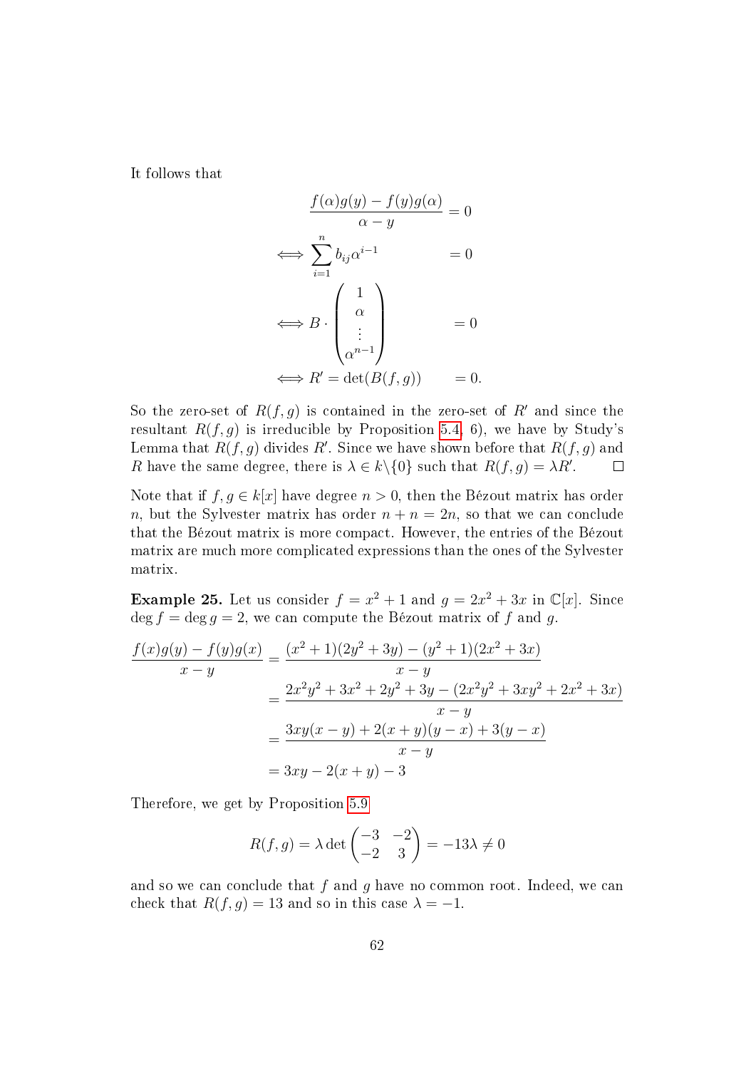It follows that

$$
\begin{aligned}
\frac{f(\alpha)g(y) - f(y)g(\alpha)}{\alpha - y} &= 0 \\
\iff \sum_{i=1}^{n} b_{ij}\alpha^{i-1} &= 0 \\
\iff B \cdot \begin{pmatrix} 1 \\ \alpha \\ \vdots \\ \alpha^{n-1} \end{pmatrix} &= 0 \\
\iff R' = \det(B(f,g)) &= 0.
\end{aligned}
$$

So the zero-set of $R(f,g)$ is contained in the zero-set of $R'$ and since the resultant $R(f,g)$ is irreducible by Proposition 5.4, 6), we have by Study's Lemma that $R(f,g)$ divides $R'$. Since we have shown before that $R(f,g)$ and $R$ have the same degree, there is $\lambda \in k\backslash\{0\}$ such that $R(f,g) = \lambda R'$. $\square$

Note that if $f, g \in k[x]$ have degree $n > 0$, then the Bézout matrix has order $n$, but the Sylvester matrix has order $n + n = 2n$, so that we can conclude that the Bézout matrix is more compact. However, the entries of the Bézout matrix are much more complicated expressions than the ones of the Sylvester matrix.

**Example 25.** Let us consider $f = x^2 + 1$ and $g = 2x^2 + 3x$ in $\mathbb{C}[x]$. Since $\deg f = \deg g = 2$, we can compute the Bézout matrix of $f$ and $g$.

$$
\begin{aligned}
\frac{f(x)g(y) - f(y)g(x)}{x - y} &= \frac{(x^2+1)(2y^2+3y) - (y^2+1)(2x^2+3x)}{x-y} \\
&= \frac{2x^2y^2 + 3x^2 + 2y^2 + 3y - (2x^2y^2 + 3xy^2 + 2x^2 + 3x)}{x-y} \\
&= \frac{3xy(x-y) + 2(x+y)(y-x) + 3(y-x)}{x-y} \\
&= 3xy - 2(x+y) - 3
\end{aligned}
$$

Therefore, we get by Proposition 5.9

$$
R(f,g) = \lambda \det \begin{pmatrix} -3 & -2 \\ -2 & 3 \end{pmatrix} = -13\lambda \neq 0
$$

and so we can conclude that $f$ and $g$ have no common root. Indeed, we can check that $R(f,g) = 13$ and so in this case $\lambda = -1$.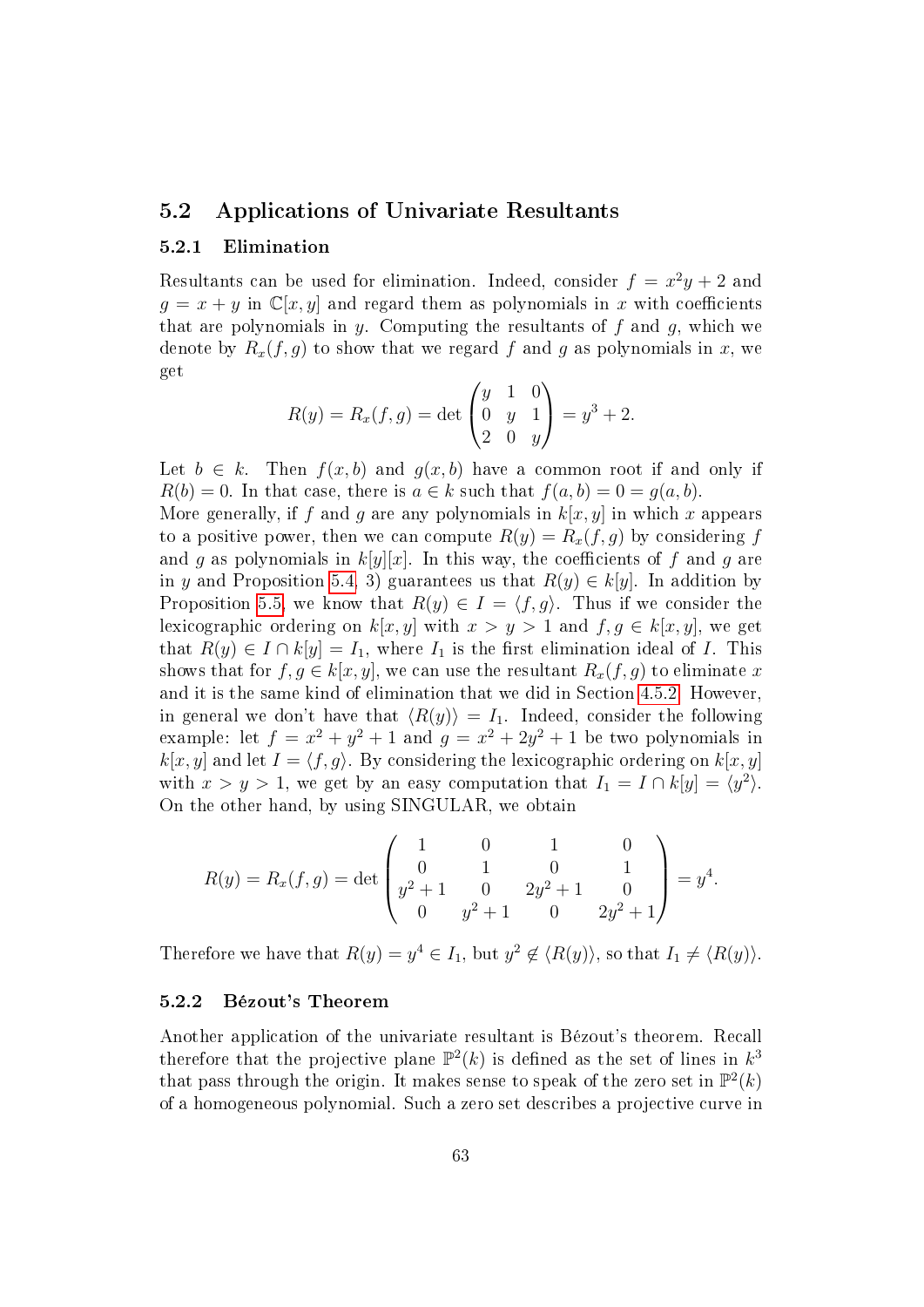## 5.2 Applications of Univariate Resultants

### 5.2.1 Elimination

Resultants can be used for elimination. Indeed, consider $f = x^2y + 2$ and $g = x + y$ in $\mathbb{C}[x, y]$ and regard them as polynomials in $x$ with coefficients that are polynomials in $y$. Computing the resultants of $f$ and $g$, which we denote by $R_x(f, g)$ to show that we regard $f$ and $g$ as polynomials in $x$, we get

$$R(y) = R_x(f, g) = \det \begin{pmatrix} y & 1 & 0 \\ 0 & y & 1 \\ 2 & 0 & y \end{pmatrix} = y^3 + 2.$$

Let $b \in k$. Then $f(x, b)$ and $g(x, b)$ have a common root if and only if $R(b) = 0$. In that case, there is $a \in k$ such that $f(a, b) = 0 = g(a, b)$.
More generally, if $f$ and $g$ are any polynomials in $k[x, y]$ in which $x$ appears to a positive power, then we can compute $R(y) = R_x(f, g)$ by considering $f$ and $g$ as polynomials in $k[y][x]$. In this way, the coefficients of $f$ and $g$ are in $y$ and Proposition 5.4, 3) guarantees us that $R(y) \in k[y]$. In addition by Proposition 5.5, we know that $R(y) \in I = \langle f, g\rangle$. Thus if we consider the lexicographic ordering on $k[x, y]$ with $x > y > 1$ and $f, g \in k[x, y]$, we get that $R(y) \in I \cap k[y] = I_1$, where $I_1$ is the first elimination ideal of $I$. This shows that for $f, g \in k[x, y]$, we can use the resultant $R_x(f, g)$ to eliminate $x$ and it is the same kind of elimination that we did in Section 4.5.2. However, in general we don't have that $\langle R(y)\rangle = I_1$. Indeed, consider the following example: let $f = x^2 + y^2 + 1$ and $g = x^2 + 2y^2 + 1$ be two polynomials in $k[x, y]$ and let $I = \langle f, g\rangle$. By considering the lexicographic ordering on $k[x, y]$ with $x > y > 1$, we get by an easy computation that $I_1 = I \cap k[y] = \langle y^2\rangle$.
On the other hand, by using SINGULAR, we obtain

$$R(y) = R_x(f, g) = \det \begin{pmatrix} 1 & 0 & 1 & 0 \\ 0 & 1 & 0 & 1 \\ y^2+1 & 0 & 2y^2+1 & 0 \\ 0 & y^2+1 & 0 & 2y^2+1 \end{pmatrix} = y^4.$$

Therefore we have that $R(y) = y^4 \in I_1$, but $y^2 \notin \langle R(y)\rangle$, so that $I_1 \neq \langle R(y)\rangle$.

### 5.2.2 Bézout's Theorem

Another application of the univariate resultant is Bézout's theorem. Recall therefore that the projective plane $\mathbb{P}^2(k)$ is defined as the set of lines in $k^3$ that pass through the origin. It makes sense to speak of the zero set in $\mathbb{P}^2(k)$ of a homogeneous polynomial. Such a zero set describes a projective curve in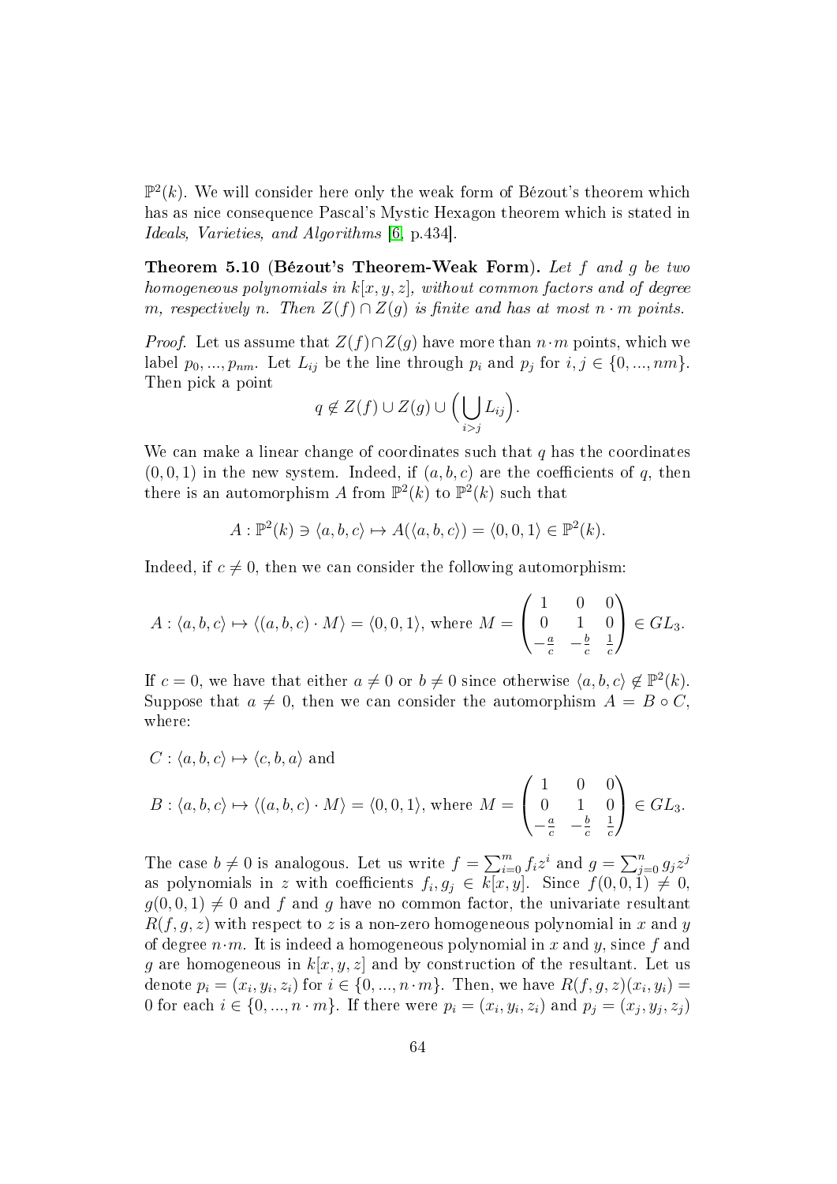$\mathbb{P}^2(k)$. We will consider here only the weak form of Bézout's theorem which has as nice consequence Pascal's Mystic Hexagon theorem which is stated in *Ideals, Varieties, and Algorithms* [6, p.434].

**Theorem 5.10 (Bézout's Theorem-Weak Form).** *Let $f$ and $g$ be two homogeneous polynomials in $k[x, y, z]$, without common factors and of degree $m$, respectively $n$. Then $Z(f) \cap Z(g)$ is finite and has at most $n \cdot m$ points.*

*Proof.* Let us assume that $Z(f) \cap Z(g)$ have more than $n \cdot m$ points, which we label $p_0, ..., p_{nm}$. Let $L_{ij}$ be the line through $p_i$ and $p_j$ for $i, j \in \{0, ..., nm\}$. Then pick a point

$$q \notin Z(f) \cup Z(g) \cup \Big( \bigcup_{i>j} L_{ij} \Big).$$

We can make a linear change of coordinates such that $q$ has the coordinates $(0, 0, 1)$ in the new system. Indeed, if $(a, b, c)$ are the coefficients of $q$, then there is an automorphism $A$ from $\mathbb{P}^2(k)$ to $\mathbb{P}^2(k)$ such that

$$A : \mathbb{P}^2(k) \ni \langle a, b, c \rangle \mapsto A(\langle a, b, c \rangle) = \langle 0, 0, 1 \rangle \in \mathbb{P}^2(k).$$

Indeed, if $c \neq 0$, then we can consider the following automorphism:

$$A : \langle a, b, c \rangle \mapsto \langle (a, b, c) \cdot M \rangle = \langle 0, 0, 1 \rangle, \text{ where } M = \begin{pmatrix} 1 & 0 & 0 \\ 0 & 1 & 0 \\ -\frac{a}{c} & -\frac{b}{c} & \frac{1}{c} \end{pmatrix} \in GL_3.$$

If $c = 0$, we have that either $a \neq 0$ or $b \neq 0$ since otherwise $\langle a, b, c \rangle \notin \mathbb{P}^2(k)$. Suppose that $a \neq 0$, then we can consider the automorphism $A = B \circ C$, where:

$C : \langle a, b, c \rangle \mapsto \langle c, b, a \rangle$ and

$$B : \langle a, b, c \rangle \mapsto \langle (a, b, c) \cdot M \rangle = \langle 0, 0, 1 \rangle, \text{ where } M = \begin{pmatrix} 1 & 0 & 0 \\ 0 & 1 & 0 \\ -\frac{a}{c} & -\frac{b}{c} & \frac{1}{c} \end{pmatrix} \in GL_3.$$

The case $b \neq 0$ is analogous. Let us write $f = \sum_{i=0}^{m} f_i z^i$ and $g = \sum_{j=0}^{n} g_j z^j$ as polynomials in $z$ with coefficients $f_i, g_j \in k[x, y]$. Since $f(0, 0, 1) \neq 0$, $g(0, 0, 1) \neq 0$ and $f$ and $g$ have no common factor, the univariate resultant $R(f, g, z)$ with respect to $z$ is a non-zero homogeneous polynomial in $x$ and $y$ of degree $n \cdot m$. It is indeed a homogeneous polynomial in $x$ and $y$, since $f$ and $g$ are homogeneous in $k[x, y, z]$ and by construction of the resultant. Let us denote $p_i = (x_i, y_i, z_i)$ for $i \in \{0, ..., n \cdot m\}$. Then, we have $R(f, g, z)(x_i, y_i) = 0$ for each $i \in \{0, ..., n \cdot m\}$. If there were $p_i = (x_i, y_i, z_i)$ and $p_j = (x_j, y_j, z_j)$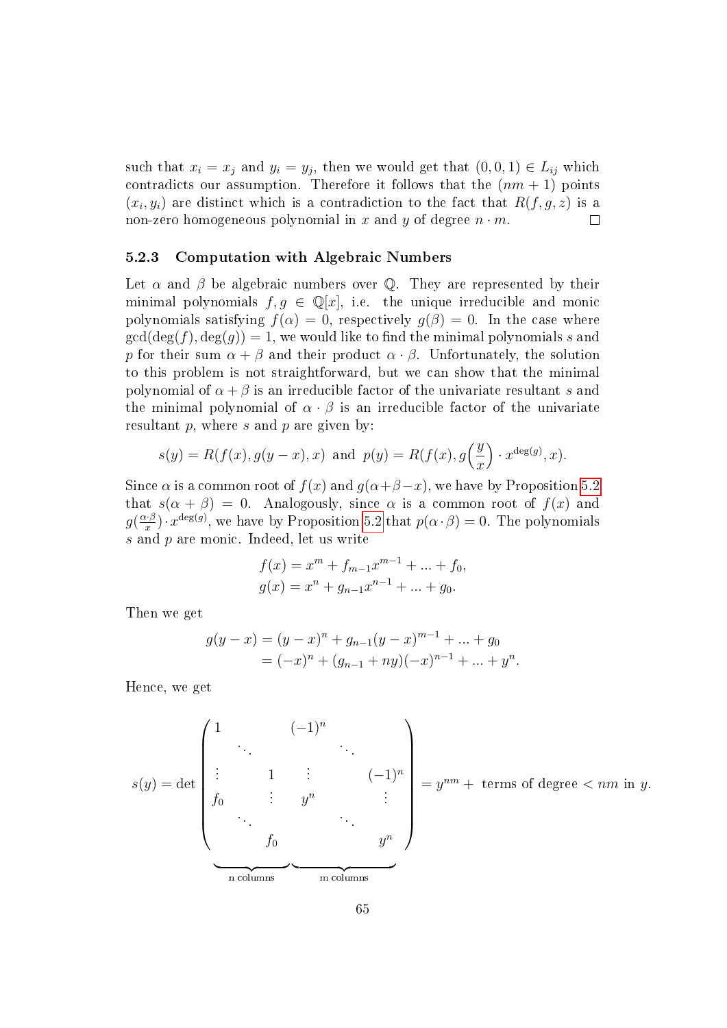such that $x_i = x_j$ and $y_i = y_j$, then we would get that $(0, 0, 1) \in L_{ij}$ which contradicts our assumption. Therefore it follows that the $(nm + 1)$ points $(x_i, y_i)$ are distinct which is a contradiction to the fact that $R(f, g, z)$ is a non-zero homogeneous polynomial in $x$ and $y$ of degree $n \cdot m$. $\square$

### 5.2.3 Computation with Algebraic Numbers

Let $\alpha$ and $\beta$ be algebraic numbers over $\mathbb{Q}$. They are represented by their minimal polynomials $f, g \in \mathbb{Q}[x]$, i.e. the unique irreducible and monic polynomials satisfying $f(\alpha) = 0$, respectively $g(\beta) = 0$. In the case where $\gcd(\deg(f), \deg(g)) = 1$, we would like to find the minimal polynomials $s$ and $p$ for their sum $\alpha + \beta$ and their product $\alpha \cdot \beta$. Unfortunately, the solution to this problem is not straightforward, but we can show that the minimal polynomial of $\alpha + \beta$ is an irreducible factor of the univariate resultant $s$ and the minimal polynomial of $\alpha \cdot \beta$ is an irreducible factor of the univariate resultant $p$, where $s$ and $p$ are given by:

$$s(y) = R(f(x), g(y - x), x) \text{ and } p(y) = R(f(x), g\Big(\frac{y}{x}\Big) \cdot x^{\deg(g)}, x).$$

Since $\alpha$ is a common root of $f(x)$ and $g(\alpha + \beta - x)$, we have by Proposition 5.2 that $s(\alpha + \beta) = 0$. Analogously, since $\alpha$ is a common root of $f(x)$ and $g(\frac{\alpha \cdot \beta}{x}) \cdot x^{\deg(g)}$, we have by Proposition 5.2 that $p(\alpha \cdot \beta) = 0$. The polynomials $s$ and $p$ are monic. Indeed, let us write

$$\begin{aligned} f(x) &= x^m + f_{m-1}x^{m-1} + ... + f_0, \\ g(x) &= x^n + g_{n-1}x^{n-1} + ... + g_0. \end{aligned}$$

Then we get

$$\begin{aligned} g(y - x) &= (y - x)^n + g_{n-1}(y - x)^{m-1} + ... + g_0 \\ &= (-x)^n + (g_{n-1} + ny)(-x)^{n-1} + ... + y^n. \end{aligned}$$

Hence, we get

$$s(y) = \det \underbrace{\begin{pmatrix} 1 & & & (-1)^n & & \\ & \ddots & & & \ddots & \\ \vdots & & 1 & \vdots & & (-1)^n \\ f_0 & & \vdots & y^n & & \vdots \\ & \ddots & & & \ddots & \\ & & f_0 & & & y^n \end{pmatrix}}_{\text{n columns} \quad \text{m columns}} = y^{nm} + \text{ terms of degree} < nm \text{ in } y.$$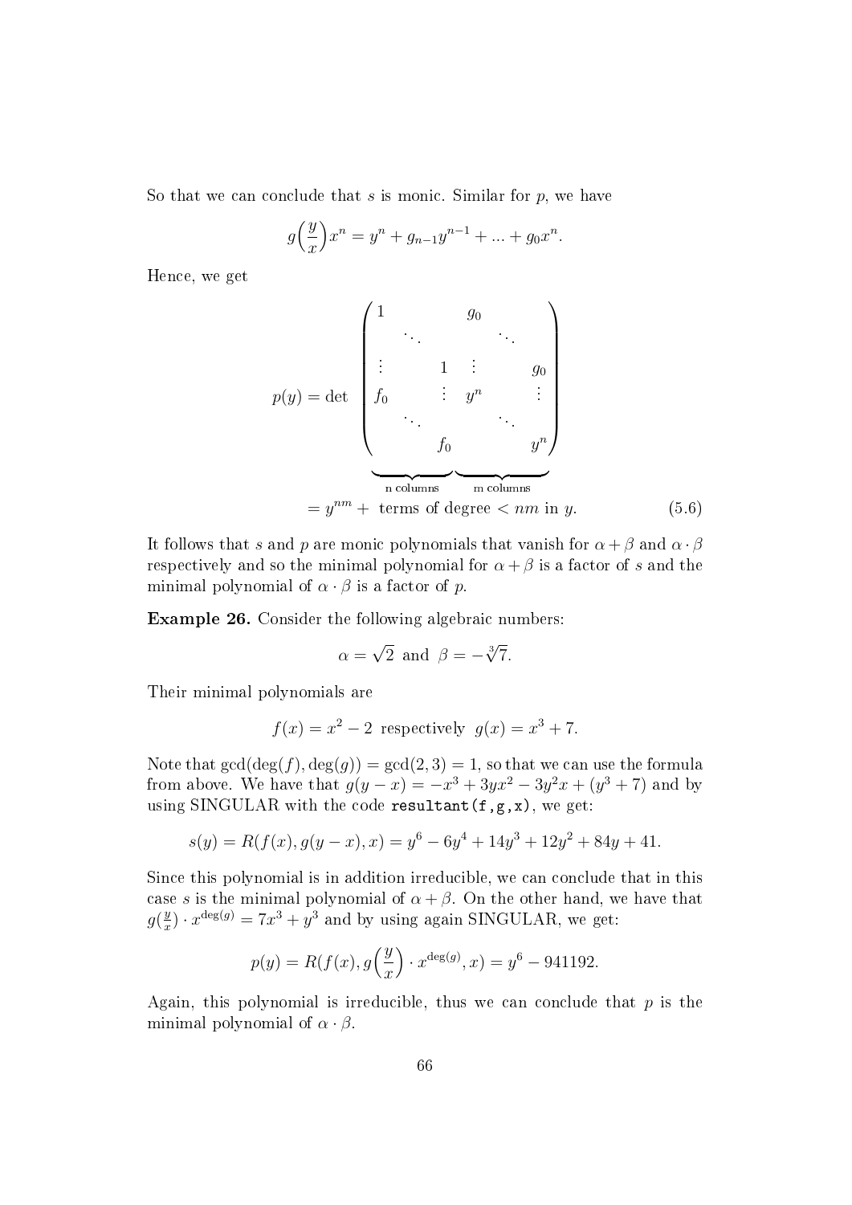So that we can conclude that $s$ is monic. Similar for $p$, we have

$$g\Big(\frac{y}{x}\Big)x^n = y^n + g_{n-1}y^{n-1} + ... + g_0x^n.$$

Hence, we get

$$p(y) = \det \underbrace{\begin{pmatrix} 1 & & & g_0 & & \\ & \ddots & & & \ddots & \\ \vdots & & 1 & \vdots & & g_0 \\ f_0 & & \vdots & y^n & & \vdots \\ & \ddots & & & \ddots & \\ & & f_0 & & & y^n \end{pmatrix}}_{\text{n columns} \quad \text{m columns}}$$
$$= y^{nm} + \text{ terms of degree} < nm \text{ in } y. \tag{5.6}$$

It follows that $s$ and $p$ are monic polynomials that vanish for $\alpha + \beta$ and $\alpha \cdot \beta$ respectively and so the minimal polynomial for $\alpha + \beta$ is a factor of $s$ and the minimal polynomial of $\alpha \cdot \beta$ is a factor of $p$.

**Example 26.** Consider the following algebraic numbers:

$$\alpha = \sqrt{2} \text{ and } \beta = -\sqrt[3]{7}.$$

Their minimal polynomials are

$$f(x) = x^2 - 2 \text{ respectively } g(x) = x^3 + 7.$$

Note that $\gcd(\deg(f), \deg(g)) = \gcd(2, 3) = 1$, so that we can use the formula from above. We have that $g(y - x) = -x^3 + 3yx^2 - 3y^2x + (y^3 + 7)$ and by using SINGULAR with the code `resultant(f,g,x)`, we get:

$$s(y) = R(f(x), g(y - x), x) = y^6 - 6y^4 + 14y^3 + 12y^2 + 84y + 41.$$

Since this polynomial is in addition irreducible, we can conclude that in this case $s$ is the minimal polynomial of $\alpha + \beta$. On the other hand, we have that $g(\frac{y}{x}) \cdot x^{\deg(g)} = 7x^3 + y^3$ and by using again SINGULAR, we get:

$$p(y) = R(f(x), g\Big(\frac{y}{x}\Big) \cdot x^{\deg(g)}, x) = y^6 - 941192.$$

Again, this polynomial is irreducible, thus we can conclude that $p$ is the minimal polynomial of $\alpha \cdot \beta$.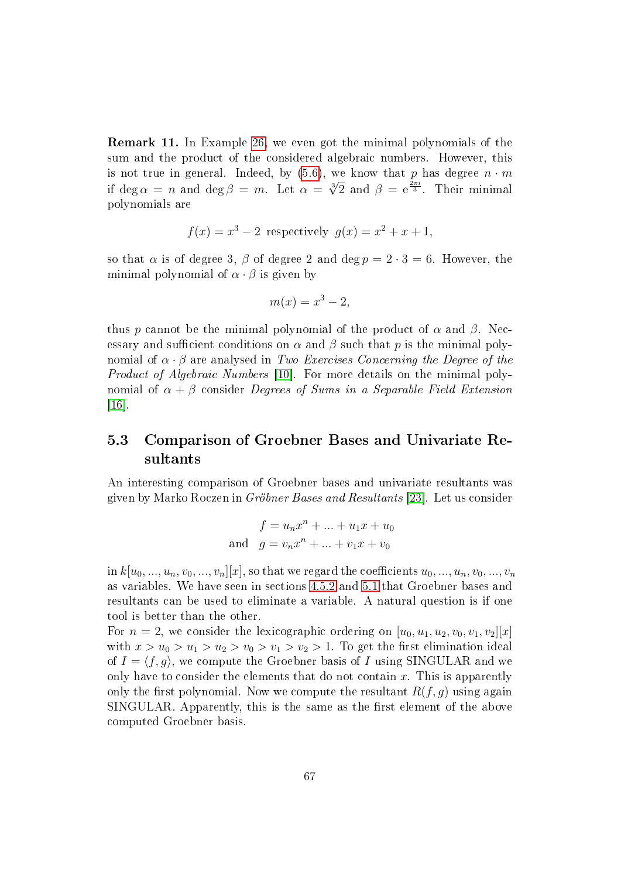**Remark 11.** In Example 26, we even got the minimal polynomials of the sum and the product of the considered algebraic numbers. However, this is not true in general. Indeed, by (5.6), we know that $p$ has degree $n \cdot m$ if $\deg \alpha = n$ and $\deg \beta = m$. Let $\alpha = \sqrt[3]{2}$ and $\beta = \mathrm{e}^{\frac{2\pi i}{3}}$. Their minimal polynomials are

$$f(x) = x^3 - 2 \text{ respectively } g(x) = x^2 + x + 1,$$

so that $\alpha$ is of degree 3, $\beta$ of degree 2 and $\deg p = 2 \cdot 3 = 6$. However, the minimal polynomial of $\alpha \cdot \beta$ is given by

$$m(x) = x^3 - 2,$$

thus $p$ cannot be the minimal polynomial of the product of $\alpha$ and $\beta$. Necessary and sufficient conditions on $\alpha$ and $\beta$ such that $p$ is the minimal polynomial of $\alpha \cdot \beta$ are analysed in *Two Exercises Concerning the Degree of the Product of Algebraic Numbers* [10]. For more details on the minimal polynomial of $\alpha + \beta$ consider *Degrees of Sums in a Separable Field Extension* [16].

## 5.3 Comparison of Groebner Bases and Univariate Resultants

An interesting comparison of Groebner bases and univariate resultants was given by Marko Roczen in *Gröbner Bases and Resultants* [23]. Let us consider

$$\begin{aligned} f &= u_n x^n + ... + u_1 x + u_0 \\ \text{and} \quad g &= v_n x^n + ... + v_1 x + v_0 \end{aligned}$$

in $k[u_0, ..., u_n, v_0, ..., v_n][x]$, so that we regard the coefficients $u_0, ..., u_n, v_0, ..., v_n$ as variables. We have seen in sections 4.5.2 and 5.1 that Groebner bases and resultants can be used to eliminate a variable. A natural question is if one tool is better than the other.

For $n = 2$, we consider the lexicographic ordering on $[u_0, u_1, u_2, v_0, v_1, v_2][x]$ with $x > u_0 > u_1 > u_2 > v_0 > v_1 > v_2 > 1$. To get the first elimination ideal of $I = \langle f, g \rangle$, we compute the Groebner basis of $I$ using SINGULAR and we only have to consider the elements that do not contain $x$. This is apparently only the first polynomial. Now we compute the resultant $R(f, g)$ using again SINGULAR. Apparently, this is the same as the first element of the above computed Groebner basis.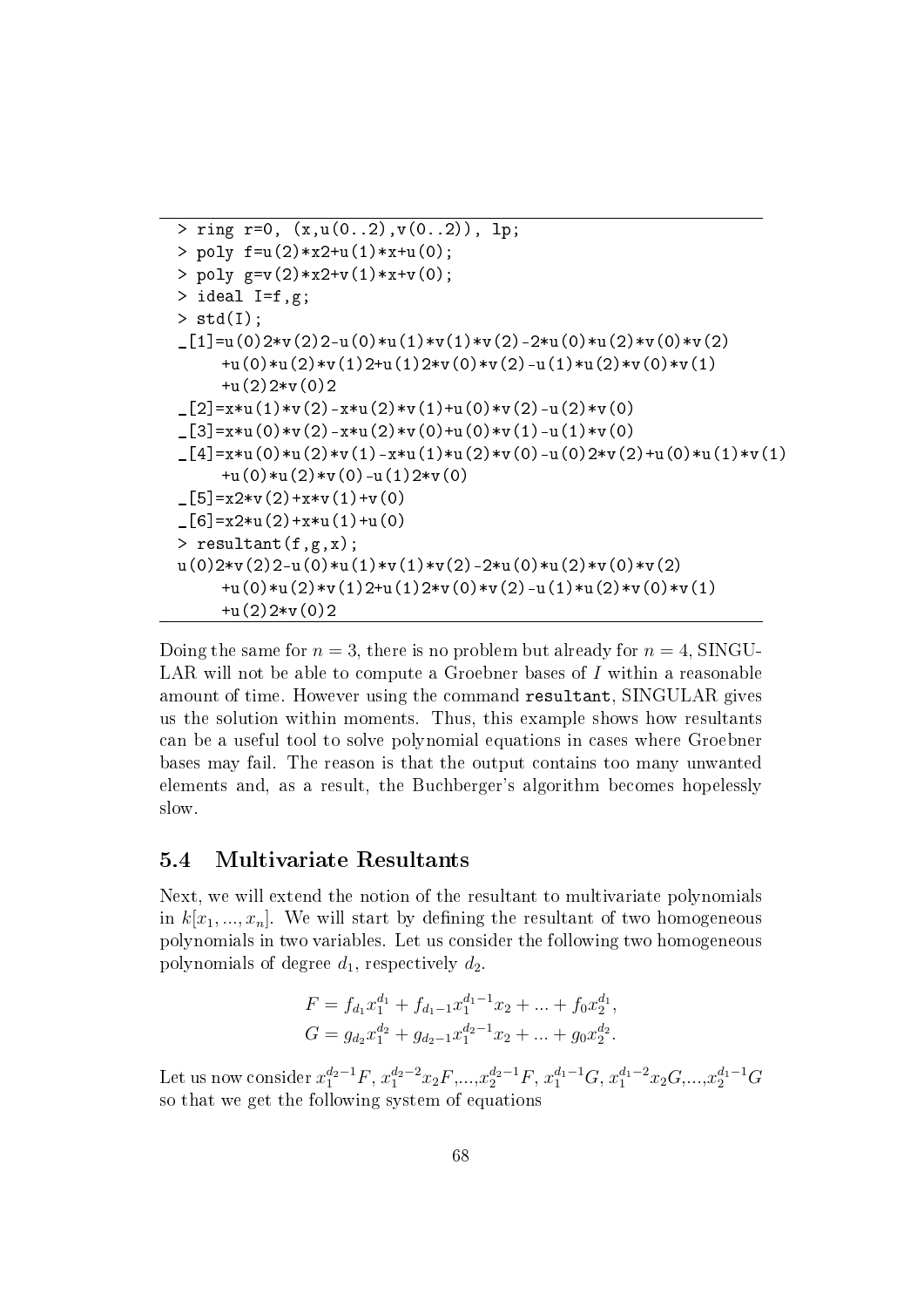```
> ring r=0, (x,u(0..2),v(0..2)), lp;
> poly f=u(2)*x2+u(1)*x+u(0);
> poly g=v(2)*x2+v(1)*x+v(0);
> ideal I=f,g;
> std(I);
_[1]=u(0)2*v(2)2-u(0)*u(1)*v(1)*v(2)-2*u(0)*u(2)*v(0)*v(2)
     +u(0)*u(2)*v(1)2+u(1)2*v(0)*v(2)-u(1)*u(2)*v(0)*v(1)
     +u(2)2*v(0)2
_[2]=x*u(1)*v(2)-x*u(2)*v(1)+u(0)*v(2)-u(2)*v(0)
_[3]=x*u(0)*v(2)-x*u(2)*v(0)+u(0)*v(1)-u(1)*v(0)
_[4]=x*u(0)*u(2)*v(1)-x*u(1)*u(2)*v(0)-u(0)2*v(2)+u(0)*u(1)*v(1)
     +u(0)*u(2)*v(0)-u(1)2*v(0)
_[5]=x2*v(2)+x*v(1)+v(0)
_[6]=x2*u(2)+x*u(1)+u(0)
> resultant(f,g,x);
u(0)2*v(2)2-u(0)*u(1)*v(1)*v(2)-2*u(0)*u(2)*v(0)*v(2)
     +u(0)*u(2)*v(1)2+u(1)2*v(0)*v(2)-u(1)*u(2)*v(0)*v(1)
     +u(2)2*v(0)2
```

Doing the same for $n = 3$, there is no problem but already for $n = 4$, SINGULAR will not be able to compute a Groebner bases of $I$ within a reasonable amount of time. However using the command `resultant`, SINGULAR gives us the solution within moments. Thus, this example shows how resultants can be a useful tool to solve polynomial equations in cases where Groebner bases may fail. The reason is that the output contains too many unwanted elements and, as a result, the Buchberger's algorithm becomes hopelessly slow.

## 5.4 Multivariate Resultants

Next, we will extend the notion of the resultant to multivariate polynomials in $k[x_1, ..., x_n]$. We will start by defining the resultant of two homogeneous polynomials in two variables. Let us consider the following two homogeneous polynomials of degree $d_1$, respectively $d_2$.

$$F = f_{d_1} x_1^{d_1} + f_{d_1 - 1} x_1^{d_1 - 1} x_2 + ... + f_0 x_2^{d_1},$$
$$G = g_{d_2} x_1^{d_2} + g_{d_2 - 1} x_1^{d_2 - 1} x_2 + ... + g_0 x_2^{d_2}.$$

Let us now consider $x_1^{d_2-1}F$, $x_1^{d_2-2}x_2F$,...,$x_2^{d_2-1}F$, $x_1^{d_1-1}G$, $x_1^{d_1-2}x_2G$,...,$x_2^{d_1-1}G$ so that we get the following system of equations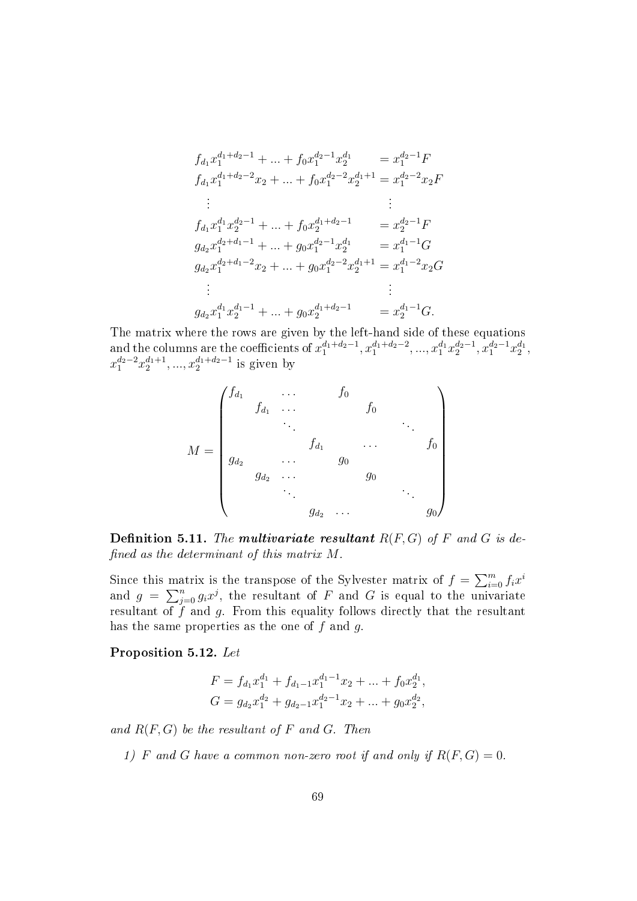$$
\begin{aligned}
f_{d_1} x_1^{d_1+d_2-1} + ... + f_0 x_1^{d_2-1} x_2^{d_1} &= x_1^{d_2-1} F \\
f_{d_1} x_1^{d_1+d_2-2} x_2 + ... + f_0 x_1^{d_2-2} x_2^{d_1+1} &= x_1^{d_2-2} x_2 F \\
\vdots \qquad\qquad\qquad & \qquad \vdots \\
f_{d_1} x_1^{d_1} x_2^{d_2-1} + ... + f_0 x_2^{d_1+d_2-1} &= x_2^{d_2-1} F \\
g_{d_2} x_1^{d_2+d_1-1} + ... + g_0 x_1^{d_2-1} x_2^{d_1} &= x_1^{d_1-1} G \\
g_{d_2} x_1^{d_2+d_1-2} x_2 + ... + g_0 x_1^{d_2-2} x_2^{d_1+1} &= x_1^{d_1-2} x_2 G \\
\vdots \qquad\qquad\qquad & \qquad \vdots \\
g_{d_2} x_1^{d_1} x_2^{d_1-1} + ... + g_0 x_2^{d_1+d_2-1} &= x_2^{d_1-1} G.
\end{aligned}
$$

The matrix where the rows are given by the left-hand side of these equations and the columns are the coefficients of $x_1^{d_1+d_2-1}, x_1^{d_1+d_2-2}, ..., x_1^{d_1} x_2^{d_2-1}, x_1^{d_2-1} x_2^{d_1}$, $x_1^{d_2-2} x_2^{d_1+1}, ..., x_2^{d_1+d_2-1}$ is given by

$$
M = \begin{pmatrix}
f_{d_1} & & \dots & & f_0 & & & \\
& f_{d_1} & \dots & & & f_0 & & \\
& & \ddots & & & & \ddots & \\
& & & f_{d_1} & & \dots & & f_0 \\
g_{d_2} & & \dots & & g_0 & & & \\
& g_{d_2} & \dots & & & g_0 & & \\
& & \ddots & & & & \ddots & \\
& & & g_{d_2} & \dots & & & g_0
\end{pmatrix}
$$

**Definition 5.11.** *The* ***multivariate resultant*** *$R(F, G)$ of $F$ and $G$ is defined as the determinant of this matrix $M$.*

Since this matrix is the transpose of the Sylvester matrix of $f = \sum_{i=0}^{m} f_i x^i$ and $g = \sum_{j=0}^{n} g_i x^j$, the resultant of $F$ and $G$ is equal to the univariate resultant of $f$ and $g$. From this equality follows directly that the resultant has the same properties as the one of $f$ and $g$.

**Proposition 5.12.** *Let*

$$
\begin{aligned}
F &= f_{d_1} x_1^{d_1} + f_{d_1-1} x_1^{d_1-1} x_2 + ... + f_0 x_2^{d_1}, \\
G &= g_{d_2} x_1^{d_2} + g_{d_2-1} x_1^{d_2-1} x_2 + ... + g_0 x_2^{d_2},
\end{aligned}
$$

*and $R(F, G)$ be the resultant of $F$ and $G$. Then*

1) *$F$ and $G$ have a common non-zero root if and only if $R(F, G) = 0$.*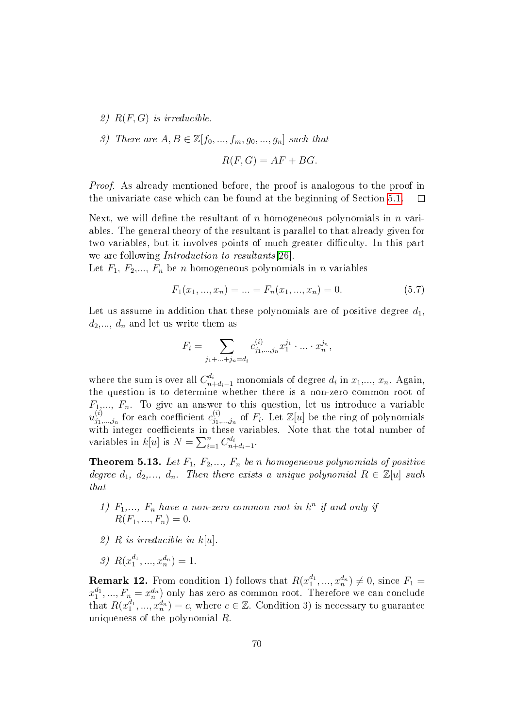*2) $R(F,G)$ is irreducible.*

*3) There are $A, B \in \mathbb{Z}[f_0, ..., f_m, g_0, ..., g_n]$ such that*

$$R(F,G) = AF + BG.$$

*Proof.* As already mentioned before, the proof is analogous to the proof in the univariate case which can be found at the beginning of Section 5.1. $\square$

Next, we will define the resultant of $n$ homogeneous polynomials in $n$ variables. The general theory of the resultant is parallel to that already given for two variables, but it involves points of much greater difficulty. In this part we are following *Introduction to resultants*[26].

Let $F_1$, $F_2$,..., $F_n$ be $n$ homogeneous polynomials in $n$ variables

$$F_1(x_1, ..., x_n) = ... = F_n(x_1, ..., x_n) = 0. \tag{5.7}$$

Let us assume in addition that these polynomials are of positive degree $d_1$, $d_2$,..., $d_n$ and let us write them as

$$F_i = \sum_{j_1+...+j_n=d_i} c^{(i)}_{j_1,...,j_n} x_1^{j_1} \cdot ... \cdot x_n^{j_n},$$

where the sum is over all $C^{d_i}_{n+d_i-1}$ monomials of degree $d_i$ in $x_1$,..., $x_n$. Again, the question is to determine whether there is a non-zero common root of $F_1$,..., $F_n$. To give an answer to this question, let us introduce a variable $u^{(i)}_{j_1,...,j_n}$ for each coefficient $c^{(i)}_{j_1,...,j_n}$ of $F_i$. Let $\mathbb{Z}[u]$ be the ring of polynomials with integer coefficients in these variables. Note that the total number of variables in $k[u]$ is $N = \sum_{i=1}^{n} C^{d_i}_{n+d_i-1}$.

**Theorem 5.13.** *Let $F_1$, $F_2$,..., $F_n$ be $n$ homogeneous polynomials of positive degree $d_1$, $d_2$,..., $d_n$. Then there exists a unique polynomial $R \in \mathbb{Z}[u]$ such that*

*1) $F_1$,..., $F_n$ have a non-zero common root in $k^n$ if and only if $R(F_1, ..., F_n) = 0$.*

*2) $R$ is irreducible in $k[u]$.*

*3) $R(x_1^{d_1}, ..., x_n^{d_n}) = 1$.*

**Remark 12.** From condition 1) follows that $R(x_1^{d_1}, ..., x_n^{d_n}) \neq 0$, since $F_1 = x_1^{d_1}, ..., F_n = x_n^{d_n})$ only has zero as common root. Therefore we can conclude that $R(x_1^{d_1}, ..., x_n^{d_n}) = c$, where $c \in \mathbb{Z}$. Condition 3) is necessary to guarantee uniqueness of the polynomial $R$.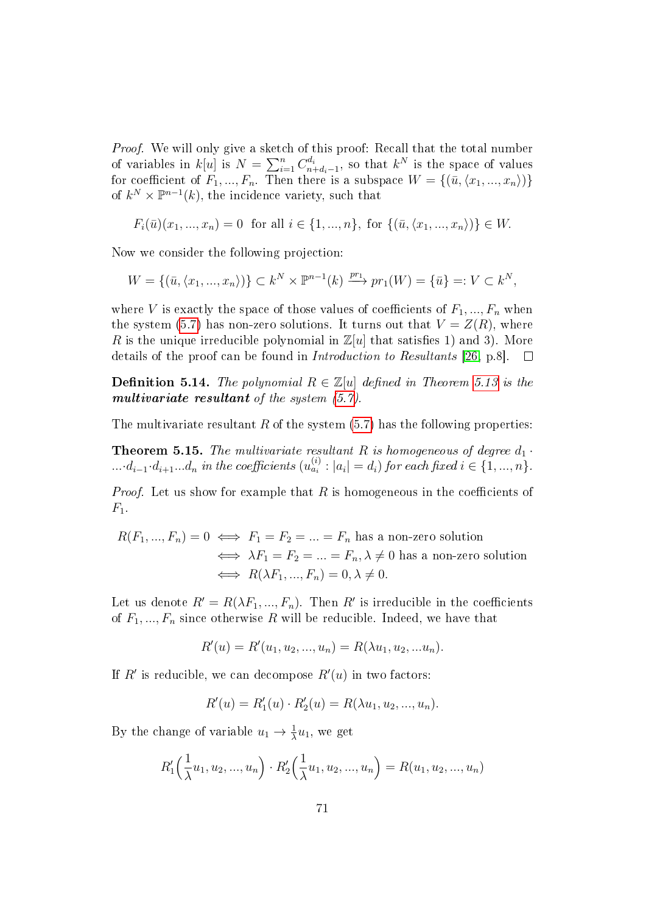*Proof.* We will only give a sketch of this proof: Recall that the total number of variables in $k[u]$ is $N = \sum_{i=1}^{n} C_{n+d_i-1}^{d_i}$, so that $k^N$ is the space of values for coefficient of $F_1, ..., F_n$. Then there is a subspace $W = \{(\bar{u}, \langle x_1, ..., x_n \rangle)\}$ of $k^N \times \mathbb{P}^{n-1}(k)$, the incidence variety, such that

$$F_i(\bar{u})(x_1, ..., x_n) = 0 \ \text{ for all } i \in \{1, ..., n\}, \text{ for } \{(\bar{u}, \langle x_1, ..., x_n \rangle)\} \in W.$$

Now we consider the following projection:

$$W = \{(\bar{u}, \langle x_1, ..., x_n \rangle)\} \subset k^N \times \mathbb{P}^{n-1}(k) \xrightarrow{pr_1} pr_1(W) = \{\bar{u}\} =: V \subset k^N,$$

where $V$ is exactly the space of those values of coefficients of $F_1, ..., F_n$ when the system (5.7) has non-zero solutions. It turns out that $V = Z(R)$, where $R$ is the unique irreducible polynomial in $\mathbb{Z}[u]$ that satisfies 1) and 3). More details of the proof can be found in *Introduction to Resultants* [26, p.8]. $\square$

**Definition 5.14.** *The polynomial $R \in \mathbb{Z}[u]$ defined in Theorem 5.13 is the* ***multivariate resultant*** *of the system (5.7).*

The multivariate resultant $R$ of the system (5.7) has the following properties:

**Theorem 5.15.** *The multivariate resultant $R$ is homogeneous of degree $d_1 \cdot ... \cdot d_{i-1} \cdot d_{i+1} ... d_n$ in the coefficients $(u_{a_i}^{(i)} : |a_i| = d_i)$ for each fixed $i \in \{1, ..., n\}$.*

*Proof.* Let us show for example that $R$ is homogeneous in the coefficients of $F_1$.

$$\begin{aligned} R(F_1, ..., F_n) = 0 &\iff F_1 = F_2 = ... = F_n \text{ has a non-zero solution} \\ &\iff \lambda F_1 = F_2 = ... = F_n, \lambda \neq 0 \text{ has a non-zero solution} \\ &\iff R(\lambda F_1, ..., F_n) = 0, \lambda \neq 0. \end{aligned}$$

Let us denote $R' = R(\lambda F_1, ..., F_n)$. Then $R'$ is irreducible in the coefficients of $F_1, ..., F_n$ since otherwise $R$ will be reducible. Indeed, we have that

$$R'(u) = R'(u_1, u_2, ..., u_n) = R(\lambda u_1, u_2, ... u_n).$$

If $R'$ is reducible, we can decompose $R'(u)$ in two factors:

$$R'(u) = R_1'(u) \cdot R_2'(u) = R(\lambda u_1, u_2, ..., u_n).$$

By the change of variable $u_1 \to \frac{1}{\lambda} u_1$, we get

$$R_1'\Big(\frac{1}{\lambda} u_1, u_2, ..., u_n\Big) \cdot R_2'\Big(\frac{1}{\lambda} u_1, u_2, ..., u_n\Big) = R(u_1, u_2, ..., u_n)$$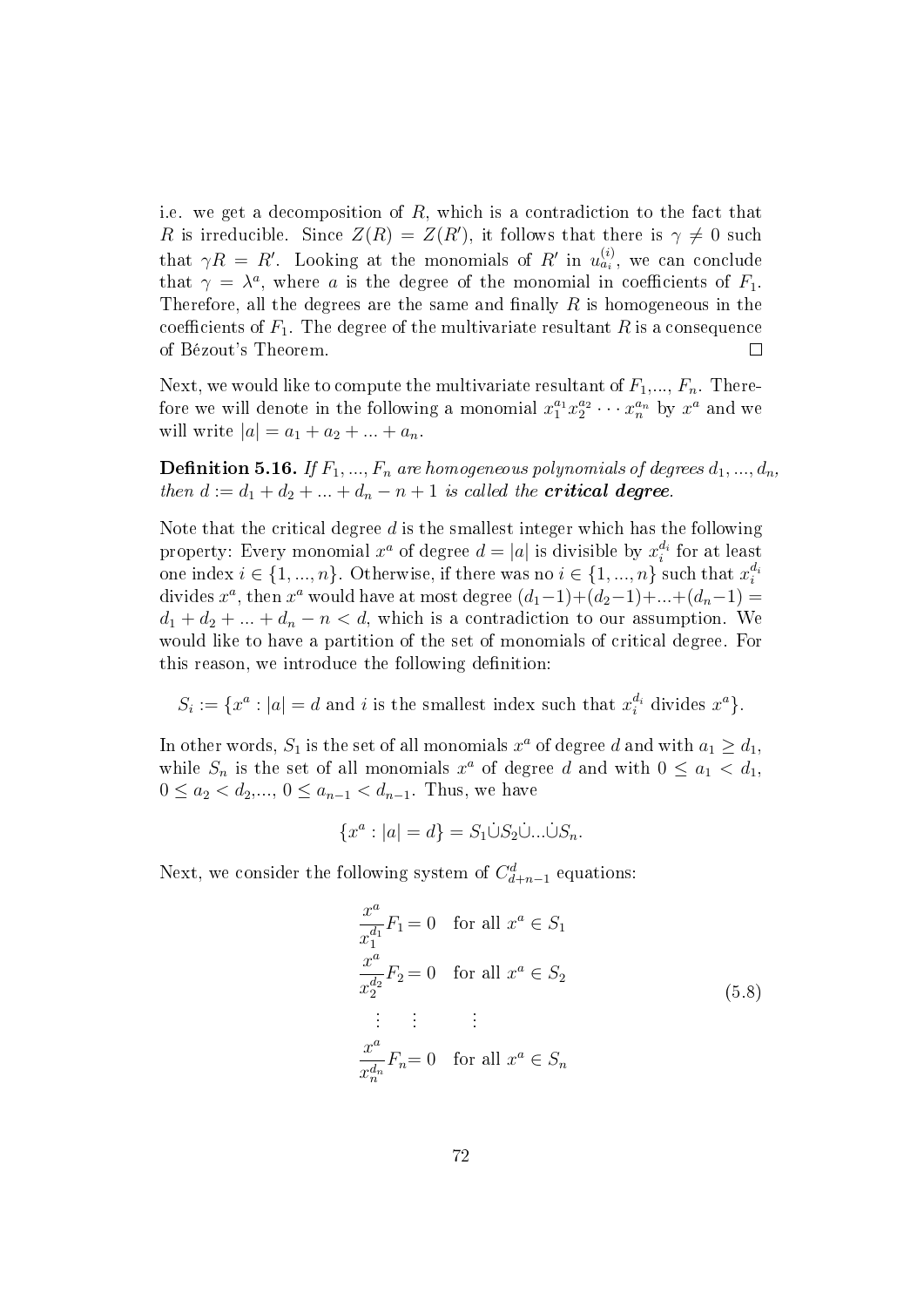i.e. we get a decomposition of $R$, which is a contradiction to the fact that $R$ is irreducible. Since $Z(R) = Z(R')$, it follows that there is $\gamma \neq 0$ such that $\gamma R = R'$. Looking at the monomials of $R'$ in $u_{a_i}^{(i)}$, we can conclude that $\gamma = \lambda^a$, where $a$ is the degree of the monomial in coefficients of $F_1$. Therefore, all the degrees are the same and finally $R$ is homogeneous in the coefficients of $F_1$. The degree of the multivariate resultant $R$ is a consequence of Bézout's Theorem. $\square$

Next, we would like to compute the multivariate resultant of $F_1$,..., $F_n$. Therefore we will denote in the following a monomial $x_1^{a_1} x_2^{a_2} \cdots x_n^{a_n}$ by $x^a$ and we will write $|a| = a_1 + a_2 + ... + a_n$.

**Definition 5.16.** *If $F_1, ..., F_n$ are homogeneous polynomials of degrees $d_1, ..., d_n$, then $d := d_1 + d_2 + ... + d_n - n + 1$ is called the* ***critical degree****.*

Note that the critical degree $d$ is the smallest integer which has the following property: Every monomial $x^a$ of degree $d = |a|$ is divisible by $x_i^{d_i}$ for at least one index $i \in \{1, ..., n\}$. Otherwise, if there was no $i \in \{1, ..., n\}$ such that $x_i^{d_i}$ divides $x^a$, then $x^a$ would have at most degree $(d_1-1)+(d_2-1)+...+(d_n-1) = d_1 + d_2 + ... + d_n - n < d$, which is a contradiction to our assumption. We would like to have a partition of the set of monomials of critical degree. For this reason, we introduce the following definition:

$$S_i := \{x^a : |a| = d \text{ and } i \text{ is the smallest index such that } x_i^{d_i} \text{ divides } x^a\}.$$

In other words, $S_1$ is the set of all monomials $x^a$ of degree $d$ and with $a_1 \geq d_1$, while $S_n$ is the set of all monomials $x^a$ of degree $d$ and with $0 \leq a_1 < d_1$, $0 \leq a_2 < d_2$,..., $0 \leq a_{n-1} < d_{n-1}$. Thus, we have

$$\{x^a : |a| = d\} = S_1 \dot{\cup} S_2 \dot{\cup} ... \dot{\cup} S_n.$$

Next, we consider the following system of $C_{d+n-1}^d$ equations:

$$\begin{aligned}
\frac{x^a}{x_1^{d_1}} F_1 &= 0 \quad \text{for all } x^a \in S_1 \\
\frac{x^a}{x_2^{d_2}} F_2 &= 0 \quad \text{for all } x^a \in S_2 \\
\vdots \quad & \vdots \qquad\quad \vdots \\
\frac{x^a}{x_n^{d_n}} F_n &= 0 \quad \text{for all } x^a \in S_n
\end{aligned} \tag{5.8}$$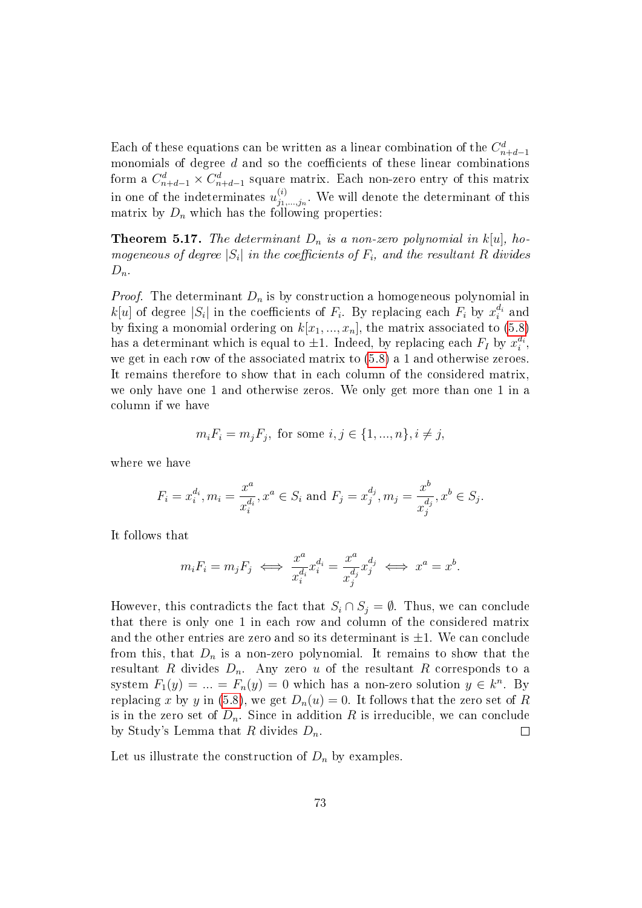Each of these equations can be written as a linear combination of the $C^d_{n+d-1}$ monomials of degree $d$ and so the coefficients of these linear combinations form a $C^d_{n+d-1} \times C^d_{n+d-1}$ square matrix. Each non-zero entry of this matrix in one of the indeterminates $u^{(i)}_{j_1,\dots,j_n}$. We will denote the determinant of this matrix by $D_n$ which has the following properties:

**Theorem 5.17.** *The determinant $D_n$ is a non-zero polynomial in $k[u]$, homogeneous of degree $|S_i|$ in the coefficients of $F_i$, and the resultant $R$ divides $D_n$.*

*Proof.* The determinant $D_n$ is by construction a homogeneous polynomial in $k[u]$ of degree $|S_i|$ in the coefficients of $F_i$. By replacing each $F_i$ by $x_i^{d_i}$ and by fixing a monomial ordering on $k[x_1, ..., x_n]$, the matrix associated to (5.8) has a determinant which is equal to $\pm 1$. Indeed, by replacing each $F_I$ by $x_i^{d_i}$, we get in each row of the associated matrix to (5.8) a 1 and otherwise zeroes. It remains therefore to show that in each column of the considered matrix, we only have one 1 and otherwise zeros. We only get more than one 1 in a column if we have

$$m_i F_i = m_j F_j, \text{ for some } i, j \in \{1, ..., n\}, i \neq j,$$

where we have

$$F_i = x_i^{d_i}, m_i = \frac{x^a}{x_i^{d_i}}, x^a \in S_i \text{ and } F_j = x_j^{d_j}, m_j = \frac{x^b}{x_j^{d_j}}, x^b \in S_j.$$

It follows that

$$m_i F_i = m_j F_j \iff \frac{x^a}{x_i^{d_i}} x_i^{d_i} = \frac{x^a}{x_j^{d_j}} x_j^{d_j} \iff x^a = x^b.$$

However, this contradicts the fact that $S_i \cap S_j = \emptyset$. Thus, we can conclude that there is only one 1 in each row and column of the considered matrix and the other entries are zero and so its determinant is $\pm 1$. We can conclude from this, that $D_n$ is a non-zero polynomial. It remains to show that the resultant $R$ divides $D_n$. Any zero $u$ of the resultant $R$ corresponds to a system $F_1(y) = ... = F_n(y) = 0$ which has a non-zero solution $y \in k^n$. By replacing $x$ by $y$ in (5.8), we get $D_n(u) = 0$. It follows that the zero set of $R$ is in the zero set of $D_n$. Since in addition $R$ is irreducible, we can conclude by Study's Lemma that $R$ divides $D_n$. $\square$

Let us illustrate the construction of $D_n$ by examples.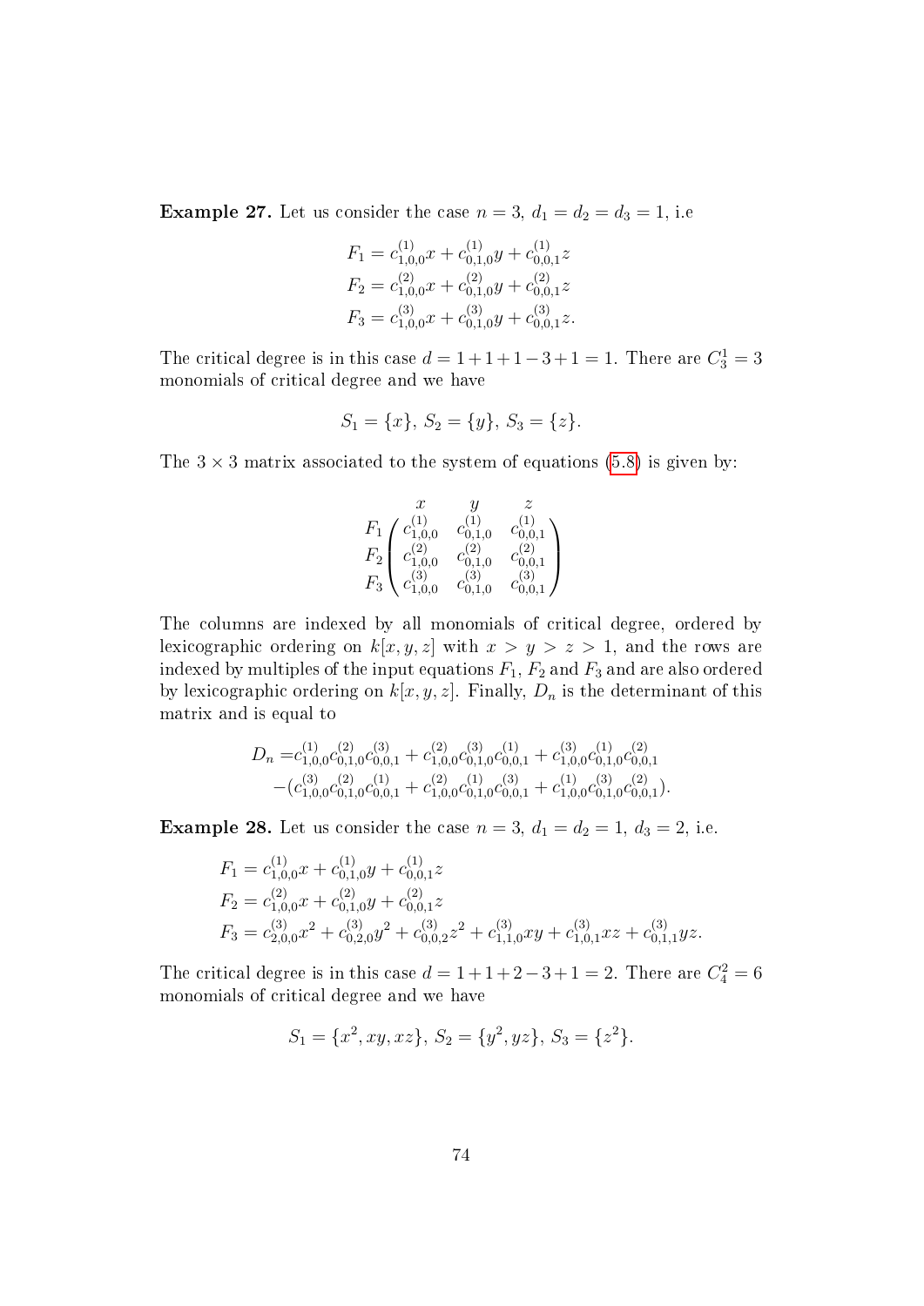**Example 27.** Let us consider the case $n = 3$, $d_1 = d_2 = d_3 = 1$, i.e

$$
\begin{aligned}
F_1 &= c^{(1)}_{1,0,0}x + c^{(1)}_{0,1,0}y + c^{(1)}_{0,0,1}z \\
F_2 &= c^{(2)}_{1,0,0}x + c^{(2)}_{0,1,0}y + c^{(2)}_{0,0,1}z \\
F_3 &= c^{(3)}_{1,0,0}x + c^{(3)}_{0,1,0}y + c^{(3)}_{0,0,1}z.
\end{aligned}
$$

The critical degree is in this case $d = 1+1+1-3+1 = 1$. There are $C^1_3 = 3$ monomials of critical degree and we have

$$
S_1 = \{x\},\ S_2 = \{y\},\ S_3 = \{z\}.
$$

The $3 \times 3$ matrix associated to the system of equations (5.8) is given by:

$$
\begin{array}{c}
\\
F_1 \\
F_2 \\
F_3
\end{array}
\begin{array}{c}
\begin{array}{ccc} \quad x & \quad\quad y & \quad\quad z \end{array} \\
\begin{pmatrix}
c^{(1)}_{1,0,0} & c^{(1)}_{0,1,0} & c^{(1)}_{0,0,1} \\
c^{(2)}_{1,0,0} & c^{(2)}_{0,1,0} & c^{(2)}_{0,0,1} \\
c^{(3)}_{1,0,0} & c^{(3)}_{0,1,0} & c^{(3)}_{0,0,1}
\end{pmatrix}
\end{array}
$$

The columns are indexed by all monomials of critical degree, ordered by lexicographic ordering on $k[x, y, z]$ with $x > y > z > 1$, and the rows are indexed by multiples of the input equations $F_1$, $F_2$ and $F_3$ and are also ordered by lexicographic ordering on $k[x, y, z]$. Finally, $D_n$ is the determinant of this matrix and is equal to

$$
\begin{aligned}
D_n =& c^{(1)}_{1,0,0}c^{(2)}_{0,1,0}c^{(3)}_{0,0,1} + c^{(2)}_{1,0,0}c^{(3)}_{0,1,0}c^{(1)}_{0,0,1} + c^{(3)}_{1,0,0}c^{(1)}_{0,1,0}c^{(2)}_{0,0,1} \\
&-(c^{(3)}_{1,0,0}c^{(2)}_{0,1,0}c^{(1)}_{0,0,1} + c^{(2)}_{1,0,0}c^{(1)}_{0,1,0}c^{(3)}_{0,0,1} + c^{(1)}_{1,0,0}c^{(3)}_{0,1,0}c^{(2)}_{0,0,1}).
\end{aligned}
$$

**Example 28.** Let us consider the case $n = 3$, $d_1 = d_2 = 1$, $d_3 = 2$, i.e.

$$
\begin{aligned}
F_1 &= c^{(1)}_{1,0,0}x + c^{(1)}_{0,1,0}y + c^{(1)}_{0,0,1}z \\
F_2 &= c^{(2)}_{1,0,0}x + c^{(2)}_{0,1,0}y + c^{(2)}_{0,0,1}z \\
F_3 &= c^{(3)}_{2,0,0}x^2 + c^{(3)}_{0,2,0}y^2 + c^{(3)}_{0,0,2}z^2 + c^{(3)}_{1,1,0}xy + c^{(3)}_{1,0,1}xz + c^{(3)}_{0,1,1}yz.
\end{aligned}
$$

The critical degree is in this case $d = 1+1+2-3+1 = 2$. There are $C^2_4 = 6$ monomials of critical degree and we have

$$
S_1 = \{x^2, xy, xz\},\ S_2 = \{y^2, yz\},\ S_3 = \{z^2\}.
$$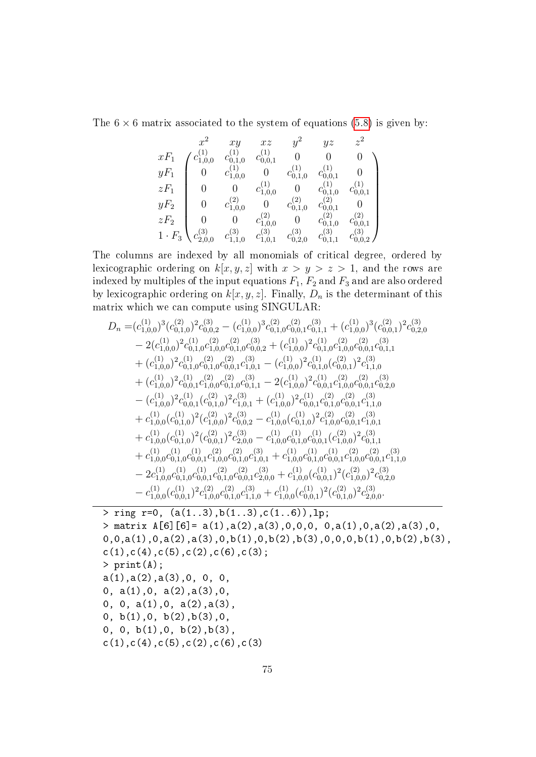The $6 \times 6$ matrix associated to the system of equations (5.8) is given by:

$$
\begin{array}{c} \\ xF_1 \\ yF_1 \\ zF_1 \\ yF_2 \\ zF_2 \\ 1 \cdot F_3 \end{array}
\begin{array}{c}
\begin{array}{cccccc} \quad x^2 \quad & \quad xy \quad & \quad xz \quad & \quad y^2 \quad & \quad yz \quad & \quad z^2 \quad \end{array} \\
\begin{pmatrix}
c^{(1)}_{1,0,0} & c^{(1)}_{0,1,0} & c^{(1)}_{0,0,1} & 0 & 0 & 0 \\
0 & c^{(1)}_{1,0,0} & 0 & c^{(1)}_{0,1,0} & c^{(1)}_{0,0,1} & 0 \\
0 & 0 & c^{(1)}_{1,0,0} & 0 & c^{(1)}_{0,1,0} & c^{(1)}_{0,0,1} \\
0 & c^{(2)}_{1,0,0} & 0 & c^{(2)}_{0,1,0} & c^{(2)}_{0,0,1} & 0 \\
0 & 0 & c^{(2)}_{1,0,0} & 0 & c^{(2)}_{0,1,0} & c^{(2)}_{0,0,1} \\
c^{(3)}_{2,0,0} & c^{(3)}_{1,1,0} & c^{(3)}_{1,0,1} & c^{(3)}_{0,2,0} & c^{(3)}_{0,1,1} & c^{(3)}_{0,0,2}
\end{pmatrix}
\end{array}
$$

The columns are indexed by all monomials of critical degree, ordered by lexicographic ordering on $k[x, y, z]$ with $x > y > z > 1$, and the rows are indexed by multiples of the input equations $F_1$, $F_2$ and $F_3$ and are also ordered by lexicographic ordering on $k[x, y, z]$. Finally, $D_n$ is the determinant of this matrix which we can compute using SINGULAR:

$$
\begin{aligned}
D_n =& (c^{(1)}_{1,0,0})^3 (c^{(2)}_{0,1,0})^2 c^{(3)}_{0,0,2} - (c^{(1)}_{1,0,0})^3 c^{(2)}_{0,1,0} c^{(2)}_{0,0,1} c^{(3)}_{0,1,1} + (c^{(1)}_{1,0,0})^3 (c^{(2)}_{0,0,1})^2 c^{(3)}_{0,2,0} \\
& - 2 (c^{(1)}_{1,0,0})^2 c^{(1)}_{0,1,0} c^{(2)}_{1,0,0} c^{(2)}_{0,1,0} c^{(3)}_{0,0,2} + (c^{(1)}_{1,0,0})^2 c^{(1)}_{0,1,0} c^{(2)}_{1,0,0} c^{(2)}_{0,0,1} c^{(3)}_{0,1,1} \\
& + (c^{(1)}_{1,0,0})^2 c^{(1)}_{0,1,0} c^{(2)}_{0,1,0} c^{(2)}_{0,0,1} c^{(3)}_{1,0,1} - (c^{(1)}_{1,0,0})^2 c^{(1)}_{0,1,0} (c^{(2)}_{0,0,1})^2 c^{(3)}_{1,1,0} \\
& + (c^{(1)}_{1,0,0})^2 c^{(1)}_{0,0,1} c^{(2)}_{1,0,0} c^{(2)}_{0,1,0} c^{(3)}_{0,1,1} - 2 (c^{(1)}_{1,0,0})^2 c^{(1)}_{0,0,1} c^{(2)}_{1,0,0} c^{(2)}_{0,0,1} c^{(3)}_{0,2,0} \\
& - (c^{(1)}_{1,0,0})^2 c^{(1)}_{0,0,1} (c^{(2)}_{0,1,0})^2 c^{(3)}_{1,0,1} + (c^{(1)}_{1,0,0})^2 c^{(1)}_{0,0,1} c^{(2)}_{0,1,0} c^{(2)}_{0,0,1} c^{(3)}_{1,1,0} \\
& + c^{(1)}_{1,0,0} (c^{(1)}_{0,1,0})^2 (c^{(2)}_{1,0,0})^2 c^{(3)}_{0,0,2} - c^{(1)}_{1,0,0} (c^{(1)}_{0,1,0})^2 c^{(2)}_{1,0,0} c^{(2)}_{0,0,1} c^{(3)}_{1,0,1} \\
& + c^{(1)}_{1,0,0} (c^{(1)}_{0,1,0})^2 (c^{(2)}_{0,0,1})^2 c^{(3)}_{2,0,0} - c^{(1)}_{1,0,0} c^{(1)}_{0,1,0} c^{(1)}_{0,0,1} (c^{(2)}_{1,0,0})^2 c^{(3)}_{0,1,1} \\
& + c^{(1)}_{1,0,0} c^{(1)}_{0,1,0} c^{(1)}_{0,0,1} c^{(2)}_{1,0,0} c^{(2)}_{0,1,0} c^{(3)}_{1,0,1} + c^{(1)}_{1,0,0} c^{(1)}_{0,1,0} c^{(1)}_{0,0,1} c^{(2)}_{1,0,0} c^{(2)}_{0,0,1} c^{(3)}_{1,1,0} \\
& - 2 c^{(1)}_{1,0,0} c^{(1)}_{0,1,0} c^{(1)}_{0,0,1} c^{(2)}_{0,1,0} c^{(2)}_{0,0,1} c^{(3)}_{2,0,0} + c^{(1)}_{1,0,0} (c^{(1)}_{0,0,1})^2 (c^{(2)}_{1,0,0})^2 c^{(3)}_{0,2,0} \\
& - c^{(1)}_{1,0,0} (c^{(1)}_{0,0,1})^2 c^{(2)}_{1,0,0} c^{(2)}_{0,1,0} c^{(3)}_{1,1,0} + c^{(1)}_{1,0,0} (c^{(1)}_{0,0,1})^2 (c^{(2)}_{0,1,0})^2 c^{(3)}_{2,0,0}.
\end{aligned}
$$

---

```
> ring r=0, (a(1..3),b(1..3),c(1..6)),lp;
> matrix A[6][6]= a(1),a(2),a(3),0,0,0, 0,a(1),0,a(2),a(3),0,
0,0,a(1),0,a(2),a(3),0,b(1),0,b(2),b(3),0,0,0,b(1),0,b(2),b(3),
c(1),c(4),c(5),c(2),c(6),c(3);
> print(A);
a(1),a(2),a(3),0, 0, 0,
0, a(1),0, a(2),a(3),0,
0, 0, a(1),0, a(2),a(3),
0, b(1),0, b(2),b(3),0,
0, 0, b(1),0, b(2),b(3),
c(1),c(4),c(5),c(2),c(6),c(3)
```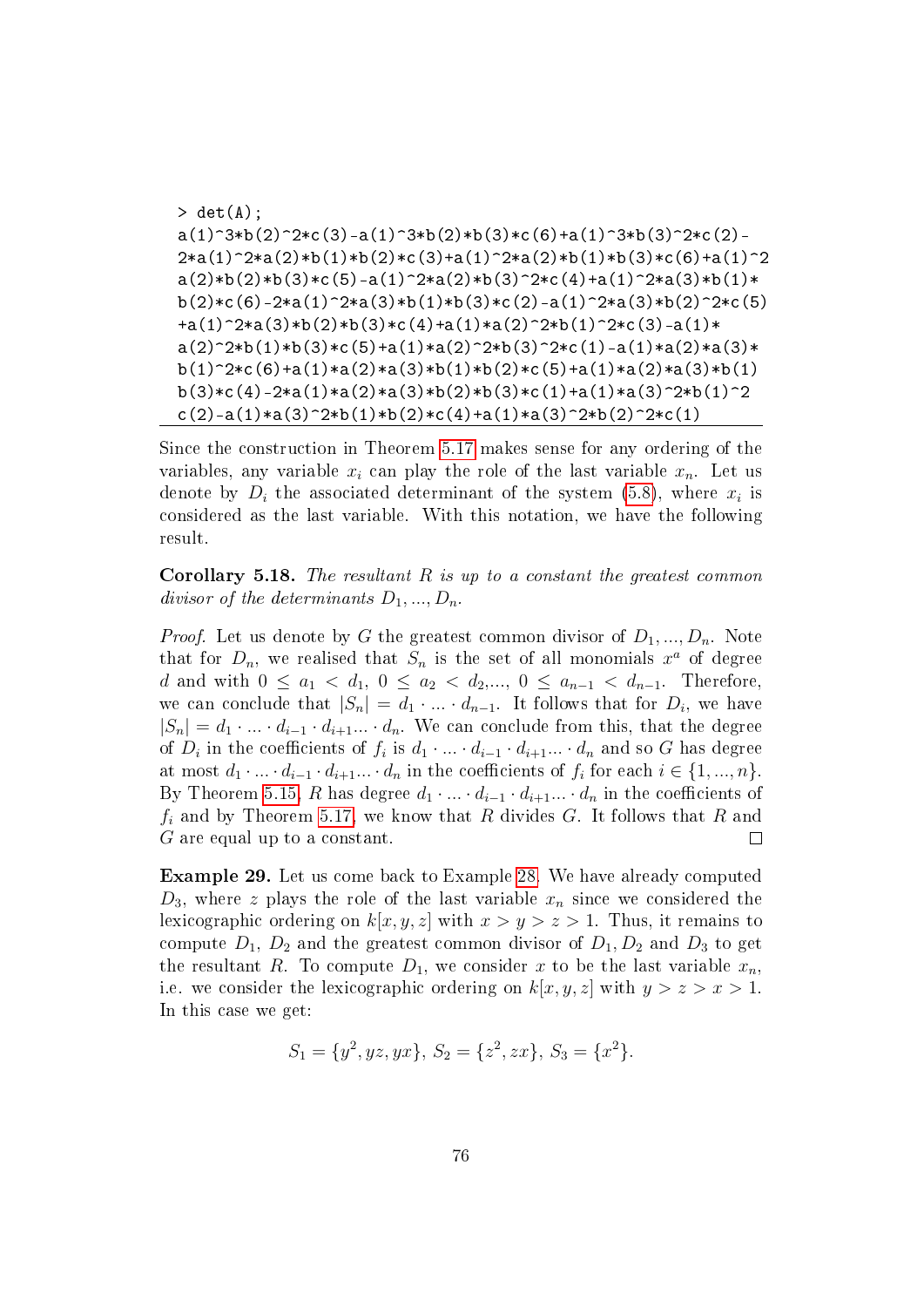```
> det(A);
a(1)^3*b(2)^2*c(3)-a(1)^3*b(2)*b(3)*c(6)+a(1)^3*b(3)^2*c(2)-
2*a(1)^2*a(2)*b(1)*b(2)*c(3)+a(1)^2*a(2)*b(1)*b(3)*c(6)+a(1)^2
a(2)*b(2)*b(3)*c(5)-a(1)^2*a(2)*b(3)^2*c(4)+a(1)^2*a(3)*b(1)*
b(2)*c(6)-2*a(1)^2*a(3)*b(1)*b(3)*c(2)-a(1)^2*a(3)*b(2)^2*c(5)
+a(1)^2*a(3)*b(2)*b(3)*c(4)+a(1)*a(2)^2*b(1)^2*c(3)-a(1)*
a(2)^2*b(1)*b(3)*c(5)+a(1)*a(2)^2*b(3)^2*c(1)-a(1)*a(2)*a(3)*
b(1)^2*c(6)+a(1)*a(2)*a(3)*b(1)*b(2)*c(5)+a(1)*a(2)*a(3)*b(1)
b(3)*c(4)-2*a(1)*a(2)*a(3)*b(2)*b(3)*c(1)+a(1)*a(3)^2*b(1)^2
c(2)-a(1)*a(3)^2*b(1)*b(2)*c(4)+a(1)*a(3)^2*b(2)^2*c(1)
```

Since the construction in Theorem 5.17 makes sense for any ordering of the variables, any variable $x_i$ can play the role of the last variable $x_n$. Let us denote by $D_i$ the associated determinant of the system (5.8), where $x_i$ is considered as the last variable. With this notation, we have the following result.

**Corollary 5.18.** *The resultant $R$ is up to a constant the greatest common divisor of the determinants $D_1, ..., D_n$.*

*Proof.* Let us denote by $G$ the greatest common divisor of $D_1, ..., D_n$. Note that for $D_n$, we realised that $S_n$ is the set of all monomials $x^a$ of degree $d$ and with $0 \leq a_1 < d_1$, $0 \leq a_2 < d_2$,..., $0 \leq a_{n-1} < d_{n-1}$. Therefore, we can conclude that $|S_n| = d_1 \cdot ... \cdot d_{n-1}$. It follows that for $D_i$, we have $|S_n| = d_1 \cdot ... \cdot d_{i-1} \cdot d_{i+1} ... \cdot d_n$. We can conclude from this, that the degree of $D_i$ in the coefficients of $f_i$ is $d_1 \cdot ... \cdot d_{i-1} \cdot d_{i+1} ... \cdot d_n$ and so $G$ has degree at most $d_1 \cdot ... \cdot d_{i-1} \cdot d_{i+1} ... \cdot d_n$ in the coefficients of $f_i$ for each $i \in \{1, ..., n\}$. By Theorem 5.15, $R$ has degree $d_1 \cdot ... \cdot d_{i-1} \cdot d_{i+1} ... \cdot d_n$ in the coefficients of $f_i$ and by Theorem 5.17, we know that $R$ divides $G$. It follows that $R$ and $G$ are equal up to a constant. $\square$

**Example 29.** Let us come back to Example 28. We have already computed $D_3$, where $z$ plays the role of the last variable $x_n$ since we considered the lexicographic ordering on $k[x, y, z]$ with $x > y > z > 1$. Thus, it remains to compute $D_1$, $D_2$ and the greatest common divisor of $D_1, D_2$ and $D_3$ to get the resultant $R$. To compute $D_1$, we consider $x$ to be the last variable $x_n$, i.e. we consider the lexicographic ordering on $k[x, y, z]$ with $y > z > x > 1$. In this case we get:

$$S_1 = \{y^2, yz, yx\},\ S_2 = \{z^2, zx\},\ S_3 = \{x^2\}.$$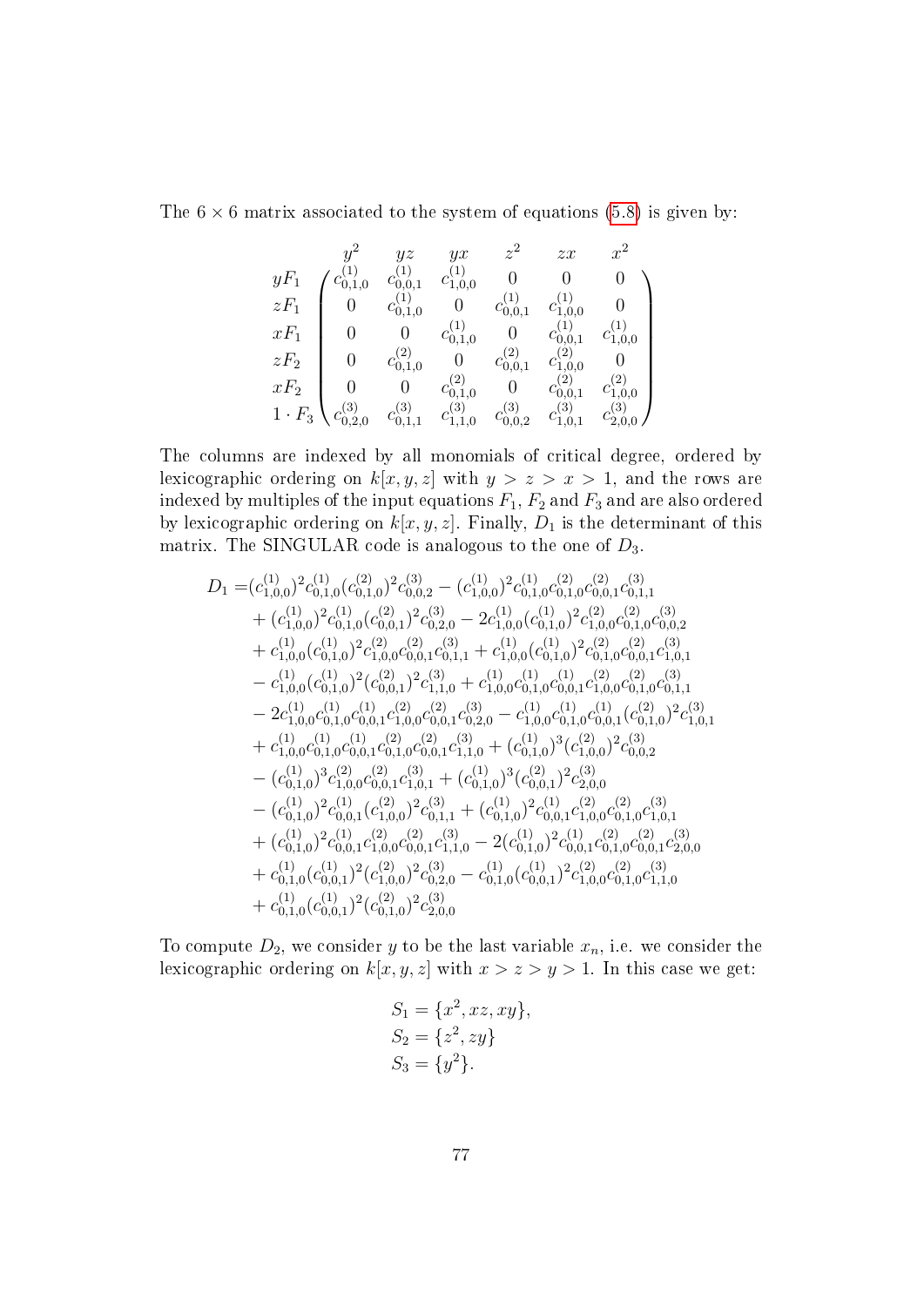The $6 \times 6$ matrix associated to the system of equations (5.8) is given by:

$$
\begin{array}{c} \\ yF_1 \\ zF_1 \\ xF_1 \\ zF_2 \\ xF_2 \\ 1 \cdot F_3 \end{array}
\begin{array}{c}
\begin{array}{cccccc} y^2 & yz & yx & z^2 & zx & x^2 \end{array} \\
\begin{pmatrix}
c^{(1)}_{0,1,0} & c^{(1)}_{0,0,1} & c^{(1)}_{1,0,0} & 0 & 0 & 0 \\
0 & c^{(1)}_{0,1,0} & 0 & c^{(1)}_{0,0,1} & c^{(1)}_{1,0,0} & 0 \\
0 & 0 & c^{(1)}_{0,1,0} & 0 & c^{(1)}_{0,0,1} & c^{(1)}_{1,0,0} \\
0 & c^{(2)}_{0,1,0} & 0 & c^{(2)}_{0,0,1} & c^{(2)}_{1,0,0} & 0 \\
0 & 0 & c^{(2)}_{0,1,0} & 0 & c^{(2)}_{0,0,1} & c^{(2)}_{1,0,0} \\
c^{(3)}_{0,2,0} & c^{(3)}_{0,1,1} & c^{(3)}_{1,1,0} & c^{(3)}_{0,0,2} & c^{(3)}_{1,0,1} & c^{(3)}_{2,0,0}
\end{pmatrix}
\end{array}
$$

The columns are indexed by all monomials of critical degree, ordered by lexicographic ordering on $k[x, y, z]$ with $y > z > x > 1$, and the rows are indexed by multiples of the input equations $F_1$, $F_2$ and $F_3$ and are also ordered by lexicographic ordering on $k[x, y, z]$. Finally, $D_1$ is the determinant of this matrix. The SINGULAR code is analogous to the one of $D_3$.

$$
\begin{aligned}
D_1 =& (c^{(1)}_{1,0,0})^2 c^{(1)}_{0,1,0} (c^{(2)}_{0,1,0})^2 c^{(3)}_{0,0,2} - (c^{(1)}_{1,0,0})^2 c^{(1)}_{0,1,0} c^{(2)}_{0,1,0} c^{(2)}_{0,0,1} c^{(3)}_{0,1,1} \\
&+ (c^{(1)}_{1,0,0})^2 c^{(1)}_{0,1,0} (c^{(2)}_{0,0,1})^2 c^{(3)}_{0,2,0} - 2 c^{(1)}_{1,0,0} (c^{(1)}_{0,1,0})^2 c^{(2)}_{1,0,0} c^{(2)}_{0,1,0} c^{(3)}_{0,0,2} \\
&+ c^{(1)}_{1,0,0} (c^{(1)}_{0,1,0})^2 c^{(2)}_{1,0,0} c^{(2)}_{0,0,1} c^{(3)}_{0,1,1} + c^{(1)}_{1,0,0} (c^{(1)}_{0,1,0})^2 c^{(2)}_{0,1,0} c^{(2)}_{0,0,1} c^{(3)}_{1,0,1} \\
&- c^{(1)}_{1,0,0} (c^{(1)}_{0,1,0})^2 (c^{(2)}_{0,0,1})^2 c^{(3)}_{1,1,0} + c^{(1)}_{1,0,0} c^{(1)}_{0,1,0} c^{(1)}_{0,0,1} c^{(2)}_{1,0,0} c^{(2)}_{0,1,0} c^{(3)}_{0,1,1} \\
&- 2 c^{(1)}_{1,0,0} c^{(1)}_{0,1,0} c^{(1)}_{0,0,1} c^{(2)}_{1,0,0} c^{(2)}_{0,0,1} c^{(3)}_{0,2,0} - c^{(1)}_{1,0,0} c^{(1)}_{0,1,0} c^{(1)}_{0,0,1} (c^{(2)}_{0,1,0})^2 c^{(3)}_{1,0,1} \\
&+ c^{(1)}_{1,0,0} c^{(1)}_{0,1,0} c^{(1)}_{0,0,1} c^{(2)}_{0,1,0} c^{(2)}_{0,0,1} c^{(3)}_{1,1,0} + (c^{(1)}_{0,1,0})^3 (c^{(2)}_{1,0,0})^2 c^{(3)}_{0,0,2} \\
&- (c^{(1)}_{0,1,0})^3 c^{(2)}_{1,0,0} c^{(2)}_{0,0,1} c^{(3)}_{1,0,1} + (c^{(1)}_{0,1,0})^3 (c^{(2)}_{0,0,1})^2 c^{(3)}_{2,0,0} \\
&- (c^{(1)}_{0,1,0})^2 c^{(1)}_{0,0,1} (c^{(2)}_{1,0,0})^2 c^{(3)}_{0,1,1} + (c^{(1)}_{0,1,0})^2 c^{(1)}_{0,0,1} c^{(2)}_{1,0,0} c^{(2)}_{0,1,0} c^{(3)}_{1,0,1} \\
&+ (c^{(1)}_{0,1,0})^2 c^{(1)}_{0,0,1} c^{(2)}_{1,0,0} c^{(2)}_{0,0,1} c^{(3)}_{1,1,0} - 2 (c^{(1)}_{0,1,0})^2 c^{(1)}_{0,0,1} c^{(2)}_{0,1,0} c^{(2)}_{0,0,1} c^{(3)}_{2,0,0} \\
&+ c^{(1)}_{0,1,0} (c^{(1)}_{0,0,1})^2 (c^{(2)}_{1,0,0})^2 c^{(3)}_{0,2,0} - c^{(1)}_{0,1,0} (c^{(1)}_{0,0,1})^2 c^{(2)}_{1,0,0} c^{(2)}_{0,1,0} c^{(3)}_{1,1,0} \\
&+ c^{(1)}_{0,1,0} (c^{(1)}_{0,0,1})^2 (c^{(2)}_{0,1,0})^2 c^{(3)}_{2,0,0}
\end{aligned}
$$

To compute $D_2$, we consider $y$ to be the last variable $x_n$, i.e. we consider the lexicographic ordering on $k[x, y, z]$ with $x > z > y > 1$. In this case we get:

$$
\begin{aligned}
S_1 &= \{x^2, xz, xy\}, \\
S_2 &= \{z^2, zy\} \\
S_3 &= \{y^2\}.
\end{aligned}
$$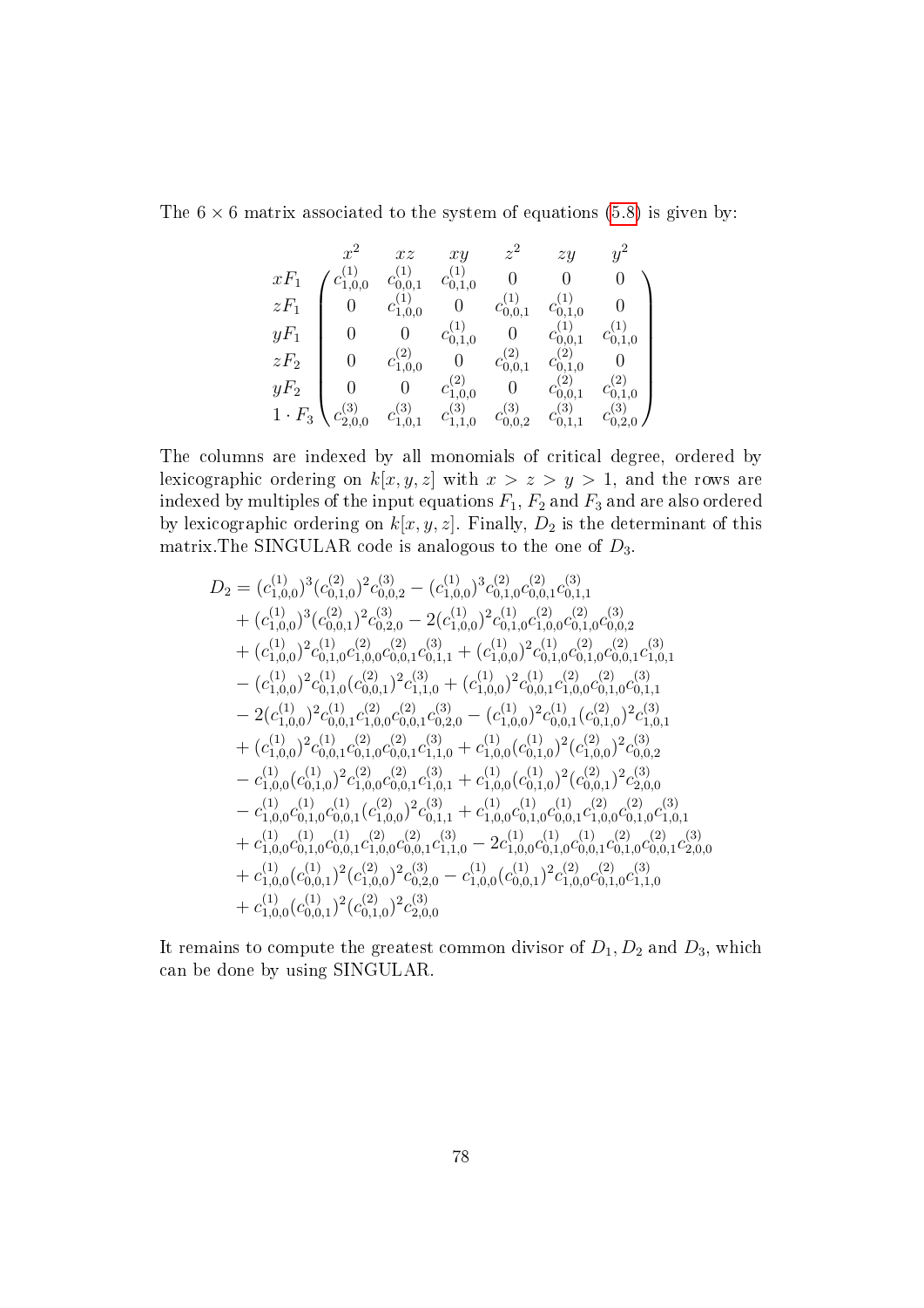The $6 \times 6$ matrix associated to the system of equations (5.8) is given by:

$$
\begin{array}{c} \\ xF_1 \\ zF_1 \\ yF_1 \\ zF_2 \\ yF_2 \\ 1\cdot F_3 \end{array}
\begin{array}{c}
\begin{array}{cccccc} x^2 & xz & xy & z^2 & zy & y^2 \end{array} \\
\begin{pmatrix}
c^{(1)}_{1,0,0} & c^{(1)}_{0,0,1} & c^{(1)}_{0,1,0} & 0 & 0 & 0 \\
0 & c^{(1)}_{1,0,0} & 0 & c^{(1)}_{0,0,1} & c^{(1)}_{0,1,0} & 0 \\
0 & 0 & c^{(1)}_{0,1,0} & 0 & c^{(1)}_{0,0,1} & c^{(1)}_{0,1,0} \\
0 & c^{(2)}_{1,0,0} & 0 & c^{(2)}_{0,0,1} & c^{(2)}_{0,1,0} & 0 \\
0 & 0 & c^{(2)}_{1,0,0} & 0 & c^{(2)}_{0,0,1} & c^{(2)}_{0,1,0} \\
c^{(3)}_{2,0,0} & c^{(3)}_{1,0,1} & c^{(3)}_{1,1,0} & c^{(3)}_{0,0,2} & c^{(3)}_{0,1,1} & c^{(3)}_{0,2,0}
\end{pmatrix}
\end{array}
$$

The columns are indexed by all monomials of critical degree, ordered by lexicographic ordering on $k[x,y,z]$ with $x > z > y > 1$, and the rows are indexed by multiples of the input equations $F_1$, $F_2$ and $F_3$ and are also ordered by lexicographic ordering on $k[x,y,z]$. Finally, $D_2$ is the determinant of this matrix.The SINGULAR code is analogous to the one of $D_3$.

$$
\begin{aligned}
D_2 = {} & (c^{(1)}_{1,0,0})^3(c^{(2)}_{0,1,0})^2c^{(3)}_{0,0,2} - (c^{(1)}_{1,0,0})^3c^{(2)}_{0,1,0}c^{(2)}_{0,0,1}c^{(3)}_{0,1,1} \\
& + (c^{(1)}_{1,0,0})^3(c^{(2)}_{0,0,1})^2c^{(3)}_{0,2,0} - 2(c^{(1)}_{1,0,0})^2c^{(1)}_{0,1,0}c^{(2)}_{1,0,0}c^{(2)}_{0,1,0}c^{(3)}_{0,0,2} \\
& + (c^{(1)}_{1,0,0})^2c^{(1)}_{0,1,0}c^{(2)}_{1,0,0}c^{(2)}_{0,0,1}c^{(3)}_{0,1,1} + (c^{(1)}_{1,0,0})^2c^{(1)}_{0,1,0}c^{(2)}_{0,1,0}c^{(2)}_{0,0,1}c^{(3)}_{1,0,1} \\
& - (c^{(1)}_{1,0,0})^2c^{(1)}_{0,1,0}(c^{(2)}_{0,0,1})^2c^{(3)}_{1,1,0} + (c^{(1)}_{1,0,0})^2c^{(1)}_{0,0,1}c^{(2)}_{1,0,0}c^{(2)}_{0,1,0}c^{(3)}_{0,1,1} \\
& - 2(c^{(1)}_{1,0,0})^2c^{(1)}_{0,0,1}c^{(2)}_{1,0,0}c^{(2)}_{0,0,1}c^{(3)}_{0,2,0} - (c^{(1)}_{1,0,0})^2c^{(1)}_{0,0,1}(c^{(2)}_{0,1,0})^2c^{(3)}_{1,0,1} \\
& + (c^{(1)}_{1,0,0})^2c^{(1)}_{0,0,1}c^{(2)}_{0,1,0}c^{(2)}_{0,0,1}c^{(3)}_{1,1,0} + c^{(1)}_{1,0,0}(c^{(1)}_{0,1,0})^2(c^{(2)}_{1,0,0})^2c^{(3)}_{0,0,2} \\
& - c^{(1)}_{1,0,0}(c^{(1)}_{0,1,0})^2c^{(2)}_{1,0,0}c^{(2)}_{0,0,1}c^{(3)}_{1,0,1} + c^{(1)}_{1,0,0}(c^{(1)}_{0,1,0})^2(c^{(2)}_{0,0,1})^2c^{(3)}_{2,0,0} \\
& - c^{(1)}_{1,0,0}c^{(1)}_{0,1,0}c^{(1)}_{0,0,1}(c^{(2)}_{1,0,0})^2c^{(3)}_{0,1,1} + c^{(1)}_{1,0,0}c^{(1)}_{0,1,0}c^{(1)}_{0,0,1}c^{(2)}_{1,0,0}c^{(2)}_{0,1,0}c^{(3)}_{1,0,1} \\
& + c^{(1)}_{1,0,0}c^{(1)}_{0,1,0}c^{(1)}_{0,0,1}c^{(2)}_{1,0,0}c^{(2)}_{0,0,1}c^{(3)}_{1,1,0} - 2c^{(1)}_{1,0,0}c^{(1)}_{0,1,0}c^{(1)}_{0,0,1}c^{(2)}_{0,1,0}c^{(2)}_{0,0,1}c^{(3)}_{2,0,0} \\
& + c^{(1)}_{1,0,0}(c^{(1)}_{0,0,1})^2(c^{(2)}_{1,0,0})^2c^{(3)}_{0,2,0} - c^{(1)}_{1,0,0}(c^{(1)}_{0,0,1})^2c^{(2)}_{1,0,0}c^{(2)}_{0,1,0}c^{(3)}_{1,1,0} \\
& + c^{(1)}_{1,0,0}(c^{(1)}_{0,0,1})^2(c^{(2)}_{0,1,0})^2c^{(3)}_{2,0,0}
\end{aligned}
$$

It remains to compute the greatest common divisor of $D_1, D_2$ and $D_3$, which can be done by using SINGULAR.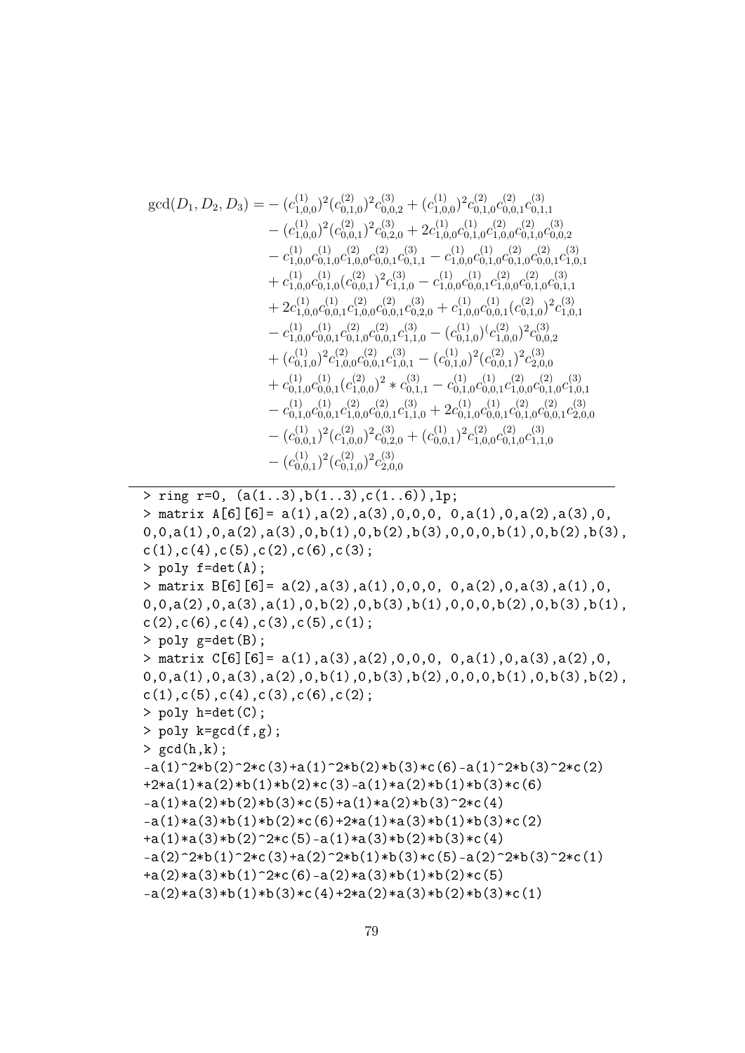$$
\begin{aligned}
\gcd(D_1, D_2, D_3) = &- (c^{(1)}_{1,0,0})^2 (c^{(2)}_{0,1,0})^2 c^{(3)}_{0,0,2} + (c^{(1)}_{1,0,0})^2 c^{(2)}_{0,1,0} c^{(2)}_{0,0,1} c^{(3)}_{0,1,1} \\
&- (c^{(1)}_{1,0,0})^2 (c^{(2)}_{0,0,1})^2 c^{(3)}_{0,2,0} + 2c^{(1)}_{1,0,0} c^{(1)}_{0,1,0} c^{(2)}_{1,0,0} c^{(2)}_{0,1,0} c^{(3)}_{0,0,2} \\
&- c^{(1)}_{1,0,0} c^{(1)}_{0,1,0} c^{(2)}_{1,0,0} c^{(2)}_{0,0,1} c^{(3)}_{0,1,1} - c^{(1)}_{1,0,0} c^{(1)}_{0,1,0} c^{(2)}_{0,1,0} c^{(2)}_{0,0,1} c^{(3)}_{1,0,1} \\
&+ c^{(1)}_{1,0,0} c^{(1)}_{0,1,0} (c^{(2)}_{0,0,1})^2 c^{(3)}_{1,1,0} - c^{(1)}_{1,0,0} c^{(1)}_{0,0,1} c^{(2)}_{1,0,0} c^{(2)}_{0,1,0} c^{(3)}_{0,1,1} \\
&+ 2c^{(1)}_{1,0,0} c^{(1)}_{0,0,1} c^{(2)}_{1,0,0} c^{(2)}_{0,0,1} c^{(3)}_{0,2,0} + c^{(1)}_{1,0,0} c^{(1)}_{0,0,1} (c^{(2)}_{0,1,0})^2 c^{(3)}_{1,0,1} \\
&- c^{(1)}_{1,0,0} c^{(1)}_{0,0,1} c^{(2)}_{0,1,0} c^{(2)}_{0,0,1} c^{(3)}_{1,1,0} - (c^{(1)}_{0,1,0})^( c^{(2)}_{1,0,0})^2 c^{(3)}_{0,0,2} \\
&+ (c^{(1)}_{0,1,0})^2 c^{(2)}_{1,0,0} c^{(2)}_{0,0,1} c^{(3)}_{1,0,1} - (c^{(1)}_{0,1,0})^2 (c^{(2)}_{0,0,1})^2 c^{(3)}_{2,0,0} \\
&+ c^{(1)}_{0,1,0} c^{(1)}_{0,0,1} (c^{(2)}_{1,0,0})^2 * c^{(3)}_{0,1,1} - c^{(1)}_{0,1,0} c^{(1)}_{0,0,1} c^{(2)}_{1,0,0} c^{(2)}_{0,1,0} c^{(3)}_{1,0,1} \\
&- c^{(1)}_{0,1,0} c^{(1)}_{0,0,1} c^{(2)}_{1,0,0} c^{(2)}_{0,0,1} c^{(3)}_{1,1,0} + 2c^{(1)}_{0,1,0} c^{(1)}_{0,0,1} c^{(2)}_{0,1,0} c^{(2)}_{0,0,1} c^{(3)}_{2,0,0} \\
&- (c^{(1)}_{0,0,1})^2 (c^{(2)}_{1,0,0})^2 c^{(3)}_{0,2,0} + (c^{(1)}_{0,0,1})^2 c^{(2)}_{1,0,0} c^{(2)}_{0,1,0} c^{(3)}_{1,1,0} \\
&- (c^{(1)}_{0,0,1})^2 (c^{(2)}_{0,1,0})^2 c^{(3)}_{2,0,0}
\end{aligned}
$$

---

```
> ring r=0, (a(1..3),b(1..3),c(1..6)),lp;
> matrix A[6][6]= a(1),a(2),a(3),0,0,0, 0,a(1),0,a(2),a(3),0,
0,0,a(1),0,a(2),a(3),0,b(1),0,b(2),b(3),0,0,0,b(1),0,b(2),b(3),
c(1),c(4),c(5),c(2),c(6),c(3);
> poly f=det(A);
> matrix B[6][6]= a(2),a(3),a(1),0,0,0, 0,a(2),0,a(3),a(1),0,
0,0,a(2),0,a(3),a(1),0,b(2),0,b(3),b(1),0,0,0,b(2),0,b(3),b(1),
c(2),c(6),c(4),c(3),c(5),c(1);
> poly g=det(B);
> matrix C[6][6]= a(1),a(3),a(2),0,0,0, 0,a(1),0,a(3),a(2),0,
0,0,a(1),0,a(3),a(2),0,b(1),0,b(3),b(2),0,0,0,b(1),0,b(3),b(2),
c(1),c(5),c(4),c(3),c(6),c(2);
> poly h=det(C);
> poly k=gcd(f,g);
> gcd(h,k);
-a(1)^2*b(2)^2*c(3)+a(1)^2*b(2)*b(3)*c(6)-a(1)^2*b(3)^2*c(2)
+2*a(1)*a(2)*b(1)*b(2)*c(3)-a(1)*a(2)*b(1)*b(3)*c(6)
-a(1)*a(2)*b(2)*b(3)*c(5)+a(1)*a(2)*b(3)^2*c(4)
-a(1)*a(3)*b(1)*b(2)*c(6)+2*a(1)*a(3)*b(1)*b(3)*c(2)
+a(1)*a(3)*b(2)^2*c(5)-a(1)*a(3)*b(2)*b(3)*c(4)
-a(2)^2*b(1)^2*c(3)+a(2)^2*b(1)*b(3)*c(5)-a(2)^2*b(3)^2*c(1)
+a(2)*a(3)*b(1)^2*c(6)-a(2)*a(3)*b(1)*b(2)*c(5)
-a(2)*a(3)*b(1)*b(3)*c(4)+2*a(2)*a(3)*b(2)*b(3)*c(1)
```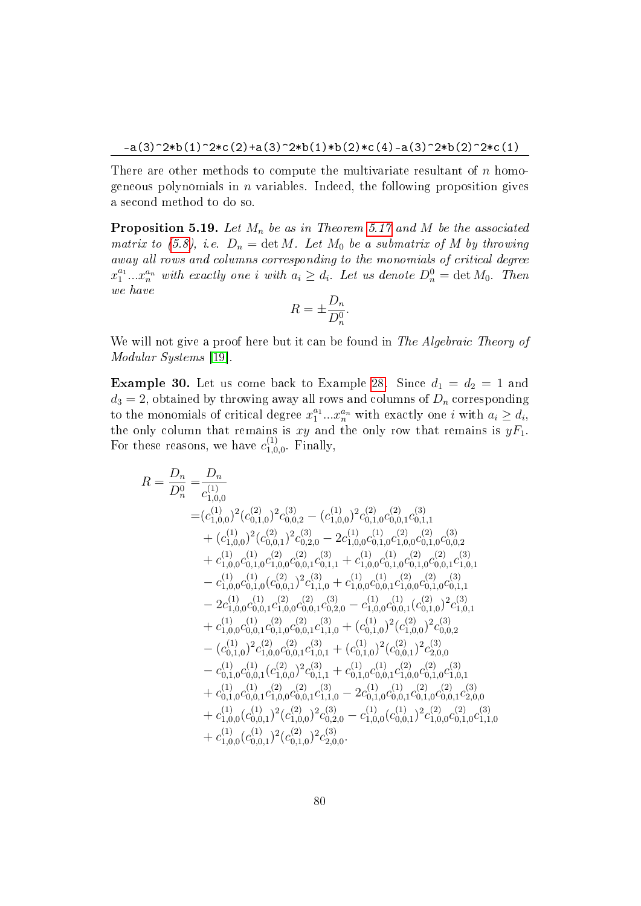```
-a(3)^2*b(1)^2*c(2)+a(3)^2*b(1)*b(2)*c(4)-a(3)^2*b(2)^2*c(1)
```

There are other methods to compute the multivariate resultant of $n$ homogeneous polynomials in $n$ variables. Indeed, the following proposition gives a second method to do so.

**Proposition 5.19.** *Let $M_n$ be as in Theorem 5.17 and $M$ be the associated matrix to (5.8), i.e. $D_n = \det M$. Let $M_0$ be a submatrix of $M$ by throwing away all rows and columns corresponding to the monomials of critical degree $x_1^{a_1}...x_n^{a_n}$ with exactly one $i$ with $a_i \geq d_i$. Let us denote $D_n^0 = \det M_0$. Then we have*

$$R = \pm \frac{D_n}{D_n^0}.$$

We will not give a proof here but it can be found in *The Algebraic Theory of Modular Systems* [19].

**Example 30.** Let us come back to Example 28. Since $d_1 = d_2 = 1$ and $d_3 = 2$, obtained by throwing away all rows and columns of $D_n$ corresponding to the monomials of critical degree $x_1^{a_1}...x_n^{a_n}$ with exactly one $i$ with $a_i \geq d_i$, the only column that remains is $xy$ and the only row that remains is $yF_1$. For these reasons, we have $c_{1,0,0}^{(1)}$. Finally,

$$\begin{aligned}
R = \frac{D_n}{D_n^0} =& \frac{D_n}{c_{1,0,0}^{(1)}} \\
=& (c_{1,0,0}^{(1)})^2(c_{0,1,0}^{(2)})^2 c_{0,0,2}^{(3)} - (c_{1,0,0}^{(1)})^2 c_{0,1,0}^{(2)} c_{0,0,1}^{(2)} c_{0,1,1}^{(3)} \\
&+ (c_{1,0,0}^{(1)})^2 (c_{0,0,1}^{(2)})^2 c_{0,2,0}^{(3)} - 2c_{1,0,0}^{(1)} c_{0,1,0}^{(1)} c_{1,0,0}^{(2)} c_{0,1,0}^{(2)} c_{0,0,2}^{(3)} \\
&+ c_{1,0,0}^{(1)} c_{0,1,0}^{(1)} c_{1,0,0}^{(2)} c_{0,0,1}^{(2)} c_{0,1,1}^{(3)} + c_{1,0,0}^{(1)} c_{0,1,0}^{(1)} c_{0,1,0}^{(2)} c_{0,0,1}^{(2)} c_{1,0,1}^{(3)} \\
&- c_{1,0,0}^{(1)} c_{0,1,0}^{(1)} (c_{0,0,1}^{(2)})^2 c_{1,1,0}^{(3)} + c_{1,0,0}^{(1)} c_{0,0,1}^{(1)} c_{1,0,0}^{(2)} c_{0,1,0}^{(2)} c_{0,1,1}^{(3)} \\
&- 2c_{1,0,0}^{(1)} c_{0,0,1}^{(1)} c_{1,0,0}^{(2)} c_{0,0,1}^{(2)} c_{0,2,0}^{(3)} - c_{1,0,0}^{(1)} c_{0,0,1}^{(1)} (c_{0,1,0}^{(2)})^2 c_{1,0,1}^{(3)} \\
&+ c_{1,0,0}^{(1)} c_{0,0,1}^{(1)} c_{0,1,0}^{(2)} c_{0,0,1}^{(2)} c_{1,1,0}^{(3)} + (c_{0,1,0}^{(1)})^2 (c_{1,0,0}^{(2)})^2 c_{0,0,2}^{(3)} \\
&- (c_{0,1,0}^{(1)})^2 c_{1,0,0}^{(2)} c_{0,0,1}^{(2)} c_{1,0,1}^{(3)} + (c_{0,1,0}^{(1)})^2 (c_{0,0,1}^{(2)})^2 c_{2,0,0}^{(3)} \\
&- c_{0,1,0}^{(1)} c_{0,0,1}^{(1)} (c_{1,0,0}^{(2)})^2 c_{0,1,1}^{(3)} + c_{0,1,0}^{(1)} c_{0,0,1}^{(1)} c_{1,0,0}^{(2)} c_{0,1,0}^{(2)} c_{1,0,1}^{(3)} \\
&+ c_{0,1,0}^{(1)} c_{0,0,1}^{(1)} c_{1,0,0}^{(2)} c_{0,0,1}^{(2)} c_{1,1,0}^{(3)} - 2c_{0,1,0}^{(1)} c_{0,0,1}^{(1)} c_{0,1,0}^{(2)} c_{0,0,1}^{(2)} c_{2,0,0}^{(3)} \\
&+ c_{1,0,0}^{(1)} (c_{0,0,1}^{(1)})^2 (c_{1,0,0}^{(2)})^2 c_{0,2,0}^{(3)} - c_{1,0,0}^{(1)} (c_{0,0,1}^{(1)})^2 c_{1,0,0}^{(2)} c_{0,1,0}^{(2)} c_{1,1,0}^{(3)} \\
&+ c_{1,0,0}^{(1)} (c_{0,0,1}^{(1)})^2 (c_{0,1,0}^{(2)})^2 c_{2,0,0}^{(3)}.
\end{aligned}$$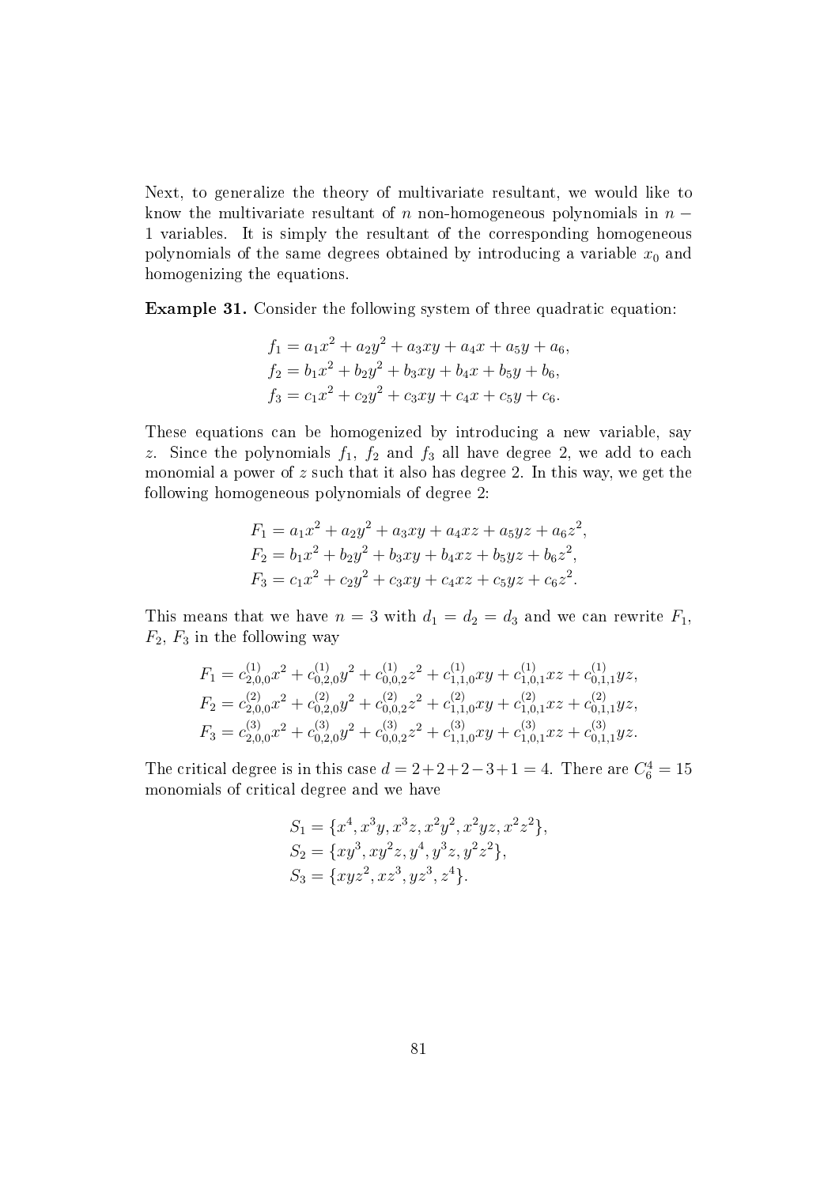Next, to generalize the theory of multivariate resultant, we would like to know the multivariate resultant of $n$ non-homogeneous polynomials in $n-1$ variables. It is simply the resultant of the corresponding homogeneous polynomials of the same degrees obtained by introducing a variable $x_0$ and homogenizing the equations.

**Example 31.** Consider the following system of three quadratic equation:

$$
\begin{aligned}
f_1 &= a_1x^2 + a_2y^2 + a_3xy + a_4x + a_5y + a_6, \\
f_2 &= b_1x^2 + b_2y^2 + b_3xy + b_4x + b_5y + b_6, \\
f_3 &= c_1x^2 + c_2y^2 + c_3xy + c_4x + c_5y + c_6.
\end{aligned}
$$

These equations can be homogenized by introducing a new variable, say $z$. Since the polynomials $f_1$, $f_2$ and $f_3$ all have degree 2, we add to each monomial a power of $z$ such that it also has degree 2. In this way, we get the following homogeneous polynomials of degree 2:

$$
\begin{aligned}
F_1 &= a_1x^2 + a_2y^2 + a_3xy + a_4xz + a_5yz + a_6z^2, \\
F_2 &= b_1x^2 + b_2y^2 + b_3xy + b_4xz + b_5yz + b_6z^2, \\
F_3 &= c_1x^2 + c_2y^2 + c_3xy + c_4xz + c_5yz + c_6z^2.
\end{aligned}
$$

This means that we have $n = 3$ with $d_1 = d_2 = d_3$ and we can rewrite $F_1$, $F_2$, $F_3$ in the following way

$$
\begin{aligned}
F_1 &= c^{(1)}_{2,0,0}x^2 + c^{(1)}_{0,2,0}y^2 + c^{(1)}_{0,0,2}z^2 + c^{(1)}_{1,1,0}xy + c^{(1)}_{1,0,1}xz + c^{(1)}_{0,1,1}yz, \\
F_2 &= c^{(2)}_{2,0,0}x^2 + c^{(2)}_{0,2,0}y^2 + c^{(2)}_{0,0,2}z^2 + c^{(2)}_{1,1,0}xy + c^{(2)}_{1,0,1}xz + c^{(2)}_{0,1,1}yz, \\
F_3 &= c^{(3)}_{2,0,0}x^2 + c^{(3)}_{0,2,0}y^2 + c^{(3)}_{0,0,2}z^2 + c^{(3)}_{1,1,0}xy + c^{(3)}_{1,0,1}xz + c^{(3)}_{0,1,1}yz.
\end{aligned}
$$

The critical degree is in this case $d = 2+2+2-3+1 = 4$. There are $C^4_6 = 15$ monomials of critical degree and we have

$$
\begin{aligned}
S_1 &= \{x^4, x^3y, x^3z, x^2y^2, x^2yz, x^2z^2\}, \\
S_2 &= \{xy^3, xy^2z, y^4, y^3z, y^2z^2\}, \\
S_3 &= \{xyz^2, xz^3, yz^3, z^4\}.
\end{aligned}
$$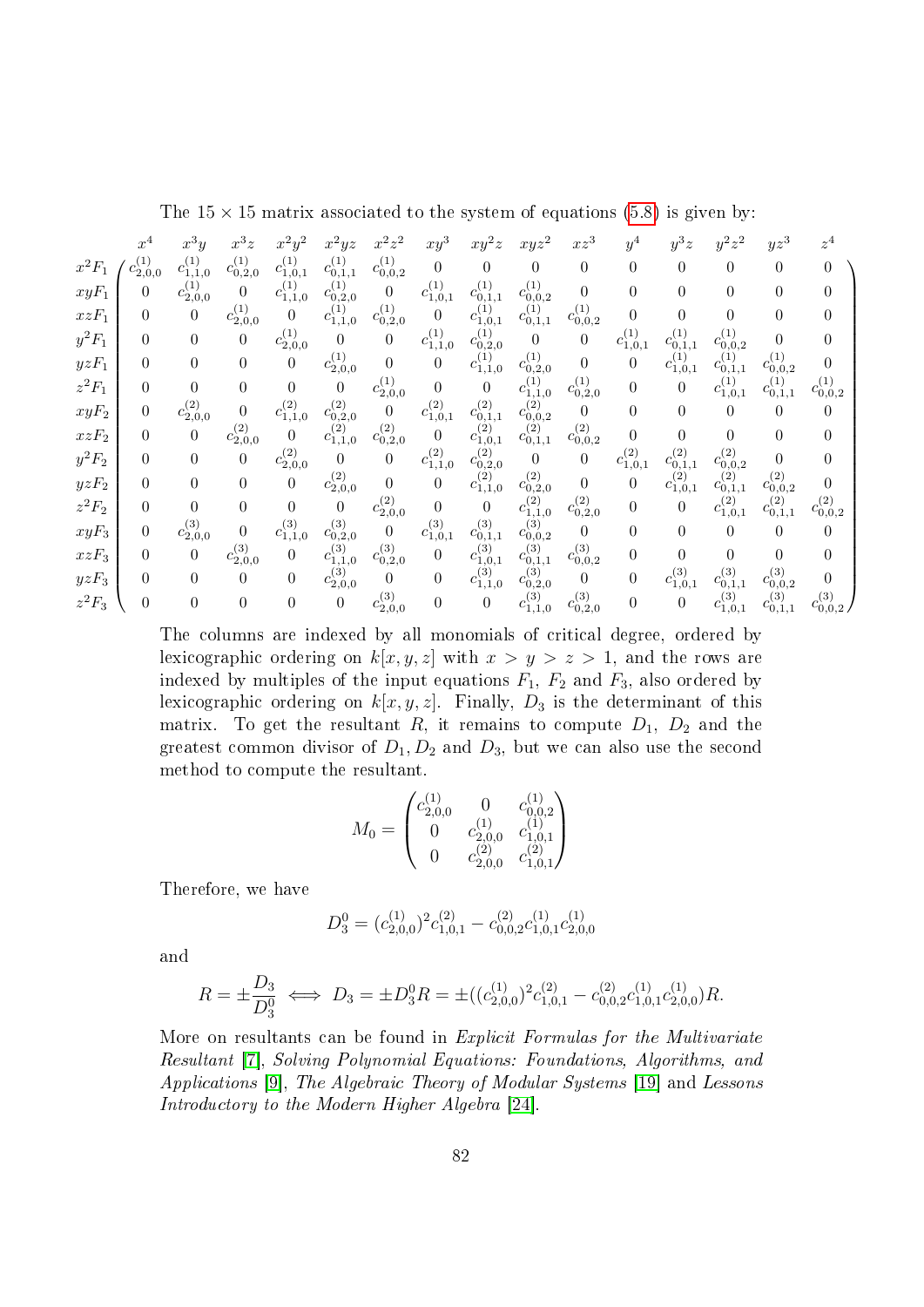The $15 \times 15$ matrix associated to the system of equations (5.8) is given by:

$$
\begin{array}{c}
\\
x^2F_1 \\ xyF_1 \\ xzF_1 \\ y^2F_1 \\ yzF_1 \\ z^2F_1 \\ xyF_2 \\ xzF_2 \\ y^2F_2 \\ yzF_2 \\ z^2F_2 \\ xyF_3 \\ xzF_3 \\ yzF_3 \\ z^2F_3
\end{array}
\begin{array}{c}
\begin{array}{ccccccccccccccc}
x^4 & x^3y & x^3z & x^2y^2 & x^2yz & x^2z^2 & xy^3 & xy^2z & xyz^2 & xz^3 & y^4 & y^3z & y^2z^2 & yz^3 & z^4
\end{array} \\
\begin{pmatrix}
c^{(1)}_{2,0,0} & c^{(1)}_{1,1,0} & c^{(1)}_{0,2,0} & c^{(1)}_{1,0,1} & c^{(1)}_{0,1,1} & c^{(1)}_{0,0,2} & 0 & 0 & 0 & 0 & 0 & 0 & 0 & 0 & 0 \\
0 & c^{(1)}_{2,0,0} & 0 & c^{(1)}_{1,1,0} & c^{(1)}_{0,2,0} & 0 & c^{(1)}_{1,0,1} & c^{(1)}_{0,1,1} & c^{(1)}_{0,0,2} & 0 & 0 & 0 & 0 & 0 & 0 \\
0 & 0 & c^{(1)}_{2,0,0} & 0 & c^{(1)}_{1,1,0} & c^{(1)}_{0,2,0} & 0 & c^{(1)}_{1,0,1} & c^{(1)}_{0,1,1} & c^{(1)}_{0,0,2} & 0 & 0 & 0 & 0 & 0 \\
0 & 0 & 0 & c^{(1)}_{2,0,0} & 0 & 0 & c^{(1)}_{1,1,0} & c^{(1)}_{0,2,0} & 0 & 0 & c^{(1)}_{1,0,1} & c^{(1)}_{0,1,1} & c^{(1)}_{0,0,2} & 0 & 0 \\
0 & 0 & 0 & 0 & c^{(1)}_{2,0,0} & 0 & 0 & c^{(1)}_{1,1,0} & c^{(1)}_{0,2,0} & 0 & 0 & c^{(1)}_{1,0,1} & c^{(1)}_{0,1,1} & c^{(1)}_{0,0,2} & 0 \\
0 & 0 & 0 & 0 & 0 & c^{(1)}_{2,0,0} & 0 & 0 & c^{(1)}_{1,1,0} & c^{(1)}_{0,2,0} & 0 & 0 & c^{(1)}_{1,0,1} & c^{(1)}_{0,1,1} & c^{(1)}_{0,0,2} \\
0 & c^{(2)}_{2,0,0} & 0 & c^{(2)}_{1,1,0} & c^{(2)}_{0,2,0} & 0 & c^{(2)}_{1,0,1} & c^{(2)}_{0,1,1} & c^{(2)}_{0,0,2} & 0 & 0 & 0 & 0 & 0 & 0 \\
0 & 0 & c^{(2)}_{2,0,0} & 0 & c^{(2)}_{1,1,0} & c^{(2)}_{0,2,0} & 0 & c^{(2)}_{1,0,1} & c^{(2)}_{0,1,1} & c^{(2)}_{0,0,2} & 0 & 0 & 0 & 0 & 0 \\
0 & 0 & 0 & c^{(2)}_{2,0,0} & 0 & 0 & c^{(2)}_{1,1,0} & c^{(2)}_{0,2,0} & 0 & 0 & c^{(2)}_{1,0,1} & c^{(2)}_{0,1,1} & c^{(2)}_{0,0,2} & 0 & 0 \\
0 & 0 & 0 & 0 & c^{(2)}_{2,0,0} & 0 & 0 & c^{(2)}_{1,1,0} & c^{(2)}_{0,2,0} & 0 & 0 & c^{(2)}_{1,0,1} & c^{(2)}_{0,1,1} & c^{(2)}_{0,0,2} & 0 \\
0 & 0 & 0 & 0 & 0 & c^{(2)}_{2,0,0} & 0 & 0 & c^{(2)}_{1,1,0} & c^{(2)}_{0,2,0} & 0 & 0 & c^{(2)}_{1,0,1} & c^{(2)}_{0,1,1} & c^{(2)}_{0,0,2} \\
0 & c^{(3)}_{2,0,0} & 0 & c^{(3)}_{1,1,0} & c^{(3)}_{0,2,0} & 0 & c^{(3)}_{1,0,1} & c^{(3)}_{0,1,1} & c^{(3)}_{0,0,2} & 0 & 0 & 0 & 0 & 0 & 0 \\
0 & 0 & c^{(3)}_{2,0,0} & 0 & c^{(3)}_{1,1,0} & c^{(3)}_{0,2,0} & 0 & c^{(3)}_{1,0,1} & c^{(3)}_{0,1,1} & c^{(3)}_{0,0,2} & 0 & 0 & 0 & 0 & 0 \\
0 & 0 & 0 & 0 & c^{(3)}_{2,0,0} & 0 & 0 & c^{(3)}_{1,1,0} & c^{(3)}_{0,2,0} & 0 & 0 & c^{(3)}_{1,0,1} & c^{(3)}_{0,1,1} & c^{(3)}_{0,0,2} & 0 \\
0 & 0 & 0 & 0 & 0 & c^{(3)}_{2,0,0} & 0 & 0 & c^{(3)}_{1,1,0} & c^{(3)}_{0,2,0} & 0 & 0 & c^{(3)}_{1,0,1} & c^{(3)}_{0,1,1} & c^{(3)}_{0,0,2}
\end{pmatrix}
\end{array}
$$

The columns are indexed by all monomials of critical degree, ordered by lexicographic ordering on $k[x, y, z]$ with $x > y > z > 1$, and the rows are indexed by multiples of the input equations $F_1$, $F_2$ and $F_3$, also ordered by lexicographic ordering on $k[x, y, z]$. Finally, $D_3$ is the determinant of this matrix. To get the resultant $R$, it remains to compute $D_1$, $D_2$ and the greatest common divisor of $D_1, D_2$ and $D_3$, but we can also use the second method to compute the resultant.

$$
M_0 = \begin{pmatrix}
c^{(1)}_{2,0,0} & 0 & c^{(1)}_{0,0,2} \\
0 & c^{(1)}_{2,0,0} & c^{(1)}_{1,0,1} \\
0 & c^{(2)}_{2,0,0} & c^{(2)}_{1,0,1}
\end{pmatrix}
$$

Therefore, we have

$$
D_3^0 = (c^{(1)}_{2,0,0})^2 c^{(2)}_{1,0,1} - c^{(2)}_{0,0,2} c^{(1)}_{1,0,1} c^{(1)}_{2,0,0}
$$

and

$$
R = \pm \frac{D_3}{D_3^0} \iff D_3 = \pm D_3^0 R = \pm((c^{(1)}_{2,0,0})^2 c^{(2)}_{1,0,1} - c^{(2)}_{0,0,2} c^{(1)}_{1,0,1} c^{(1)}_{2,0,0}) R.
$$

More on resultants can be found in *Explicit Formulas for the Multivariate Resultant* [7], *Solving Polynomial Equations: Foundations, Algorithms, and Applications* [9], *The Algebraic Theory of Modular Systems* [19] and *Lessons Introductory to the Modern Higher Algebra* [24].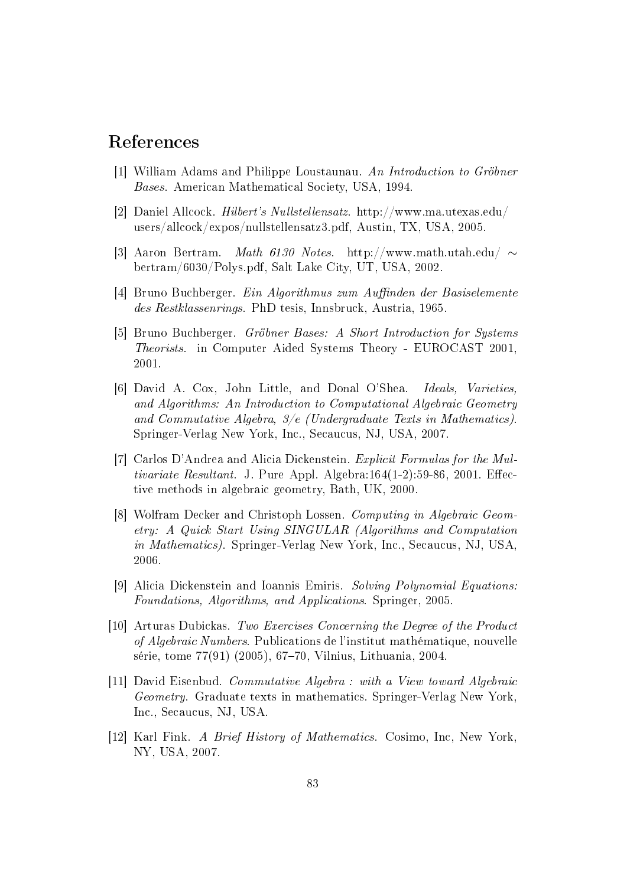# References

[1] William Adams and Philippe Loustaunau. *An Introduction to Gröbner Bases*. American Mathematical Society, USA, 1994.

[2] Daniel Allcock. *Hilbert's Nullstellensatz*. http://www.ma.utexas.edu/users/allcock/expos/nullstellensatz3.pdf, Austin, TX, USA, 2005.

[3] Aaron Bertram. *Math 6130 Notes*. http://www.math.utah.edu/ ∼ bertram/6030/Polys.pdf, Salt Lake City, UT, USA, 2002.

[4] Bruno Buchberger. *Ein Algorithmus zum Auffinden der Basiselemente des Restklassenrings*. PhD tesis, Innsbruck, Austria, 1965.

[5] Bruno Buchberger. *Gröbner Bases: A Short Introduction for Systems Theorists*. in Computer Aided Systems Theory - EUROCAST 2001, 2001.

[6] David A. Cox, John Little, and Donal O'Shea. *Ideals, Varieties, and Algorithms: An Introduction to Computational Algebraic Geometry and Commutative Algebra, 3/e (Undergraduate Texts in Mathematics)*. Springer-Verlag New York, Inc., Secaucus, NJ, USA, 2007.

[7] Carlos D'Andrea and Alicia Dickenstein. *Explicit Formulas for the Multivariate Resultant*. J. Pure Appl. Algebra:164(1-2):59-86, 2001. Effective methods in algebraic geometry, Bath, UK, 2000.

[8] Wolfram Decker and Christoph Lossen. *Computing in Algebraic Geometry: A Quick Start Using SINGULAR (Algorithms and Computation in Mathematics)*. Springer-Verlag New York, Inc., Secaucus, NJ, USA, 2006.

[9] Alicia Dickenstein and Ioannis Emiris. *Solving Polynomial Equations: Foundations, Algorithms, and Applications*. Springer, 2005.

[10] Arturas Dubickas. *Two Exercises Concerning the Degree of the Product of Algebraic Numbers*. Publications de l'institut mathématique, nouvelle série, tome 77(91) (2005), 67–70, Vilnius, Lithuania, 2004.

[11] David Eisenbud. *Commutative Algebra : with a View toward Algebraic Geometry*. Graduate texts in mathematics. Springer-Verlag New York, Inc., Secaucus, NJ, USA.

[12] Karl Fink. *A Brief History of Mathematics*. Cosimo, Inc, New York, NY, USA, 2007.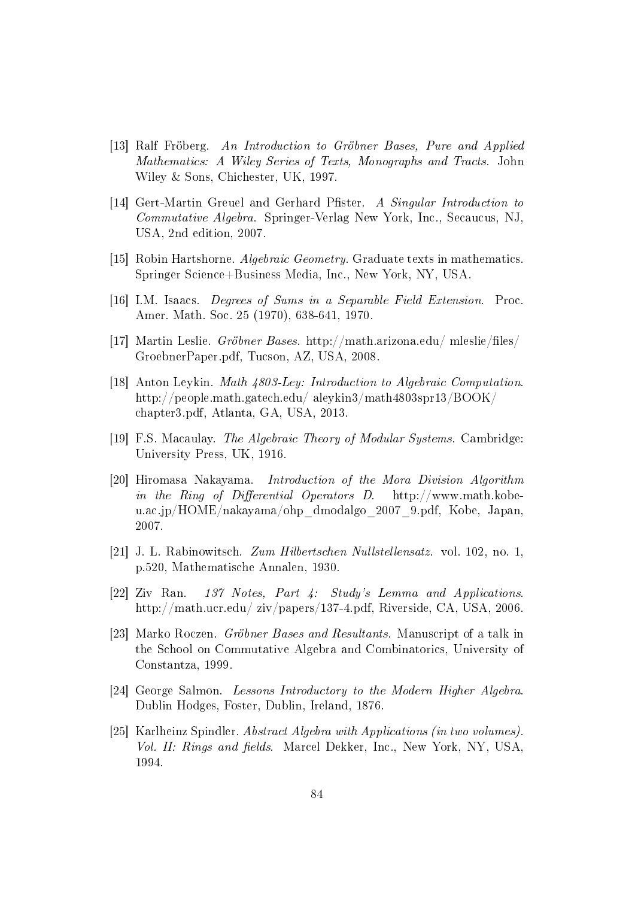[13] Ralf Fröberg. *An Introduction to Gröbner Bases, Pure and Applied Mathematics: A Wiley Series of Texts, Monographs and Tracts*. John Wiley & Sons, Chichester, UK, 1997.

[14] Gert-Martin Greuel and Gerhard Pfister. *A Singular Introduction to Commutative Algebra*. Springer-Verlag New York, Inc., Secaucus, NJ, USA, 2nd edition, 2007.

[15] Robin Hartshorne. *Algebraic Geometry*. Graduate texts in mathematics. Springer Science+Business Media, Inc., New York, NY, USA.

[16] I.M. Isaacs. *Degrees of Sums in a Separable Field Extension*. Proc. Amer. Math. Soc. 25 (1970), 638-641, 1970.

[17] Martin Leslie. *Gröbner Bases*. http://math.arizona.edu/ mleslie/files/ GroebnerPaper.pdf, Tucson, AZ, USA, 2008.

[18] Anton Leykin. *Math 4803-Ley: Introduction to Algebraic Computation*. http://people.math.gatech.edu/ aleykin3/math4803spr13/BOOK/ chapter3.pdf, Atlanta, GA, USA, 2013.

[19] F.S. Macaulay. *The Algebraic Theory of Modular Systems*. Cambridge: University Press, UK, 1916.

[20] Hiromasa Nakayama. *Introduction of the Mora Division Algorithm in the Ring of Differential Operators D*. http://www.math.kobe-u.ac.jp/HOME/nakayama/ohp_dmodalgo_2007_9.pdf, Kobe, Japan, 2007.

[21] J. L. Rabinowitsch. *Zum Hilbertschen Nullstellensatz*. vol. 102, no. 1, p.520, Mathematische Annalen, 1930.

[22] Ziv Ran. *137 Notes, Part 4: Study's Lemma and Applications*. http://math.ucr.edu/ ziv/papers/137-4.pdf, Riverside, CA, USA, 2006.

[23] Marko Roczen. *Gröbner Bases and Resultants*. Manuscript of a talk in the School on Commutative Algebra and Combinatorics, University of Constantza, 1999.

[24] George Salmon. *Lessons Introductory to the Modern Higher Algebra*. Dublin Hodges, Foster, Dublin, Ireland, 1876.

[25] Karlheinz Spindler. *Abstract Algebra with Applications (in two volumes). Vol. II: Rings and fields*. Marcel Dekker, Inc., New York, NY, USA, 1994.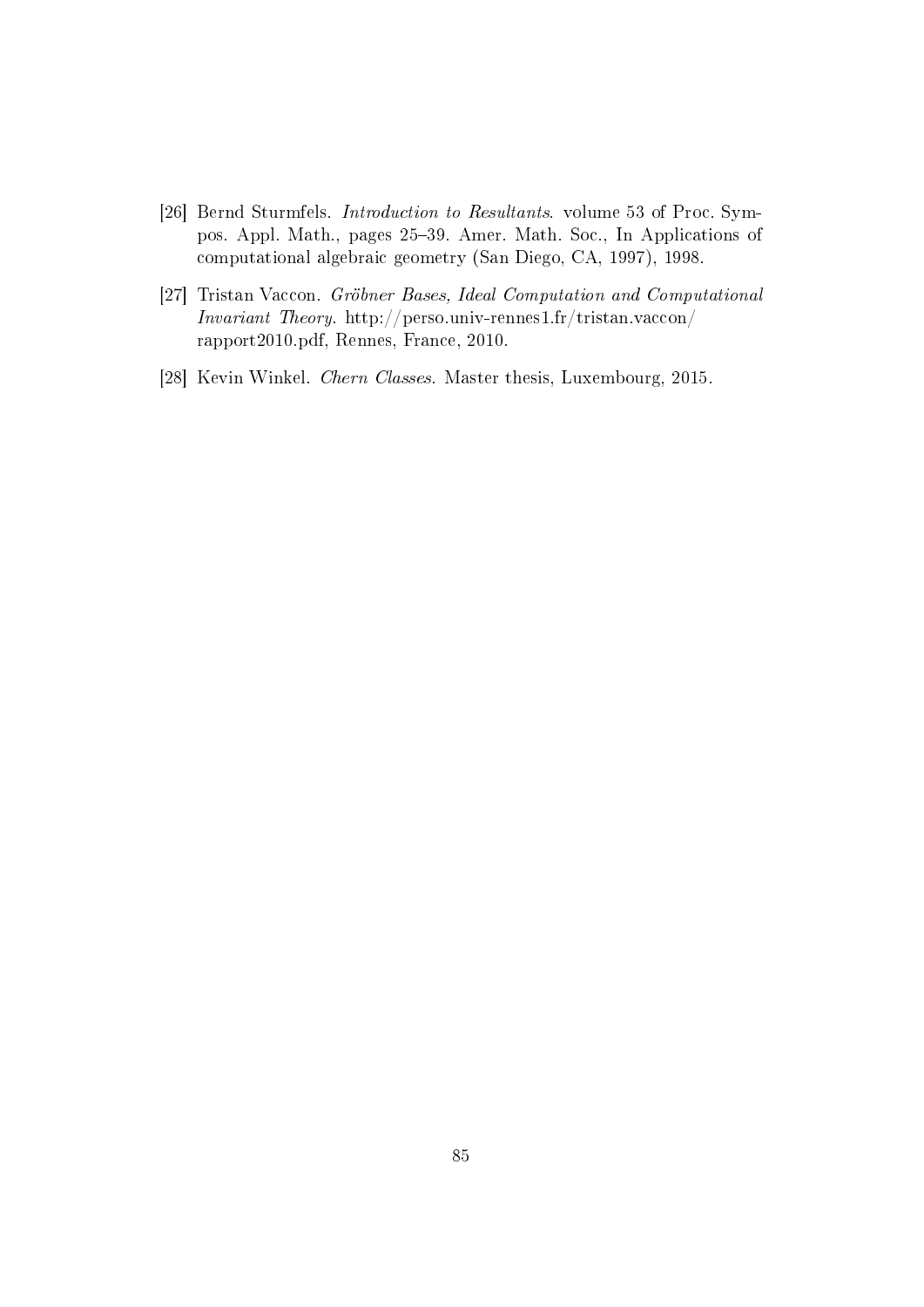[26] Bernd Sturmfels. *Introduction to Resultants*. volume 53 of Proc. Sympos. Appl. Math., pages 25–39. Amer. Math. Soc., In Applications of computational algebraic geometry (San Diego, CA, 1997), 1998.

[27] Tristan Vaccon. *Gröbner Bases, Ideal Computation and Computational Invariant Theory*. http://perso.univ-rennes1.fr/tristan.vaccon/rapport2010.pdf, Rennes, France, 2010.

[28] Kevin Winkel. *Chern Classes*. Master thesis, Luxembourg, 2015.